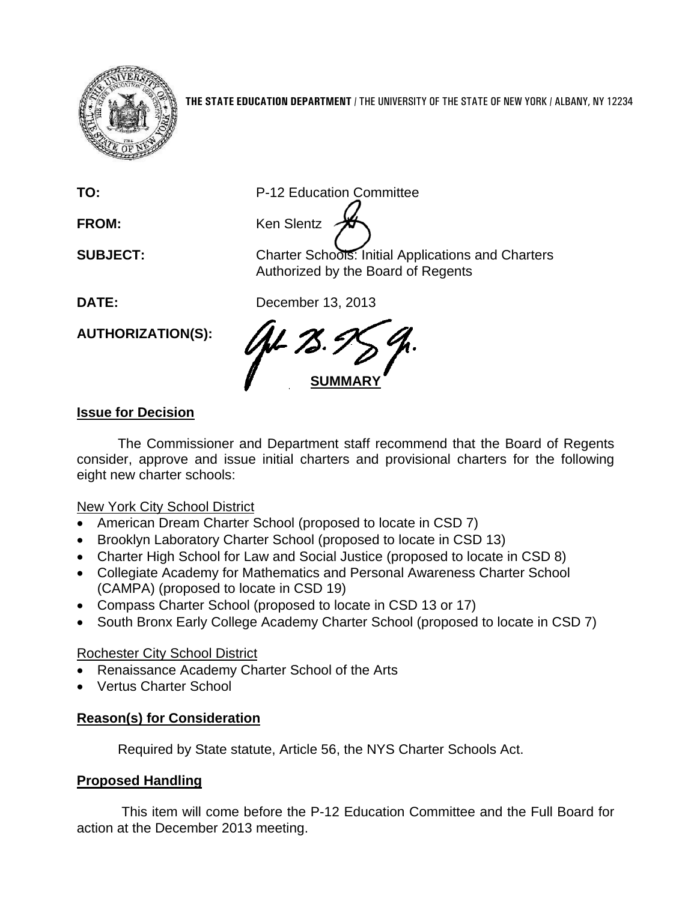**THE STATE EDUCATION DEPARTMENT** / THE UNIVERSITY OF THE STATE OF NEW YORK / ALBANY, NY 12234

**TO:** P-12 Education Committee

**FROM:** Ken Slentz

**SUBJECT:** Charter Schools: Initial Applications and Charters Authorized by the Board of Regents

**DATE:** December 13, 2013

**AUTHORIZATION(S):**

## SUMMARY

### Issue for Decision

The Commissioner and Department staff recommend that the Board of Regents consider, approve and issue initial charters and provisional charters for the following eight new charter schools:

New York City School District

- American Dream Charter School (proposed to locate in CSD 7)
- Brooklyn Laboratory Charter School (proposed to locate in CSD 13)
- Charter High School for Law and Social Justice (proposed to locate in CSD 8)
- Collegiate Academy for Mathematics and Personal Awareness Charter School (CAMPA) (proposed to locate in CSD 19)
- Compass Charter School (proposed to locate in CSD 13 or 17)
- South Bronx Early College Academy Charter School (proposed to locate in CSD 7)

Rochester City School District

- Renaissance Academy Charter School of the Arts
- Vertus Charter School

### Reason(s) for Consideration

Required by State statute, Article 56, the NYS Charter Schools Act.

### Proposed Handling

This item will come before the P-12 Education Committee and the Full Board for action at the December 2013 meeting.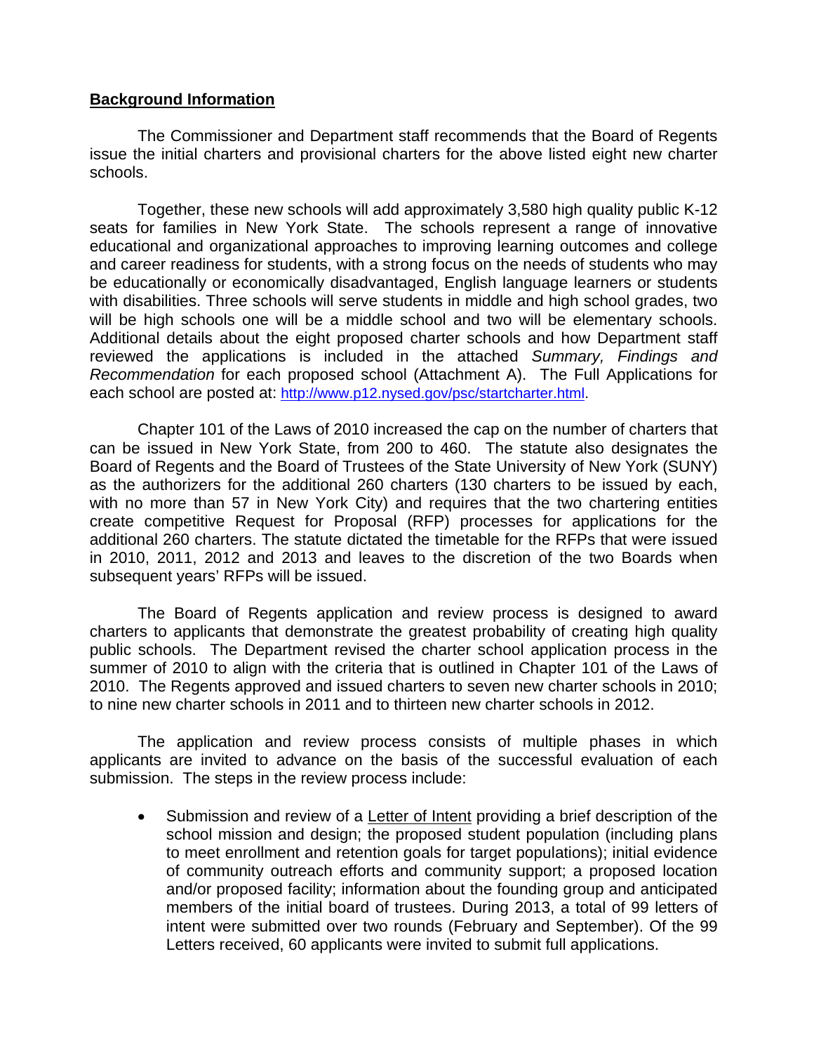## **Background Information**

The Commissioner and Department staff recommends that the Board of Regents issue the initial charters and provisional charters for the above listed eight new charter schools.

Together, these new schools will add approximately 3,580 high quality public K-12 seats for families in New York State. The schools represent a range of innovative educational and organizational approaches to improving learning outcomes and college and career readiness for students, with a strong focus on the needs of students who may be educationally or economically disadvantaged, English language learners or students with disabilities. Three schools will serve students in middle and high school grades, two will be high schools one will be a middle school and two will be elementary schools. Additional details about the eight proposed charter schools and how Department staff reviewed the applications is included in the attached *Summary, Findings and Recommendation* for each proposed school (Attachment A). The Full Applications for each school are posted at: http://www.p12.nysed.gov/psc/startcharter.html.

Chapter 101 of the Laws of 2010 increased the cap on the number of charters that can be issued in New York State, from 200 to 460. The statute also designates the Board of Regents and the Board of Trustees of the State University of New York (SUNY) as the authorizers for the additional 260 charters (130 charters to be issued by each, with no more than 57 in New York City) and requires that the two chartering entities create competitive Request for Proposal (RFP) processes for applications for the additional 260 charters. The statute dictated the timetable for the RFPs that were issued in 2010, 2011, 2012 and 2013 and leaves to the discretion of the two Boards when subsequent years' RFPs will be issued.

The Board of Regents application and review process is designed to award charters to applicants that demonstrate the greatest probability of creating high quality public schools. The Department revised the charter school application process in the summer of 2010 to align with the criteria that is outlined in Chapter 101 of the Laws of 2010. The Regents approved and issued charters to seven new charter schools in 2010; to nine new charter schools in 2011 and to thirteen new charter schools in 2012.

The application and review process consists of multiple phases in which applicants are invited to advance on the basis of the successful evaluation of each submission. The steps in the review process include:

- Submission and review of a <u>Letter of Intent</u> providing a brief description of the school mission and design; the proposed student population (including plans to meet enrollment and retention goals for target populations); initial evidence of community outreach efforts and community support; a proposed location and/or proposed facility; information about the founding group and anticipated members of the initial board of trustees. During 2013, a total of 99 letters of intent were submitted over two rounds (February and September). Of the 99 Letters received, 60 applicants were invited to submit full applications.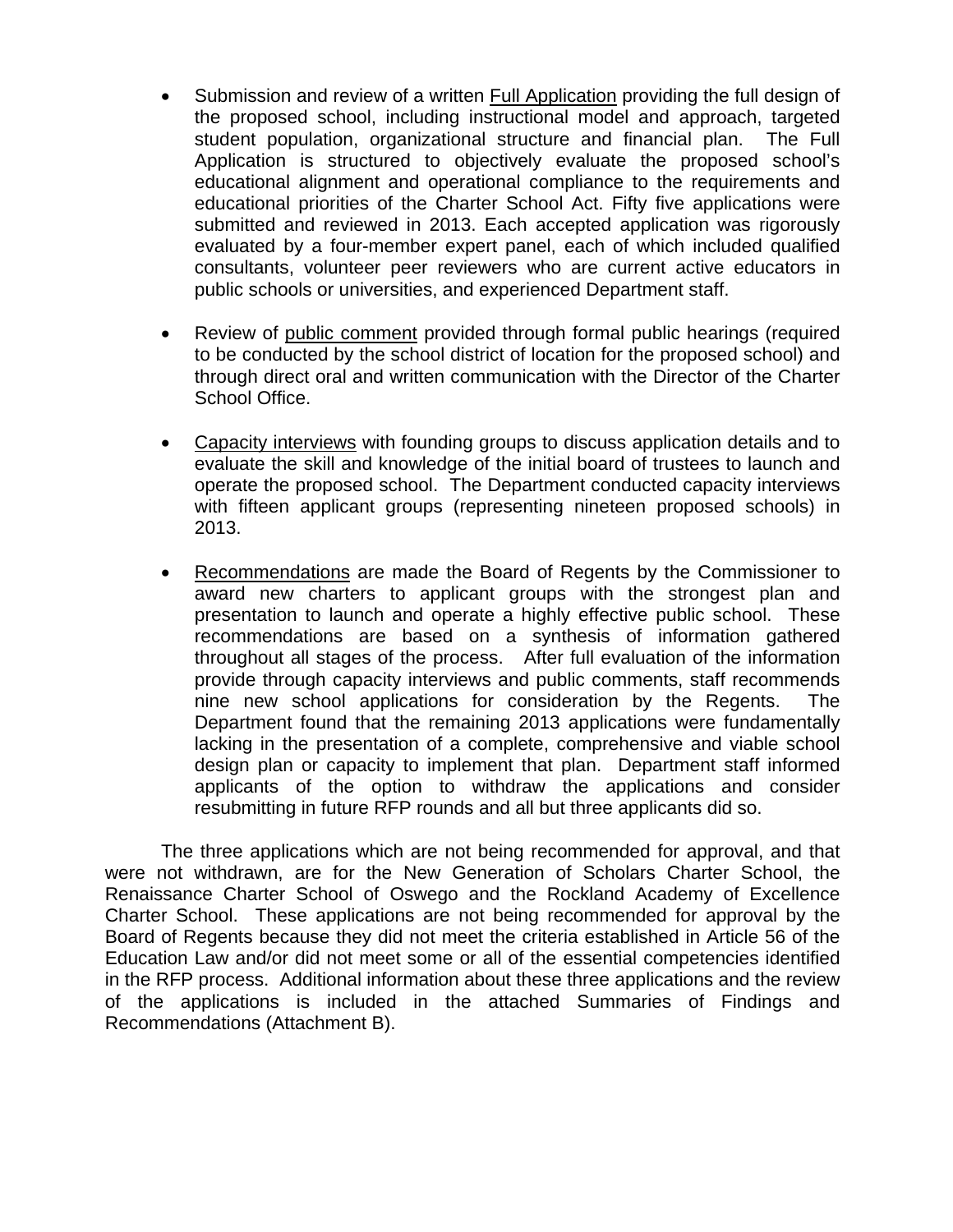- Submission and review of a written Full Application providing the full design of the proposed school, including instructional model and approach, targeted student population, organizational structure and financial plan. The Full Application is structured to objectively evaluate the proposed school's educational alignment and operational compliance to the requirements and educational priorities of the Charter School Act. Fifty five applications were submitted and reviewed in 2013. Each accepted application was rigorously evaluated by a four-member expert panel, each of which included qualified consultants, volunteer peer reviewers who are current active educators in public schools or universities, and experienced Department staff.

- Review of public comment provided through formal public hearings (required to be conducted by the school district of location for the proposed school) and through direct oral and written communication with the Director of the Charter School Office.

- Capacity interviews with founding groups to discuss application details and to evaluate the skill and knowledge of the initial board of trustees to launch and operate the proposed school. The Department conducted capacity interviews with fifteen applicant groups (representing nineteen proposed schools) in 2013.

- Recommendations are made the Board of Regents by the Commissioner to award new charters to applicant groups with the strongest plan and presentation to launch and operate a highly effective public school. These recommendations are based on a synthesis of information gathered throughout all stages of the process. After full evaluation of the information provide through capacity interviews and public comments, staff recommends nine new school applications for consideration by the Regents. The Department found that the remaining 2013 applications were fundamentally lacking in the presentation of a complete, comprehensive and viable school design plan or capacity to implement that plan. Department staff informed applicants of the option to withdraw the applications and consider resubmitting in future RFP rounds and all but three applicants did so.

The three applications which are not being recommended for approval, and that were not withdrawn, are for the New Generation of Scholars Charter School, the Renaissance Charter School of Oswego and the Rockland Academy of Excellence Charter School. These applications are not being recommended for approval by the Board of Regents because they did not meet the criteria established in Article 56 of the Education Law and/or did not meet some or all of the essential competencies identified in the RFP process. Additional information about these three applications and the review of the applications is included in the attached Summaries of Findings and Recommendations (Attachment B).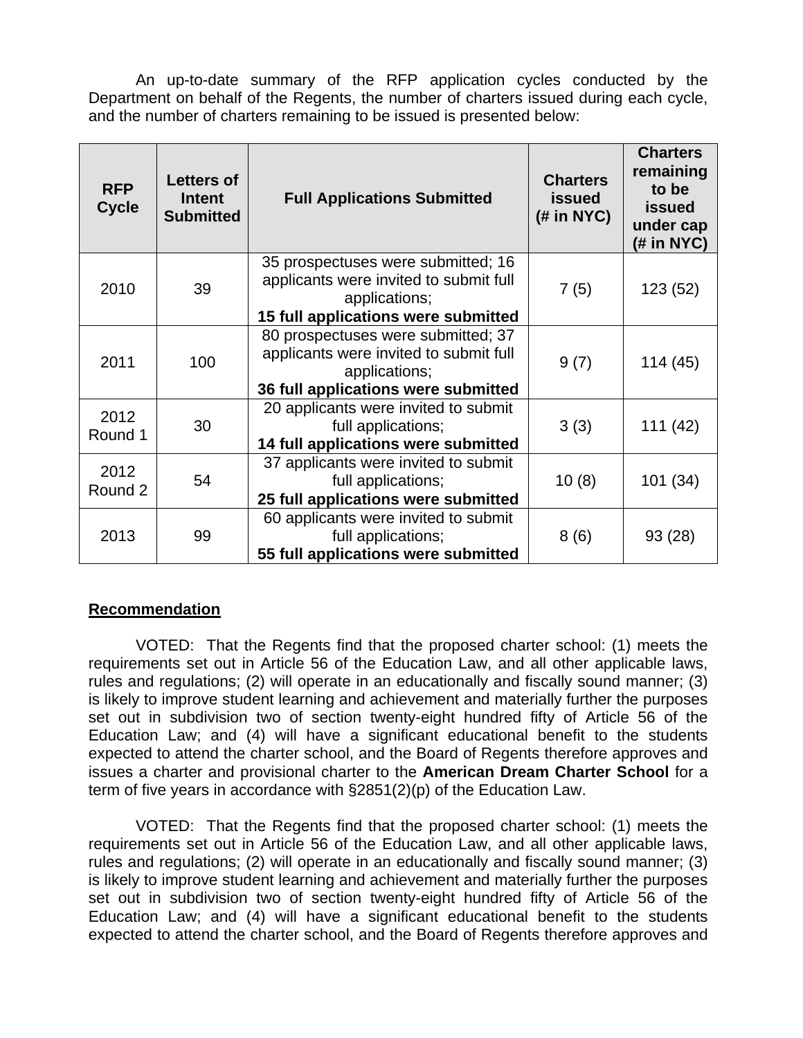An up-to-date summary of the RFP application cycles conducted by the Department on behalf of the Regents, the number of charters issued during each cycle, and the number of charters remaining to be issued is presented below:

| RFP Cycle | Letters of Intent Submitted | Full Applications Submitted | Charters issued (# in NYC) | Charters remaining to be issued under cap (# in NYC) |
|---|---|---|---|---|
| 2010 | 39 | 35 prospectuses were submitted; 16 applicants were invited to submit full applications; **15 full applications were submitted** | 7 (5) | 123 (52) |
| 2011 | 100 | 80 prospectuses were submitted; 37 applicants were invited to submit full applications; **36 full applications were submitted** | 9 (7) | 114 (45) |
| 2012 Round 1 | 30 | 20 applicants were invited to submit full applications; **14 full applications were submitted** | 3 (3) | 111 (42) |
| 2012 Round 2 | 54 | 37 applicants were invited to submit full applications; **25 full applications were submitted** | 10 (8) | 101 (34) |
| 2013 | 99 | 60 applicants were invited to submit full applications; **55 full applications were submitted** | 8 (6) | 93 (28) |

**Recommendation**

VOTED: That the Regents find that the proposed charter school: (1) meets the requirements set out in Article 56 of the Education Law, and all other applicable laws, rules and regulations; (2) will operate in an educationally and fiscally sound manner; (3) is likely to improve student learning and achievement and materially further the purposes set out in subdivision two of section twenty-eight hundred fifty of Article 56 of the Education Law; and (4) will have a significant educational benefit to the students expected to attend the charter school, and the Board of Regents therefore approves and issues a charter and provisional charter to the **American Dream Charter School** for a term of five years in accordance with §2851(2)(p) of the Education Law.

VOTED: That the Regents find that the proposed charter school: (1) meets the requirements set out in Article 56 of the Education Law, and all other applicable laws, rules and regulations; (2) will operate in an educationally and fiscally sound manner; (3) is likely to improve student learning and achievement and materially further the purposes set out in subdivision two of section twenty-eight hundred fifty of Article 56 of the Education Law; and (4) will have a significant educational benefit to the students expected to attend the charter school, and the Board of Regents therefore approves and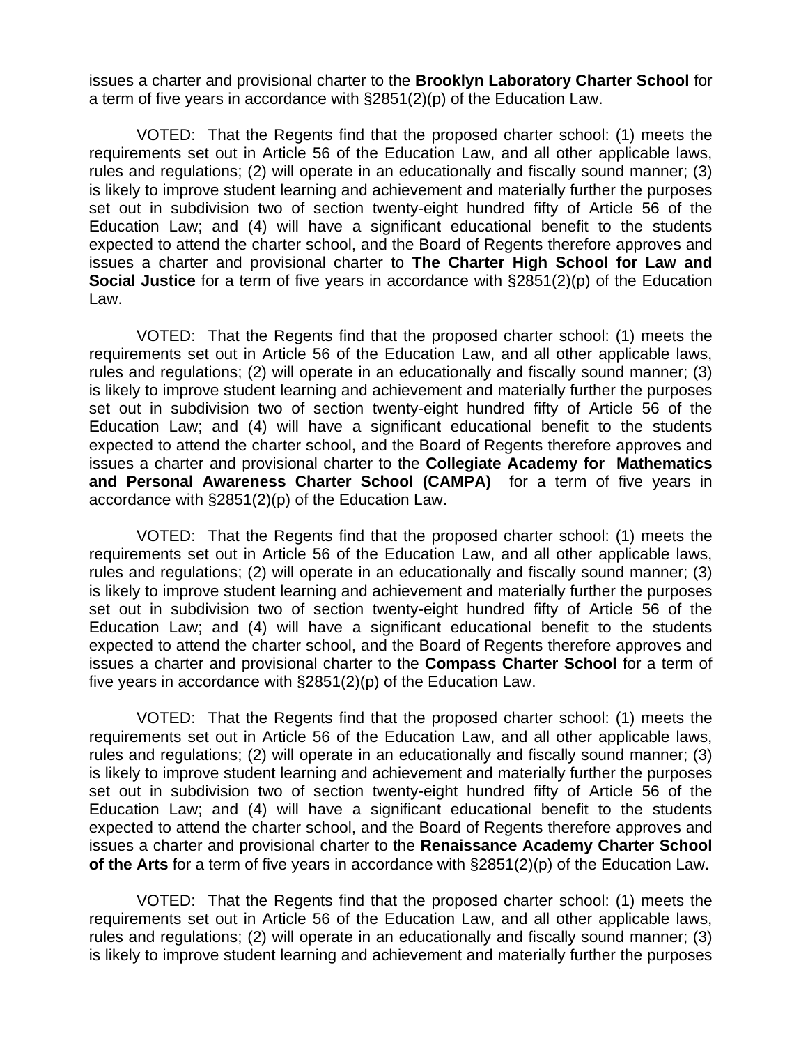issues a charter and provisional charter to the **Brooklyn Laboratory Charter School** for a term of five years in accordance with §2851(2)(p) of the Education Law.

VOTED: That the Regents find that the proposed charter school: (1) meets the requirements set out in Article 56 of the Education Law, and all other applicable laws, rules and regulations; (2) will operate in an educationally and fiscally sound manner; (3) is likely to improve student learning and achievement and materially further the purposes set out in subdivision two of section twenty-eight hundred fifty of Article 56 of the Education Law; and (4) will have a significant educational benefit to the students expected to attend the charter school, and the Board of Regents therefore approves and issues a charter and provisional charter to **The Charter High School for Law and Social Justice** for a term of five years in accordance with §2851(2)(p) of the Education Law.

VOTED: That the Regents find that the proposed charter school: (1) meets the requirements set out in Article 56 of the Education Law, and all other applicable laws, rules and regulations; (2) will operate in an educationally and fiscally sound manner; (3) is likely to improve student learning and achievement and materially further the purposes set out in subdivision two of section twenty-eight hundred fifty of Article 56 of the Education Law; and (4) will have a significant educational benefit to the students expected to attend the charter school, and the Board of Regents therefore approves and issues a charter and provisional charter to the **Collegiate Academy for Mathematics and Personal Awareness Charter School (CAMPA)** for a term of five years in accordance with §2851(2)(p) of the Education Law.

VOTED: That the Regents find that the proposed charter school: (1) meets the requirements set out in Article 56 of the Education Law, and all other applicable laws, rules and regulations; (2) will operate in an educationally and fiscally sound manner; (3) is likely to improve student learning and achievement and materially further the purposes set out in subdivision two of section twenty-eight hundred fifty of Article 56 of the Education Law; and (4) will have a significant educational benefit to the students expected to attend the charter school, and the Board of Regents therefore approves and issues a charter and provisional charter to the **Compass Charter School** for a term of five years in accordance with §2851(2)(p) of the Education Law.

VOTED: That the Regents find that the proposed charter school: (1) meets the requirements set out in Article 56 of the Education Law, and all other applicable laws, rules and regulations; (2) will operate in an educationally and fiscally sound manner; (3) is likely to improve student learning and achievement and materially further the purposes set out in subdivision two of section twenty-eight hundred fifty of Article 56 of the Education Law; and (4) will have a significant educational benefit to the students expected to attend the charter school, and the Board of Regents therefore approves and issues a charter and provisional charter to the **Renaissance Academy Charter School of the Arts** for a term of five years in accordance with §2851(2)(p) of the Education Law.

VOTED: That the Regents find that the proposed charter school: (1) meets the requirements set out in Article 56 of the Education Law, and all other applicable laws, rules and regulations; (2) will operate in an educationally and fiscally sound manner; (3) is likely to improve student learning and achievement and materially further the purposes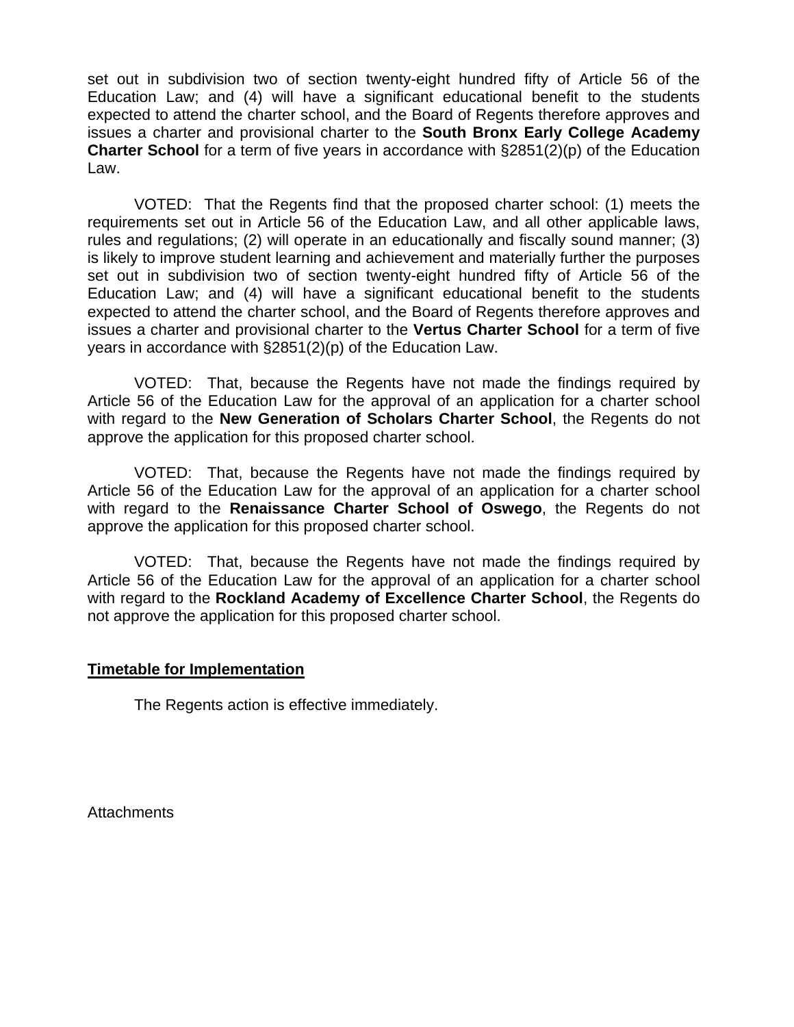set out in subdivision two of section twenty-eight hundred fifty of Article 56 of the Education Law; and (4) will have a significant educational benefit to the students expected to attend the charter school, and the Board of Regents therefore approves and issues a charter and provisional charter to the **South Bronx Early College Academy Charter School** for a term of five years in accordance with §2851(2)(p) of the Education Law.

VOTED: That the Regents find that the proposed charter school: (1) meets the requirements set out in Article 56 of the Education Law, and all other applicable laws, rules and regulations; (2) will operate in an educationally and fiscally sound manner; (3) is likely to improve student learning and achievement and materially further the purposes set out in subdivision two of section twenty-eight hundred fifty of Article 56 of the Education Law; and (4) will have a significant educational benefit to the students expected to attend the charter school, and the Board of Regents therefore approves and issues a charter and provisional charter to the **Vertus Charter School** for a term of five years in accordance with §2851(2)(p) of the Education Law.

VOTED: That, because the Regents have not made the findings required by Article 56 of the Education Law for the approval of an application for a charter school with regard to the **New Generation of Scholars Charter School**, the Regents do not approve the application for this proposed charter school.

VOTED: That, because the Regents have not made the findings required by Article 56 of the Education Law for the approval of an application for a charter school with regard to the **Renaissance Charter School of Oswego**, the Regents do not approve the application for this proposed charter school.

VOTED: That, because the Regents have not made the findings required by Article 56 of the Education Law for the approval of an application for a charter school with regard to the **Rockland Academy of Excellence Charter School**, the Regents do not approve the application for this proposed charter school.

## Timetable for Implementation

The Regents action is effective immediately.

Attachments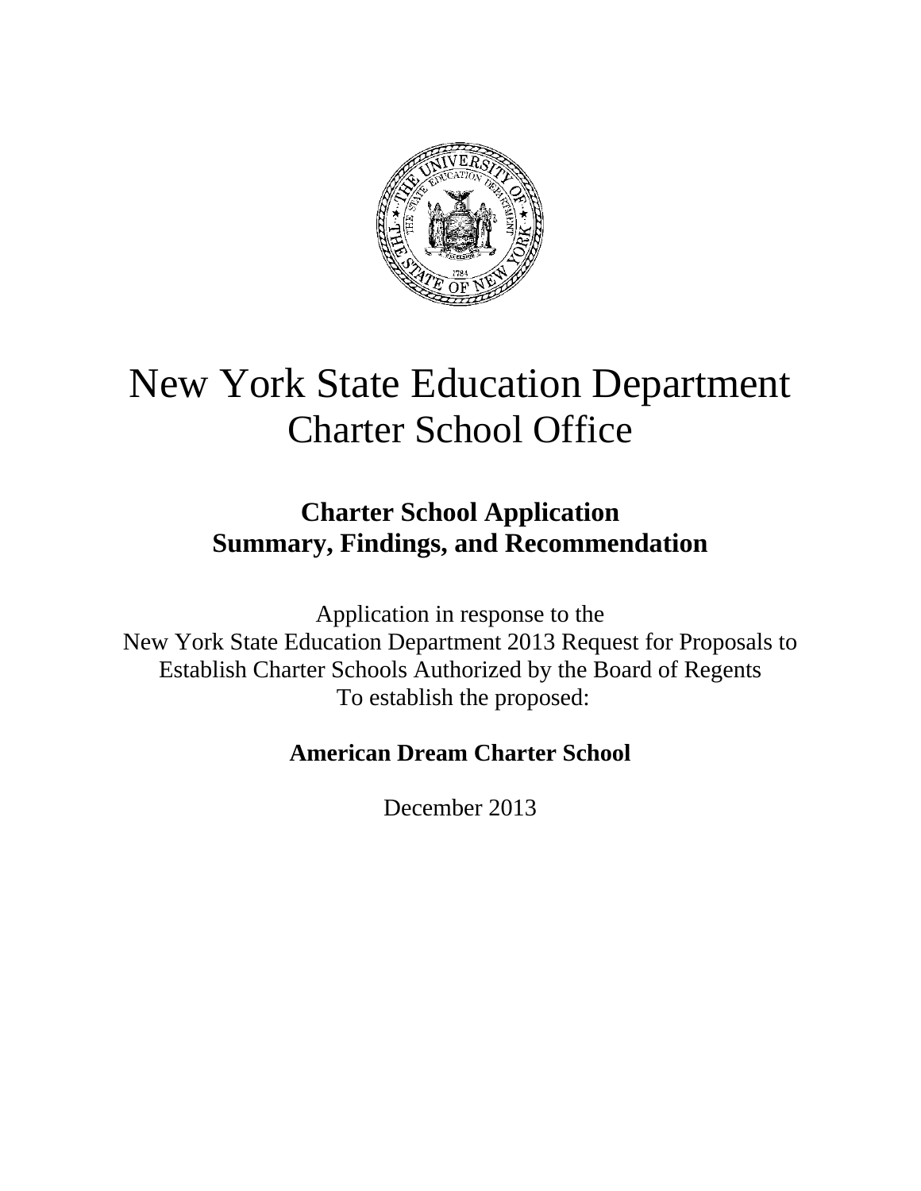# New York State Education Department
## Charter School Office

### Charter School Application Summary, Findings, and Recommendation

Application in response to the
New York State Education Department 2013 Request for Proposals to
Establish Charter Schools Authorized by the Board of Regents
To establish the proposed:

**American Dream Charter School**

December 2013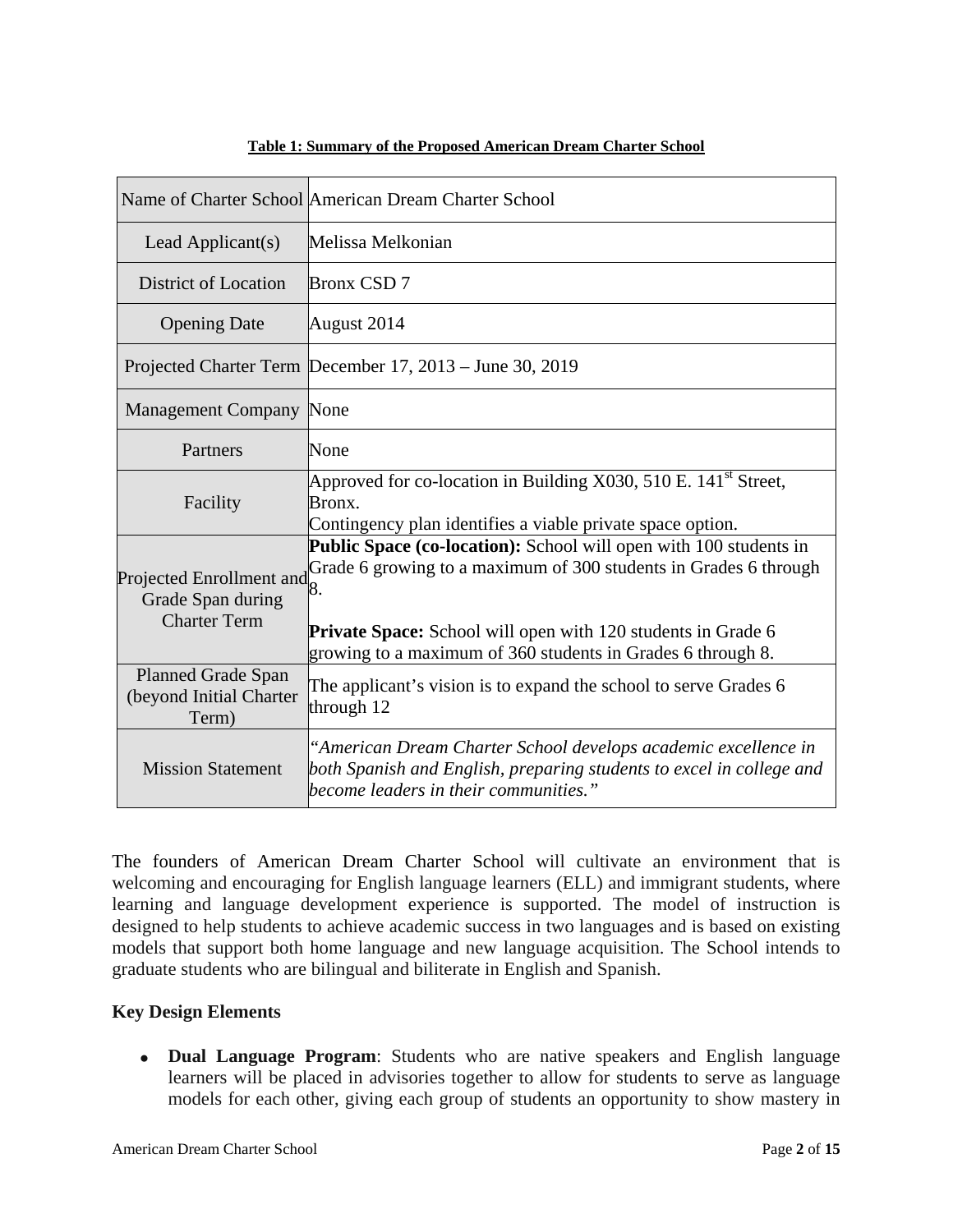**Table 1: Summary of the Proposed American Dream Charter School**

| | |
|---|---|
| Name of Charter School | American Dream Charter School |
| Lead Applicant(s) | Melissa Melkonian |
| District of Location | Bronx CSD 7 |
| Opening Date | August 2014 |
| Projected Charter Term | December 17, 2013 – June 30, 2019 |
| Management Company | None |
| Partners | None |
| Facility | Approved for co-location in Building X030, 510 E. 141st Street, Bronx.<br>Contingency plan identifies a viable private space option. |
| Projected Enrollment and Grade Span during Charter Term | **Public Space (co-location):** School will open with 100 students in Grade 6 growing to a maximum of 300 students in Grades 6 through 8.<br><br>**Private Space:** School will open with 120 students in Grade 6 growing to a maximum of 360 students in Grades 6 through 8. |
| Planned Grade Span (beyond Initial Charter Term) | The applicant's vision is to expand the school to serve Grades 6 through 12 |
| Mission Statement | *"American Dream Charter School develops academic excellence in both Spanish and English, preparing students to excel in college and become leaders in their communities."* |

The founders of American Dream Charter School will cultivate an environment that is welcoming and encouraging for English language learners (ELL) and immigrant students, where learning and language development experience is supported. The model of instruction is designed to help students to achieve academic success in two languages and is based on existing models that support both home language and new language acquisition. The School intends to graduate students who are bilingual and biliterate in English and Spanish.

**Key Design Elements**

- **Dual Language Program**: Students who are native speakers and English language learners will be placed in advisories together to allow for students to serve as language models for each other, giving each group of students an opportunity to show mastery in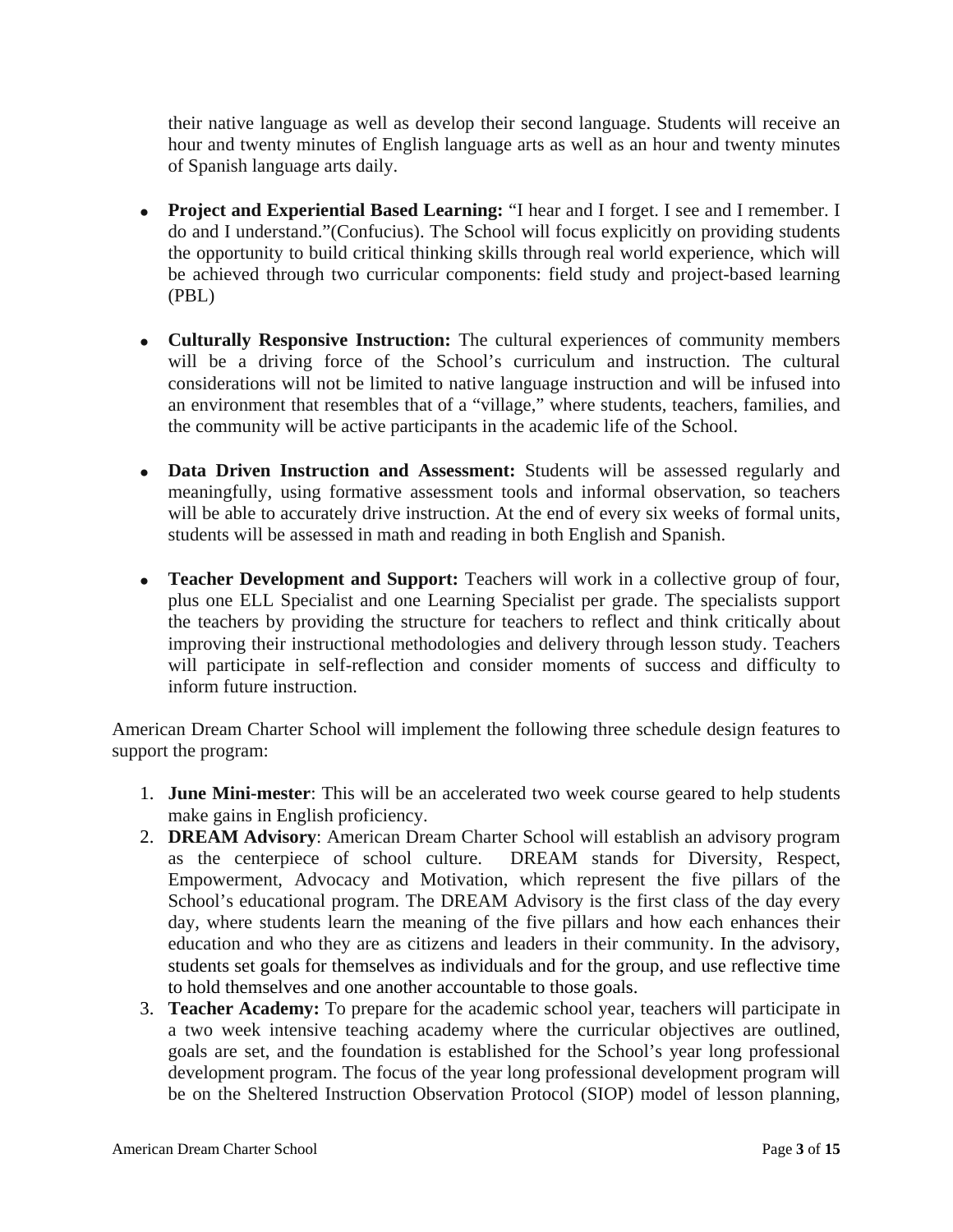their native language as well as develop their second language. Students will receive an hour and twenty minutes of English language arts as well as an hour and twenty minutes of Spanish language arts daily.

- **Project and Experiential Based Learning:** "I hear and I forget. I see and I remember. I do and I understand."(Confucius). The School will focus explicitly on providing students the opportunity to build critical thinking skills through real world experience, which will be achieved through two curricular components: field study and project-based learning (PBL)

- **Culturally Responsive Instruction:** The cultural experiences of community members will be a driving force of the School's curriculum and instruction. The cultural considerations will not be limited to native language instruction and will be infused into an environment that resembles that of a "village," where students, teachers, families, and the community will be active participants in the academic life of the School.

- **Data Driven Instruction and Assessment:** Students will be assessed regularly and meaningfully, using formative assessment tools and informal observation, so teachers will be able to accurately drive instruction. At the end of every six weeks of formal units, students will be assessed in math and reading in both English and Spanish.

- **Teacher Development and Support:** Teachers will work in a collective group of four, plus one ELL Specialist and one Learning Specialist per grade. The specialists support the teachers by providing the structure for teachers to reflect and think critically about improving their instructional methodologies and delivery through lesson study. Teachers will participate in self-reflection and consider moments of success and difficulty to inform future instruction.

American Dream Charter School will implement the following three schedule design features to support the program:

1. **June Mini-mester**: This will be an accelerated two week course geared to help students make gains in English proficiency.
2. **DREAM Advisory**: American Dream Charter School will establish an advisory program as the centerpiece of school culture. DREAM stands for Diversity, Respect, Empowerment, Advocacy and Motivation, which represent the five pillars of the School's educational program. The DREAM Advisory is the first class of the day every day, where students learn the meaning of the five pillars and how each enhances their education and who they are as citizens and leaders in their community. In the advisory, students set goals for themselves as individuals and for the group, and use reflective time to hold themselves and one another accountable to those goals.
3. **Teacher Academy:** To prepare for the academic school year, teachers will participate in a two week intensive teaching academy where the curricular objectives are outlined, goals are set, and the foundation is established for the School's year long professional development program. The focus of the year long professional development program will be on the Sheltered Instruction Observation Protocol (SIOP) model of lesson planning,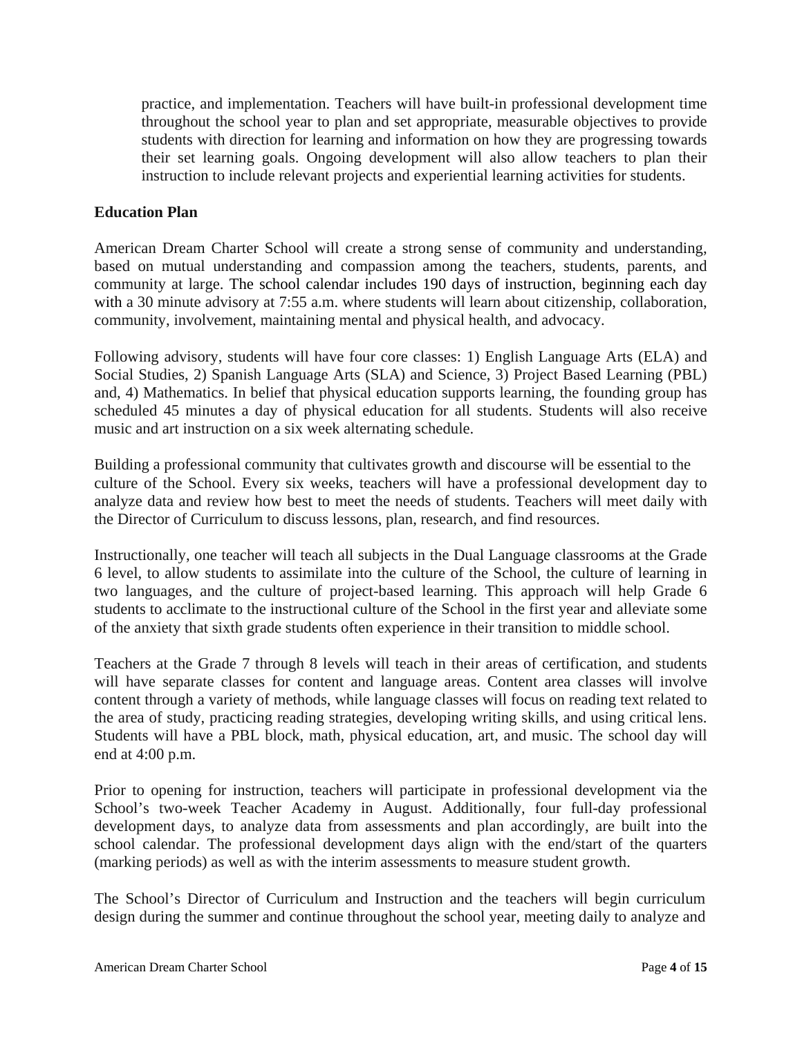practice, and implementation. Teachers will have built-in professional development time throughout the school year to plan and set appropriate, measurable objectives to provide students with direction for learning and information on how they are progressing towards their set learning goals. Ongoing development will also allow teachers to plan their instruction to include relevant projects and experiential learning activities for students.

**Education Plan**

American Dream Charter School will create a strong sense of community and understanding, based on mutual understanding and compassion among the teachers, students, parents, and community at large. The school calendar includes 190 days of instruction, beginning each day with a 30 minute advisory at 7:55 a.m. where students will learn about citizenship, collaboration, community, involvement, maintaining mental and physical health, and advocacy.

Following advisory, students will have four core classes: 1) English Language Arts (ELA) and Social Studies, 2) Spanish Language Arts (SLA) and Science, 3) Project Based Learning (PBL) and, 4) Mathematics. In belief that physical education supports learning, the founding group has scheduled 45 minutes a day of physical education for all students. Students will also receive music and art instruction on a six week alternating schedule.

Building a professional community that cultivates growth and discourse will be essential to the culture of the School. Every six weeks, teachers will have a professional development day to analyze data and review how best to meet the needs of students. Teachers will meet daily with the Director of Curriculum to discuss lessons, plan, research, and find resources.

Instructionally, one teacher will teach all subjects in the Dual Language classrooms at the Grade 6 level, to allow students to assimilate into the culture of the School, the culture of learning in two languages, and the culture of project-based learning. This approach will help Grade 6 students to acclimate to the instructional culture of the School in the first year and alleviate some of the anxiety that sixth grade students often experience in their transition to middle school.

Teachers at the Grade 7 through 8 levels will teach in their areas of certification, and students will have separate classes for content and language areas. Content area classes will involve content through a variety of methods, while language classes will focus on reading text related to the area of study, practicing reading strategies, developing writing skills, and using critical lens. Students will have a PBL block, math, physical education, art, and music. The school day will end at 4:00 p.m.

Prior to opening for instruction, teachers will participate in professional development via the School's two-week Teacher Academy in August. Additionally, four full-day professional development days, to analyze data from assessments and plan accordingly, are built into the school calendar. The professional development days align with the end/start of the quarters (marking periods) as well as with the interim assessments to measure student growth.

The School's Director of Curriculum and Instruction and the teachers will begin curriculum design during the summer and continue throughout the school year, meeting daily to analyze and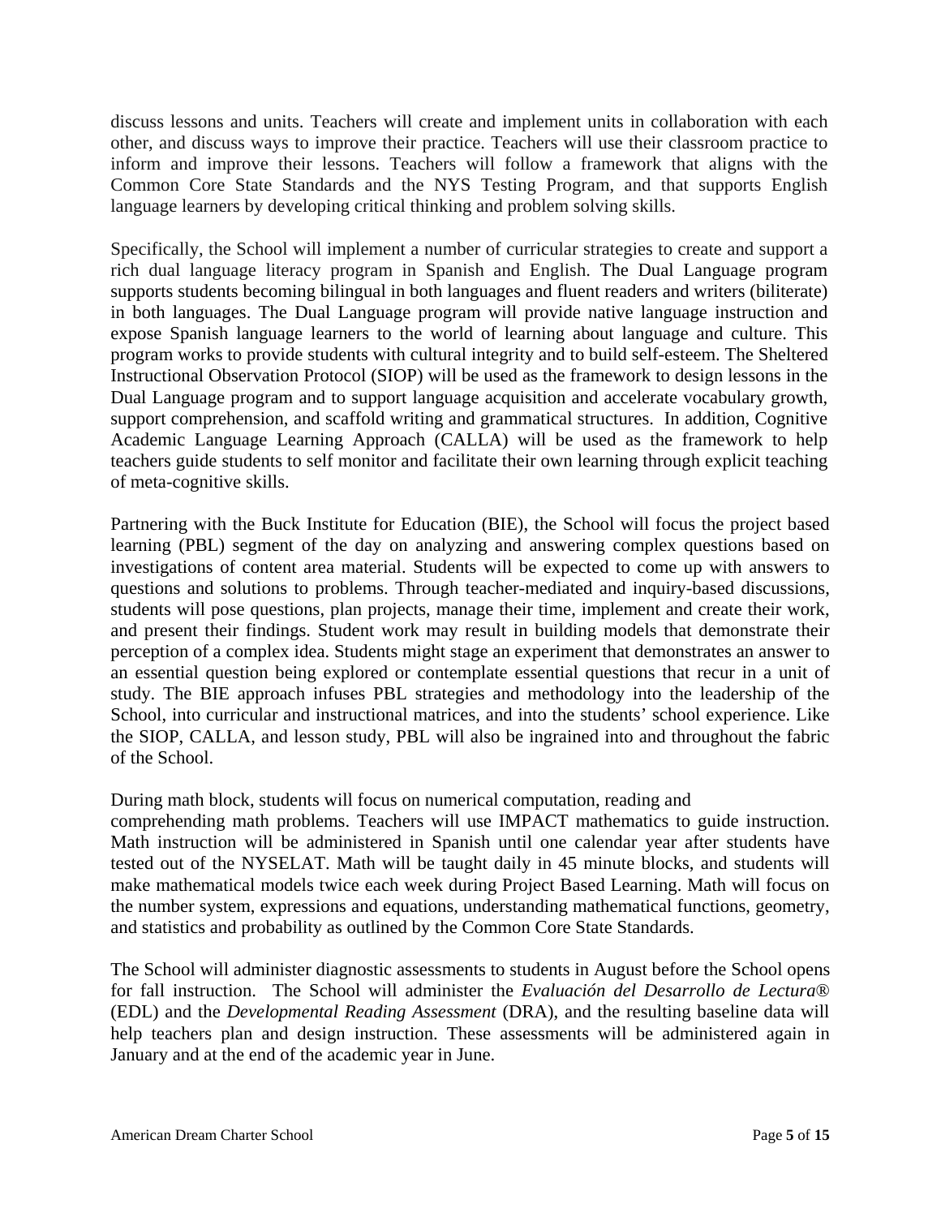discuss lessons and units. Teachers will create and implement units in collaboration with each other, and discuss ways to improve their practice. Teachers will use their classroom practice to inform and improve their lessons. Teachers will follow a framework that aligns with the Common Core State Standards and the NYS Testing Program, and that supports English language learners by developing critical thinking and problem solving skills.

Specifically, the School will implement a number of curricular strategies to create and support a rich dual language literacy program in Spanish and English. The Dual Language program supports students becoming bilingual in both languages and fluent readers and writers (biliterate) in both languages. The Dual Language program will provide native language instruction and expose Spanish language learners to the world of learning about language and culture. This program works to provide students with cultural integrity and to build self-esteem. The Sheltered Instructional Observation Protocol (SIOP) will be used as the framework to design lessons in the Dual Language program and to support language acquisition and accelerate vocabulary growth, support comprehension, and scaffold writing and grammatical structures. In addition, Cognitive Academic Language Learning Approach (CALLA) will be used as the framework to help teachers guide students to self monitor and facilitate their own learning through explicit teaching of meta-cognitive skills.

Partnering with the Buck Institute for Education (BIE), the School will focus the project based learning (PBL) segment of the day on analyzing and answering complex questions based on investigations of content area material. Students will be expected to come up with answers to questions and solutions to problems. Through teacher-mediated and inquiry-based discussions, students will pose questions, plan projects, manage their time, implement and create their work, and present their findings. Student work may result in building models that demonstrate their perception of a complex idea. Students might stage an experiment that demonstrates an answer to an essential question being explored or contemplate essential questions that recur in a unit of study. The BIE approach infuses PBL strategies and methodology into the leadership of the School, into curricular and instructional matrices, and into the students' school experience. Like the SIOP, CALLA, and lesson study, PBL will also be ingrained into and throughout the fabric of the School.

During math block, students will focus on numerical computation, reading and comprehending math problems. Teachers will use IMPACT mathematics to guide instruction. Math instruction will be administered in Spanish until one calendar year after students have tested out of the NYSELAT. Math will be taught daily in 45 minute blocks, and students will make mathematical models twice each week during Project Based Learning. Math will focus on the number system, expressions and equations, understanding mathematical functions, geometry, and statistics and probability as outlined by the Common Core State Standards.

The School will administer diagnostic assessments to students in August before the School opens for fall instruction. The School will administer the *Evaluación del Desarrollo de Lectura®* (EDL) and the *Developmental Reading Assessment* (DRA), and the resulting baseline data will help teachers plan and design instruction. These assessments will be administered again in January and at the end of the academic year in June.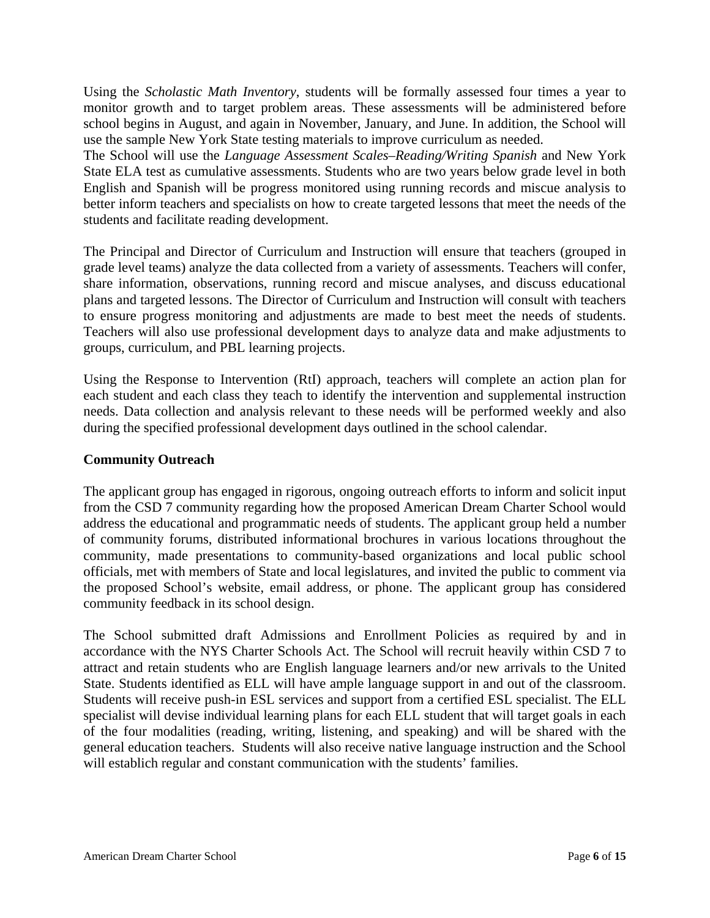Using the *Scholastic Math Inventory*, students will be formally assessed four times a year to monitor growth and to target problem areas. These assessments will be administered before school begins in August, and again in November, January, and June. In addition, the School will use the sample New York State testing materials to improve curriculum as needed.

The School will use the *Language Assessment Scales–Reading/Writing Spanish* and New York State ELA test as cumulative assessments. Students who are two years below grade level in both English and Spanish will be progress monitored using running records and miscue analysis to better inform teachers and specialists on how to create targeted lessons that meet the needs of the students and facilitate reading development.

The Principal and Director of Curriculum and Instruction will ensure that teachers (grouped in grade level teams) analyze the data collected from a variety of assessments. Teachers will confer, share information, observations, running record and miscue analyses, and discuss educational plans and targeted lessons. The Director of Curriculum and Instruction will consult with teachers to ensure progress monitoring and adjustments are made to best meet the needs of students. Teachers will also use professional development days to analyze data and make adjustments to groups, curriculum, and PBL learning projects.

Using the Response to Intervention (RtI) approach, teachers will complete an action plan for each student and each class they teach to identify the intervention and supplemental instruction needs. Data collection and analysis relevant to these needs will be performed weekly and also during the specified professional development days outlined in the school calendar.

**Community Outreach**

The applicant group has engaged in rigorous, ongoing outreach efforts to inform and solicit input from the CSD 7 community regarding how the proposed American Dream Charter School would address the educational and programmatic needs of students. The applicant group held a number of community forums, distributed informational brochures in various locations throughout the community, made presentations to community-based organizations and local public school officials, met with members of State and local legislatures, and invited the public to comment via the proposed School's website, email address, or phone. The applicant group has considered community feedback in its school design.

The School submitted draft Admissions and Enrollment Policies as required by and in accordance with the NYS Charter Schools Act. The School will recruit heavily within CSD 7 to attract and retain students who are English language learners and/or new arrivals to the United State. Students identified as ELL will have ample language support in and out of the classroom. Students will receive push-in ESL services and support from a certified ESL specialist. The ELL specialist will devise individual learning plans for each ELL student that will target goals in each of the four modalities (reading, writing, listening, and speaking) and will be shared with the general education teachers. Students will also receive native language instruction and the School will establich regular and constant communication with the students' families.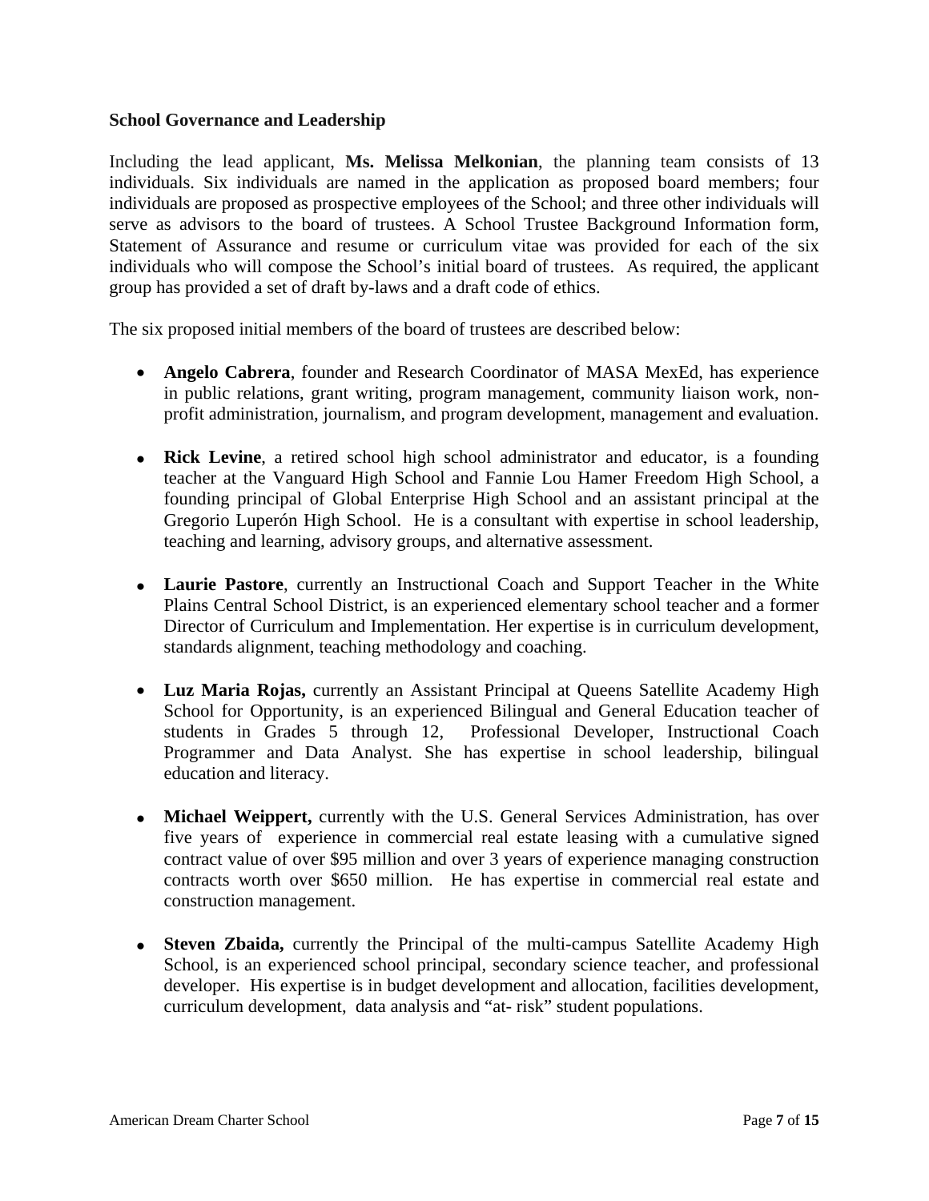**School Governance and Leadership**

Including the lead applicant, **Ms. Melissa Melkonian**, the planning team consists of 13 individuals. Six individuals are named in the application as proposed board members; four individuals are proposed as prospective employees of the School; and three other individuals will serve as advisors to the board of trustees. A School Trustee Background Information form, Statement of Assurance and resume or curriculum vitae was provided for each of the six individuals who will compose the School's initial board of trustees. As required, the applicant group has provided a set of draft by-laws and a draft code of ethics.

The six proposed initial members of the board of trustees are described below:

- **Angelo Cabrera**, founder and Research Coordinator of MASA MexEd, has experience in public relations, grant writing, program management, community liaison work, non-profit administration, journalism, and program development, management and evaluation.

- **Rick Levine**, a retired school high school administrator and educator, is a founding teacher at the Vanguard High School and Fannie Lou Hamer Freedom High School, a founding principal of Global Enterprise High School and an assistant principal at the Gregorio Luperón High School. He is a consultant with expertise in school leadership, teaching and learning, advisory groups, and alternative assessment.

- **Laurie Pastore**, currently an Instructional Coach and Support Teacher in the White Plains Central School District, is an experienced elementary school teacher and a former Director of Curriculum and Implementation. Her expertise is in curriculum development, standards alignment, teaching methodology and coaching.

- **Luz Maria Rojas,** currently an Assistant Principal at Queens Satellite Academy High School for Opportunity, is an experienced Bilingual and General Education teacher of students in Grades 5 through 12, Professional Developer, Instructional Coach Programmer and Data Analyst. She has expertise in school leadership, bilingual education and literacy.

- **Michael Weippert,** currently with the U.S. General Services Administration, has over five years of experience in commercial real estate leasing with a cumulative signed contract value of over $95 million and over 3 years of experience managing construction contracts worth over $650 million. He has expertise in commercial real estate and construction management.

- **Steven Zbaida,** currently the Principal of the multi-campus Satellite Academy High School, is an experienced school principal, secondary science teacher, and professional developer. His expertise is in budget development and allocation, facilities development, curriculum development, data analysis and "at- risk" student populations.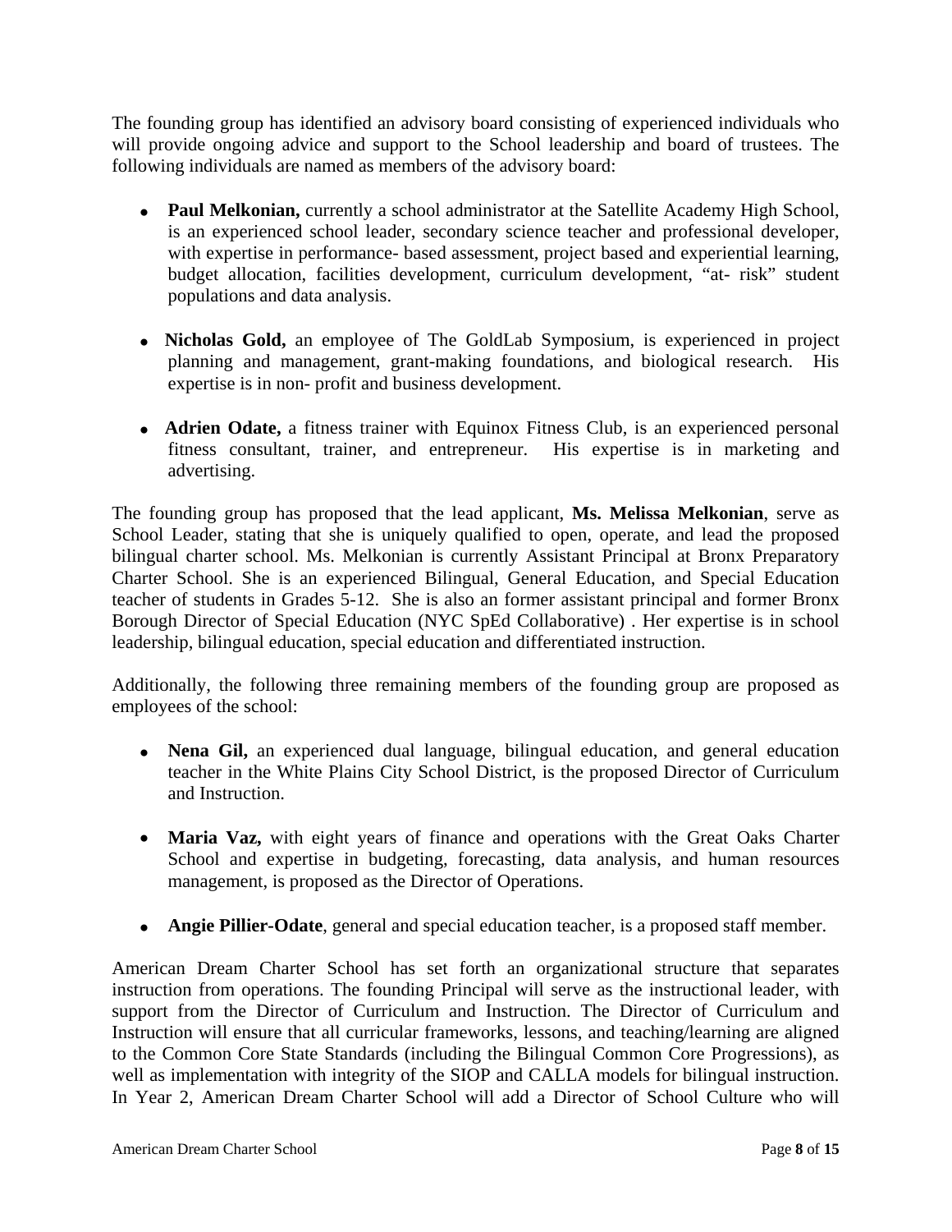The founding group has identified an advisory board consisting of experienced individuals who will provide ongoing advice and support to the School leadership and board of trustees. The following individuals are named as members of the advisory board:

- **Paul Melkonian,** currently a school administrator at the Satellite Academy High School, is an experienced school leader, secondary science teacher and professional developer, with expertise in performance- based assessment, project based and experiential learning, budget allocation, facilities development, curriculum development, "at- risk" student populations and data analysis.

- **Nicholas Gold,** an employee of The GoldLab Symposium, is experienced in project planning and management, grant-making foundations, and biological research. His expertise is in non- profit and business development.

- **Adrien Odate,** a fitness trainer with Equinox Fitness Club, is an experienced personal fitness consultant, trainer, and entrepreneur. His expertise is in marketing and advertising.

The founding group has proposed that the lead applicant, **Ms. Melissa Melkonian**, serve as School Leader, stating that she is uniquely qualified to open, operate, and lead the proposed bilingual charter school. Ms. Melkonian is currently Assistant Principal at Bronx Preparatory Charter School. She is an experienced Bilingual, General Education, and Special Education teacher of students in Grades 5-12. She is also an former assistant principal and former Bronx Borough Director of Special Education (NYC SpEd Collaborative) . Her expertise is in school leadership, bilingual education, special education and differentiated instruction.

Additionally, the following three remaining members of the founding group are proposed as employees of the school:

- **Nena Gil,** an experienced dual language, bilingual education, and general education teacher in the White Plains City School District, is the proposed Director of Curriculum and Instruction.

- **Maria Vaz,** with eight years of finance and operations with the Great Oaks Charter School and expertise in budgeting, forecasting, data analysis, and human resources management, is proposed as the Director of Operations.

- **Angie Pillier-Odate**, general and special education teacher, is a proposed staff member.

American Dream Charter School has set forth an organizational structure that separates instruction from operations. The founding Principal will serve as the instructional leader, with support from the Director of Curriculum and Instruction. The Director of Curriculum and Instruction will ensure that all curricular frameworks, lessons, and teaching/learning are aligned to the Common Core State Standards (including the Bilingual Common Core Progressions), as well as implementation with integrity of the SIOP and CALLA models for bilingual instruction. In Year 2, American Dream Charter School will add a Director of School Culture who will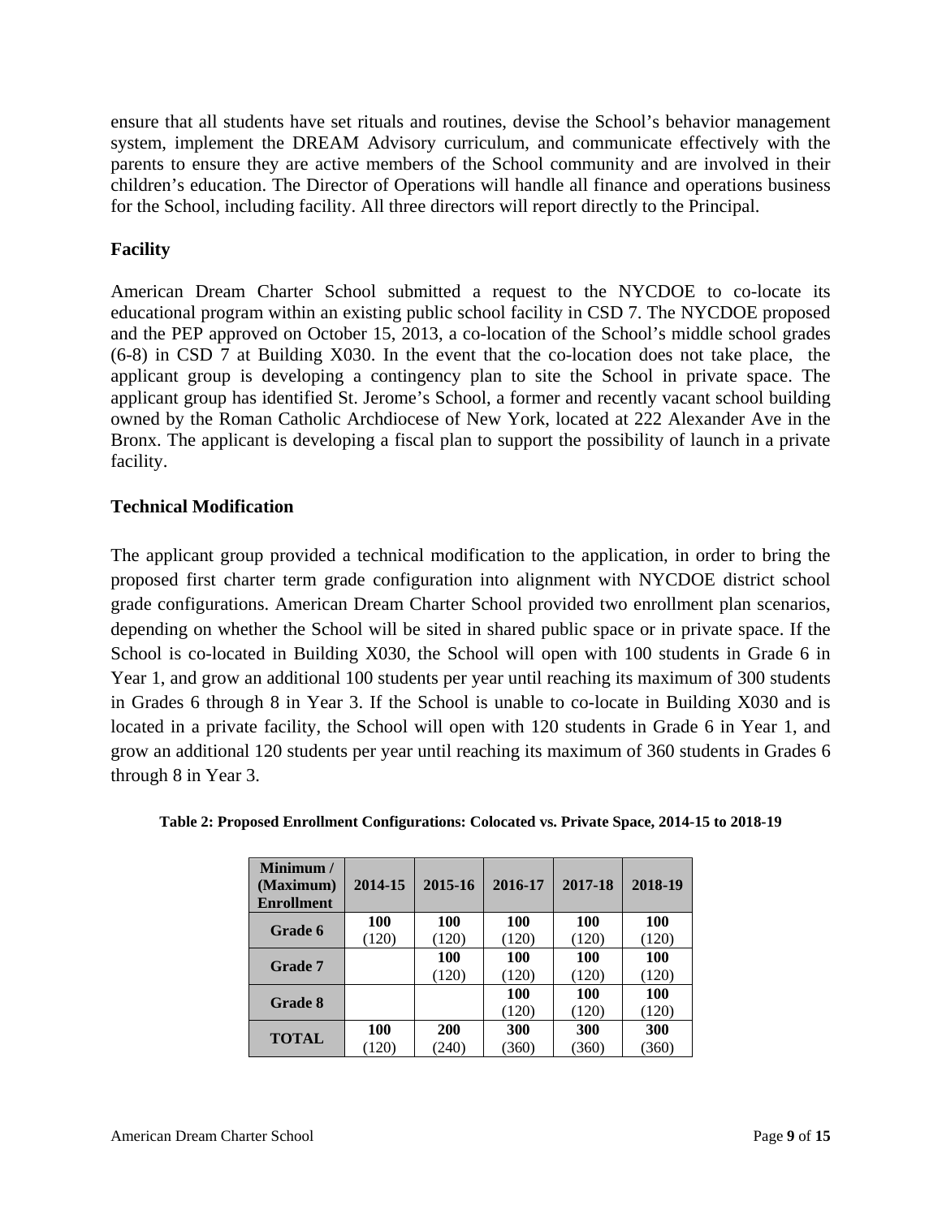ensure that all students have set rituals and routines, devise the School's behavior management system, implement the DREAM Advisory curriculum, and communicate effectively with the parents to ensure they are active members of the School community and are involved in their children's education. The Director of Operations will handle all finance and operations business for the School, including facility. All three directors will report directly to the Principal.

## Facility

American Dream Charter School submitted a request to the NYCDOE to co-locate its educational program within an existing public school facility in CSD 7. The NYCDOE proposed and the PEP approved on October 15, 2013, a co-location of the School's middle school grades (6-8) in CSD 7 at Building X030. In the event that the co-location does not take place, the applicant group is developing a contingency plan to site the School in private space. The applicant group has identified St. Jerome's School, a former and recently vacant school building owned by the Roman Catholic Archdiocese of New York, located at 222 Alexander Ave in the Bronx. The applicant is developing a fiscal plan to support the possibility of launch in a private facility.

## Technical Modification

The applicant group provided a technical modification to the application, in order to bring the proposed first charter term grade configuration into alignment with NYCDOE district school grade configurations. American Dream Charter School provided two enrollment plan scenarios, depending on whether the School will be sited in shared public space or in private space. If the School is co-located in Building X030, the School will open with 100 students in Grade 6 in Year 1, and grow an additional 100 students per year until reaching its maximum of 300 students in Grades 6 through 8 in Year 3. If the School is unable to co-locate in Building X030 and is located in a private facility, the School will open with 120 students in Grade 6 in Year 1, and grow an additional 120 students per year until reaching its maximum of 360 students in Grades 6 through 8 in Year 3.

**Table 2: Proposed Enrollment Configurations: Colocated vs. Private Space, 2014-15 to 2018-19**

| Minimum / (Maximum) Enrollment | 2014-15 | 2015-16 | 2016-17 | 2017-18 | 2018-19 |
|---|---|---|---|---|---|
| **Grade 6** | **100** (120) | **100** (120) | **100** (120) | **100** (120) | **100** (120) |
| **Grade 7** | | **100** (120) | **100** (120) | **100** (120) | **100** (120) |
| **Grade 8** | | | **100** (120) | **100** (120) | **100** (120) |
| **TOTAL** | **100** (120) | **200** (240) | **300** (360) | **300** (360) | **300** (360) |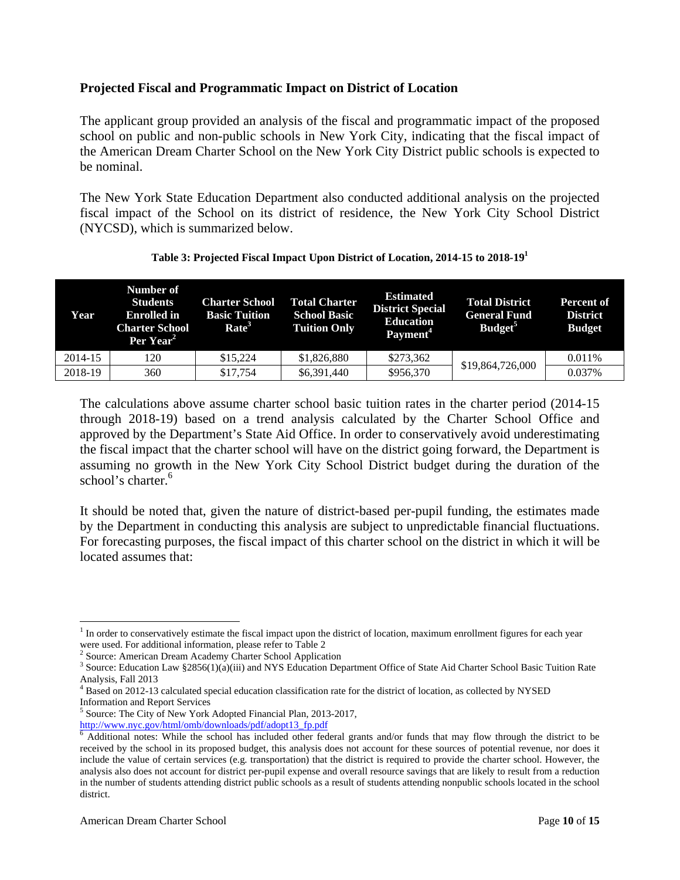## Projected Fiscal and Programmatic Impact on District of Location

The applicant group provided an analysis of the fiscal and programmatic impact of the proposed school on public and non-public schools in New York City, indicating that the fiscal impact of the American Dream Charter School on the New York City District public schools is expected to be nominal.

The New York State Education Department also conducted additional analysis on the projected fiscal impact of the School on its district of residence, the New York City School District (NYCSD), which is summarized below.

**Table 3: Projected Fiscal Impact Upon District of Location, 2014-15 to 2018-19[1]**

| Year | Number of Students Enrolled in Charter School Per Year[2] | Charter School Basic Tuition Rate[3] | Total Charter School Basic Tuition Only | Estimated District Special Education Payment[4] | Total District General Fund Budget[5] | Percent of District Budget |
|---|---|---|---|---|---|---|
| 2014-15 | 120 | $15,224 | $1,826,880 | $273,362 | $19,864,726,000 | 0.011% |
| 2018-19 | 360 | $17,754 | $6,391,440 | $956,370 | | 0.037% |

The calculations above assume charter school basic tuition rates in the charter period (2014-15 through 2018-19) based on a trend analysis calculated by the Charter School Office and approved by the Department's State Aid Office. In order to conservatively avoid underestimating the fiscal impact that the charter school will have on the district going forward, the Department is assuming no growth in the New York City School District budget during the duration of the school's charter.[6]

It should be noted that, given the nature of district-based per-pupil funding, the estimates made by the Department in conducting this analysis are subject to unpredictable financial fluctuations. For forecasting purposes, the fiscal impact of this charter school on the district in which it will be located assumes that:

---

[1] In order to conservatively estimate the fiscal impact upon the district of location, maximum enrollment figures for each year were used. For additional information, please refer to Table 2

[2] Source: American Dream Academy Charter School Application

[3] Source: Education Law §2856(1)(a)(iii) and NYS Education Department Office of State Aid Charter School Basic Tuition Rate Analysis, Fall 2013

[4] Based on 2012-13 calculated special education classification rate for the district of location, as collected by NYSED Information and Report Services

[5] Source: The City of New York Adopted Financial Plan, 2013-2017, http://www.nyc.gov/html/omb/downloads/pdf/adopt13_fp.pdf

[6] Additional notes: While the school has included other federal grants and/or funds that may flow through the district to be received by the school in its proposed budget, this analysis does not account for these sources of potential revenue, nor does it include the value of certain services (e.g. transportation) that the district is required to provide the charter school. However, the analysis also does not account for district per-pupil expense and overall resource savings that are likely to result from a reduction in the number of students attending district public schools as a result of students attending nonpublic schools located in the school district.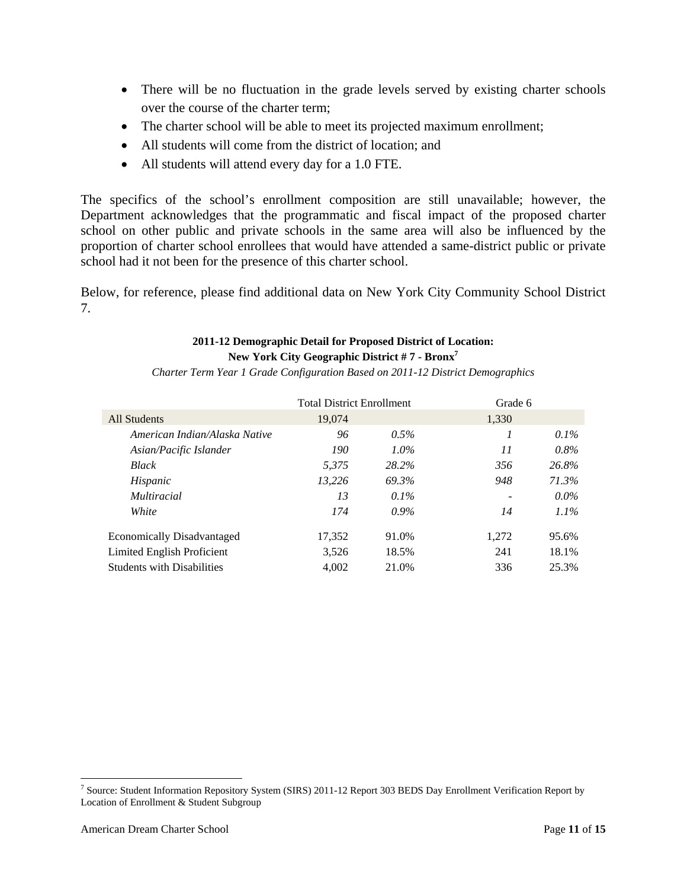- There will be no fluctuation in the grade levels served by existing charter schools over the course of the charter term;
- The charter school will be able to meet its projected maximum enrollment;
- All students will come from the district of location; and
- All students will attend every day for a 1.0 FTE.

The specifics of the school's enrollment composition are still unavailable; however, the Department acknowledges that the programmatic and fiscal impact of the proposed charter school on other public and private schools in the same area will also be influenced by the proportion of charter school enrollees that would have attended a same-district public or private school had it not been for the presence of this charter school.

Below, for reference, please find additional data on New York City Community School District 7.

**2011-12 Demographic Detail for Proposed District of Location:**
**New York City Geographic District # 7 - Bronx**[7]

*Charter Term Year 1 Grade Configuration Based on 2011-12 District Demographics*

| | Total District Enrollment | | Grade 6 | |
|---|---|---|---|---|
| All Students | 19,074 | | 1,330 | |
| *American Indian/Alaska Native* | *96* | *0.5%* | *1* | *0.1%* |
| *Asian/Pacific Islander* | *190* | *1.0%* | *11* | *0.8%* |
| *Black* | *5,375* | *28.2%* | *356* | *26.8%* |
| *Hispanic* | *13,226* | *69.3%* | *948* | *71.3%* |
| *Multiracial* | *13* | *0.1%* | *-* | *0.0%* |
| *White* | *174* | *0.9%* | *14* | *1.1%* |
| Economically Disadvantaged | 17,352 | 91.0% | 1,272 | 95.6% |
| Limited English Proficient | 3,526 | 18.5% | 241 | 18.1% |
| Students with Disabilities | 4,002 | 21.0% | 336 | 25.3% |

[7] Source: Student Information Repository System (SIRS) 2011-12 Report 303 BEDS Day Enrollment Verification Report by Location of Enrollment & Student Subgroup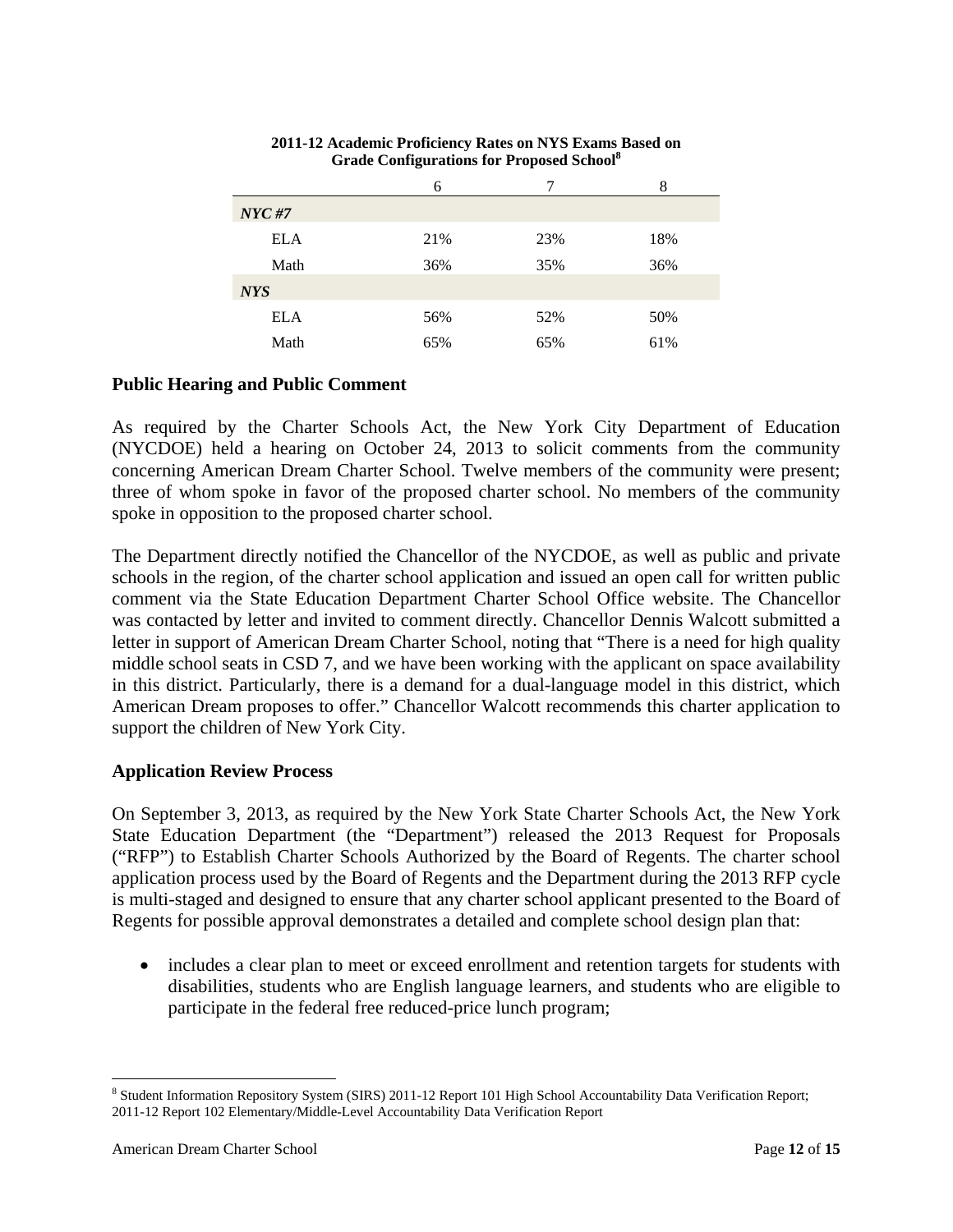**2011-12 Academic Proficiency Rates on NYS Exams Based on Grade Configurations for Proposed School**[8]

| | 6 | 7 | 8 |
|---|---|---|---|
| ***NYC #7*** | | | |
| ELA | 21% | 23% | 18% |
| Math | 36% | 35% | 36% |
| ***NYS*** | | | |
| ELA | 56% | 52% | 50% |
| Math | 65% | 65% | 61% |

## Public Hearing and Public Comment

As required by the Charter Schools Act, the New York City Department of Education (NYCDOE) held a hearing on October 24, 2013 to solicit comments from the community concerning American Dream Charter School. Twelve members of the community were present; three of whom spoke in favor of the proposed charter school. No members of the community spoke in opposition to the proposed charter school.

The Department directly notified the Chancellor of the NYCDOE, as well as public and private schools in the region, of the charter school application and issued an open call for written public comment via the State Education Department Charter School Office website. The Chancellor was contacted by letter and invited to comment directly. Chancellor Dennis Walcott submitted a letter in support of American Dream Charter School, noting that "There is a need for high quality middle school seats in CSD 7, and we have been working with the applicant on space availability in this district. Particularly, there is a demand for a dual-language model in this district, which American Dream proposes to offer." Chancellor Walcott recommends this charter application to support the children of New York City.

## Application Review Process

On September 3, 2013, as required by the New York State Charter Schools Act, the New York State Education Department (the "Department") released the 2013 Request for Proposals ("RFP") to Establish Charter Schools Authorized by the Board of Regents. The charter school application process used by the Board of Regents and the Department during the 2013 RFP cycle is multi-staged and designed to ensure that any charter school applicant presented to the Board of Regents for possible approval demonstrates a detailed and complete school design plan that:

- includes a clear plan to meet or exceed enrollment and retention targets for students with disabilities, students who are English language learners, and students who are eligible to participate in the federal free reduced-price lunch program;

[8] Student Information Repository System (SIRS) 2011-12 Report 101 High School Accountability Data Verification Report; 2011-12 Report 102 Elementary/Middle-Level Accountability Data Verification Report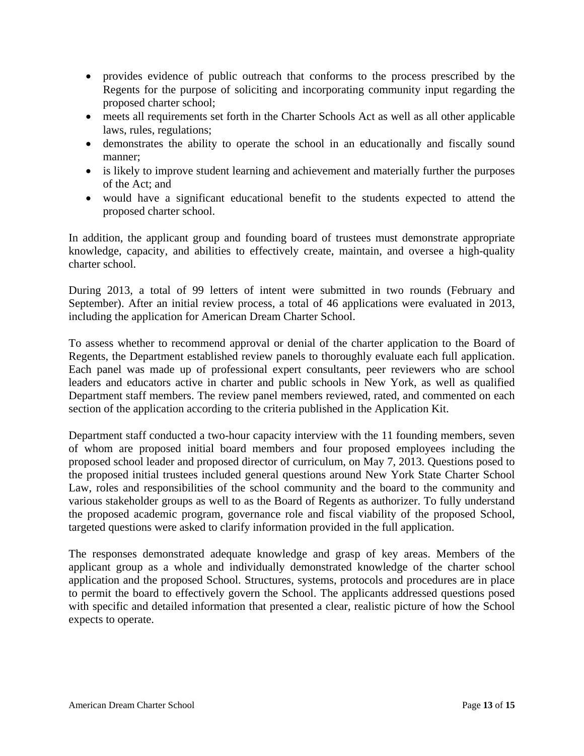- provides evidence of public outreach that conforms to the process prescribed by the Regents for the purpose of soliciting and incorporating community input regarding the proposed charter school;
- meets all requirements set forth in the Charter Schools Act as well as all other applicable laws, rules, regulations;
- demonstrates the ability to operate the school in an educationally and fiscally sound manner;
- is likely to improve student learning and achievement and materially further the purposes of the Act; and
- would have a significant educational benefit to the students expected to attend the proposed charter school.

In addition, the applicant group and founding board of trustees must demonstrate appropriate knowledge, capacity, and abilities to effectively create, maintain, and oversee a high-quality charter school.

During 2013, a total of 99 letters of intent were submitted in two rounds (February and September). After an initial review process, a total of 46 applications were evaluated in 2013, including the application for American Dream Charter School.

To assess whether to recommend approval or denial of the charter application to the Board of Regents, the Department established review panels to thoroughly evaluate each full application. Each panel was made up of professional expert consultants, peer reviewers who are school leaders and educators active in charter and public schools in New York, as well as qualified Department staff members. The review panel members reviewed, rated, and commented on each section of the application according to the criteria published in the Application Kit.

Department staff conducted a two-hour capacity interview with the 11 founding members, seven of whom are proposed initial board members and four proposed employees including the proposed school leader and proposed director of curriculum, on May 7, 2013. Questions posed to the proposed initial trustees included general questions around New York State Charter School Law, roles and responsibilities of the school community and the board to the community and various stakeholder groups as well to as the Board of Regents as authorizer. To fully understand the proposed academic program, governance role and fiscal viability of the proposed School, targeted questions were asked to clarify information provided in the full application.

The responses demonstrated adequate knowledge and grasp of key areas. Members of the applicant group as a whole and individually demonstrated knowledge of the charter school application and the proposed School. Structures, systems, protocols and procedures are in place to permit the board to effectively govern the School. The applicants addressed questions posed with specific and detailed information that presented a clear, realistic picture of how the School expects to operate.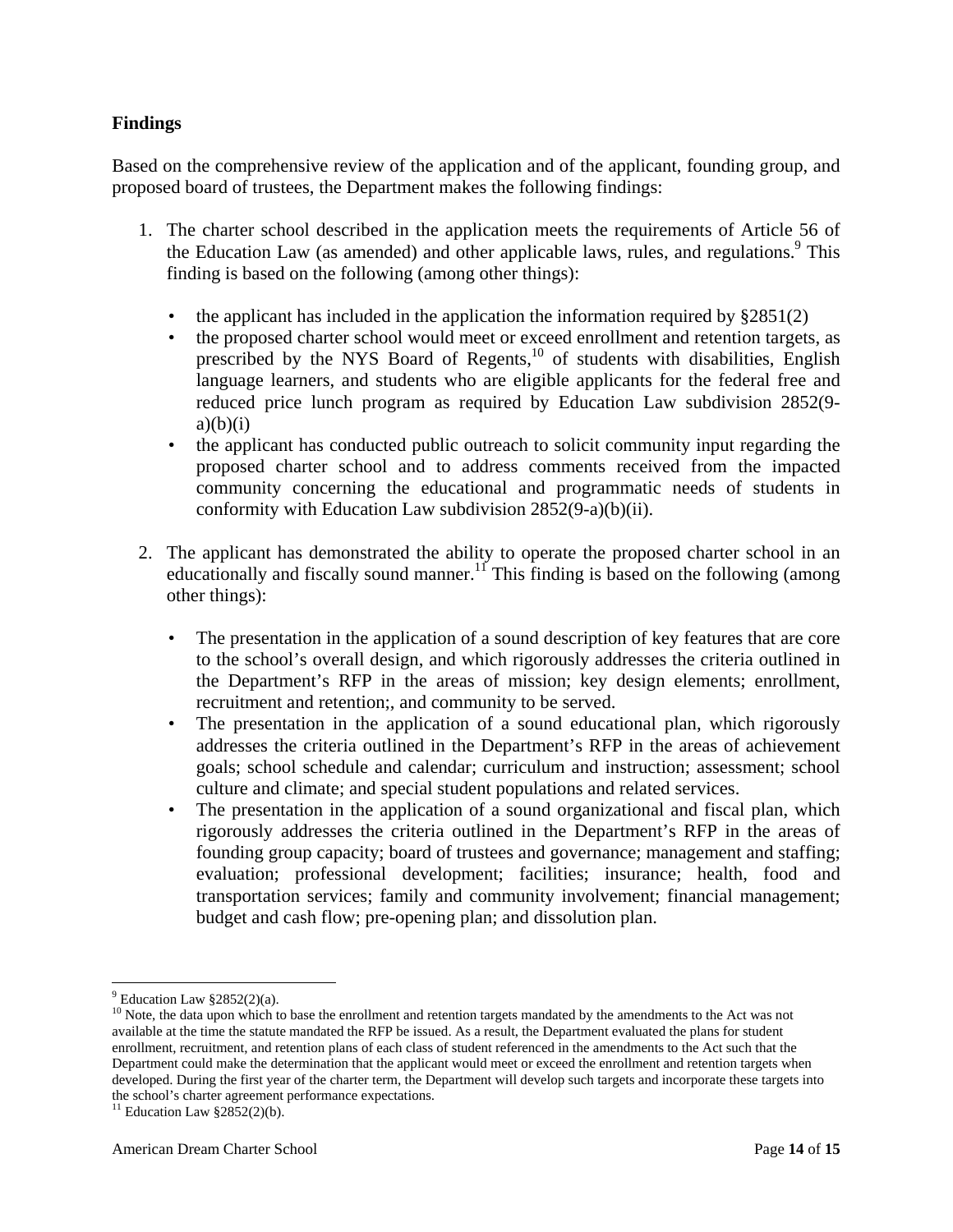**Findings**

Based on the comprehensive review of the application and of the applicant, founding group, and proposed board of trustees, the Department makes the following findings:

1. The charter school described in the application meets the requirements of Article 56 of the Education Law (as amended) and other applicable laws, rules, and regulations.[9] This finding is based on the following (among other things):

   - the applicant has included in the application the information required by §2851(2)
   - the proposed charter school would meet or exceed enrollment and retention targets, as prescribed by the NYS Board of Regents,[10] of students with disabilities, English language learners, and students who are eligible applicants for the federal free and reduced price lunch program as required by Education Law subdivision 2852(9-a)(b)(i)
   - the applicant has conducted public outreach to solicit community input regarding the proposed charter school and to address comments received from the impacted community concerning the educational and programmatic needs of students in conformity with Education Law subdivision 2852(9-a)(b)(ii).

2. The applicant has demonstrated the ability to operate the proposed charter school in an educationally and fiscally sound manner.[11] This finding is based on the following (among other things):

   - The presentation in the application of a sound description of key features that are core to the school's overall design, and which rigorously addresses the criteria outlined in the Department's RFP in the areas of mission; key design elements; enrollment, recruitment and retention;, and community to be served.
   - The presentation in the application of a sound educational plan, which rigorously addresses the criteria outlined in the Department's RFP in the areas of achievement goals; school schedule and calendar; curriculum and instruction; assessment; school culture and climate; and special student populations and related services.
   - The presentation in the application of a sound organizational and fiscal plan, which rigorously addresses the criteria outlined in the Department's RFP in the areas of founding group capacity; board of trustees and governance; management and staffing; evaluation; professional development; facilities; insurance; health, food and transportation services; family and community involvement; financial management; budget and cash flow; pre-opening plan; and dissolution plan.

---

[9] Education Law §2852(2)(a).

[10] Note, the data upon which to base the enrollment and retention targets mandated by the amendments to the Act was not available at the time the statute mandated the RFP be issued. As a result, the Department evaluated the plans for student enrollment, recruitment, and retention plans of each class of student referenced in the amendments to the Act such that the Department could make the determination that the applicant would meet or exceed the enrollment and retention targets when developed. During the first year of the charter term, the Department will develop such targets and incorporate these targets into the school's charter agreement performance expectations.

[11] Education Law §2852(2)(b).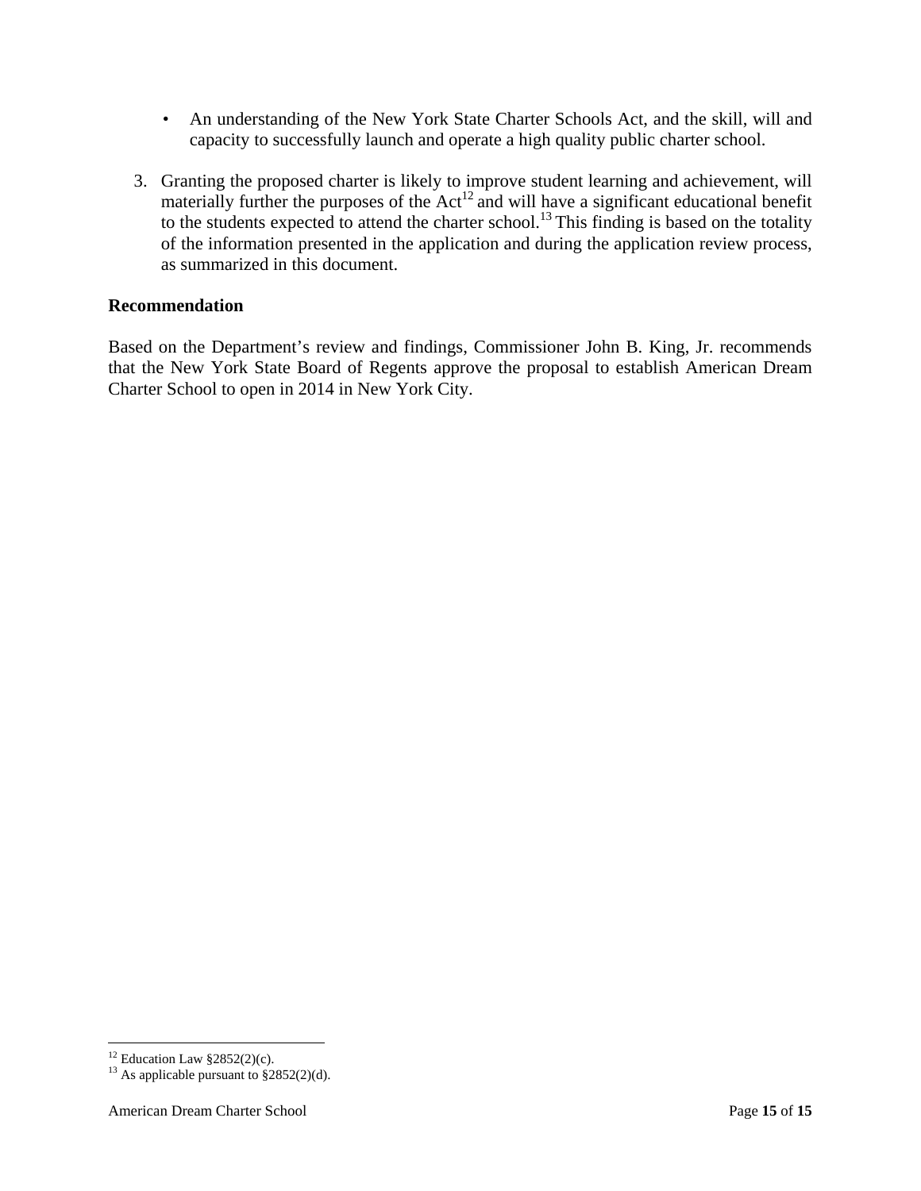- An understanding of the New York State Charter Schools Act, and the skill, will and capacity to successfully launch and operate a high quality public charter school.

3. Granting the proposed charter is likely to improve student learning and achievement, will materially further the purposes of the Act[12] and will have a significant educational benefit to the students expected to attend the charter school.[13] This finding is based on the totality of the information presented in the application and during the application review process, as summarized in this document.

**Recommendation**

Based on the Department's review and findings, Commissioner John B. King, Jr. recommends that the New York State Board of Regents approve the proposal to establish American Dream Charter School to open in 2014 in New York City.

---

[12] Education Law §2852(2)(c).

[13] As applicable pursuant to §2852(2)(d).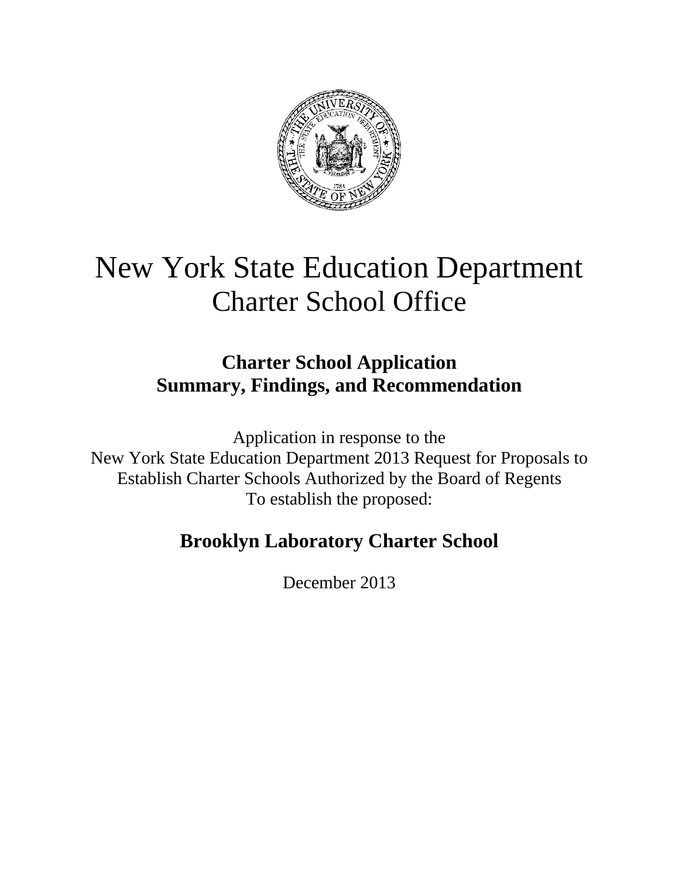# New York State Education Department
# Charter School Office

## Charter School Application
## Summary, Findings, and Recommendation

Application in response to the
New York State Education Department 2013 Request for Proposals to Establish Charter Schools Authorized by the Board of Regents
To establish the proposed:

## Brooklyn Laboratory Charter School

December 2013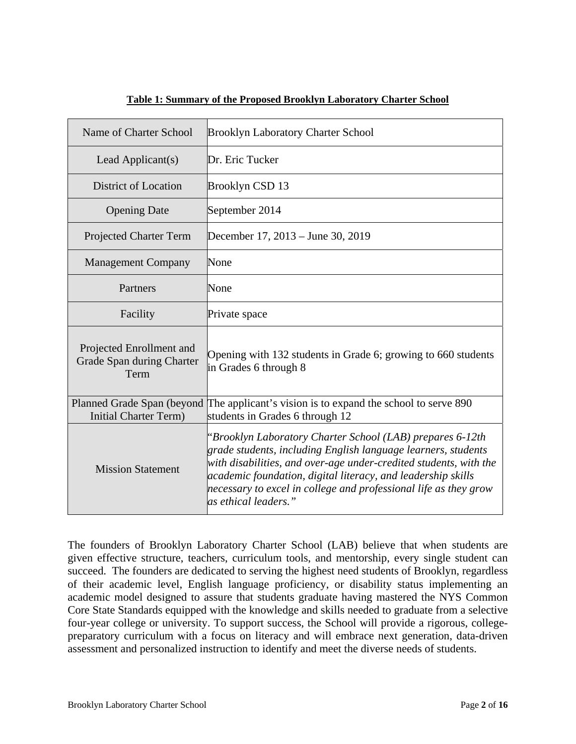**Table 1: Summary of the Proposed Brooklyn Laboratory Charter School**

| | |
|---|---|
| Name of Charter School | Brooklyn Laboratory Charter School |
| Lead Applicant(s) | Dr. Eric Tucker |
| District of Location | Brooklyn CSD 13 |
| Opening Date | September 2014 |
| Projected Charter Term | December 17, 2013 – June 30, 2019 |
| Management Company | None |
| Partners | None |
| Facility | Private space |
| Projected Enrollment and Grade Span during Charter Term | Opening with 132 students in Grade 6; growing to 660 students in Grades 6 through 8 |
| Planned Grade Span (beyond Initial Charter Term) | The applicant's vision is to expand the school to serve 890 students in Grades 6 through 12 |
| Mission Statement | *"Brooklyn Laboratory Charter School (LAB) prepares 6-12th grade students, including English language learners, students with disabilities, and over-age under-credited students, with the academic foundation, digital literacy, and leadership skills necessary to excel in college and professional life as they grow as ethical leaders."* |

The founders of Brooklyn Laboratory Charter School (LAB) believe that when students are given effective structure, teachers, curriculum tools, and mentorship, every single student can succeed. The founders are dedicated to serving the highest need students of Brooklyn, regardless of their academic level, English language proficiency, or disability status implementing an academic model designed to assure that students graduate having mastered the NYS Common Core State Standards equipped with the knowledge and skills needed to graduate from a selective four-year college or university. To support success, the School will provide a rigorous, college-preparatory curriculum with a focus on literacy and will embrace next generation, data-driven assessment and personalized instruction to identify and meet the diverse needs of students.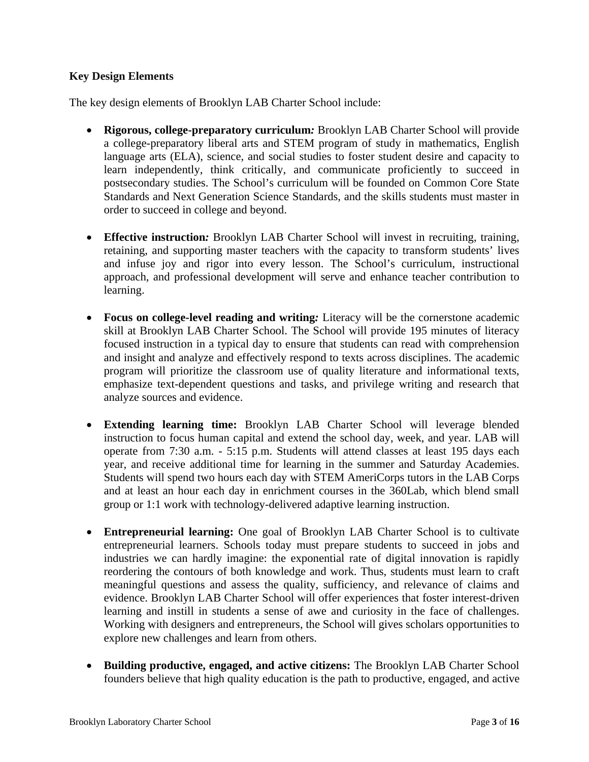**Key Design Elements**

The key design elements of Brooklyn LAB Charter School include:

- **Rigorous, college-preparatory curriculum*:*** Brooklyn LAB Charter School will provide a college-preparatory liberal arts and STEM program of study in mathematics, English language arts (ELA), science, and social studies to foster student desire and capacity to learn independently, think critically, and communicate proficiently to succeed in postsecondary studies. The School's curriculum will be founded on Common Core State Standards and Next Generation Science Standards, and the skills students must master in order to succeed in college and beyond.

- **Effective instruction*:*** Brooklyn LAB Charter School will invest in recruiting, training, retaining, and supporting master teachers with the capacity to transform students' lives and infuse joy and rigor into every lesson. The School's curriculum, instructional approach, and professional development will serve and enhance teacher contribution to learning.

- **Focus on college-level reading and writing*:*** Literacy will be the cornerstone academic skill at Brooklyn LAB Charter School. The School will provide 195 minutes of literacy focused instruction in a typical day to ensure that students can read with comprehension and insight and analyze and effectively respond to texts across disciplines. The academic program will prioritize the classroom use of quality literature and informational texts, emphasize text-dependent questions and tasks, and privilege writing and research that analyze sources and evidence.

- **Extending learning time:** Brooklyn LAB Charter School will leverage blended instruction to focus human capital and extend the school day, week, and year. LAB will operate from 7:30 a.m. - 5:15 p.m. Students will attend classes at least 195 days each year, and receive additional time for learning in the summer and Saturday Academies. Students will spend two hours each day with STEM AmeriCorps tutors in the LAB Corps and at least an hour each day in enrichment courses in the 360Lab, which blend small group or 1:1 work with technology-delivered adaptive learning instruction.

- **Entrepreneurial learning:** One goal of Brooklyn LAB Charter School is to cultivate entrepreneurial learners. Schools today must prepare students to succeed in jobs and industries we can hardly imagine: the exponential rate of digital innovation is rapidly reordering the contours of both knowledge and work. Thus, students must learn to craft meaningful questions and assess the quality, sufficiency, and relevance of claims and evidence. Brooklyn LAB Charter School will offer experiences that foster interest-driven learning and instill in students a sense of awe and curiosity in the face of challenges. Working with designers and entrepreneurs, the School will gives scholars opportunities to explore new challenges and learn from others.

- **Building productive, engaged, and active citizens:** The Brooklyn LAB Charter School founders believe that high quality education is the path to productive, engaged, and active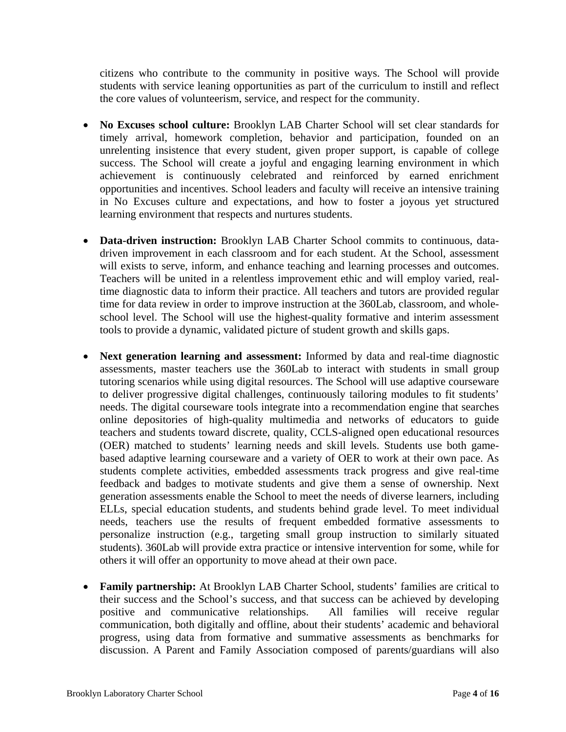citizens who contribute to the community in positive ways. The School will provide students with service leaning opportunities as part of the curriculum to instill and reflect the core values of volunteerism, service, and respect for the community.

- **No Excuses school culture:** Brooklyn LAB Charter School will set clear standards for timely arrival, homework completion, behavior and participation, founded on an unrelenting insistence that every student, given proper support, is capable of college success. The School will create a joyful and engaging learning environment in which achievement is continuously celebrated and reinforced by earned enrichment opportunities and incentives. School leaders and faculty will receive an intensive training in No Excuses culture and expectations, and how to foster a joyous yet structured learning environment that respects and nurtures students.

- **Data-driven instruction:** Brooklyn LAB Charter School commits to continuous, data-driven improvement in each classroom and for each student. At the School, assessment will exists to serve, inform, and enhance teaching and learning processes and outcomes. Teachers will be united in a relentless improvement ethic and will employ varied, real-time diagnostic data to inform their practice. All teachers and tutors are provided regular time for data review in order to improve instruction at the 360Lab, classroom, and whole-school level. The School will use the highest-quality formative and interim assessment tools to provide a dynamic, validated picture of student growth and skills gaps.

- **Next generation learning and assessment:** Informed by data and real-time diagnostic assessments, master teachers use the 360Lab to interact with students in small group tutoring scenarios while using digital resources. The School will use adaptive courseware to deliver progressive digital challenges, continuously tailoring modules to fit students' needs. The digital courseware tools integrate into a recommendation engine that searches online depositories of high-quality multimedia and networks of educators to guide teachers and students toward discrete, quality, CCLS-aligned open educational resources (OER) matched to students' learning needs and skill levels. Students use both game-based adaptive learning courseware and a variety of OER to work at their own pace. As students complete activities, embedded assessments track progress and give real-time feedback and badges to motivate students and give them a sense of ownership. Next generation assessments enable the School to meet the needs of diverse learners, including ELLs, special education students, and students behind grade level. To meet individual needs, teachers use the results of frequent embedded formative assessments to personalize instruction (e.g., targeting small group instruction to similarly situated students). 360Lab will provide extra practice or intensive intervention for some, while for others it will offer an opportunity to move ahead at their own pace.

- **Family partnership:** At Brooklyn LAB Charter School, students' families are critical to their success and the School's success, and that success can be achieved by developing positive and communicative relationships. All families will receive regular communication, both digitally and offline, about their students' academic and behavioral progress, using data from formative and summative assessments as benchmarks for discussion. A Parent and Family Association composed of parents/guardians will also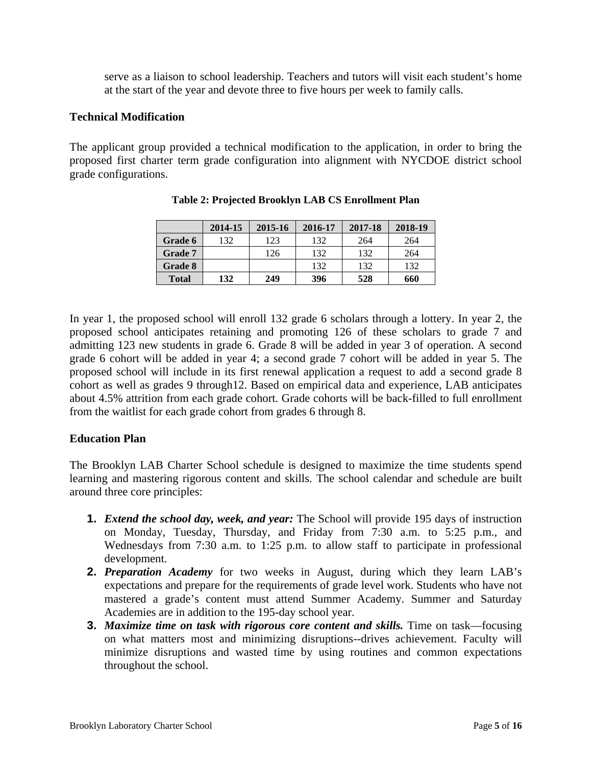serve as a liaison to school leadership. Teachers and tutors will visit each student's home at the start of the year and devote three to five hours per week to family calls.

**Technical Modification**

The applicant group provided a technical modification to the application, in order to bring the proposed first charter term grade configuration into alignment with NYCDOE district school grade configurations.

**Table 2: Projected Brooklyn LAB CS Enrollment Plan**

| | 2014-15 | 2015-16 | 2016-17 | 2017-18 | 2018-19 |
|---|---|---|---|---|---|
| **Grade 6** | 132 | 123 | 132 | 264 | 264 |
| **Grade 7** | | 126 | 132 | 132 | 264 |
| **Grade 8** | | | 132 | 132 | 132 |
| **Total** | **132** | **249** | **396** | **528** | **660** |

In year 1, the proposed school will enroll 132 grade 6 scholars through a lottery. In year 2, the proposed school anticipates retaining and promoting 126 of these scholars to grade 7 and admitting 123 new students in grade 6. Grade 8 will be added in year 3 of operation. A second grade 6 cohort will be added in year 4; a second grade 7 cohort will be added in year 5. The proposed school will include in its first renewal application a request to add a second grade 8 cohort as well as grades 9 through12. Based on empirical data and experience, LAB anticipates about 4.5% attrition from each grade cohort. Grade cohorts will be back-filled to full enrollment from the waitlist for each grade cohort from grades 6 through 8.

**Education Plan**

The Brooklyn LAB Charter School schedule is designed to maximize the time students spend learning and mastering rigorous content and skills. The school calendar and schedule are built around three core principles:

1. ***Extend the school day, week, and year:*** The School will provide 195 days of instruction on Monday, Tuesday, Thursday, and Friday from 7:30 a.m. to 5:25 p.m., and Wednesdays from 7:30 a.m. to 1:25 p.m. to allow staff to participate in professional development.
2. ***Preparation Academy*** for two weeks in August, during which they learn LAB's expectations and prepare for the requirements of grade level work. Students who have not mastered a grade's content must attend Summer Academy. Summer and Saturday Academies are in addition to the 195-day school year.
3. ***Maximize time on task with rigorous core content and skills.*** Time on task—focusing on what matters most and minimizing disruptions--drives achievement. Faculty will minimize disruptions and wasted time by using routines and common expectations throughout the school.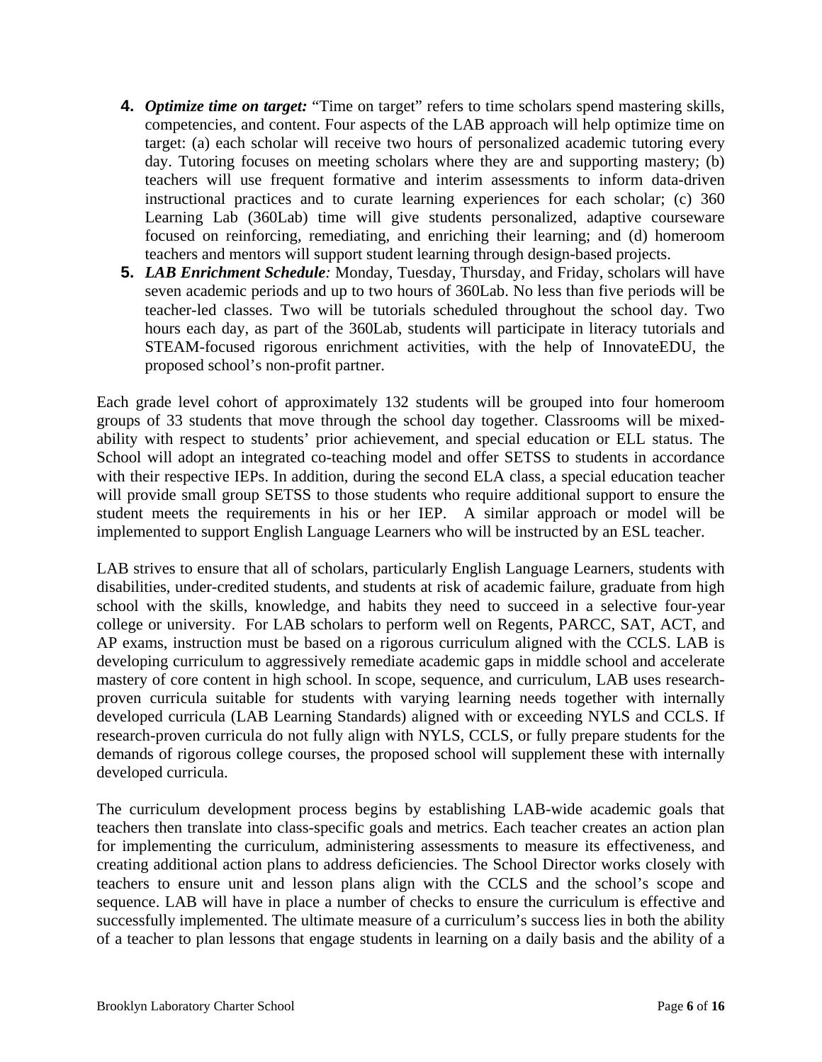4. ***Optimize time on target:*** "Time on target" refers to time scholars spend mastering skills, competencies, and content. Four aspects of the LAB approach will help optimize time on target: (a) each scholar will receive two hours of personalized academic tutoring every day. Tutoring focuses on meeting scholars where they are and supporting mastery; (b) teachers will use frequent formative and interim assessments to inform data-driven instructional practices and to curate learning experiences for each scholar; (c) 360 Learning Lab (360Lab) time will give students personalized, adaptive courseware focused on reinforcing, remediating, and enriching their learning; and (d) homeroom teachers and mentors will support student learning through design-based projects.
5. ***LAB Enrichment Schedule:*** Monday, Tuesday, Thursday, and Friday, scholars will have seven academic periods and up to two hours of 360Lab. No less than five periods will be teacher-led classes. Two will be tutorials scheduled throughout the school day. Two hours each day, as part of the 360Lab, students will participate in literacy tutorials and STEAM-focused rigorous enrichment activities, with the help of InnovateEDU, the proposed school's non-profit partner.

Each grade level cohort of approximately 132 students will be grouped into four homeroom groups of 33 students that move through the school day together. Classrooms will be mixed-ability with respect to students' prior achievement, and special education or ELL status. The School will adopt an integrated co-teaching model and offer SETSS to students in accordance with their respective IEPs. In addition, during the second ELA class, a special education teacher will provide small group SETSS to those students who require additional support to ensure the student meets the requirements in his or her IEP. A similar approach or model will be implemented to support English Language Learners who will be instructed by an ESL teacher.

LAB strives to ensure that all of scholars, particularly English Language Learners, students with disabilities, under-credited students, and students at risk of academic failure, graduate from high school with the skills, knowledge, and habits they need to succeed in a selective four-year college or university. For LAB scholars to perform well on Regents, PARCC, SAT, ACT, and AP exams, instruction must be based on a rigorous curriculum aligned with the CCLS. LAB is developing curriculum to aggressively remediate academic gaps in middle school and accelerate mastery of core content in high school. In scope, sequence, and curriculum, LAB uses research-proven curricula suitable for students with varying learning needs together with internally developed curricula (LAB Learning Standards) aligned with or exceeding NYLS and CCLS. If research-proven curricula do not fully align with NYLS, CCLS, or fully prepare students for the demands of rigorous college courses, the proposed school will supplement these with internally developed curricula.

The curriculum development process begins by establishing LAB-wide academic goals that teachers then translate into class-specific goals and metrics. Each teacher creates an action plan for implementing the curriculum, administering assessments to measure its effectiveness, and creating additional action plans to address deficiencies. The School Director works closely with teachers to ensure unit and lesson plans align with the CCLS and the school's scope and sequence. LAB will have in place a number of checks to ensure the curriculum is effective and successfully implemented. The ultimate measure of a curriculum's success lies in both the ability of a teacher to plan lessons that engage students in learning on a daily basis and the ability of a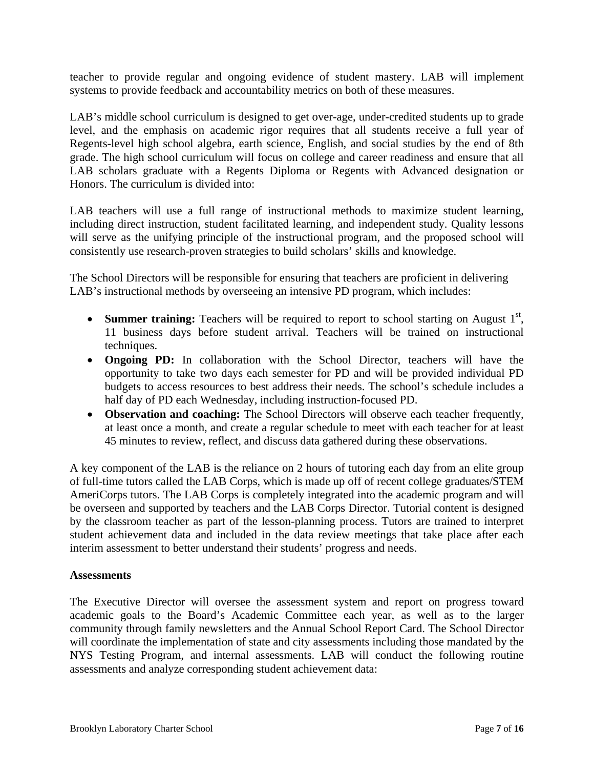teacher to provide regular and ongoing evidence of student mastery. LAB will implement systems to provide feedback and accountability metrics on both of these measures.

LAB's middle school curriculum is designed to get over-age, under-credited students up to grade level, and the emphasis on academic rigor requires that all students receive a full year of Regents-level high school algebra, earth science, English, and social studies by the end of 8th grade. The high school curriculum will focus on college and career readiness and ensure that all LAB scholars graduate with a Regents Diploma or Regents with Advanced designation or Honors. The curriculum is divided into:

LAB teachers will use a full range of instructional methods to maximize student learning, including direct instruction, student facilitated learning, and independent study. Quality lessons will serve as the unifying principle of the instructional program, and the proposed school will consistently use research-proven strategies to build scholars' skills and knowledge.

The School Directors will be responsible for ensuring that teachers are proficient in delivering LAB's instructional methods by overseeing an intensive PD program, which includes:

- **Summer training:** Teachers will be required to report to school starting on August 1st, 11 business days before student arrival. Teachers will be trained on instructional techniques.
- **Ongoing PD:** In collaboration with the School Director, teachers will have the opportunity to take two days each semester for PD and will be provided individual PD budgets to access resources to best address their needs. The school's schedule includes a half day of PD each Wednesday, including instruction-focused PD.
- **Observation and coaching:** The School Directors will observe each teacher frequently, at least once a month, and create a regular schedule to meet with each teacher for at least 45 minutes to review, reflect, and discuss data gathered during these observations.

A key component of the LAB is the reliance on 2 hours of tutoring each day from an elite group of full-time tutors called the LAB Corps, which is made up off of recent college graduates/STEM AmeriCorps tutors. The LAB Corps is completely integrated into the academic program and will be overseen and supported by teachers and the LAB Corps Director. Tutorial content is designed by the classroom teacher as part of the lesson-planning process. Tutors are trained to interpret student achievement data and included in the data review meetings that take place after each interim assessment to better understand their students' progress and needs.

**Assessments**

The Executive Director will oversee the assessment system and report on progress toward academic goals to the Board's Academic Committee each year, as well as to the larger community through family newsletters and the Annual School Report Card. The School Director will coordinate the implementation of state and city assessments including those mandated by the NYS Testing Program, and internal assessments. LAB will conduct the following routine assessments and analyze corresponding student achievement data: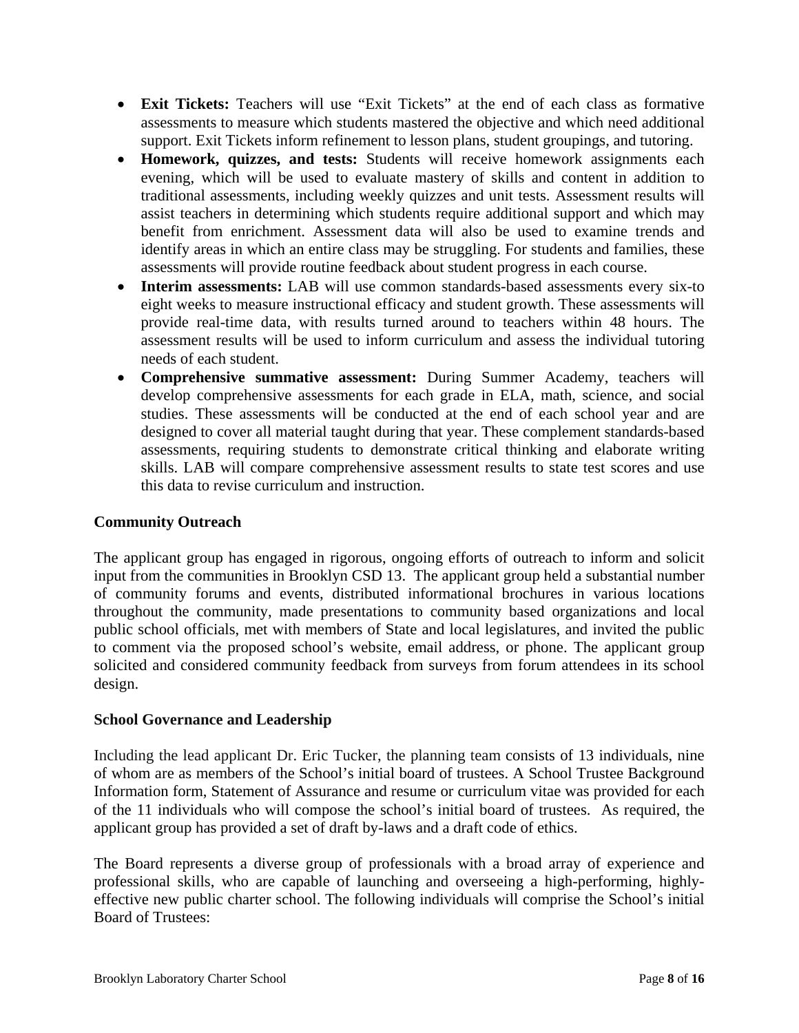- **Exit Tickets:** Teachers will use "Exit Tickets" at the end of each class as formative assessments to measure which students mastered the objective and which need additional support. Exit Tickets inform refinement to lesson plans, student groupings, and tutoring.
- **Homework, quizzes, and tests:** Students will receive homework assignments each evening, which will be used to evaluate mastery of skills and content in addition to traditional assessments, including weekly quizzes and unit tests. Assessment results will assist teachers in determining which students require additional support and which may benefit from enrichment. Assessment data will also be used to examine trends and identify areas in which an entire class may be struggling. For students and families, these assessments will provide routine feedback about student progress in each course.
- **Interim assessments:** LAB will use common standards-based assessments every six-to eight weeks to measure instructional efficacy and student growth. These assessments will provide real-time data, with results turned around to teachers within 48 hours. The assessment results will be used to inform curriculum and assess the individual tutoring needs of each student.
- **Comprehensive summative assessment:** During Summer Academy, teachers will develop comprehensive assessments for each grade in ELA, math, science, and social studies. These assessments will be conducted at the end of each school year and are designed to cover all material taught during that year. These complement standards-based assessments, requiring students to demonstrate critical thinking and elaborate writing skills. LAB will compare comprehensive assessment results to state test scores and use this data to revise curriculum and instruction.

**Community Outreach**

The applicant group has engaged in rigorous, ongoing efforts of outreach to inform and solicit input from the communities in Brooklyn CSD 13. The applicant group held a substantial number of community forums and events, distributed informational brochures in various locations throughout the community, made presentations to community based organizations and local public school officials, met with members of State and local legislatures, and invited the public to comment via the proposed school's website, email address, or phone. The applicant group solicited and considered community feedback from surveys from forum attendees in its school design.

**School Governance and Leadership**

Including the lead applicant Dr. Eric Tucker, the planning team consists of 13 individuals, nine of whom are as members of the School's initial board of trustees. A School Trustee Background Information form, Statement of Assurance and resume or curriculum vitae was provided for each of the 11 individuals who will compose the school's initial board of trustees. As required, the applicant group has provided a set of draft by-laws and a draft code of ethics.

The Board represents a diverse group of professionals with a broad array of experience and professional skills, who are capable of launching and overseeing a high-performing, highly-effective new public charter school. The following individuals will comprise the School's initial Board of Trustees: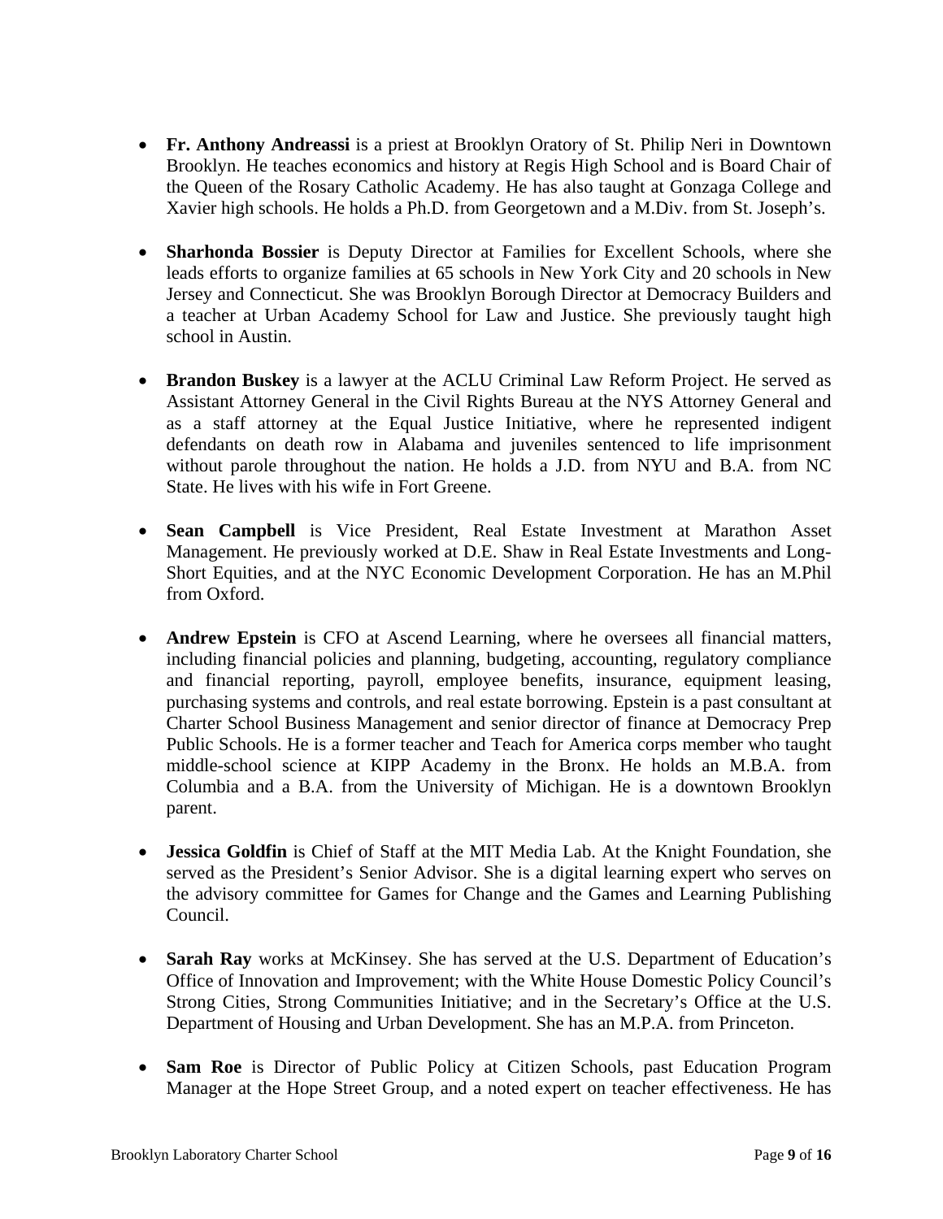- **Fr. Anthony Andreassi** is a priest at Brooklyn Oratory of St. Philip Neri in Downtown Brooklyn. He teaches economics and history at Regis High School and is Board Chair of the Queen of the Rosary Catholic Academy. He has also taught at Gonzaga College and Xavier high schools. He holds a Ph.D. from Georgetown and a M.Div. from St. Joseph's.

- **Sharhonda Bossier** is Deputy Director at Families for Excellent Schools, where she leads efforts to organize families at 65 schools in New York City and 20 schools in New Jersey and Connecticut. She was Brooklyn Borough Director at Democracy Builders and a teacher at Urban Academy School for Law and Justice. She previously taught high school in Austin.

- **Brandon Buskey** is a lawyer at the ACLU Criminal Law Reform Project. He served as Assistant Attorney General in the Civil Rights Bureau at the NYS Attorney General and as a staff attorney at the Equal Justice Initiative, where he represented indigent defendants on death row in Alabama and juveniles sentenced to life imprisonment without parole throughout the nation. He holds a J.D. from NYU and B.A. from NC State. He lives with his wife in Fort Greene.

- **Sean Campbell** is Vice President, Real Estate Investment at Marathon Asset Management. He previously worked at D.E. Shaw in Real Estate Investments and Long-Short Equities, and at the NYC Economic Development Corporation. He has an M.Phil from Oxford.

- **Andrew Epstein** is CFO at Ascend Learning, where he oversees all financial matters, including financial policies and planning, budgeting, accounting, regulatory compliance and financial reporting, payroll, employee benefits, insurance, equipment leasing, purchasing systems and controls, and real estate borrowing. Epstein is a past consultant at Charter School Business Management and senior director of finance at Democracy Prep Public Schools. He is a former teacher and Teach for America corps member who taught middle-school science at KIPP Academy in the Bronx. He holds an M.B.A. from Columbia and a B.A. from the University of Michigan. He is a downtown Brooklyn parent.

- **Jessica Goldfin** is Chief of Staff at the MIT Media Lab. At the Knight Foundation, she served as the President's Senior Advisor. She is a digital learning expert who serves on the advisory committee for Games for Change and the Games and Learning Publishing Council.

- **Sarah Ray** works at McKinsey. She has served at the U.S. Department of Education's Office of Innovation and Improvement; with the White House Domestic Policy Council's Strong Cities, Strong Communities Initiative; and in the Secretary's Office at the U.S. Department of Housing and Urban Development. She has an M.P.A. from Princeton.

- **Sam Roe** is Director of Public Policy at Citizen Schools, past Education Program Manager at the Hope Street Group, and a noted expert on teacher effectiveness. He has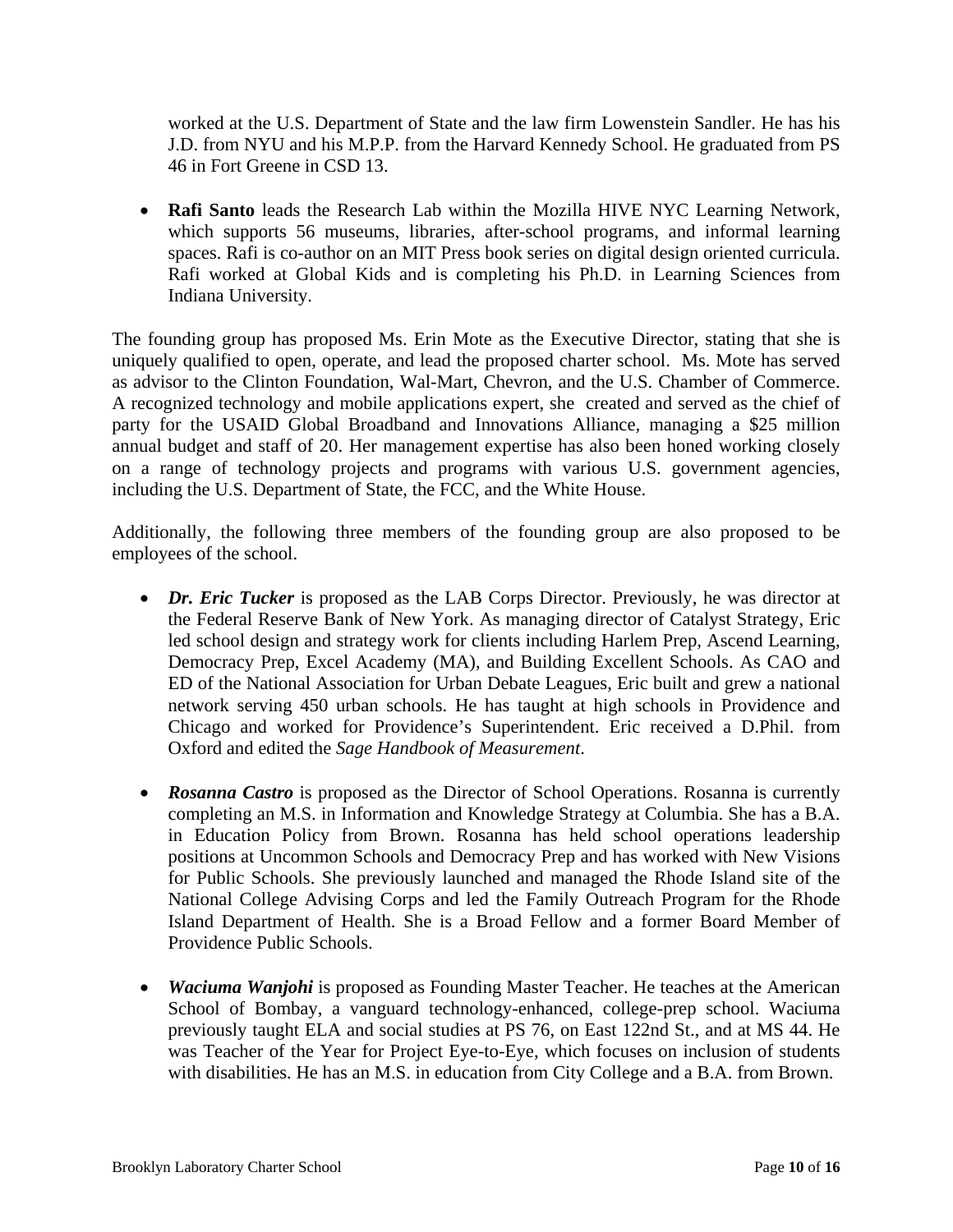worked at the U.S. Department of State and the law firm Lowenstein Sandler. He has his J.D. from NYU and his M.P.P. from the Harvard Kennedy School. He graduated from PS 46 in Fort Greene in CSD 13.

- **Rafi Santo** leads the Research Lab within the Mozilla HIVE NYC Learning Network, which supports 56 museums, libraries, after-school programs, and informal learning spaces. Rafi is co-author on an MIT Press book series on digital design oriented curricula. Rafi worked at Global Kids and is completing his Ph.D. in Learning Sciences from Indiana University.

The founding group has proposed Ms. Erin Mote as the Executive Director, stating that she is uniquely qualified to open, operate, and lead the proposed charter school. Ms. Mote has served as advisor to the Clinton Foundation, Wal-Mart, Chevron, and the U.S. Chamber of Commerce. A recognized technology and mobile applications expert, she created and served as the chief of party for the USAID Global Broadband and Innovations Alliance, managing a $25 million annual budget and staff of 20. Her management expertise has also been honed working closely on a range of technology projects and programs with various U.S. government agencies, including the U.S. Department of State, the FCC, and the White House.

Additionally, the following three members of the founding group are also proposed to be employees of the school.

- ***Dr. Eric Tucker*** is proposed as the LAB Corps Director. Previously, he was director at the Federal Reserve Bank of New York. As managing director of Catalyst Strategy, Eric led school design and strategy work for clients including Harlem Prep, Ascend Learning, Democracy Prep, Excel Academy (MA), and Building Excellent Schools. As CAO and ED of the National Association for Urban Debate Leagues, Eric built and grew a national network serving 450 urban schools. He has taught at high schools in Providence and Chicago and worked for Providence's Superintendent. Eric received a D.Phil. from Oxford and edited the *Sage Handbook of Measurement*.

- ***Rosanna Castro*** is proposed as the Director of School Operations. Rosanna is currently completing an M.S. in Information and Knowledge Strategy at Columbia. She has a B.A. in Education Policy from Brown. Rosanna has held school operations leadership positions at Uncommon Schools and Democracy Prep and has worked with New Visions for Public Schools. She previously launched and managed the Rhode Island site of the National College Advising Corps and led the Family Outreach Program for the Rhode Island Department of Health. She is a Broad Fellow and a former Board Member of Providence Public Schools.

- ***Waciuma Wanjohi*** is proposed as Founding Master Teacher. He teaches at the American School of Bombay, a vanguard technology-enhanced, college-prep school. Waciuma previously taught ELA and social studies at PS 76, on East 122nd St., and at MS 44. He was Teacher of the Year for Project Eye-to-Eye, which focuses on inclusion of students with disabilities. He has an M.S. in education from City College and a B.A. from Brown.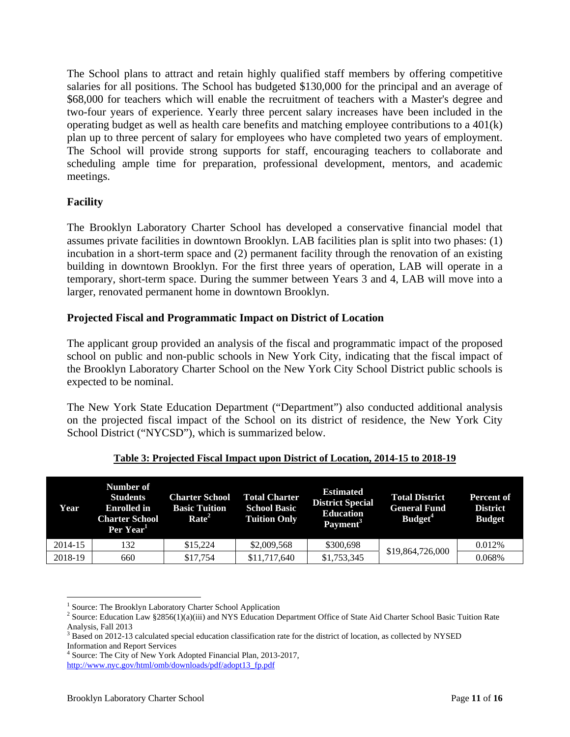The School plans to attract and retain highly qualified staff members by offering competitive salaries for all positions. The School has budgeted $130,000 for the principal and an average of $68,000 for teachers which will enable the recruitment of teachers with a Master's degree and two-four years of experience. Yearly three percent salary increases have been included in the operating budget as well as health care benefits and matching employee contributions to a 401(k) plan up to three percent of salary for employees who have completed two years of employment. The School will provide strong supports for staff, encouraging teachers to collaborate and scheduling ample time for preparation, professional development, mentors, and academic meetings.

**Facility**

The Brooklyn Laboratory Charter School has developed a conservative financial model that assumes private facilities in downtown Brooklyn. LAB facilities plan is split into two phases: (1) incubation in a short-term space and (2) permanent facility through the renovation of an existing building in downtown Brooklyn. For the first three years of operation, LAB will operate in a temporary, short-term space. During the summer between Years 3 and 4, LAB will move into a larger, renovated permanent home in downtown Brooklyn.

**Projected Fiscal and Programmatic Impact on District of Location**

The applicant group provided an analysis of the fiscal and programmatic impact of the proposed school on public and non-public schools in New York City, indicating that the fiscal impact of the Brooklyn Laboratory Charter School on the New York City School District public schools is expected to be nominal.

The New York State Education Department ("Department") also conducted additional analysis on the projected fiscal impact of the School on its district of residence, the New York City School District ("NYCSD"), which is summarized below.

**Table 3: Projected Fiscal Impact upon District of Location, 2014-15 to 2018-19**

| Year | Number of Students Enrolled in Charter School Per Year[1] | Charter School Basic Tuition Rate[2] | Total Charter School Basic Tuition Only | Estimated District Special Education Payment[3] | Total District General Fund Budget[4] | Percent of District Budget |
|---|---|---|---|---|---|---|
| 2014-15 | 132 | $15,224 | $2,009,568 | $300,698 | $19,864,726,000 | 0.012% |
| 2018-19 | 660 | $17,754 | $11,717,640 | $1,753,345 | | 0.068% |

[1] Source: The Brooklyn Laboratory Charter School Application

[2] Source: Education Law §2856(1)(a)(iii) and NYS Education Department Office of State Aid Charter School Basic Tuition Rate Analysis, Fall 2013

[3] Based on 2012-13 calculated special education classification rate for the district of location, as collected by NYSED Information and Report Services

[4] Source: The City of New York Adopted Financial Plan, 2013-2017, http://www.nyc.gov/html/omb/downloads/pdf/adopt13_fp.pdf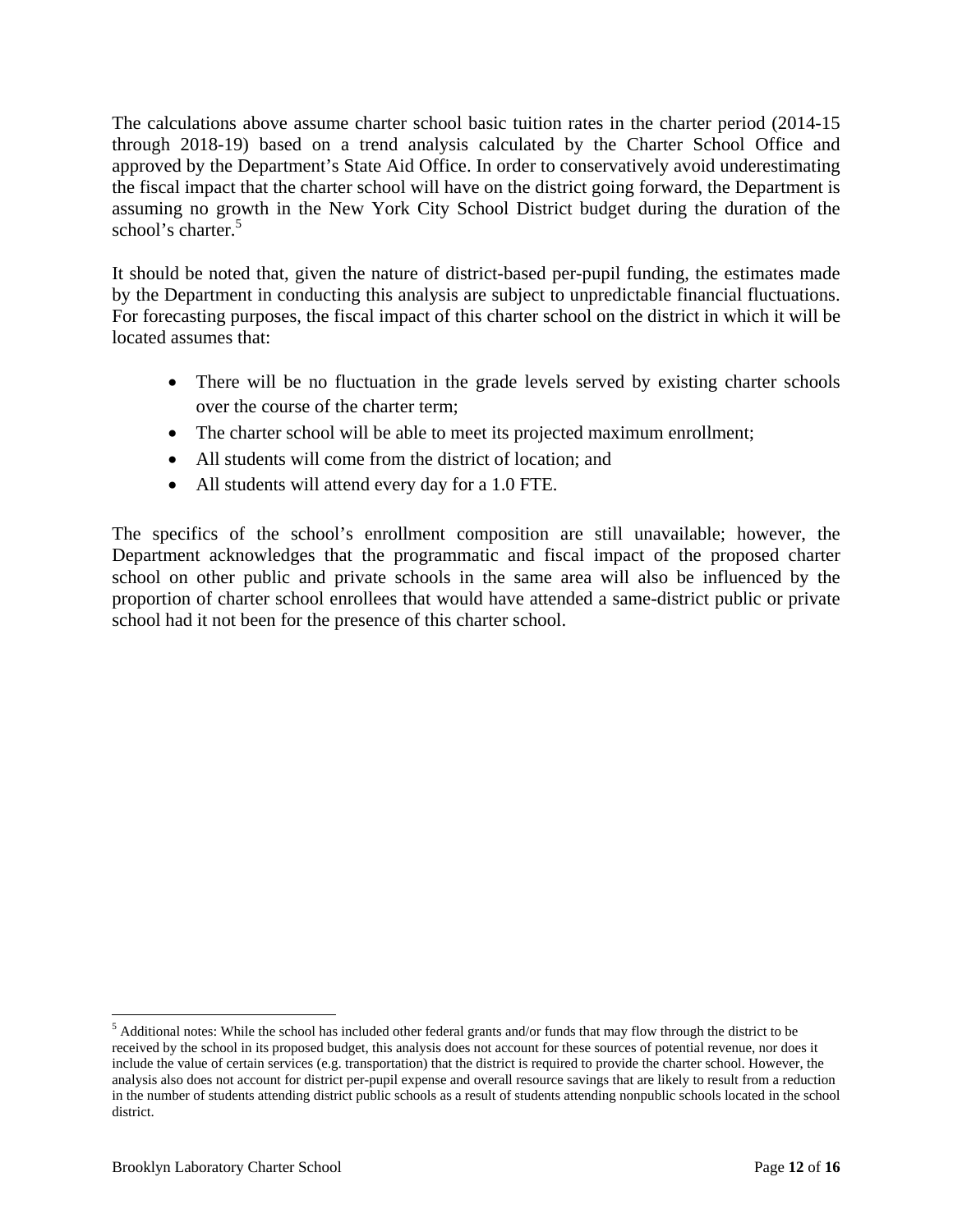The calculations above assume charter school basic tuition rates in the charter period (2014-15 through 2018-19) based on a trend analysis calculated by the Charter School Office and approved by the Department's State Aid Office. In order to conservatively avoid underestimating the fiscal impact that the charter school will have on the district going forward, the Department is assuming no growth in the New York City School District budget during the duration of the school's charter.[5]

It should be noted that, given the nature of district-based per-pupil funding, the estimates made by the Department in conducting this analysis are subject to unpredictable financial fluctuations. For forecasting purposes, the fiscal impact of this charter school on the district in which it will be located assumes that:

- There will be no fluctuation in the grade levels served by existing charter schools over the course of the charter term;
- The charter school will be able to meet its projected maximum enrollment;
- All students will come from the district of location; and
- All students will attend every day for a 1.0 FTE.

The specifics of the school's enrollment composition are still unavailable; however, the Department acknowledges that the programmatic and fiscal impact of the proposed charter school on other public and private schools in the same area will also be influenced by the proportion of charter school enrollees that would have attended a same-district public or private school had it not been for the presence of this charter school.

[5] Additional notes: While the school has included other federal grants and/or funds that may flow through the district to be received by the school in its proposed budget, this analysis does not account for these sources of potential revenue, nor does it include the value of certain services (e.g. transportation) that the district is required to provide the charter school. However, the analysis also does not account for district per-pupil expense and overall resource savings that are likely to result from a reduction in the number of students attending district public schools as a result of students attending nonpublic schools located in the school district.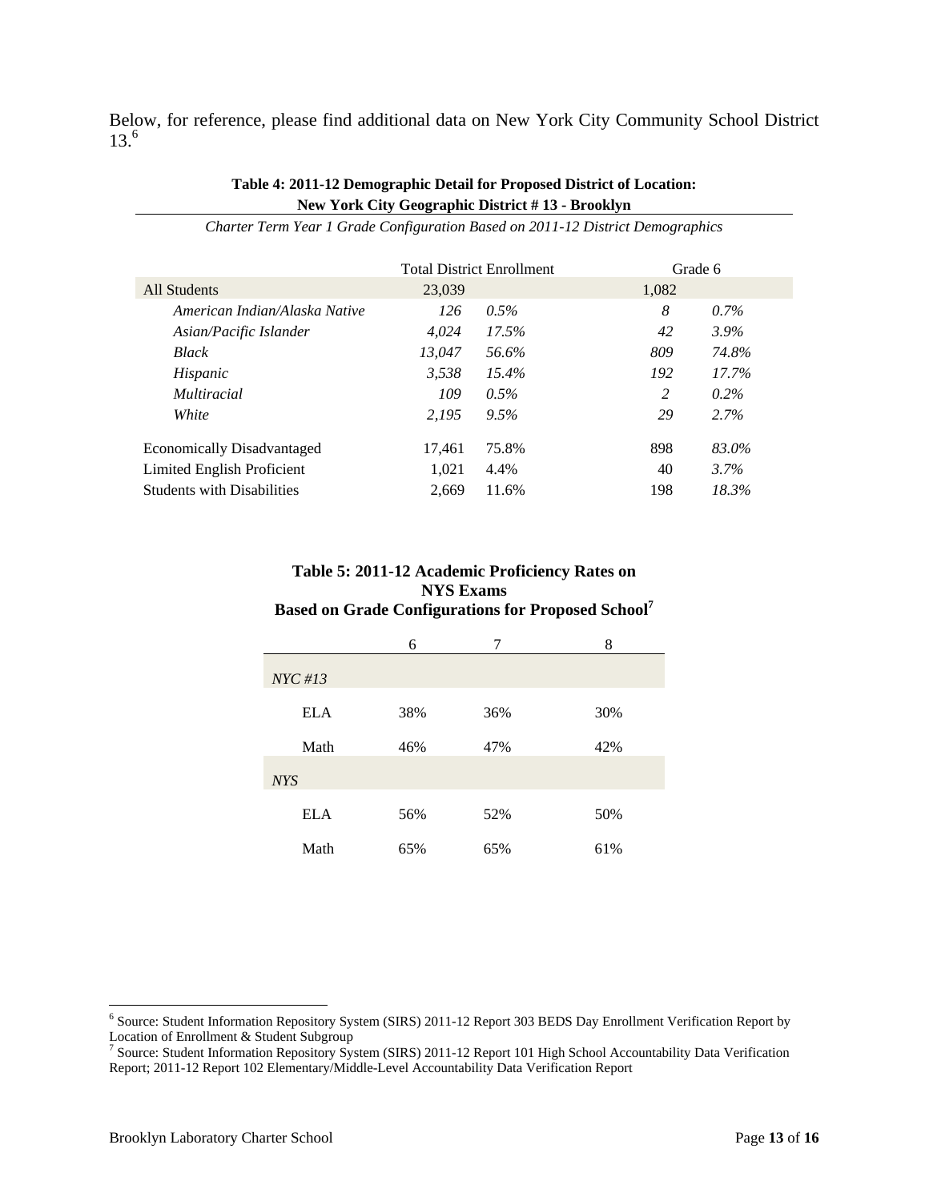Below, for reference, please find additional data on New York City Community School District 13.[6]

**Table 4: 2011-12 Demographic Detail for Proposed District of Location: New York City Geographic District # 13 - Brooklyn**

*Charter Term Year 1 Grade Configuration Based on 2011-12 District Demographics*

| | Total District Enrollment | | Grade 6 | |
|---|---|---|---|---|
| All Students | 23,039 | | 1,082 | |
| *American Indian/Alaska Native* | *126* | *0.5%* | *8* | *0.7%* |
| *Asian/Pacific Islander* | *4,024* | *17.5%* | *42* | *3.9%* |
| *Black* | *13,047* | *56.6%* | *809* | *74.8%* |
| *Hispanic* | *3,538* | *15.4%* | *192* | *17.7%* |
| *Multiracial* | *109* | *0.5%* | *2* | *0.2%* |
| *White* | *2,195* | *9.5%* | *29* | *2.7%* |
| Economically Disadvantaged | 17,461 | 75.8% | 898 | *83.0%* |
| Limited English Proficient | 1,021 | 4.4% | 40 | *3.7%* |
| Students with Disabilities | 2,669 | 11.6% | 198 | *18.3%* |

**Table 5: 2011-12 Academic Proficiency Rates on NYS Exams Based on Grade Configurations for Proposed School[7]**

| | 6 | 7 | 8 |
|---|---|---|---|
| *NYC #13* | | | |
| ELA | 38% | 36% | 30% |
| Math | 46% | 47% | 42% |
| *NYS* | | | |
| ELA | 56% | 52% | 50% |
| Math | 65% | 65% | 61% |

[6] Source: Student Information Repository System (SIRS) 2011-12 Report 303 BEDS Day Enrollment Verification Report by Location of Enrollment & Student Subgroup

[7] Source: Student Information Repository System (SIRS) 2011-12 Report 101 High School Accountability Data Verification Report; 2011-12 Report 102 Elementary/Middle-Level Accountability Data Verification Report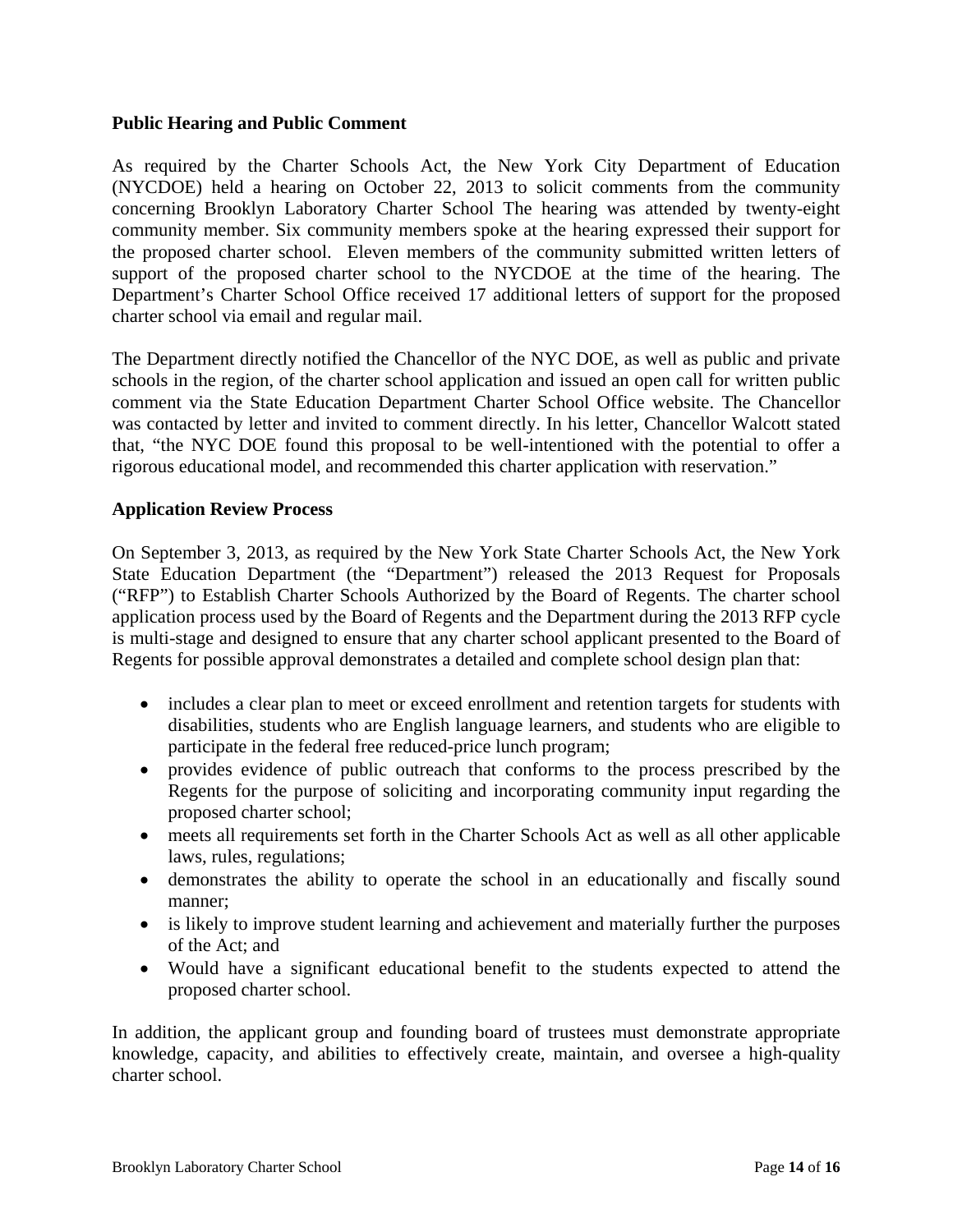**Public Hearing and Public Comment**

As required by the Charter Schools Act, the New York City Department of Education (NYCDOE) held a hearing on October 22, 2013 to solicit comments from the community concerning Brooklyn Laboratory Charter School The hearing was attended by twenty-eight community member. Six community members spoke at the hearing expressed their support for the proposed charter school. Eleven members of the community submitted written letters of support of the proposed charter school to the NYCDOE at the time of the hearing. The Department's Charter School Office received 17 additional letters of support for the proposed charter school via email and regular mail.

The Department directly notified the Chancellor of the NYC DOE, as well as public and private schools in the region, of the charter school application and issued an open call for written public comment via the State Education Department Charter School Office website. The Chancellor was contacted by letter and invited to comment directly. In his letter, Chancellor Walcott stated that, "the NYC DOE found this proposal to be well-intentioned with the potential to offer a rigorous educational model, and recommended this charter application with reservation."

**Application Review Process**

On September 3, 2013, as required by the New York State Charter Schools Act, the New York State Education Department (the "Department") released the 2013 Request for Proposals ("RFP") to Establish Charter Schools Authorized by the Board of Regents. The charter school application process used by the Board of Regents and the Department during the 2013 RFP cycle is multi-stage and designed to ensure that any charter school applicant presented to the Board of Regents for possible approval demonstrates a detailed and complete school design plan that:

- includes a clear plan to meet or exceed enrollment and retention targets for students with disabilities, students who are English language learners, and students who are eligible to participate in the federal free reduced-price lunch program;
- provides evidence of public outreach that conforms to the process prescribed by the Regents for the purpose of soliciting and incorporating community input regarding the proposed charter school;
- meets all requirements set forth in the Charter Schools Act as well as all other applicable laws, rules, regulations;
- demonstrates the ability to operate the school in an educationally and fiscally sound manner;
- is likely to improve student learning and achievement and materially further the purposes of the Act; and
- Would have a significant educational benefit to the students expected to attend the proposed charter school.

In addition, the applicant group and founding board of trustees must demonstrate appropriate knowledge, capacity, and abilities to effectively create, maintain, and oversee a high-quality charter school.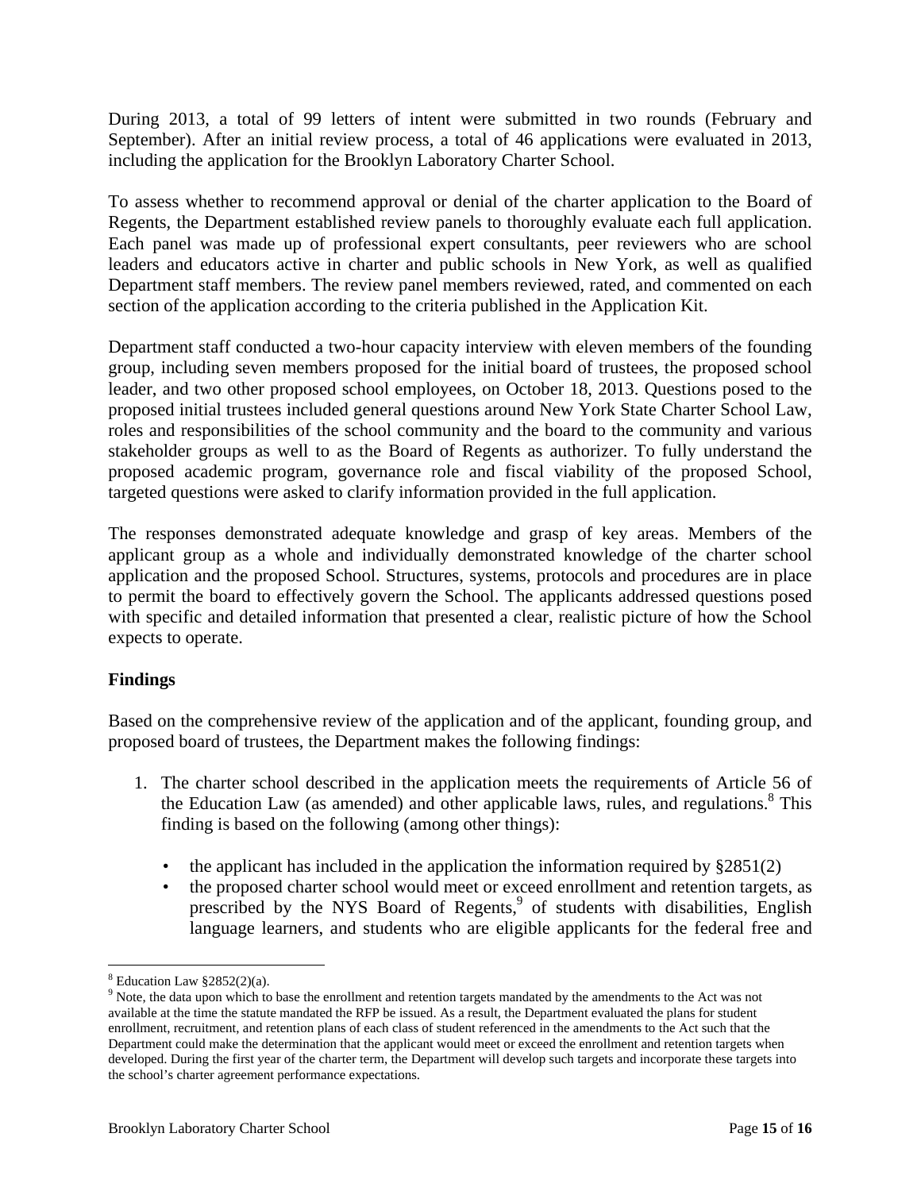During 2013, a total of 99 letters of intent were submitted in two rounds (February and September). After an initial review process, a total of 46 applications were evaluated in 2013, including the application for the Brooklyn Laboratory Charter School.

To assess whether to recommend approval or denial of the charter application to the Board of Regents, the Department established review panels to thoroughly evaluate each full application. Each panel was made up of professional expert consultants, peer reviewers who are school leaders and educators active in charter and public schools in New York, as well as qualified Department staff members. The review panel members reviewed, rated, and commented on each section of the application according to the criteria published in the Application Kit.

Department staff conducted a two-hour capacity interview with eleven members of the founding group, including seven members proposed for the initial board of trustees, the proposed school leader, and two other proposed school employees, on October 18, 2013. Questions posed to the proposed initial trustees included general questions around New York State Charter School Law, roles and responsibilities of the school community and the board to the community and various stakeholder groups as well to as the Board of Regents as authorizer. To fully understand the proposed academic program, governance role and fiscal viability of the proposed School, targeted questions were asked to clarify information provided in the full application.

The responses demonstrated adequate knowledge and grasp of key areas. Members of the applicant group as a whole and individually demonstrated knowledge of the charter school application and the proposed School. Structures, systems, protocols and procedures are in place to permit the board to effectively govern the School. The applicants addressed questions posed with specific and detailed information that presented a clear, realistic picture of how the School expects to operate.

**Findings**

Based on the comprehensive review of the application and of the applicant, founding group, and proposed board of trustees, the Department makes the following findings:

1. The charter school described in the application meets the requirements of Article 56 of the Education Law (as amended) and other applicable laws, rules, and regulations.[8] This finding is based on the following (among other things):

    - the applicant has included in the application the information required by §2851(2)
    - the proposed charter school would meet or exceed enrollment and retention targets, as prescribed by the NYS Board of Regents,[9] of students with disabilities, English language learners, and students who are eligible applicants for the federal free and

[8] Education Law §2852(2)(a).

[9] Note, the data upon which to base the enrollment and retention targets mandated by the amendments to the Act was not available at the time the statute mandated the RFP be issued. As a result, the Department evaluated the plans for student enrollment, recruitment, and retention plans of each class of student referenced in the amendments to the Act such that the Department could make the determination that the applicant would meet or exceed the enrollment and retention targets when developed. During the first year of the charter term, the Department will develop such targets and incorporate these targets into the school's charter agreement performance expectations.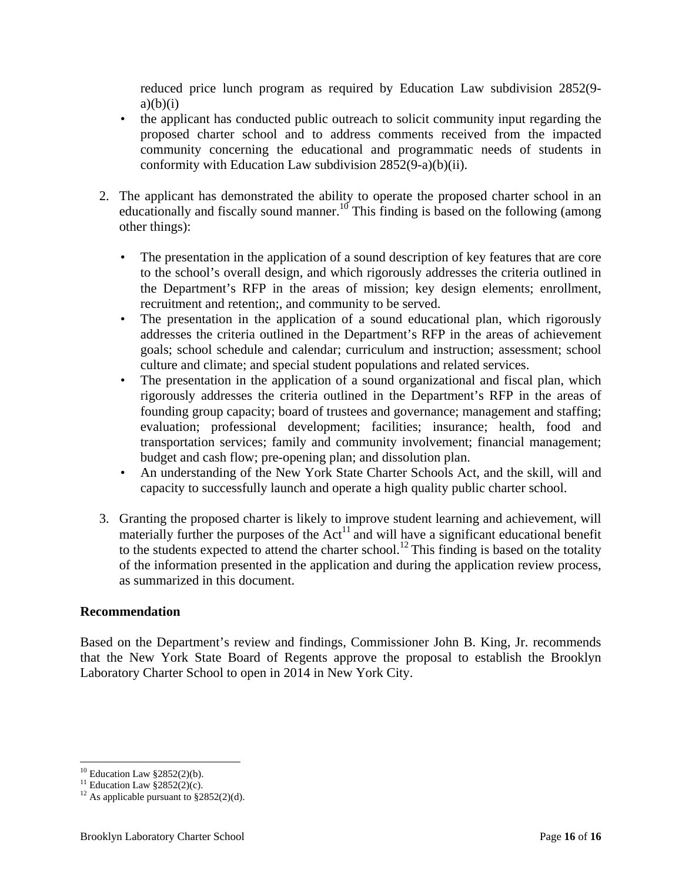reduced price lunch program as required by Education Law subdivision 2852(9-a)(b)(i)

- the applicant has conducted public outreach to solicit community input regarding the proposed charter school and to address comments received from the impacted community concerning the educational and programmatic needs of students in conformity with Education Law subdivision 2852(9-a)(b)(ii).

2. The applicant has demonstrated the ability to operate the proposed charter school in an educationally and fiscally sound manner.[10] This finding is based on the following (among other things):

   - The presentation in the application of a sound description of key features that are core to the school's overall design, and which rigorously addresses the criteria outlined in the Department's RFP in the areas of mission; key design elements; enrollment, recruitment and retention;, and community to be served.
   - The presentation in the application of a sound educational plan, which rigorously addresses the criteria outlined in the Department's RFP in the areas of achievement goals; school schedule and calendar; curriculum and instruction; assessment; school culture and climate; and special student populations and related services.
   - The presentation in the application of a sound organizational and fiscal plan, which rigorously addresses the criteria outlined in the Department's RFP in the areas of founding group capacity; board of trustees and governance; management and staffing; evaluation; professional development; facilities; insurance; health, food and transportation services; family and community involvement; financial management; budget and cash flow; pre-opening plan; and dissolution plan.
   - An understanding of the New York State Charter Schools Act, and the skill, will and capacity to successfully launch and operate a high quality public charter school.

3. Granting the proposed charter is likely to improve student learning and achievement, will materially further the purposes of the Act[11] and will have a significant educational benefit to the students expected to attend the charter school.[12] This finding is based on the totality of the information presented in the application and during the application review process, as summarized in this document.

**Recommendation**

Based on the Department's review and findings, Commissioner John B. King, Jr. recommends that the New York State Board of Regents approve the proposal to establish the Brooklyn Laboratory Charter School to open in 2014 in New York City.

---

[10] Education Law §2852(2)(b).
[11] Education Law §2852(2)(c).
[12] As applicable pursuant to §2852(2)(d).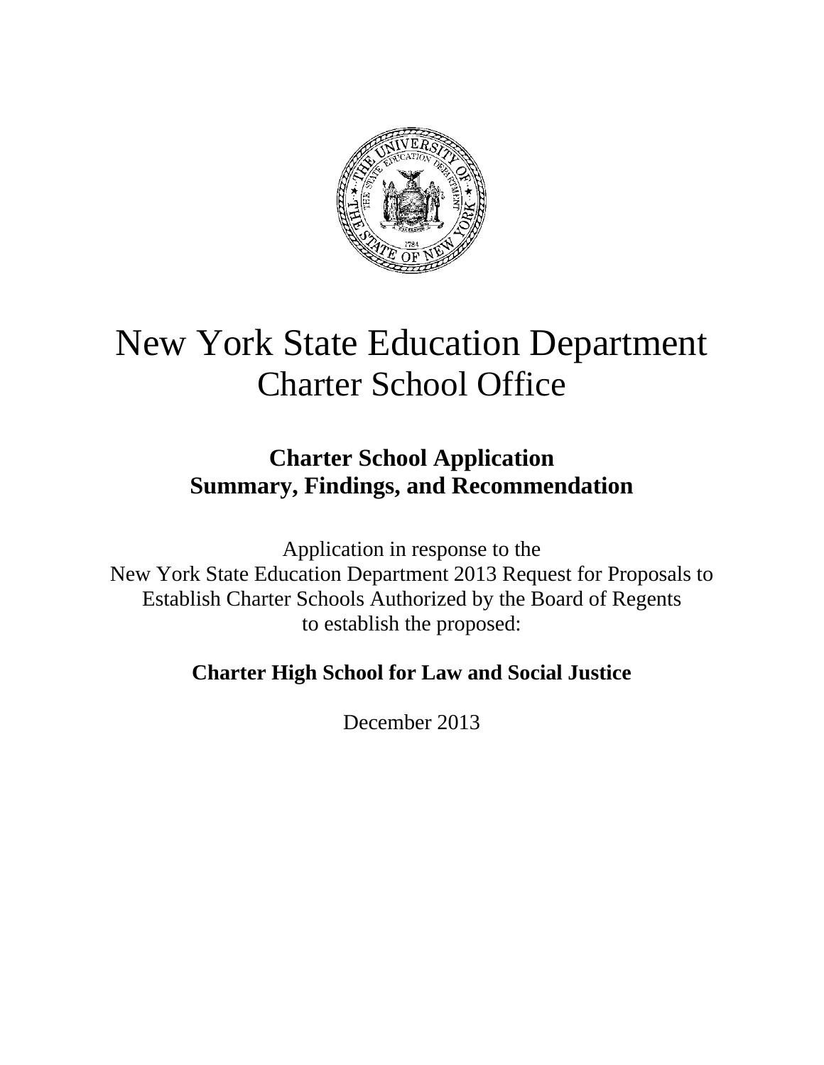# New York State Education Department
## Charter School Office

### Charter School Application
### Summary, Findings, and Recommendation

Application in response to the
New York State Education Department 2013 Request for Proposals to
Establish Charter Schools Authorized by the Board of Regents
to establish the proposed:

**Charter High School for Law and Social Justice**

December 2013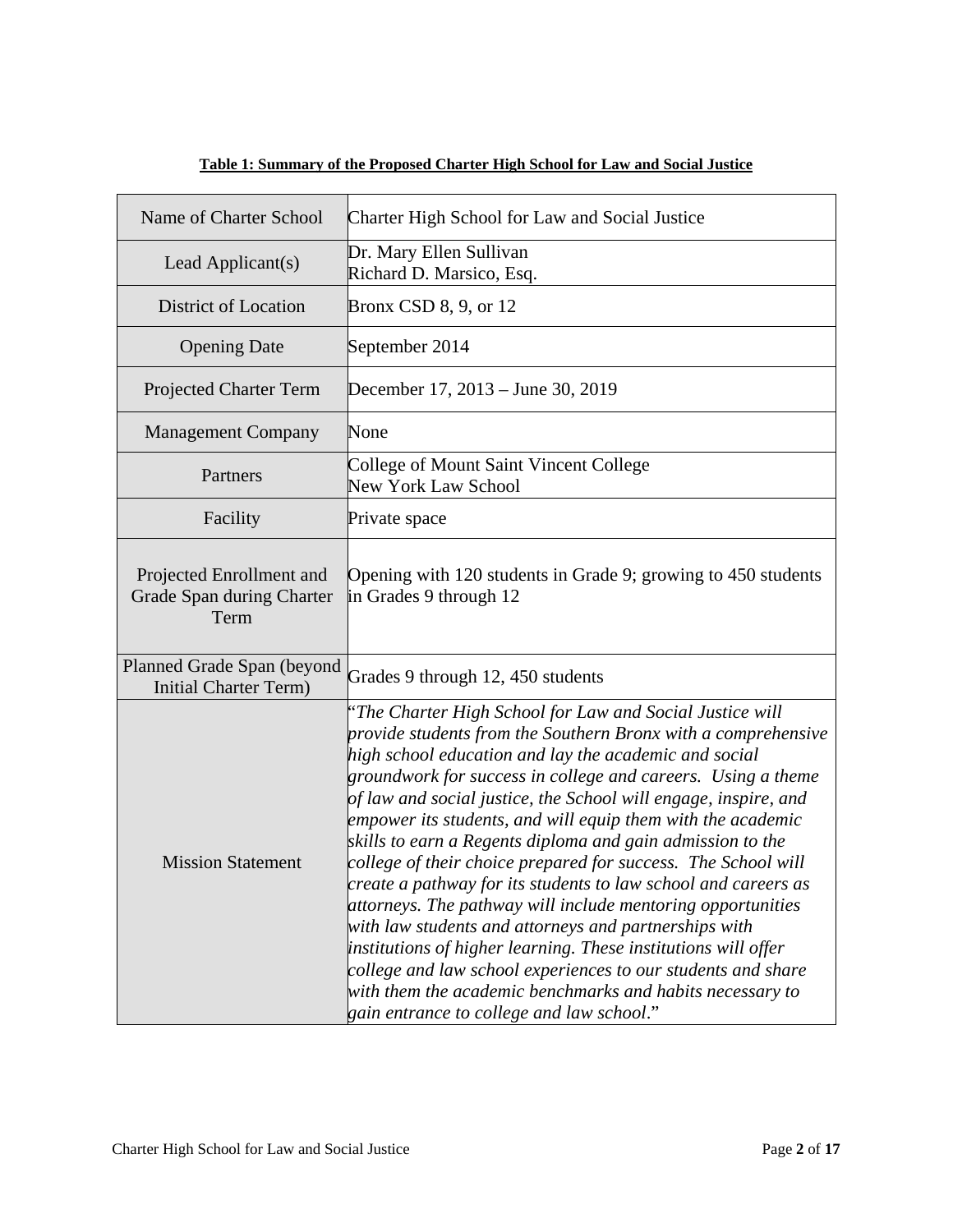**Table 1: Summary of the Proposed Charter High School for Law and Social Justice**

| | |
|---|---|
| Name of Charter School | Charter High School for Law and Social Justice |
| Lead Applicant(s) | Dr. Mary Ellen Sullivan<br>Richard D. Marsico, Esq. |
| District of Location | Bronx CSD 8, 9, or 12 |
| Opening Date | September 2014 |
| Projected Charter Term | December 17, 2013 – June 30, 2019 |
| Management Company | None |
| Partners | College of Mount Saint Vincent College<br>New York Law School |
| Facility | Private space |
| Projected Enrollment and Grade Span during Charter Term | Opening with 120 students in Grade 9; growing to 450 students in Grades 9 through 12 |
| Planned Grade Span (beyond Initial Charter Term) | Grades 9 through 12, 450 students |
| Mission Statement | "*The Charter High School for Law and Social Justice will provide students from the Southern Bronx with a comprehensive high school education and lay the academic and social groundwork for success in college and careers. Using a theme of law and social justice, the School will engage, inspire, and empower its students, and will equip them with the academic skills to earn a Regents diploma and gain admission to the college of their choice prepared for success. The School will create a pathway for its students to law school and careers as attorneys. The pathway will include mentoring opportunities with law students and attorneys and partnerships with institutions of higher learning. These institutions will offer college and law school experiences to our students and share with them the academic benchmarks and habits necessary to gain entrance to college and law school*." |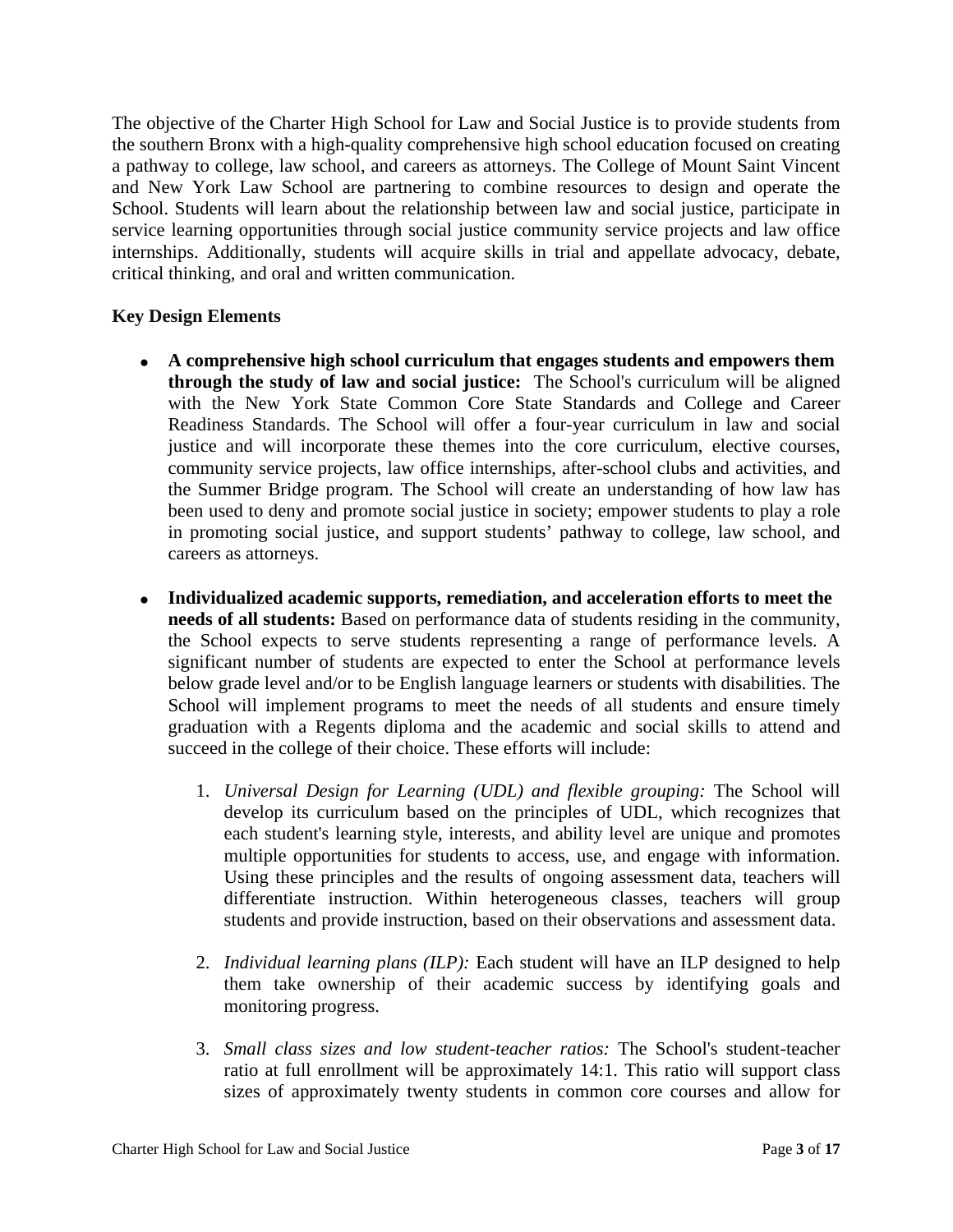The objective of the Charter High School for Law and Social Justice is to provide students from the southern Bronx with a high-quality comprehensive high school education focused on creating a pathway to college, law school, and careers as attorneys. The College of Mount Saint Vincent and New York Law School are partnering to combine resources to design and operate the School. Students will learn about the relationship between law and social justice, participate in service learning opportunities through social justice community service projects and law office internships. Additionally, students will acquire skills in trial and appellate advocacy, debate, critical thinking, and oral and written communication.

**Key Design Elements**

- **A comprehensive high school curriculum that engages students and empowers them through the study of law and social justice:** The School's curriculum will be aligned with the New York State Common Core State Standards and College and Career Readiness Standards. The School will offer a four-year curriculum in law and social justice and will incorporate these themes into the core curriculum, elective courses, community service projects, law office internships, after-school clubs and activities, and the Summer Bridge program. The School will create an understanding of how law has been used to deny and promote social justice in society; empower students to play a role in promoting social justice, and support students' pathway to college, law school, and careers as attorneys.

- **Individualized academic supports, remediation, and acceleration efforts to meet the needs of all students:** Based on performance data of students residing in the community, the School expects to serve students representing a range of performance levels. A significant number of students are expected to enter the School at performance levels below grade level and/or to be English language learners or students with disabilities. The School will implement programs to meet the needs of all students and ensure timely graduation with a Regents diploma and the academic and social skills to attend and succeed in the college of their choice. These efforts will include:

    1. *Universal Design for Learning (UDL) and flexible grouping:* The School will develop its curriculum based on the principles of UDL, which recognizes that each student's learning style, interests, and ability level are unique and promotes multiple opportunities for students to access, use, and engage with information. Using these principles and the results of ongoing assessment data, teachers will differentiate instruction. Within heterogeneous classes, teachers will group students and provide instruction, based on their observations and assessment data.

    2. *Individual learning plans (ILP):* Each student will have an ILP designed to help them take ownership of their academic success by identifying goals and monitoring progress.

    3. *Small class sizes and low student-teacher ratios:* The School's student-teacher ratio at full enrollment will be approximately 14:1. This ratio will support class sizes of approximately twenty students in common core courses and allow for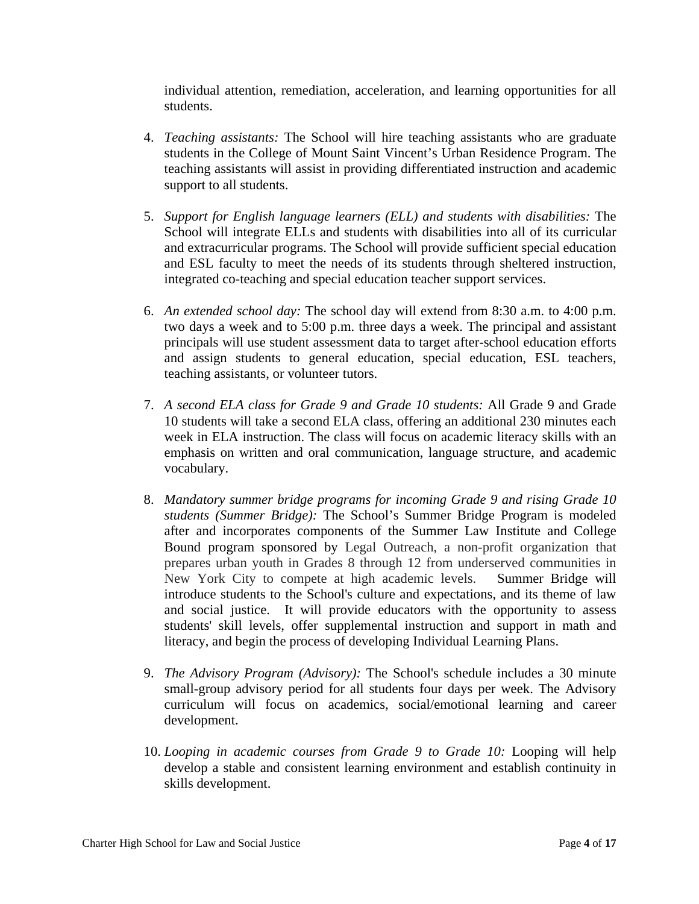individual attention, remediation, acceleration, and learning opportunities for all students.

4. *Teaching assistants:* The School will hire teaching assistants who are graduate students in the College of Mount Saint Vincent's Urban Residence Program. The teaching assistants will assist in providing differentiated instruction and academic support to all students.

5. *Support for English language learners (ELL) and students with disabilities:* The School will integrate ELLs and students with disabilities into all of its curricular and extracurricular programs. The School will provide sufficient special education and ESL faculty to meet the needs of its students through sheltered instruction, integrated co-teaching and special education teacher support services.

6. *An extended school day:* The school day will extend from 8:30 a.m. to 4:00 p.m. two days a week and to 5:00 p.m. three days a week. The principal and assistant principals will use student assessment data to target after-school education efforts and assign students to general education, special education, ESL teachers, teaching assistants, or volunteer tutors.

7. *A second ELA class for Grade 9 and Grade 10 students:* All Grade 9 and Grade 10 students will take a second ELA class, offering an additional 230 minutes each week in ELA instruction. The class will focus on academic literacy skills with an emphasis on written and oral communication, language structure, and academic vocabulary.

8. *Mandatory summer bridge programs for incoming Grade 9 and rising Grade 10 students (Summer Bridge):* The School's Summer Bridge Program is modeled after and incorporates components of the Summer Law Institute and College Bound program sponsored by Legal Outreach, a non-profit organization that prepares urban youth in Grades 8 through 12 from underserved communities in New York City to compete at high academic levels. Summer Bridge will introduce students to the School's culture and expectations, and its theme of law and social justice. It will provide educators with the opportunity to assess students' skill levels, offer supplemental instruction and support in math and literacy, and begin the process of developing Individual Learning Plans.

9. *The Advisory Program (Advisory):* The School's schedule includes a 30 minute small-group advisory period for all students four days per week. The Advisory curriculum will focus on academics, social/emotional learning and career development.

10. *Looping in academic courses from Grade 9 to Grade 10:* Looping will help develop a stable and consistent learning environment and establish continuity in skills development.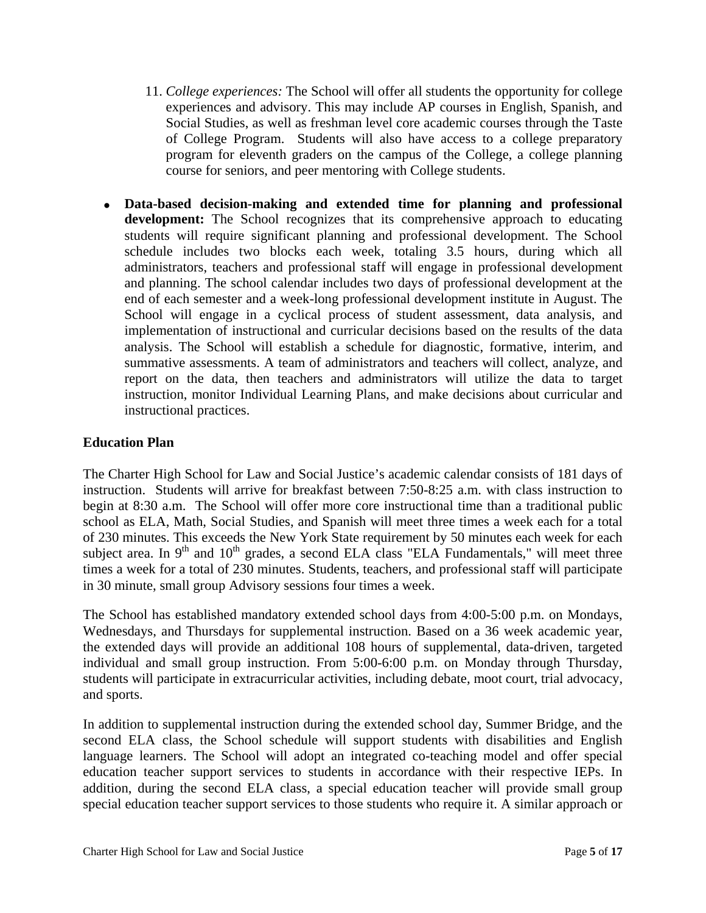11. *College experiences:* The School will offer all students the opportunity for college experiences and advisory. This may include AP courses in English, Spanish, and Social Studies, as well as freshman level core academic courses through the Taste of College Program. Students will also have access to a college preparatory program for eleventh graders on the campus of the College, a college planning course for seniors, and peer mentoring with College students.

- **Data-based decision-making and extended time for planning and professional development:** The School recognizes that its comprehensive approach to educating students will require significant planning and professional development. The School schedule includes two blocks each week, totaling 3.5 hours, during which all administrators, teachers and professional staff will engage in professional development and planning. The school calendar includes two days of professional development at the end of each semester and a week-long professional development institute in August. The School will engage in a cyclical process of student assessment, data analysis, and implementation of instructional and curricular decisions based on the results of the data analysis. The School will establish a schedule for diagnostic, formative, interim, and summative assessments. A team of administrators and teachers will collect, analyze, and report on the data, then teachers and administrators will utilize the data to target instruction, monitor Individual Learning Plans, and make decisions about curricular and instructional practices.

**Education Plan**

The Charter High School for Law and Social Justice's academic calendar consists of 181 days of instruction. Students will arrive for breakfast between 7:50-8:25 a.m. with class instruction to begin at 8:30 a.m. The School will offer more core instructional time than a traditional public school as ELA, Math, Social Studies, and Spanish will meet three times a week each for a total of 230 minutes. This exceeds the New York State requirement by 50 minutes each week for each subject area. In 9th and 10th grades, a second ELA class "ELA Fundamentals," will meet three times a week for a total of 230 minutes. Students, teachers, and professional staff will participate in 30 minute, small group Advisory sessions four times a week.

The School has established mandatory extended school days from 4:00-5:00 p.m. on Mondays, Wednesdays, and Thursdays for supplemental instruction. Based on a 36 week academic year, the extended days will provide an additional 108 hours of supplemental, data-driven, targeted individual and small group instruction. From 5:00-6:00 p.m. on Monday through Thursday, students will participate in extracurricular activities, including debate, moot court, trial advocacy, and sports.

In addition to supplemental instruction during the extended school day, Summer Bridge, and the second ELA class, the School schedule will support students with disabilities and English language learners. The School will adopt an integrated co-teaching model and offer special education teacher support services to students in accordance with their respective IEPs. In addition, during the second ELA class, a special education teacher will provide small group special education teacher support services to those students who require it. A similar approach or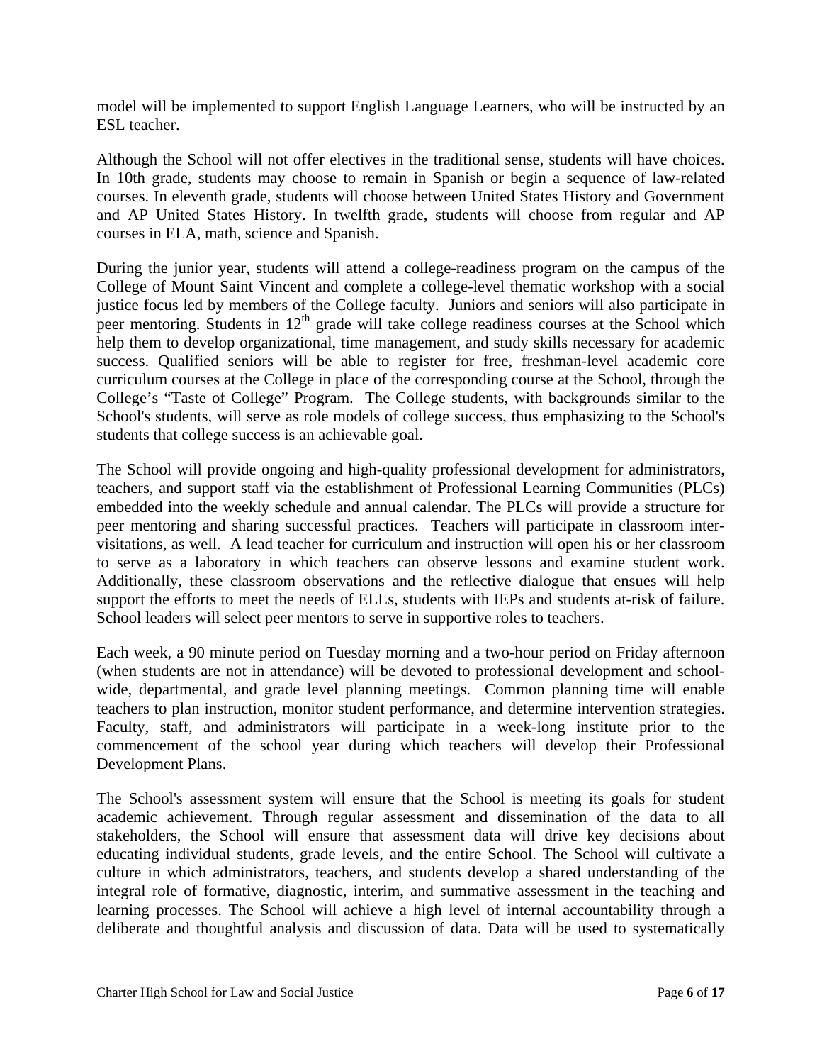model will be implemented to support English Language Learners, who will be instructed by an ESL teacher.

Although the School will not offer electives in the traditional sense, students will have choices. In 10th grade, students may choose to remain in Spanish or begin a sequence of law-related courses. In eleventh grade, students will choose between United States History and Government and AP United States History. In twelfth grade, students will choose from regular and AP courses in ELA, math, science and Spanish.

During the junior year, students will attend a college-readiness program on the campus of the College of Mount Saint Vincent and complete a college-level thematic workshop with a social justice focus led by members of the College faculty. Juniors and seniors will also participate in peer mentoring. Students in 12th grade will take college readiness courses at the School which help them to develop organizational, time management, and study skills necessary for academic success. Qualified seniors will be able to register for free, freshman-level academic core curriculum courses at the College in place of the corresponding course at the School, through the College's "Taste of College" Program. The College students, with backgrounds similar to the School's students, will serve as role models of college success, thus emphasizing to the School's students that college success is an achievable goal.

The School will provide ongoing and high-quality professional development for administrators, teachers, and support staff via the establishment of Professional Learning Communities (PLCs) embedded into the weekly schedule and annual calendar. The PLCs will provide a structure for peer mentoring and sharing successful practices. Teachers will participate in classroom inter-visitations, as well. A lead teacher for curriculum and instruction will open his or her classroom to serve as a laboratory in which teachers can observe lessons and examine student work. Additionally, these classroom observations and the reflective dialogue that ensues will help support the efforts to meet the needs of ELLs, students with IEPs and students at-risk of failure. School leaders will select peer mentors to serve in supportive roles to teachers.

Each week, a 90 minute period on Tuesday morning and a two-hour period on Friday afternoon (when students are not in attendance) will be devoted to professional development and school-wide, departmental, and grade level planning meetings. Common planning time will enable teachers to plan instruction, monitor student performance, and determine intervention strategies. Faculty, staff, and administrators will participate in a week-long institute prior to the commencement of the school year during which teachers will develop their Professional Development Plans.

The School's assessment system will ensure that the School is meeting its goals for student academic achievement. Through regular assessment and dissemination of the data to all stakeholders, the School will ensure that assessment data will drive key decisions about educating individual students, grade levels, and the entire School. The School will cultivate a culture in which administrators, teachers, and students develop a shared understanding of the integral role of formative, diagnostic, interim, and summative assessment in the teaching and learning processes. The School will achieve a high level of internal accountability through a deliberate and thoughtful analysis and discussion of data. Data will be used to systematically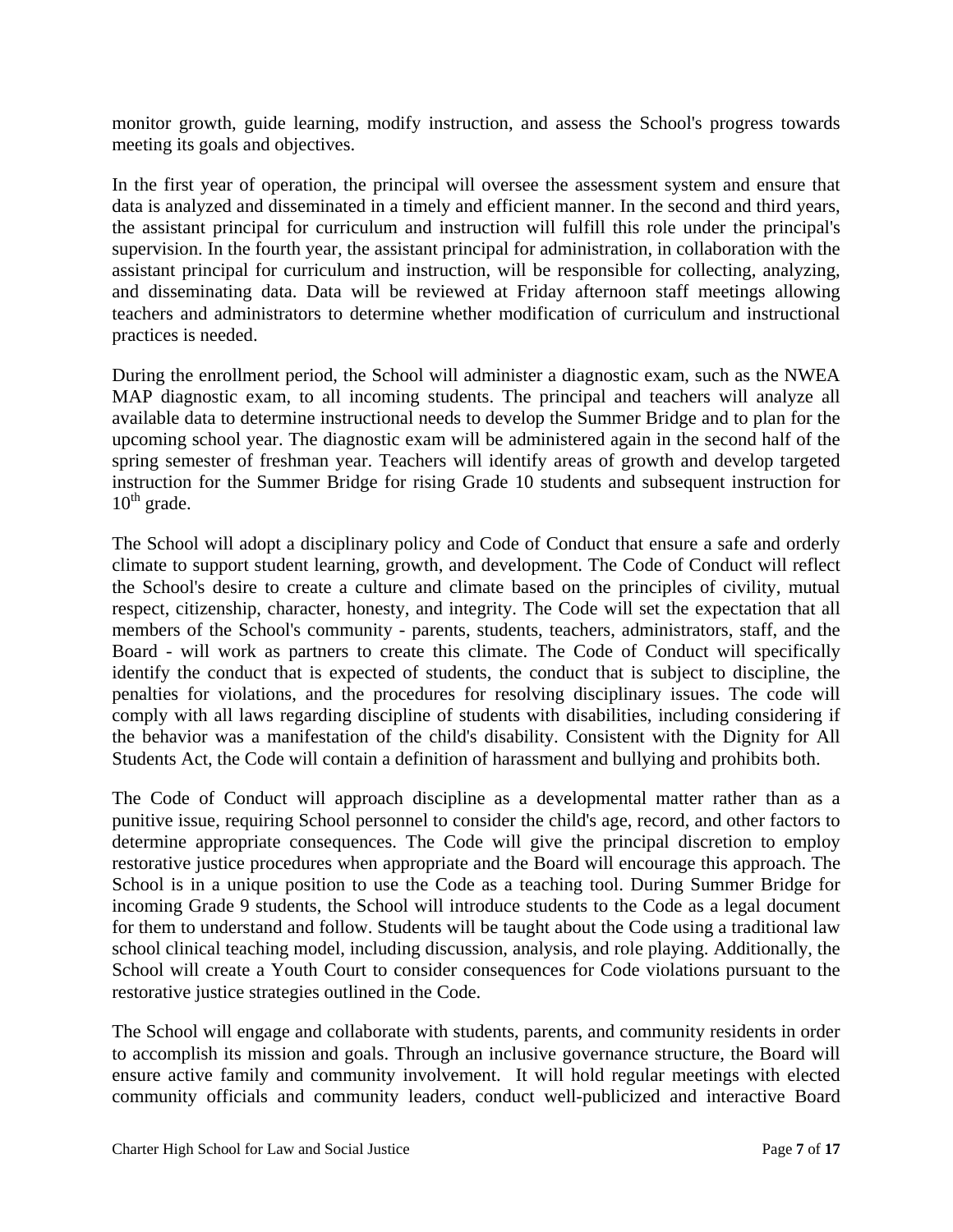monitor growth, guide learning, modify instruction, and assess the School's progress towards meeting its goals and objectives.

In the first year of operation, the principal will oversee the assessment system and ensure that data is analyzed and disseminated in a timely and efficient manner. In the second and third years, the assistant principal for curriculum and instruction will fulfill this role under the principal's supervision. In the fourth year, the assistant principal for administration, in collaboration with the assistant principal for curriculum and instruction, will be responsible for collecting, analyzing, and disseminating data. Data will be reviewed at Friday afternoon staff meetings allowing teachers and administrators to determine whether modification of curriculum and instructional practices is needed.

During the enrollment period, the School will administer a diagnostic exam, such as the NWEA MAP diagnostic exam, to all incoming students. The principal and teachers will analyze all available data to determine instructional needs to develop the Summer Bridge and to plan for the upcoming school year. The diagnostic exam will be administered again in the second half of the spring semester of freshman year. Teachers will identify areas of growth and develop targeted instruction for the Summer Bridge for rising Grade 10 students and subsequent instruction for 10th grade.

The School will adopt a disciplinary policy and Code of Conduct that ensure a safe and orderly climate to support student learning, growth, and development. The Code of Conduct will reflect the School's desire to create a culture and climate based on the principles of civility, mutual respect, citizenship, character, honesty, and integrity. The Code will set the expectation that all members of the School's community - parents, students, teachers, administrators, staff, and the Board - will work as partners to create this climate. The Code of Conduct will specifically identify the conduct that is expected of students, the conduct that is subject to discipline, the penalties for violations, and the procedures for resolving disciplinary issues. The code will comply with all laws regarding discipline of students with disabilities, including considering if the behavior was a manifestation of the child's disability. Consistent with the Dignity for All Students Act, the Code will contain a definition of harassment and bullying and prohibits both.

The Code of Conduct will approach discipline as a developmental matter rather than as a punitive issue, requiring School personnel to consider the child's age, record, and other factors to determine appropriate consequences. The Code will give the principal discretion to employ restorative justice procedures when appropriate and the Board will encourage this approach. The School is in a unique position to use the Code as a teaching tool. During Summer Bridge for incoming Grade 9 students, the School will introduce students to the Code as a legal document for them to understand and follow. Students will be taught about the Code using a traditional law school clinical teaching model, including discussion, analysis, and role playing. Additionally, the School will create a Youth Court to consider consequences for Code violations pursuant to the restorative justice strategies outlined in the Code.

The School will engage and collaborate with students, parents, and community residents in order to accomplish its mission and goals. Through an inclusive governance structure, the Board will ensure active family and community involvement. It will hold regular meetings with elected community officials and community leaders, conduct well-publicized and interactive Board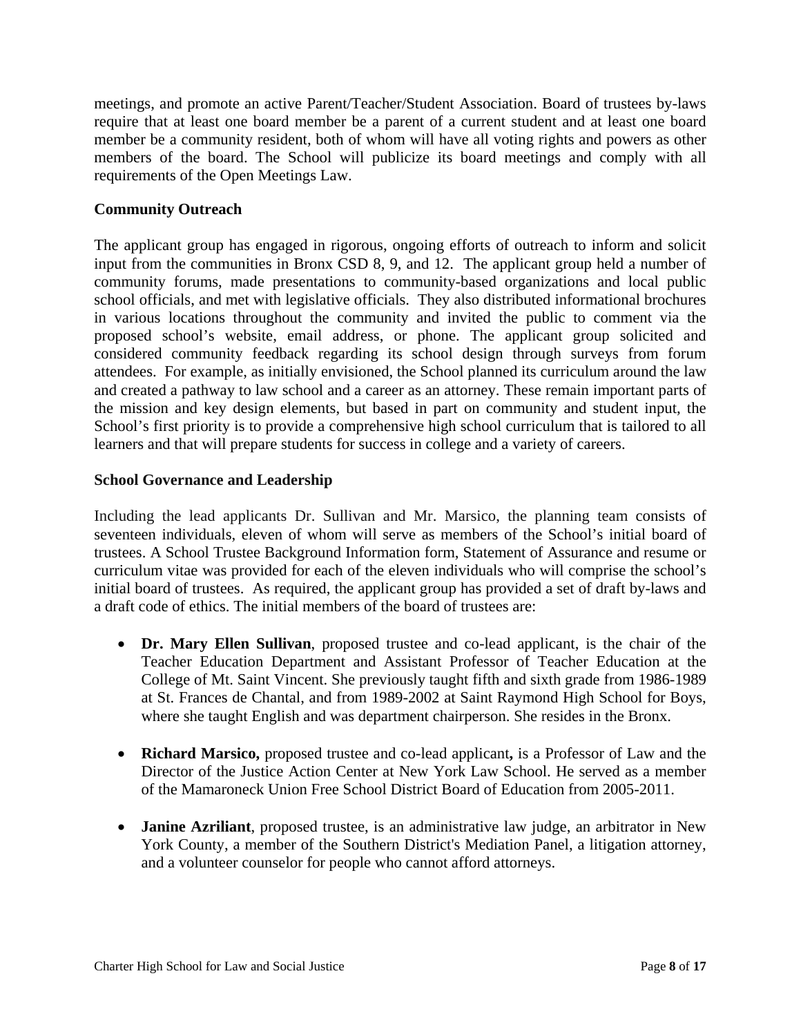meetings, and promote an active Parent/Teacher/Student Association. Board of trustees by-laws require that at least one board member be a parent of a current student and at least one board member be a community resident, both of whom will have all voting rights and powers as other members of the board. The School will publicize its board meetings and comply with all requirements of the Open Meetings Law.

**Community Outreach**

The applicant group has engaged in rigorous, ongoing efforts of outreach to inform and solicit input from the communities in Bronx CSD 8, 9, and 12. The applicant group held a number of community forums, made presentations to community-based organizations and local public school officials, and met with legislative officials. They also distributed informational brochures in various locations throughout the community and invited the public to comment via the proposed school's website, email address, or phone. The applicant group solicited and considered community feedback regarding its school design through surveys from forum attendees. For example, as initially envisioned, the School planned its curriculum around the law and created a pathway to law school and a career as an attorney. These remain important parts of the mission and key design elements, but based in part on community and student input, the School's first priority is to provide a comprehensive high school curriculum that is tailored to all learners and that will prepare students for success in college and a variety of careers.

**School Governance and Leadership**

Including the lead applicants Dr. Sullivan and Mr. Marsico, the planning team consists of seventeen individuals, eleven of whom will serve as members of the School's initial board of trustees. A School Trustee Background Information form, Statement of Assurance and resume or curriculum vitae was provided for each of the eleven individuals who will comprise the school's initial board of trustees. As required, the applicant group has provided a set of draft by-laws and a draft code of ethics. The initial members of the board of trustees are:

- **Dr. Mary Ellen Sullivan**, proposed trustee and co-lead applicant, is the chair of the Teacher Education Department and Assistant Professor of Teacher Education at the College of Mt. Saint Vincent. She previously taught fifth and sixth grade from 1986-1989 at St. Frances de Chantal, and from 1989-2002 at Saint Raymond High School for Boys, where she taught English and was department chairperson. She resides in the Bronx.

- **Richard Marsico,** proposed trustee and co-lead applicant**,** is a Professor of Law and the Director of the Justice Action Center at New York Law School. He served as a member of the Mamaroneck Union Free School District Board of Education from 2005-2011.

- **Janine Azriliant**, proposed trustee, is an administrative law judge, an arbitrator in New York County, a member of the Southern District's Mediation Panel, a litigation attorney, and a volunteer counselor for people who cannot afford attorneys.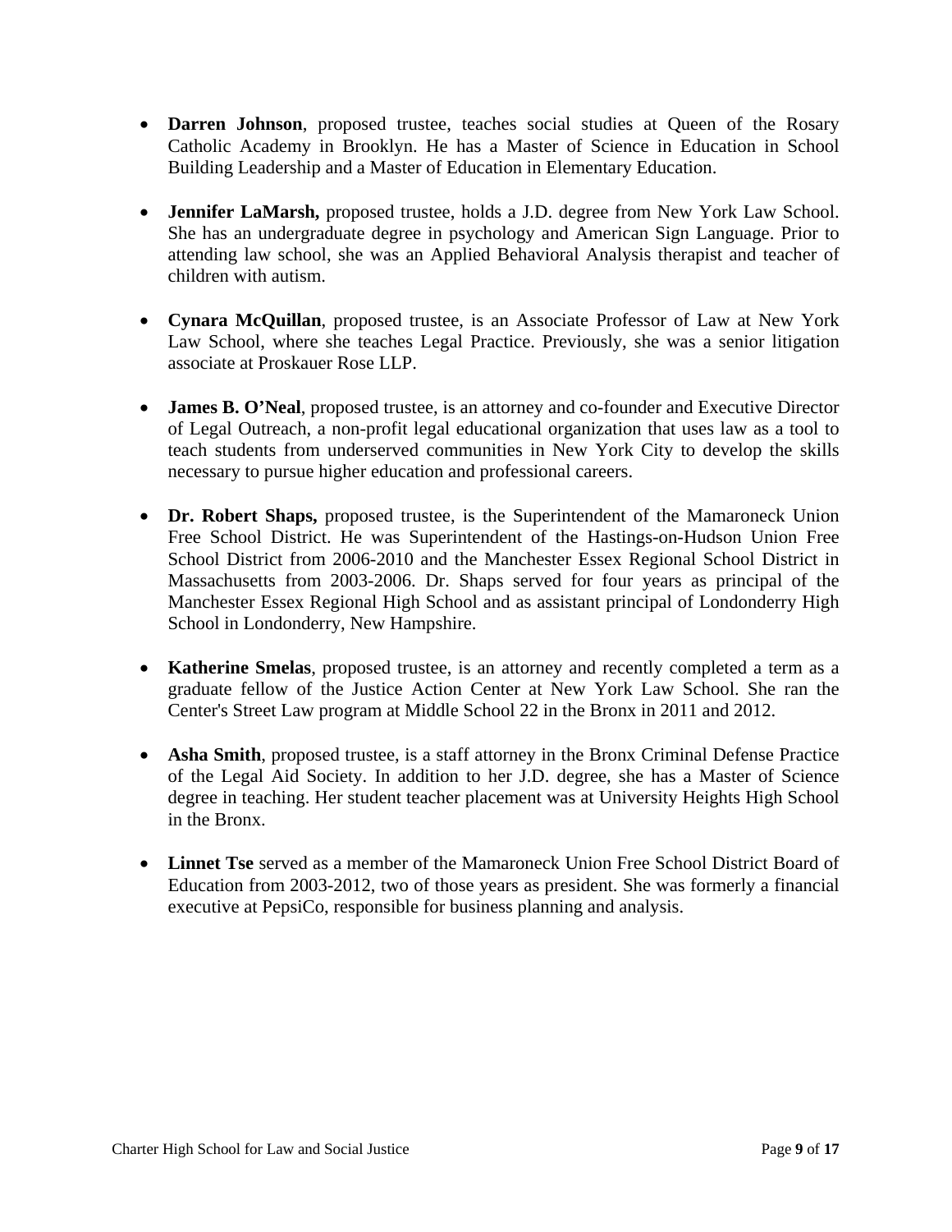- **Darren Johnson**, proposed trustee, teaches social studies at Queen of the Rosary Catholic Academy in Brooklyn. He has a Master of Science in Education in School Building Leadership and a Master of Education in Elementary Education.

- **Jennifer LaMarsh,** proposed trustee, holds a J.D. degree from New York Law School. She has an undergraduate degree in psychology and American Sign Language. Prior to attending law school, she was an Applied Behavioral Analysis therapist and teacher of children with autism.

- **Cynara McQuillan**, proposed trustee, is an Associate Professor of Law at New York Law School, where she teaches Legal Practice. Previously, she was a senior litigation associate at Proskauer Rose LLP.

- **James B. O'Neal**, proposed trustee, is an attorney and co-founder and Executive Director of Legal Outreach, a non-profit legal educational organization that uses law as a tool to teach students from underserved communities in New York City to develop the skills necessary to pursue higher education and professional careers.

- **Dr. Robert Shaps,** proposed trustee, is the Superintendent of the Mamaroneck Union Free School District. He was Superintendent of the Hastings-on-Hudson Union Free School District from 2006-2010 and the Manchester Essex Regional School District in Massachusetts from 2003-2006. Dr. Shaps served for four years as principal of the Manchester Essex Regional High School and as assistant principal of Londonderry High School in Londonderry, New Hampshire.

- **Katherine Smelas**, proposed trustee, is an attorney and recently completed a term as a graduate fellow of the Justice Action Center at New York Law School. She ran the Center's Street Law program at Middle School 22 in the Bronx in 2011 and 2012.

- **Asha Smith**, proposed trustee, is a staff attorney in the Bronx Criminal Defense Practice of the Legal Aid Society. In addition to her J.D. degree, she has a Master of Science degree in teaching. Her student teacher placement was at University Heights High School in the Bronx.

- **Linnet Tse** served as a member of the Mamaroneck Union Free School District Board of Education from 2003-2012, two of those years as president. She was formerly a financial executive at PepsiCo, responsible for business planning and analysis.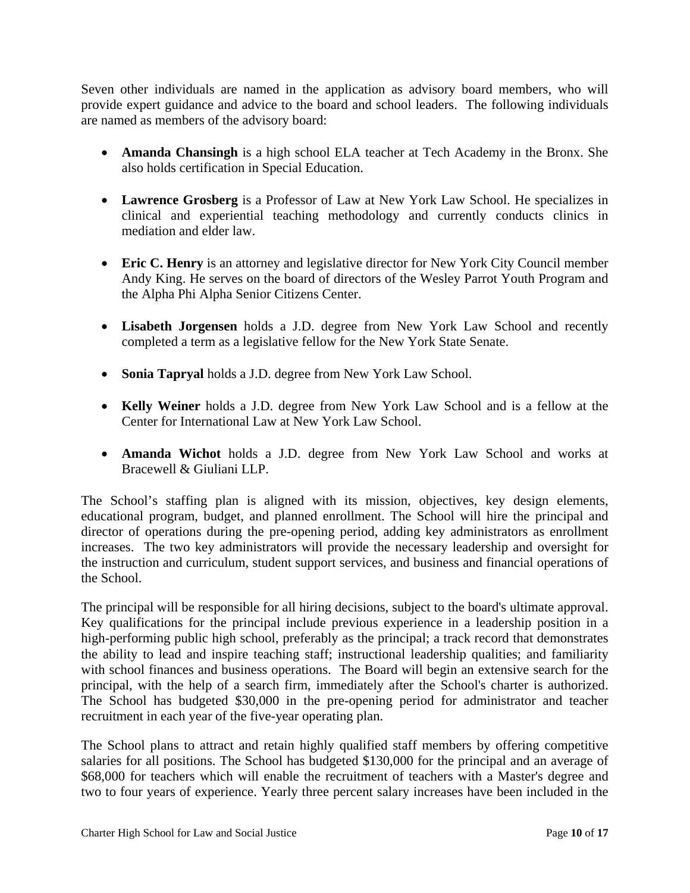Seven other individuals are named in the application as advisory board members, who will provide expert guidance and advice to the board and school leaders. The following individuals are named as members of the advisory board:

- **Amanda Chansingh** is a high school ELA teacher at Tech Academy in the Bronx. She also holds certification in Special Education.
- **Lawrence Grosberg** is a Professor of Law at New York Law School. He specializes in clinical and experiential teaching methodology and currently conducts clinics in mediation and elder law.
- **Eric C. Henry** is an attorney and legislative director for New York City Council member Andy King. He serves on the board of directors of the Wesley Parrot Youth Program and the Alpha Phi Alpha Senior Citizens Center.
- **Lisabeth Jorgensen** holds a J.D. degree from New York Law School and recently completed a term as a legislative fellow for the New York State Senate.
- **Sonia Tapryal** holds a J.D. degree from New York Law School.
- **Kelly Weiner** holds a J.D. degree from New York Law School and is a fellow at the Center for International Law at New York Law School.
- **Amanda Wichot** holds a J.D. degree from New York Law School and works at Bracewell & Giuliani LLP.

The School's staffing plan is aligned with its mission, objectives, key design elements, educational program, budget, and planned enrollment. The School will hire the principal and director of operations during the pre-opening period, adding key administrators as enrollment increases. The two key administrators will provide the necessary leadership and oversight for the instruction and curriculum, student support services, and business and financial operations of the School.

The principal will be responsible for all hiring decisions, subject to the board's ultimate approval. Key qualifications for the principal include previous experience in a leadership position in a high-performing public high school, preferably as the principal; a track record that demonstrates the ability to lead and inspire teaching staff; instructional leadership qualities; and familiarity with school finances and business operations. The Board will begin an extensive search for the principal, with the help of a search firm, immediately after the School's charter is authorized. The School has budgeted $30,000 in the pre-opening period for administrator and teacher recruitment in each year of the five-year operating plan.

The School plans to attract and retain highly qualified staff members by offering competitive salaries for all positions. The School has budgeted $130,000 for the principal and an average of $68,000 for teachers which will enable the recruitment of teachers with a Master's degree and two to four years of experience. Yearly three percent salary increases have been included in the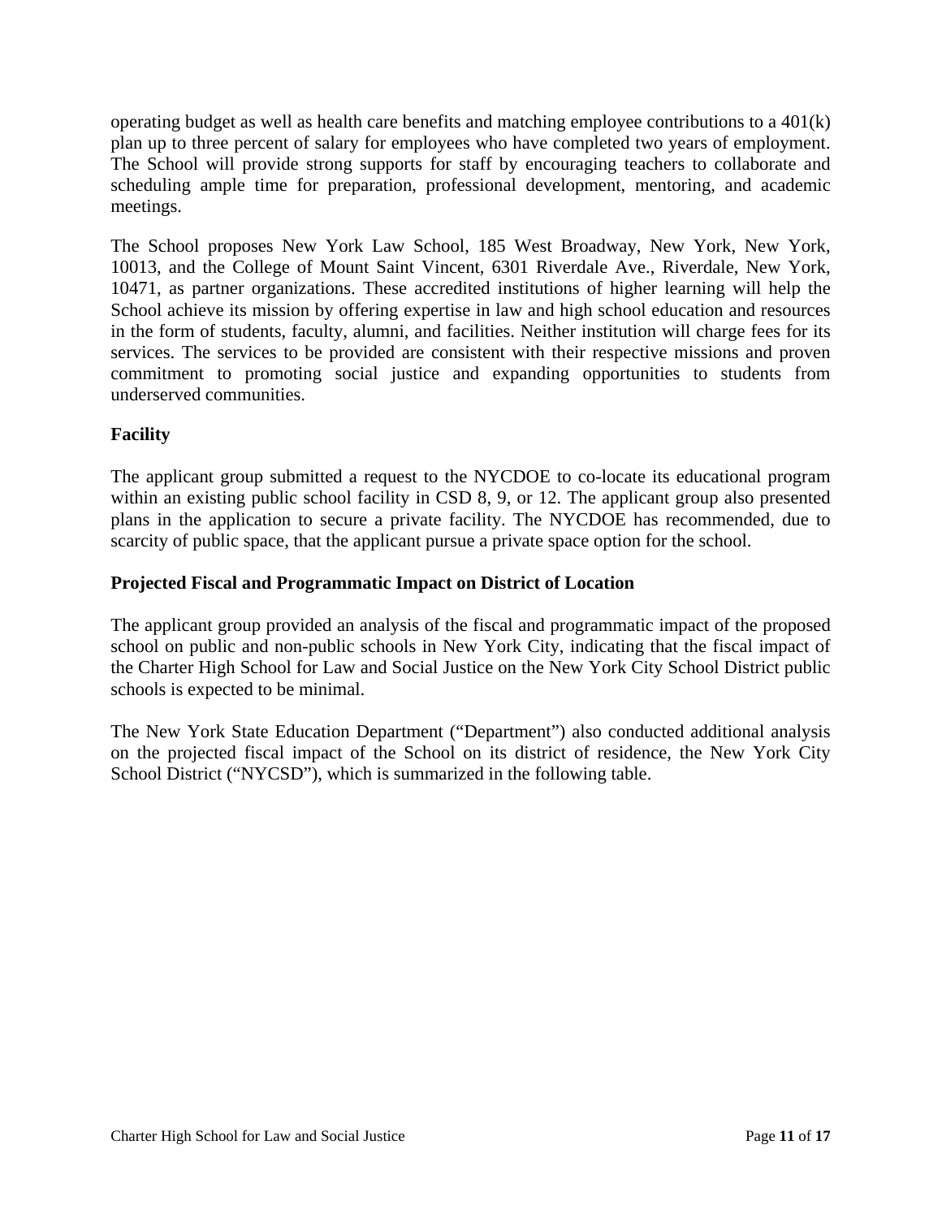operating budget as well as health care benefits and matching employee contributions to a 401(k) plan up to three percent of salary for employees who have completed two years of employment. The School will provide strong supports for staff by encouraging teachers to collaborate and scheduling ample time for preparation, professional development, mentoring, and academic meetings.

The School proposes New York Law School, 185 West Broadway, New York, New York, 10013, and the College of Mount Saint Vincent, 6301 Riverdale Ave., Riverdale, New York, 10471, as partner organizations. These accredited institutions of higher learning will help the School achieve its mission by offering expertise in law and high school education and resources in the form of students, faculty, alumni, and facilities. Neither institution will charge fees for its services. The services to be provided are consistent with their respective missions and proven commitment to promoting social justice and expanding opportunities to students from underserved communities.

**Facility**

The applicant group submitted a request to the NYCDOE to co-locate its educational program within an existing public school facility in CSD 8, 9, or 12. The applicant group also presented plans in the application to secure a private facility. The NYCDOE has recommended, due to scarcity of public space, that the applicant pursue a private space option for the school.

**Projected Fiscal and Programmatic Impact on District of Location**

The applicant group provided an analysis of the fiscal and programmatic impact of the proposed school on public and non-public schools in New York City, indicating that the fiscal impact of the Charter High School for Law and Social Justice on the New York City School District public schools is expected to be minimal.

The New York State Education Department ("Department") also conducted additional analysis on the projected fiscal impact of the School on its district of residence, the New York City School District ("NYCSD"), which is summarized in the following table.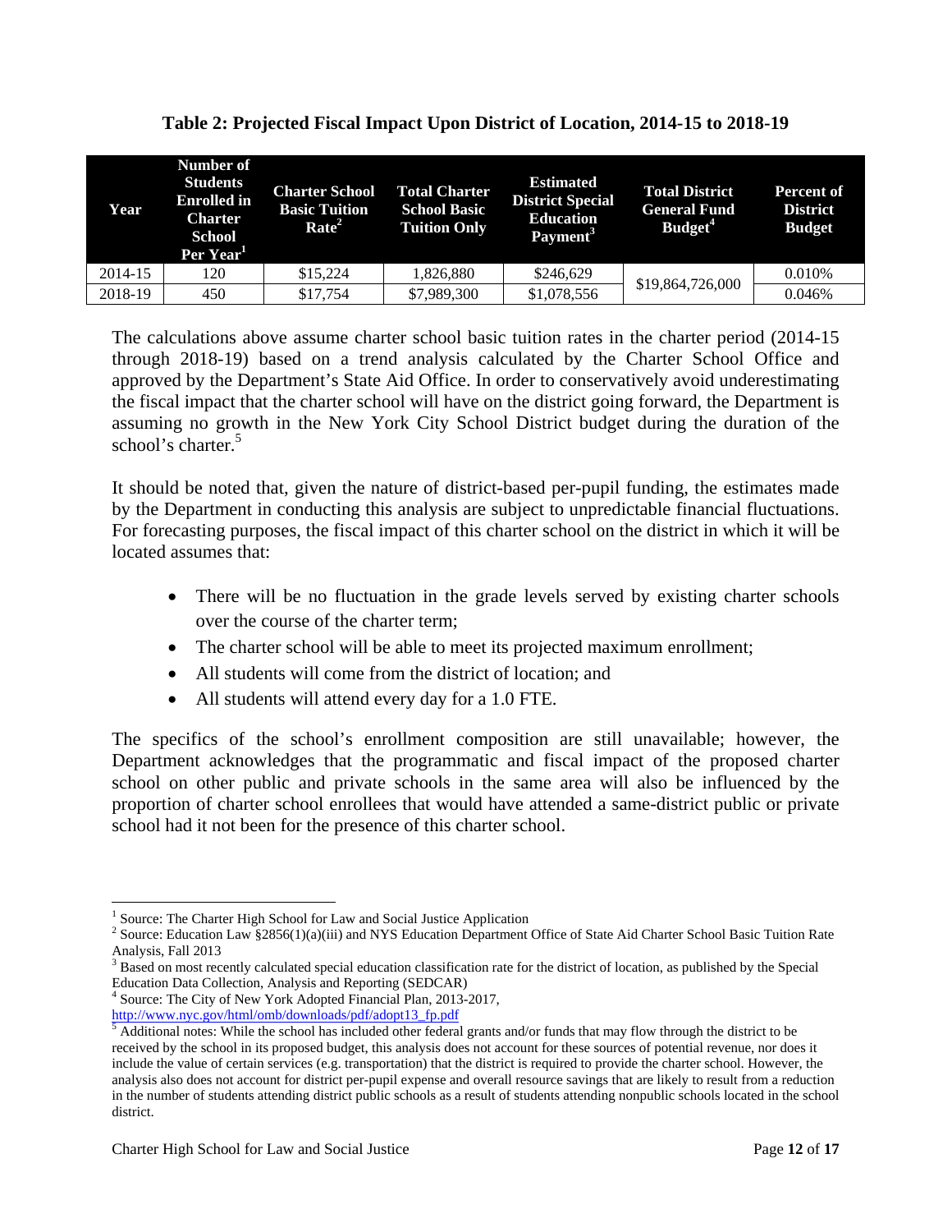### Table 2: Projected Fiscal Impact Upon District of Location, 2014-15 to 2018-19

| Year | Number of Students Enrolled in Charter School Per Year[1] | Charter School Basic Tuition Rate[2] | Total Charter School Basic Tuition Only | Estimated District Special Education Payment[3] | Total District General Fund Budget[4] | Percent of District Budget |
|---|---|---|---|---|---|---|
| 2014-15 | 120 | $15,224 | 1,826,880 | $246,629 | $19,864,726,000 | 0.010% |
| 2018-19 | 450 | $17,754 | $7,989,300 | $1,078,556 | | 0.046% |

The calculations above assume charter school basic tuition rates in the charter period (2014-15 through 2018-19) based on a trend analysis calculated by the Charter School Office and approved by the Department's State Aid Office. In order to conservatively avoid underestimating the fiscal impact that the charter school will have on the district going forward, the Department is assuming no growth in the New York City School District budget during the duration of the school's charter.[5]

It should be noted that, given the nature of district-based per-pupil funding, the estimates made by the Department in conducting this analysis are subject to unpredictable financial fluctuations. For forecasting purposes, the fiscal impact of this charter school on the district in which it will be located assumes that:

- There will be no fluctuation in the grade levels served by existing charter schools over the course of the charter term;
- The charter school will be able to meet its projected maximum enrollment;
- All students will come from the district of location; and
- All students will attend every day for a 1.0 FTE.

The specifics of the school's enrollment composition are still unavailable; however, the Department acknowledges that the programmatic and fiscal impact of the proposed charter school on other public and private schools in the same area will also be influenced by the proportion of charter school enrollees that would have attended a same-district public or private school had it not been for the presence of this charter school.

---

[1] Source: The Charter High School for Law and Social Justice Application

[2] Source: Education Law §2856(1)(a)(iii) and NYS Education Department Office of State Aid Charter School Basic Tuition Rate Analysis, Fall 2013

[3] Based on most recently calculated special education classification rate for the district of location, as published by the Special Education Data Collection, Analysis and Reporting (SEDCAR)

[4] Source: The City of New York Adopted Financial Plan, 2013-2017, http://www.nyc.gov/html/omb/downloads/pdf/adopt13_fp.pdf

[5] Additional notes: While the school has included other federal grants and/or funds that may flow through the district to be received by the school in its proposed budget, this analysis does not account for these sources of potential revenue, nor does it include the value of certain services (e.g. transportation) that the district is required to provide the charter school. However, the analysis also does not account for district per-pupil expense and overall resource savings that are likely to result from a reduction in the number of students attending district public schools as a result of students attending nonpublic schools located in the school district.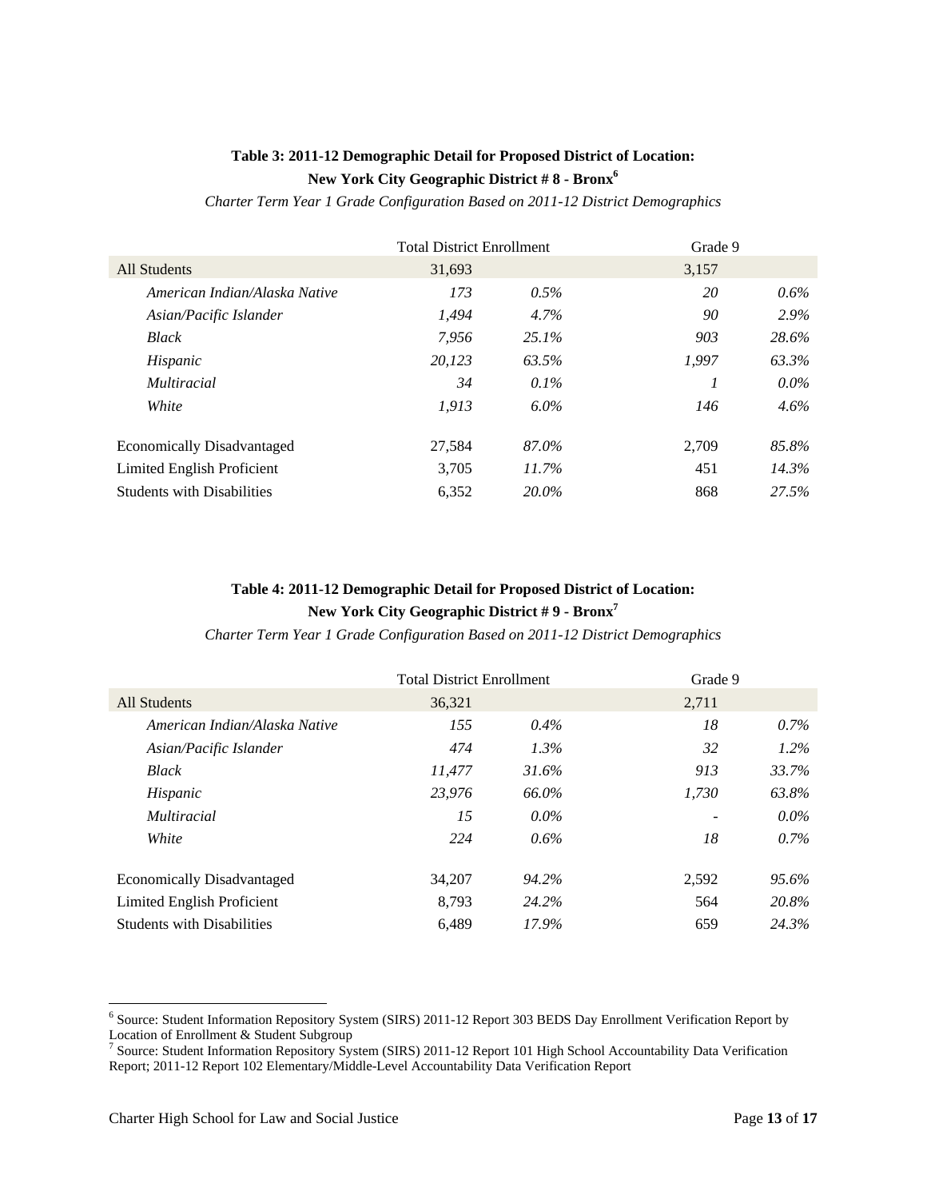**Table 3: 2011-12 Demographic Detail for Proposed District of Location: New York City Geographic District # 8 - Bronx[6]**

*Charter Term Year 1 Grade Configuration Based on 2011-12 District Demographics*

| | Total District Enrollment | | Grade 9 | |
|---|---|---|---|---|
| All Students | 31,693 | | 3,157 | |
| *American Indian/Alaska Native* | *173* | *0.5%* | *20* | *0.6%* |
| *Asian/Pacific Islander* | *1,494* | *4.7%* | *90* | *2.9%* |
| *Black* | *7,956* | *25.1%* | *903* | *28.6%* |
| *Hispanic* | *20,123* | *63.5%* | *1,997* | *63.3%* |
| *Multiracial* | *34* | *0.1%* | *1* | *0.0%* |
| *White* | *1,913* | *6.0%* | *146* | *4.6%* |
| Economically Disadvantaged | 27,584 | *87.0%* | 2,709 | *85.8%* |
| Limited English Proficient | 3,705 | *11.7%* | 451 | *14.3%* |
| Students with Disabilities | 6,352 | *20.0%* | 868 | *27.5%* |

**Table 4: 2011-12 Demographic Detail for Proposed District of Location: New York City Geographic District # 9 - Bronx[7]**

*Charter Term Year 1 Grade Configuration Based on 2011-12 District Demographics*

| | Total District Enrollment | | Grade 9 | |
|---|---|---|---|---|
| All Students | 36,321 | | 2,711 | |
| *American Indian/Alaska Native* | *155* | *0.4%* | *18* | *0.7%* |
| *Asian/Pacific Islander* | *474* | *1.3%* | *32* | *1.2%* |
| *Black* | *11,477* | *31.6%* | *913* | *33.7%* |
| *Hispanic* | *23,976* | *66.0%* | *1,730* | *63.8%* |
| *Multiracial* | *15* | *0.0%* | - | *0.0%* |
| *White* | *224* | *0.6%* | *18* | *0.7%* |
| Economically Disadvantaged | 34,207 | *94.2%* | 2,592 | *95.6%* |
| Limited English Proficient | 8,793 | *24.2%* | 564 | *20.8%* |
| Students with Disabilities | 6,489 | *17.9%* | 659 | *24.3%* |

[6] Source: Student Information Repository System (SIRS) 2011-12 Report 303 BEDS Day Enrollment Verification Report by Location of Enrollment & Student Subgroup

[7] Source: Student Information Repository System (SIRS) 2011-12 Report 101 High School Accountability Data Verification Report; 2011-12 Report 102 Elementary/Middle-Level Accountability Data Verification Report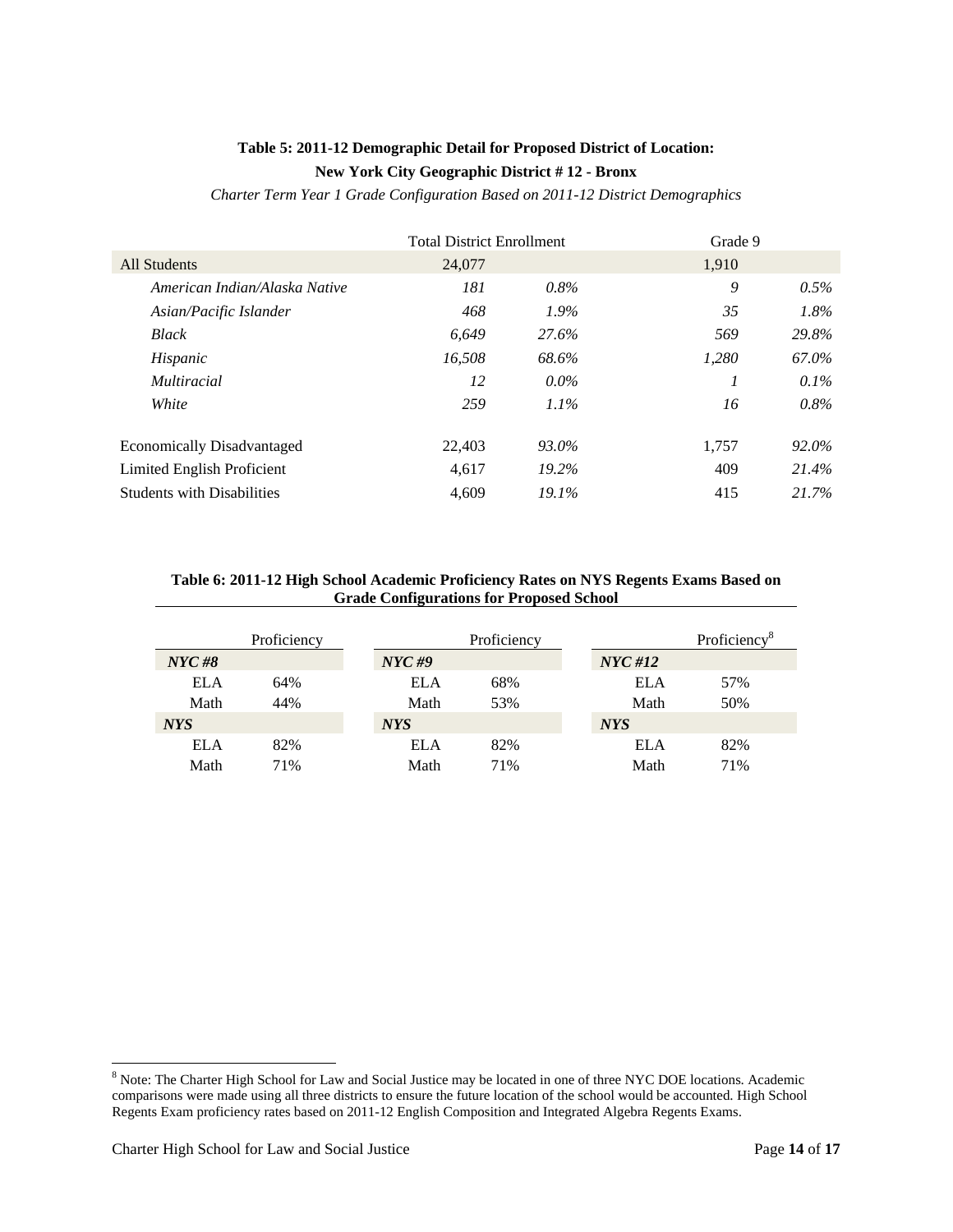**Table 5: 2011-12 Demographic Detail for Proposed District of Location: New York City Geographic District # 12 - Bronx**

*Charter Term Year 1 Grade Configuration Based on 2011-12 District Demographics*

| | Total District Enrollment | | Grade 9 | |
|---|---|---|---|---|
| All Students | 24,077 | | 1,910 | |
| *American Indian/Alaska Native* | *181* | *0.8%* | *9* | *0.5%* |
| *Asian/Pacific Islander* | *468* | *1.9%* | *35* | *1.8%* |
| *Black* | *6,649* | *27.6%* | *569* | *29.8%* |
| *Hispanic* | *16,508* | *68.6%* | *1,280* | *67.0%* |
| *Multiracial* | *12* | *0.0%* | *1* | *0.1%* |
| *White* | *259* | *1.1%* | *16* | *0.8%* |
| Economically Disadvantaged | 22,403 | *93.0%* | 1,757 | *92.0%* |
| Limited English Proficient | 4,617 | *19.2%* | 409 | *21.4%* |
| Students with Disabilities | 4,609 | *19.1%* | 415 | *21.7%* |

**Table 6: 2011-12 High School Academic Proficiency Rates on NYS Regents Exams Based on Grade Configurations for Proposed School**

| | Proficiency | | Proficiency | | Proficiency[8] |
|---|---|---|---|---|---|
| ***NYC #8*** | | ***NYC #9*** | | ***NYC #12*** | |
| ELA | 64% | ELA | 68% | ELA | 57% |
| Math | 44% | Math | 53% | Math | 50% |
| ***NYS*** | | ***NYS*** | | ***NYS*** | |
| ELA | 82% | ELA | 82% | ELA | 82% |
| Math | 71% | Math | 71% | Math | 71% |

[8] Note: The Charter High School for Law and Social Justice may be located in one of three NYC DOE locations. Academic comparisons were made using all three districts to ensure the future location of the school would be accounted. High School Regents Exam proficiency rates based on 2011-12 English Composition and Integrated Algebra Regents Exams.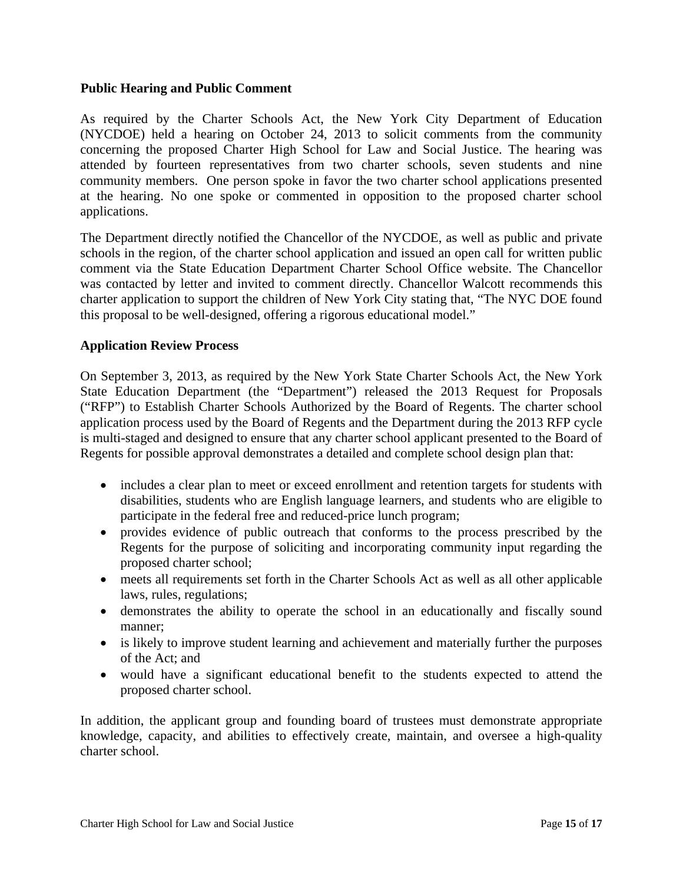**Public Hearing and Public Comment**

As required by the Charter Schools Act, the New York City Department of Education (NYCDOE) held a hearing on October 24, 2013 to solicit comments from the community concerning the proposed Charter High School for Law and Social Justice. The hearing was attended by fourteen representatives from two charter schools, seven students and nine community members. One person spoke in favor the two charter school applications presented at the hearing. No one spoke or commented in opposition to the proposed charter school applications.

The Department directly notified the Chancellor of the NYCDOE, as well as public and private schools in the region, of the charter school application and issued an open call for written public comment via the State Education Department Charter School Office website. The Chancellor was contacted by letter and invited to comment directly. Chancellor Walcott recommends this charter application to support the children of New York City stating that, "The NYC DOE found this proposal to be well-designed, offering a rigorous educational model."

**Application Review Process**

On September 3, 2013, as required by the New York State Charter Schools Act, the New York State Education Department (the "Department") released the 2013 Request for Proposals ("RFP") to Establish Charter Schools Authorized by the Board of Regents. The charter school application process used by the Board of Regents and the Department during the 2013 RFP cycle is multi-staged and designed to ensure that any charter school applicant presented to the Board of Regents for possible approval demonstrates a detailed and complete school design plan that:

- includes a clear plan to meet or exceed enrollment and retention targets for students with disabilities, students who are English language learners, and students who are eligible to participate in the federal free and reduced-price lunch program;
- provides evidence of public outreach that conforms to the process prescribed by the Regents for the purpose of soliciting and incorporating community input regarding the proposed charter school;
- meets all requirements set forth in the Charter Schools Act as well as all other applicable laws, rules, regulations;
- demonstrates the ability to operate the school in an educationally and fiscally sound manner;
- is likely to improve student learning and achievement and materially further the purposes of the Act; and
- would have a significant educational benefit to the students expected to attend the proposed charter school.

In addition, the applicant group and founding board of trustees must demonstrate appropriate knowledge, capacity, and abilities to effectively create, maintain, and oversee a high-quality charter school.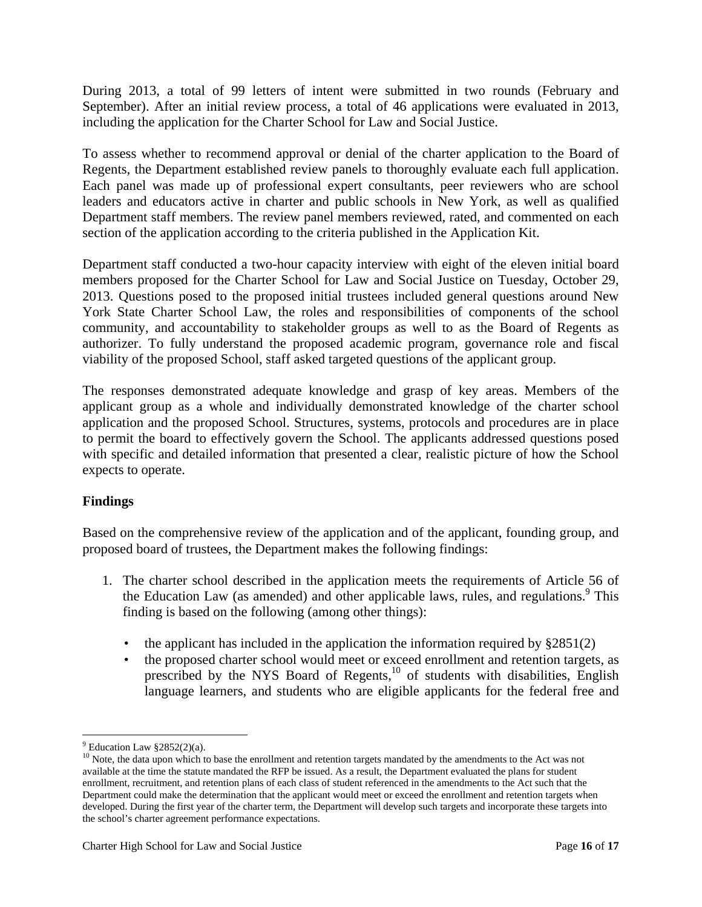During 2013, a total of 99 letters of intent were submitted in two rounds (February and September). After an initial review process, a total of 46 applications were evaluated in 2013, including the application for the Charter School for Law and Social Justice.

To assess whether to recommend approval or denial of the charter application to the Board of Regents, the Department established review panels to thoroughly evaluate each full application. Each panel was made up of professional expert consultants, peer reviewers who are school leaders and educators active in charter and public schools in New York, as well as qualified Department staff members. The review panel members reviewed, rated, and commented on each section of the application according to the criteria published in the Application Kit.

Department staff conducted a two-hour capacity interview with eight of the eleven initial board members proposed for the Charter School for Law and Social Justice on Tuesday, October 29, 2013. Questions posed to the proposed initial trustees included general questions around New York State Charter School Law, the roles and responsibilities of components of the school community, and accountability to stakeholder groups as well to as the Board of Regents as authorizer. To fully understand the proposed academic program, governance role and fiscal viability of the proposed School, staff asked targeted questions of the applicant group.

The responses demonstrated adequate knowledge and grasp of key areas. Members of the applicant group as a whole and individually demonstrated knowledge of the charter school application and the proposed School. Structures, systems, protocols and procedures are in place to permit the board to effectively govern the School. The applicants addressed questions posed with specific and detailed information that presented a clear, realistic picture of how the School expects to operate.

**Findings**

Based on the comprehensive review of the application and of the applicant, founding group, and proposed board of trustees, the Department makes the following findings:

1. The charter school described in the application meets the requirements of Article 56 of the Education Law (as amended) and other applicable laws, rules, and regulations.[9] This finding is based on the following (among other things):

   - the applicant has included in the application the information required by §2851(2)
   - the proposed charter school would meet or exceed enrollment and retention targets, as prescribed by the NYS Board of Regents,[10] of students with disabilities, English language learners, and students who are eligible applicants for the federal free and

---

[9] Education Law §2852(2)(a).

[10] Note, the data upon which to base the enrollment and retention targets mandated by the amendments to the Act was not available at the time the statute mandated the RFP be issued. As a result, the Department evaluated the plans for student enrollment, recruitment, and retention plans of each class of student referenced in the amendments to the Act such that the Department could make the determination that the applicant would meet or exceed the enrollment and retention targets when developed. During the first year of the charter term, the Department will develop such targets and incorporate these targets into the school's charter agreement performance expectations.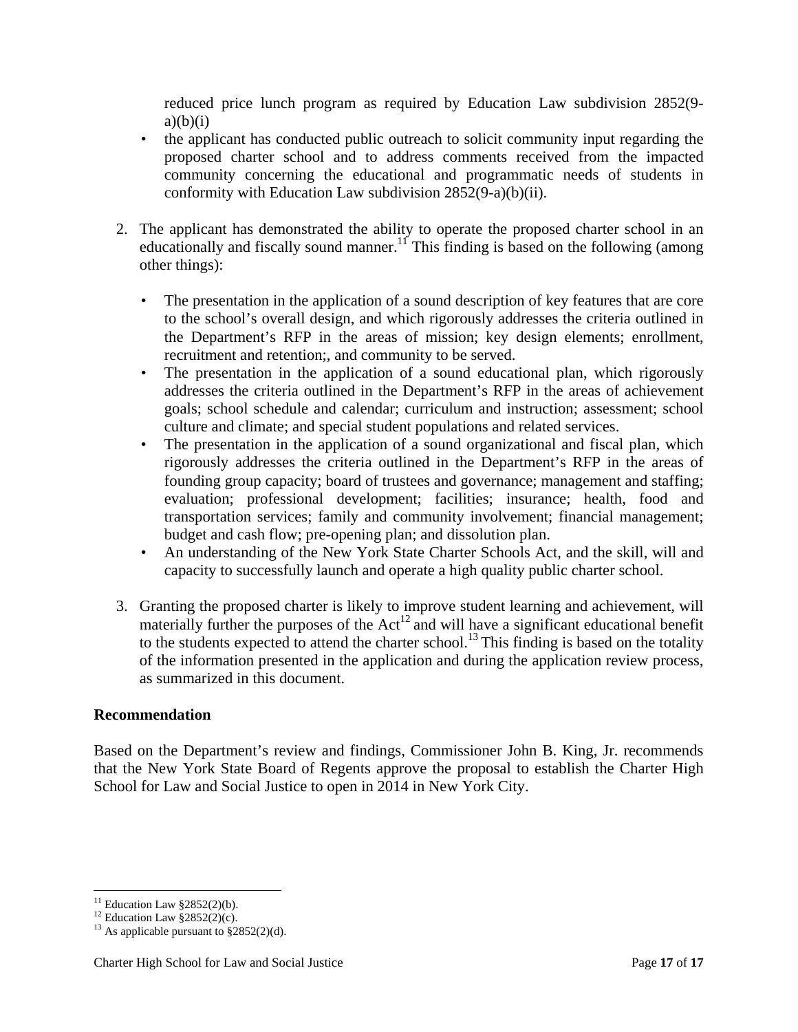reduced price lunch program as required by Education Law subdivision 2852(9-a)(b)(i)

- the applicant has conducted public outreach to solicit community input regarding the proposed charter school and to address comments received from the impacted community concerning the educational and programmatic needs of students in conformity with Education Law subdivision 2852(9-a)(b)(ii).

2. The applicant has demonstrated the ability to operate the proposed charter school in an educationally and fiscally sound manner.[11] This finding is based on the following (among other things):

   - The presentation in the application of a sound description of key features that are core to the school's overall design, and which rigorously addresses the criteria outlined in the Department's RFP in the areas of mission; key design elements; enrollment, recruitment and retention;, and community to be served.
   - The presentation in the application of a sound educational plan, which rigorously addresses the criteria outlined in the Department's RFP in the areas of achievement goals; school schedule and calendar; curriculum and instruction; assessment; school culture and climate; and special student populations and related services.
   - The presentation in the application of a sound organizational and fiscal plan, which rigorously addresses the criteria outlined in the Department's RFP in the areas of founding group capacity; board of trustees and governance; management and staffing; evaluation; professional development; facilities; insurance; health, food and transportation services; family and community involvement; financial management; budget and cash flow; pre-opening plan; and dissolution plan.
   - An understanding of the New York State Charter Schools Act, and the skill, will and capacity to successfully launch and operate a high quality public charter school.

3. Granting the proposed charter is likely to improve student learning and achievement, will materially further the purposes of the Act[12] and will have a significant educational benefit to the students expected to attend the charter school.[13] This finding is based on the totality of the information presented in the application and during the application review process, as summarized in this document.

**Recommendation**

Based on the Department's review and findings, Commissioner John B. King, Jr. recommends that the New York State Board of Regents approve the proposal to establish the Charter High School for Law and Social Justice to open in 2014 in New York City.

[11] Education Law §2852(2)(b).
[12] Education Law §2852(2)(c).
[13] As applicable pursuant to §2852(2)(d).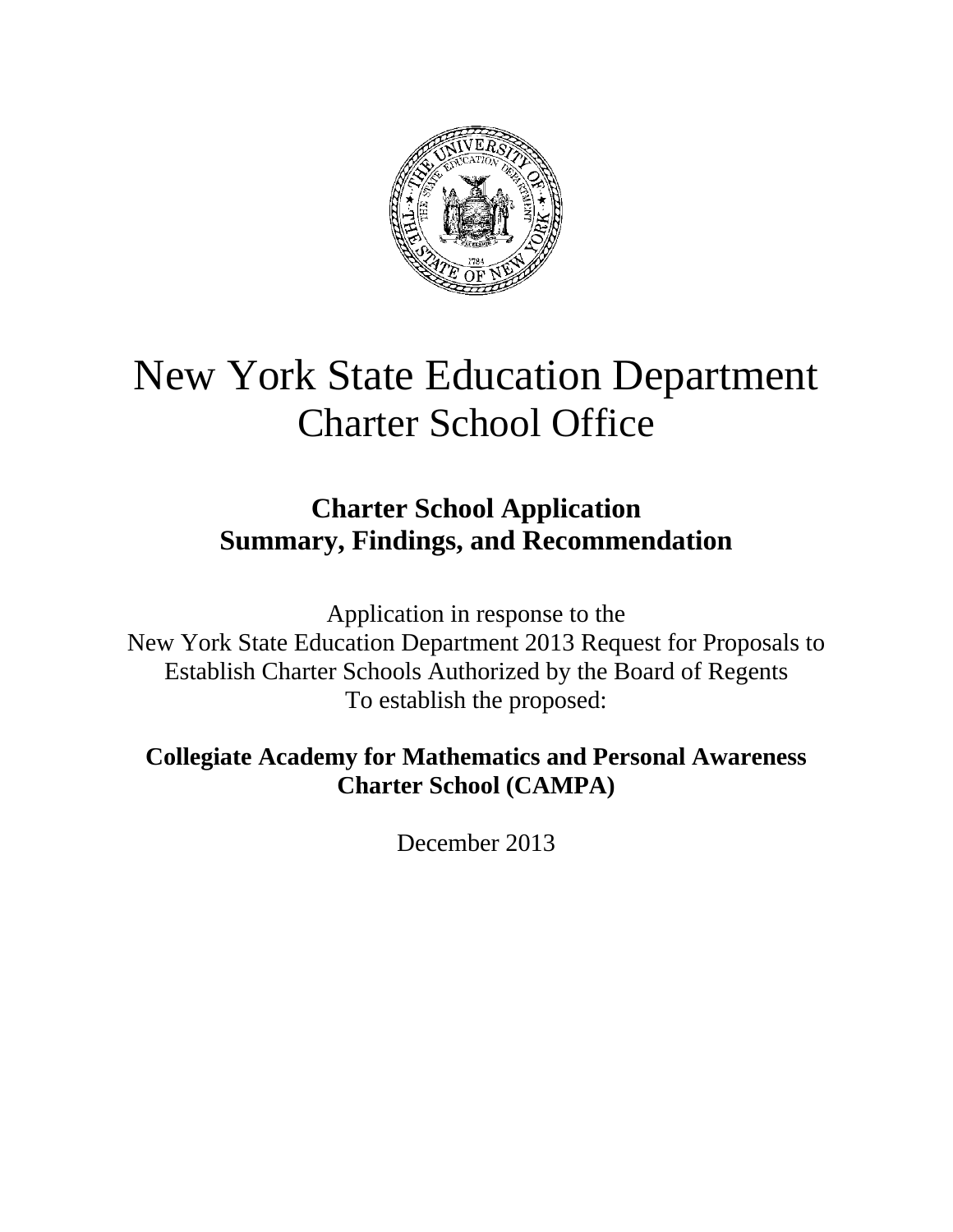# New York State Education Department
## Charter School Office

### Charter School Application
### Summary, Findings, and Recommendation

Application in response to the
New York State Education Department 2013 Request for Proposals to
Establish Charter Schools Authorized by the Board of Regents
To establish the proposed:

**Collegiate Academy for Mathematics and Personal Awareness Charter School (CAMPA)**

December 2013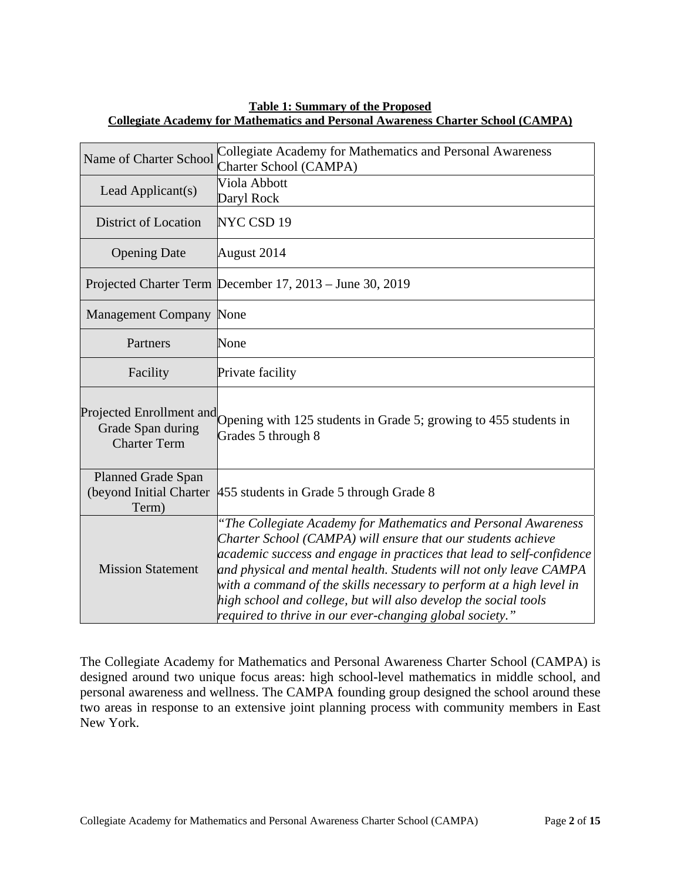**Table 1: Summary of the Proposed**
**Collegiate Academy for Mathematics and Personal Awareness Charter School (CAMPA)**

| | |
|---|---|
| Name of Charter School | Collegiate Academy for Mathematics and Personal Awareness Charter School (CAMPA) |
| Lead Applicant(s) | Viola Abbott<br>Daryl Rock |
| District of Location | NYC CSD 19 |
| Opening Date | August 2014 |
| Projected Charter Term | December 17, 2013 – June 30, 2019 |
| Management Company | None |
| Partners | None |
| Facility | Private facility |
| Projected Enrollment and Grade Span during Charter Term | Opening with 125 students in Grade 5; growing to 455 students in Grades 5 through 8 |
| Planned Grade Span (beyond Initial Charter Term) | 455 students in Grade 5 through Grade 8 |
| Mission Statement | *"The Collegiate Academy for Mathematics and Personal Awareness Charter School (CAMPA) will ensure that our students achieve academic success and engage in practices that lead to self-confidence and physical and mental health. Students will not only leave CAMPA with a command of the skills necessary to perform at a high level in high school and college, but will also develop the social tools required to thrive in our ever-changing global society."* |

The Collegiate Academy for Mathematics and Personal Awareness Charter School (CAMPA) is designed around two unique focus areas: high school-level mathematics in middle school, and personal awareness and wellness. The CAMPA founding group designed the school around these two areas in response to an extensive joint planning process with community members in East New York.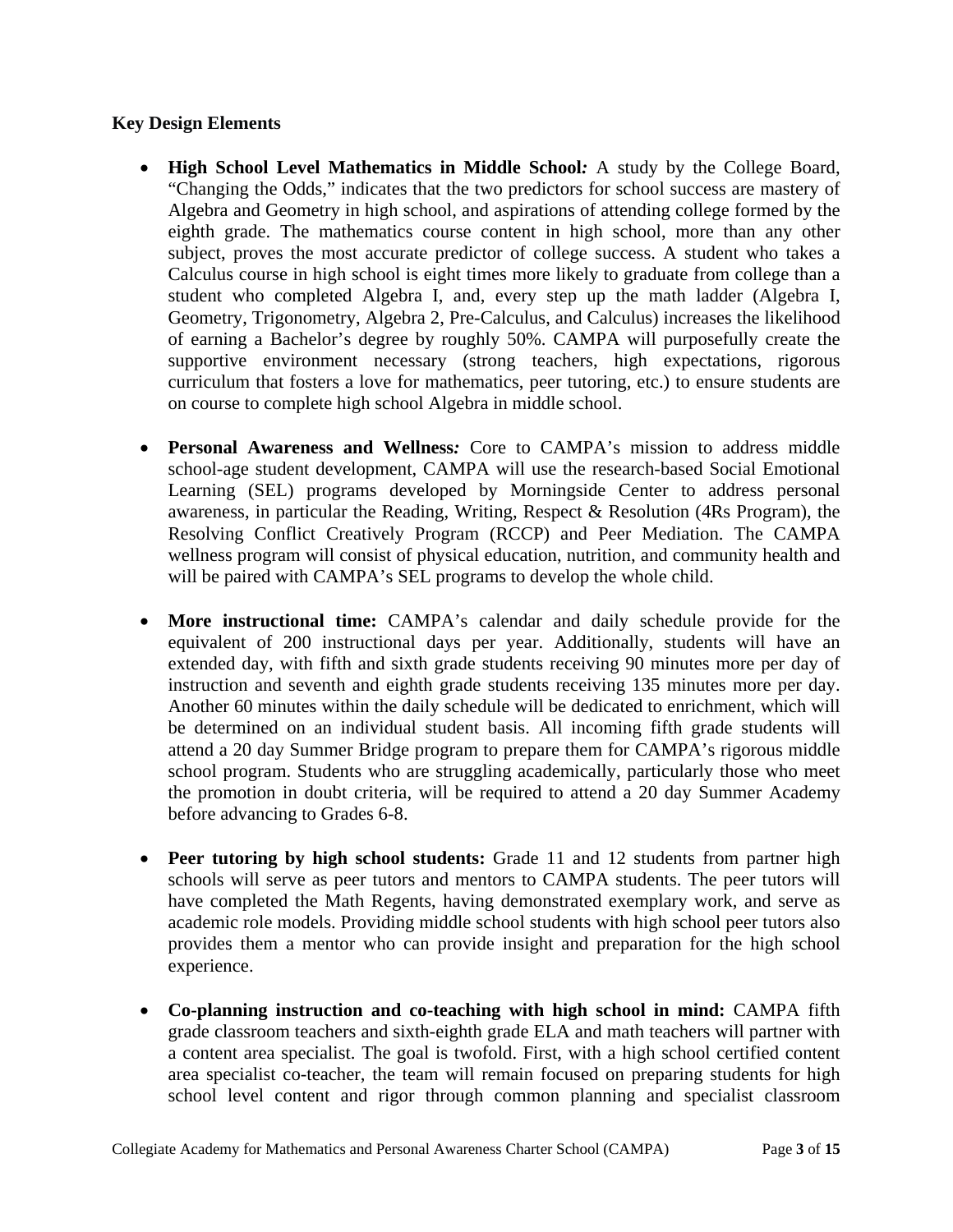**Key Design Elements**

- **High School Level Mathematics in Middle School*:*** A study by the College Board, "Changing the Odds," indicates that the two predictors for school success are mastery of Algebra and Geometry in high school, and aspirations of attending college formed by the eighth grade. The mathematics course content in high school, more than any other subject, proves the most accurate predictor of college success. A student who takes a Calculus course in high school is eight times more likely to graduate from college than a student who completed Algebra I, and, every step up the math ladder (Algebra I, Geometry, Trigonometry, Algebra 2, Pre-Calculus, and Calculus) increases the likelihood of earning a Bachelor's degree by roughly 50%. CAMPA will purposefully create the supportive environment necessary (strong teachers, high expectations, rigorous curriculum that fosters a love for mathematics, peer tutoring, etc.) to ensure students are on course to complete high school Algebra in middle school.

- **Personal Awareness and Wellness*:*** Core to CAMPA's mission to address middle school-age student development, CAMPA will use the research-based Social Emotional Learning (SEL) programs developed by Morningside Center to address personal awareness, in particular the Reading, Writing, Respect & Resolution (4Rs Program), the Resolving Conflict Creatively Program (RCCP) and Peer Mediation. The CAMPA wellness program will consist of physical education, nutrition, and community health and will be paired with CAMPA's SEL programs to develop the whole child.

- **More instructional time:** CAMPA's calendar and daily schedule provide for the equivalent of 200 instructional days per year. Additionally, students will have an extended day, with fifth and sixth grade students receiving 90 minutes more per day of instruction and seventh and eighth grade students receiving 135 minutes more per day. Another 60 minutes within the daily schedule will be dedicated to enrichment, which will be determined on an individual student basis. All incoming fifth grade students will attend a 20 day Summer Bridge program to prepare them for CAMPA's rigorous middle school program. Students who are struggling academically, particularly those who meet the promotion in doubt criteria, will be required to attend a 20 day Summer Academy before advancing to Grades 6-8.

- **Peer tutoring by high school students:** Grade 11 and 12 students from partner high schools will serve as peer tutors and mentors to CAMPA students. The peer tutors will have completed the Math Regents, having demonstrated exemplary work, and serve as academic role models. Providing middle school students with high school peer tutors also provides them a mentor who can provide insight and preparation for the high school experience.

- **Co-planning instruction and co-teaching with high school in mind:** CAMPA fifth grade classroom teachers and sixth-eighth grade ELA and math teachers will partner with a content area specialist. The goal is twofold. First, with a high school certified content area specialist co-teacher, the team will remain focused on preparing students for high school level content and rigor through common planning and specialist classroom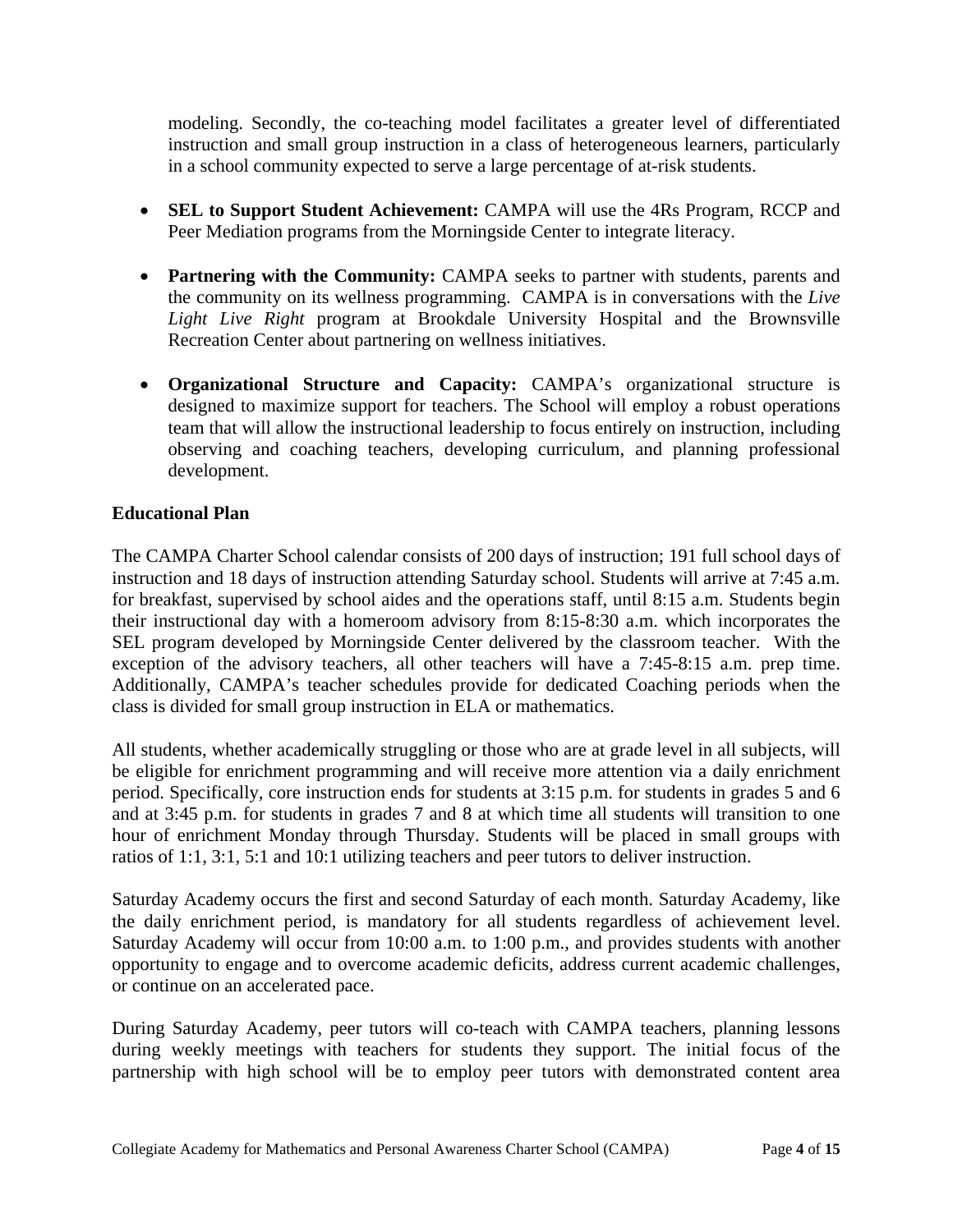modeling. Secondly, the co-teaching model facilitates a greater level of differentiated instruction and small group instruction in a class of heterogeneous learners, particularly in a school community expected to serve a large percentage of at-risk students.

- **SEL to Support Student Achievement:** CAMPA will use the 4Rs Program, RCCP and Peer Mediation programs from the Morningside Center to integrate literacy.

- **Partnering with the Community:** CAMPA seeks to partner with students, parents and the community on its wellness programming. CAMPA is in conversations with the *Live Light Live Right* program at Brookdale University Hospital and the Brownsville Recreation Center about partnering on wellness initiatives.

- **Organizational Structure and Capacity:** CAMPA's organizational structure is designed to maximize support for teachers. The School will employ a robust operations team that will allow the instructional leadership to focus entirely on instruction, including observing and coaching teachers, developing curriculum, and planning professional development.

**Educational Plan**

The CAMPA Charter School calendar consists of 200 days of instruction; 191 full school days of instruction and 18 days of instruction attending Saturday school. Students will arrive at 7:45 a.m. for breakfast, supervised by school aides and the operations staff, until 8:15 a.m. Students begin their instructional day with a homeroom advisory from 8:15-8:30 a.m. which incorporates the SEL program developed by Morningside Center delivered by the classroom teacher. With the exception of the advisory teachers, all other teachers will have a 7:45-8:15 a.m. prep time. Additionally, CAMPA's teacher schedules provide for dedicated Coaching periods when the class is divided for small group instruction in ELA or mathematics.

All students, whether academically struggling or those who are at grade level in all subjects, will be eligible for enrichment programming and will receive more attention via a daily enrichment period. Specifically, core instruction ends for students at 3:15 p.m. for students in grades 5 and 6 and at 3:45 p.m. for students in grades 7 and 8 at which time all students will transition to one hour of enrichment Monday through Thursday. Students will be placed in small groups with ratios of 1:1, 3:1, 5:1 and 10:1 utilizing teachers and peer tutors to deliver instruction.

Saturday Academy occurs the first and second Saturday of each month. Saturday Academy, like the daily enrichment period, is mandatory for all students regardless of achievement level. Saturday Academy will occur from 10:00 a.m. to 1:00 p.m., and provides students with another opportunity to engage and to overcome academic deficits, address current academic challenges, or continue on an accelerated pace.

During Saturday Academy, peer tutors will co-teach with CAMPA teachers, planning lessons during weekly meetings with teachers for students they support. The initial focus of the partnership with high school will be to employ peer tutors with demonstrated content area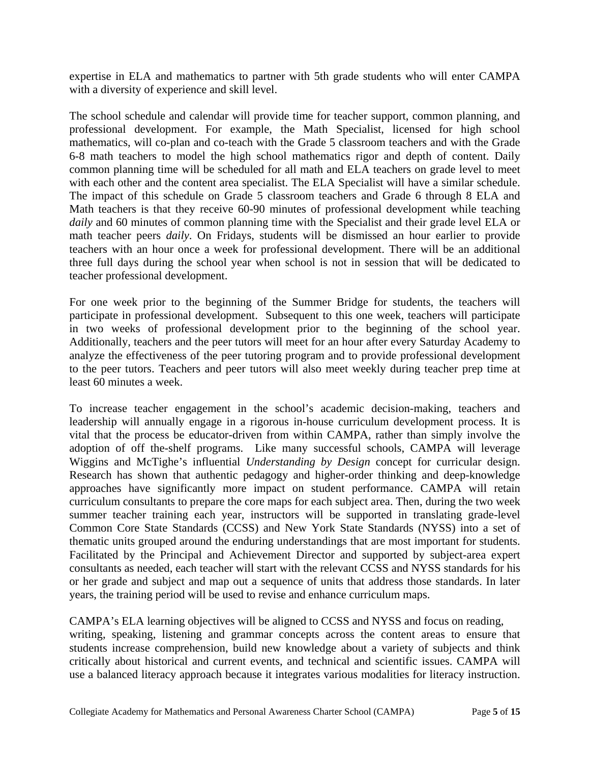expertise in ELA and mathematics to partner with 5th grade students who will enter CAMPA with a diversity of experience and skill level.

The school schedule and calendar will provide time for teacher support, common planning, and professional development. For example, the Math Specialist, licensed for high school mathematics, will co-plan and co-teach with the Grade 5 classroom teachers and with the Grade 6-8 math teachers to model the high school mathematics rigor and depth of content. Daily common planning time will be scheduled for all math and ELA teachers on grade level to meet with each other and the content area specialist. The ELA Specialist will have a similar schedule. The impact of this schedule on Grade 5 classroom teachers and Grade 6 through 8 ELA and Math teachers is that they receive 60-90 minutes of professional development while teaching *daily* and 60 minutes of common planning time with the Specialist and their grade level ELA or math teacher peers *daily*. On Fridays, students will be dismissed an hour earlier to provide teachers with an hour once a week for professional development. There will be an additional three full days during the school year when school is not in session that will be dedicated to teacher professional development.

For one week prior to the beginning of the Summer Bridge for students, the teachers will participate in professional development. Subsequent to this one week, teachers will participate in two weeks of professional development prior to the beginning of the school year. Additionally, teachers and the peer tutors will meet for an hour after every Saturday Academy to analyze the effectiveness of the peer tutoring program and to provide professional development to the peer tutors. Teachers and peer tutors will also meet weekly during teacher prep time at least 60 minutes a week.

To increase teacher engagement in the school's academic decision-making, teachers and leadership will annually engage in a rigorous in-house curriculum development process. It is vital that the process be educator-driven from within CAMPA, rather than simply involve the adoption of off the-shelf programs. Like many successful schools, CAMPA will leverage Wiggins and McTighe's influential *Understanding by Design* concept for curricular design. Research has shown that authentic pedagogy and higher-order thinking and deep-knowledge approaches have significantly more impact on student performance. CAMPA will retain curriculum consultants to prepare the core maps for each subject area. Then, during the two week summer teacher training each year, instructors will be supported in translating grade-level Common Core State Standards (CCSS) and New York State Standards (NYSS) into a set of thematic units grouped around the enduring understandings that are most important for students. Facilitated by the Principal and Achievement Director and supported by subject-area expert consultants as needed, each teacher will start with the relevant CCSS and NYSS standards for his or her grade and subject and map out a sequence of units that address those standards. In later years, the training period will be used to revise and enhance curriculum maps.

CAMPA's ELA learning objectives will be aligned to CCSS and NYSS and focus on reading, writing, speaking, listening and grammar concepts across the content areas to ensure that students increase comprehension, build new knowledge about a variety of subjects and think critically about historical and current events, and technical and scientific issues. CAMPA will use a balanced literacy approach because it integrates various modalities for literacy instruction.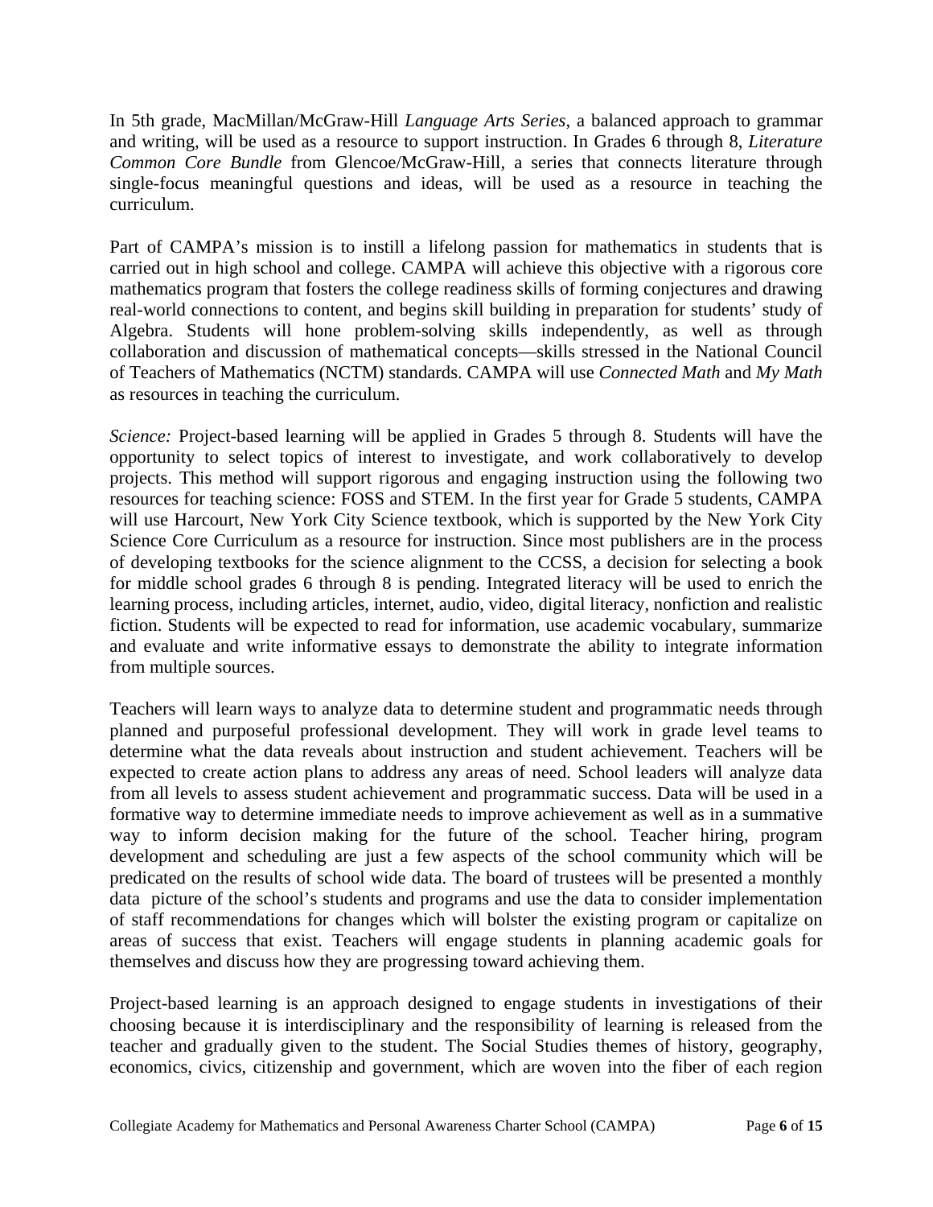In 5th grade, MacMillan/McGraw-Hill *Language Arts Series*, a balanced approach to grammar and writing, will be used as a resource to support instruction. In Grades 6 through 8, *Literature Common Core Bundle* from Glencoe/McGraw-Hill, a series that connects literature through single-focus meaningful questions and ideas, will be used as a resource in teaching the curriculum.

Part of CAMPA's mission is to instill a lifelong passion for mathematics in students that is carried out in high school and college. CAMPA will achieve this objective with a rigorous core mathematics program that fosters the college readiness skills of forming conjectures and drawing real-world connections to content, and begins skill building in preparation for students' study of Algebra. Students will hone problem-solving skills independently, as well as through collaboration and discussion of mathematical concepts—skills stressed in the National Council of Teachers of Mathematics (NCTM) standards. CAMPA will use *Connected Math* and *My Math* as resources in teaching the curriculum.

*Science:* Project-based learning will be applied in Grades 5 through 8. Students will have the opportunity to select topics of interest to investigate, and work collaboratively to develop projects. This method will support rigorous and engaging instruction using the following two resources for teaching science: FOSS and STEM. In the first year for Grade 5 students, CAMPA will use Harcourt, New York City Science textbook, which is supported by the New York City Science Core Curriculum as a resource for instruction. Since most publishers are in the process of developing textbooks for the science alignment to the CCSS, a decision for selecting a book for middle school grades 6 through 8 is pending. Integrated literacy will be used to enrich the learning process, including articles, internet, audio, video, digital literacy, nonfiction and realistic fiction. Students will be expected to read for information, use academic vocabulary, summarize and evaluate and write informative essays to demonstrate the ability to integrate information from multiple sources.

Teachers will learn ways to analyze data to determine student and programmatic needs through planned and purposeful professional development. They will work in grade level teams to determine what the data reveals about instruction and student achievement. Teachers will be expected to create action plans to address any areas of need. School leaders will analyze data from all levels to assess student achievement and programmatic success. Data will be used in a formative way to determine immediate needs to improve achievement as well as in a summative way to inform decision making for the future of the school. Teacher hiring, program development and scheduling are just a few aspects of the school community which will be predicated on the results of school wide data. The board of trustees will be presented a monthly data picture of the school's students and programs and use the data to consider implementation of staff recommendations for changes which will bolster the existing program or capitalize on areas of success that exist. Teachers will engage students in planning academic goals for themselves and discuss how they are progressing toward achieving them.

Project-based learning is an approach designed to engage students in investigations of their choosing because it is interdisciplinary and the responsibility of learning is released from the teacher and gradually given to the student. The Social Studies themes of history, geography, economics, civics, citizenship and government, which are woven into the fiber of each region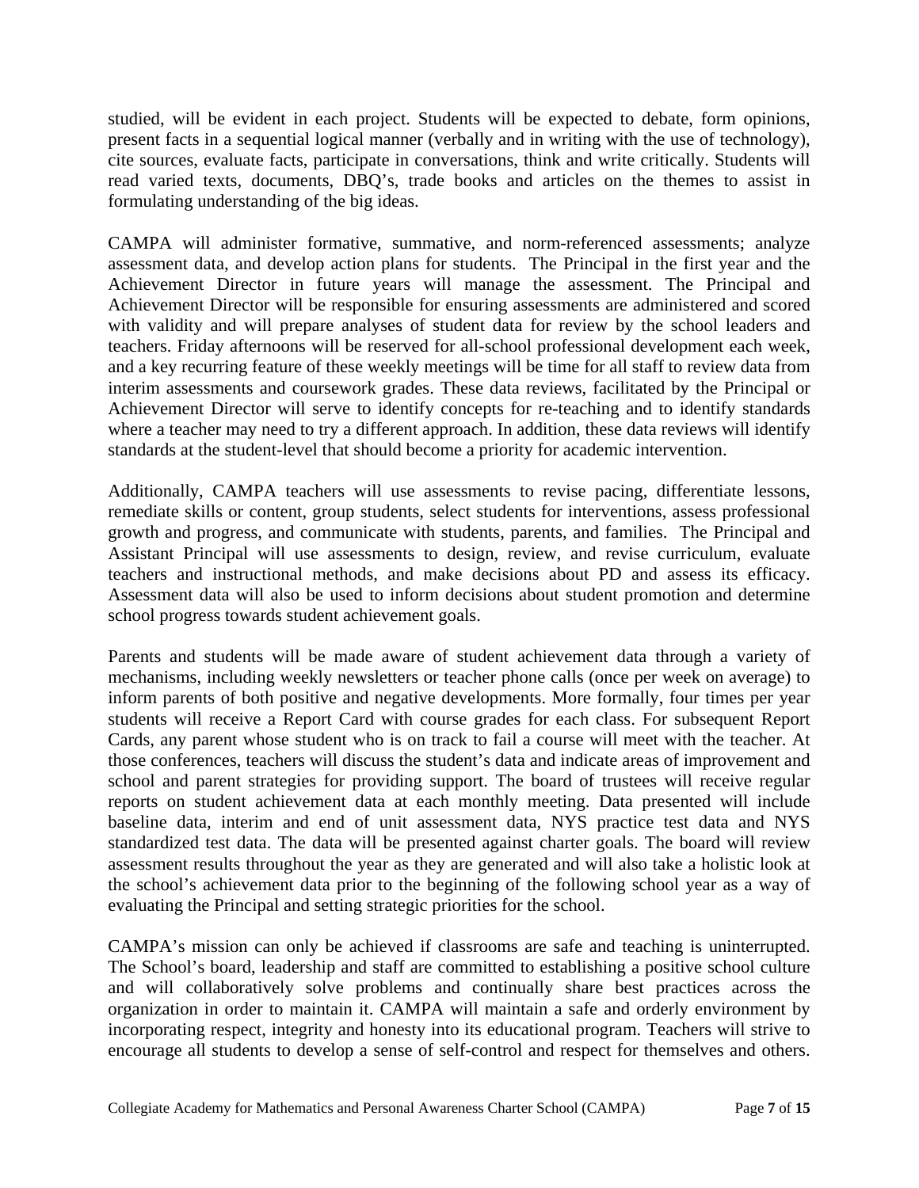studied, will be evident in each project. Students will be expected to debate, form opinions, present facts in a sequential logical manner (verbally and in writing with the use of technology), cite sources, evaluate facts, participate in conversations, think and write critically. Students will read varied texts, documents, DBQ's, trade books and articles on the themes to assist in formulating understanding of the big ideas.

CAMPA will administer formative, summative, and norm-referenced assessments; analyze assessment data, and develop action plans for students. The Principal in the first year and the Achievement Director in future years will manage the assessment. The Principal and Achievement Director will be responsible for ensuring assessments are administered and scored with validity and will prepare analyses of student data for review by the school leaders and teachers. Friday afternoons will be reserved for all-school professional development each week, and a key recurring feature of these weekly meetings will be time for all staff to review data from interim assessments and coursework grades. These data reviews, facilitated by the Principal or Achievement Director will serve to identify concepts for re-teaching and to identify standards where a teacher may need to try a different approach. In addition, these data reviews will identify standards at the student-level that should become a priority for academic intervention.

Additionally, CAMPA teachers will use assessments to revise pacing, differentiate lessons, remediate skills or content, group students, select students for interventions, assess professional growth and progress, and communicate with students, parents, and families. The Principal and Assistant Principal will use assessments to design, review, and revise curriculum, evaluate teachers and instructional methods, and make decisions about PD and assess its efficacy. Assessment data will also be used to inform decisions about student promotion and determine school progress towards student achievement goals.

Parents and students will be made aware of student achievement data through a variety of mechanisms, including weekly newsletters or teacher phone calls (once per week on average) to inform parents of both positive and negative developments. More formally, four times per year students will receive a Report Card with course grades for each class. For subsequent Report Cards, any parent whose student who is on track to fail a course will meet with the teacher. At those conferences, teachers will discuss the student's data and indicate areas of improvement and school and parent strategies for providing support. The board of trustees will receive regular reports on student achievement data at each monthly meeting. Data presented will include baseline data, interim and end of unit assessment data, NYS practice test data and NYS standardized test data. The data will be presented against charter goals. The board will review assessment results throughout the year as they are generated and will also take a holistic look at the school's achievement data prior to the beginning of the following school year as a way of evaluating the Principal and setting strategic priorities for the school.

CAMPA's mission can only be achieved if classrooms are safe and teaching is uninterrupted. The School's board, leadership and staff are committed to establishing a positive school culture and will collaboratively solve problems and continually share best practices across the organization in order to maintain it. CAMPA will maintain a safe and orderly environment by incorporating respect, integrity and honesty into its educational program. Teachers will strive to encourage all students to develop a sense of self-control and respect for themselves and others.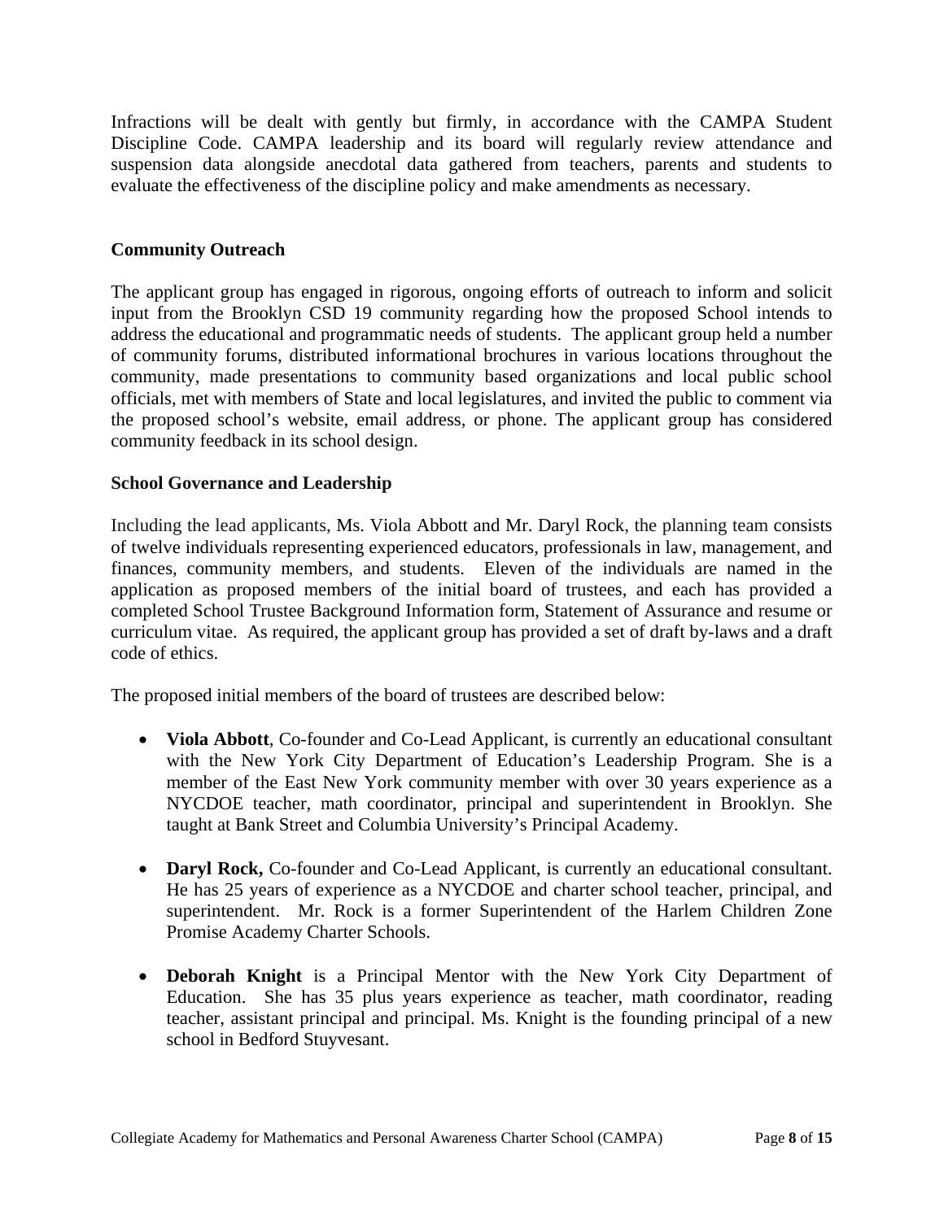Infractions will be dealt with gently but firmly, in accordance with the CAMPA Student Discipline Code. CAMPA leadership and its board will regularly review attendance and suspension data alongside anecdotal data gathered from teachers, parents and students to evaluate the effectiveness of the discipline policy and make amendments as necessary.

**Community Outreach**

The applicant group has engaged in rigorous, ongoing efforts of outreach to inform and solicit input from the Brooklyn CSD 19 community regarding how the proposed School intends to address the educational and programmatic needs of students. The applicant group held a number of community forums, distributed informational brochures in various locations throughout the community, made presentations to community based organizations and local public school officials, met with members of State and local legislatures, and invited the public to comment via the proposed school's website, email address, or phone. The applicant group has considered community feedback in its school design.

**School Governance and Leadership**

Including the lead applicants, Ms. Viola Abbott and Mr. Daryl Rock, the planning team consists of twelve individuals representing experienced educators, professionals in law, management, and finances, community members, and students. Eleven of the individuals are named in the application as proposed members of the initial board of trustees, and each has provided a completed School Trustee Background Information form, Statement of Assurance and resume or curriculum vitae. As required, the applicant group has provided a set of draft by-laws and a draft code of ethics.

The proposed initial members of the board of trustees are described below:

- **Viola Abbott**, Co-founder and Co-Lead Applicant, is currently an educational consultant with the New York City Department of Education's Leadership Program. She is a member of the East New York community member with over 30 years experience as a NYCDOE teacher, math coordinator, principal and superintendent in Brooklyn. She taught at Bank Street and Columbia University's Principal Academy.

- **Daryl Rock,** Co-founder and Co-Lead Applicant, is currently an educational consultant. He has 25 years of experience as a NYCDOE and charter school teacher, principal, and superintendent. Mr. Rock is a former Superintendent of the Harlem Children Zone Promise Academy Charter Schools.

- **Deborah Knight** is a Principal Mentor with the New York City Department of Education. She has 35 plus years experience as teacher, math coordinator, reading teacher, assistant principal and principal. Ms. Knight is the founding principal of a new school in Bedford Stuyvesant.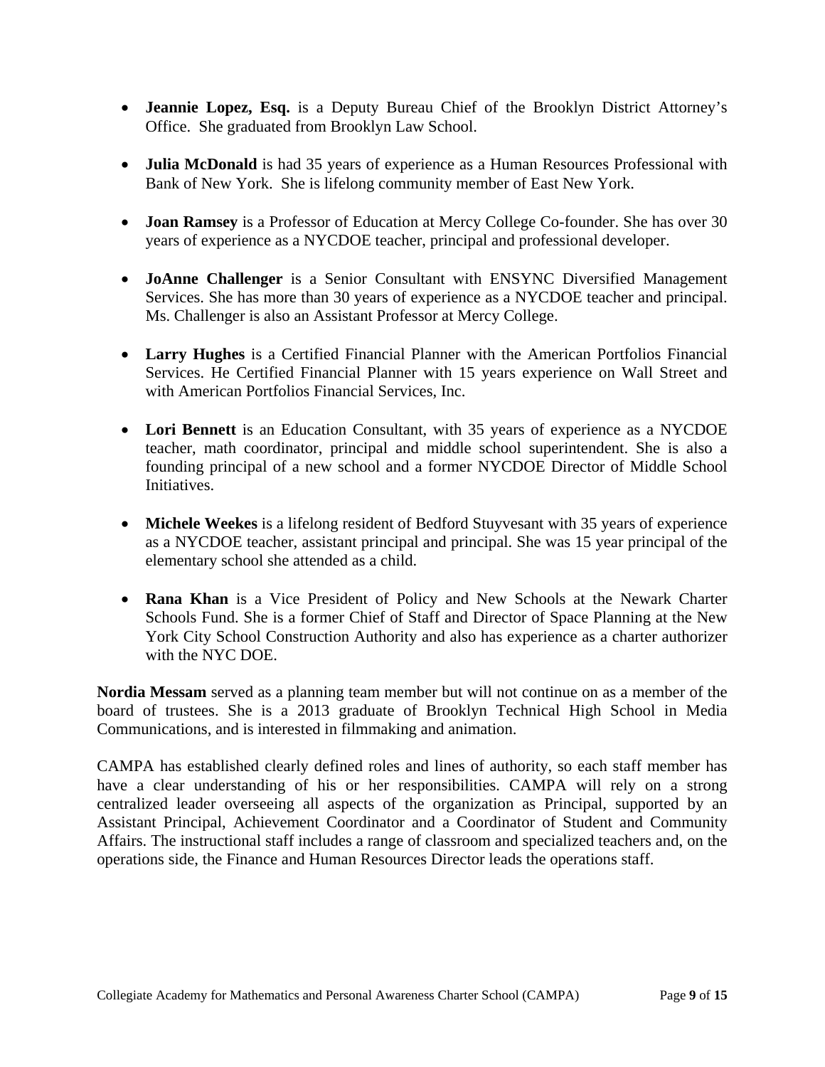- **Jeannie Lopez, Esq.** is a Deputy Bureau Chief of the Brooklyn District Attorney's Office. She graduated from Brooklyn Law School.

- **Julia McDonald** is had 35 years of experience as a Human Resources Professional with Bank of New York. She is lifelong community member of East New York.

- **Joan Ramsey** is a Professor of Education at Mercy College Co-founder. She has over 30 years of experience as a NYCDOE teacher, principal and professional developer.

- **JoAnne Challenger** is a Senior Consultant with ENSYNC Diversified Management Services. She has more than 30 years of experience as a NYCDOE teacher and principal. Ms. Challenger is also an Assistant Professor at Mercy College.

- **Larry Hughes** is a Certified Financial Planner with the American Portfolios Financial Services. He Certified Financial Planner with 15 years experience on Wall Street and with American Portfolios Financial Services, Inc.

- **Lori Bennett** is an Education Consultant, with 35 years of experience as a NYCDOE teacher, math coordinator, principal and middle school superintendent. She is also a founding principal of a new school and a former NYCDOE Director of Middle School Initiatives.

- **Michele Weekes** is a lifelong resident of Bedford Stuyvesant with 35 years of experience as a NYCDOE teacher, assistant principal and principal. She was 15 year principal of the elementary school she attended as a child.

- **Rana Khan** is a Vice President of Policy and New Schools at the Newark Charter Schools Fund. She is a former Chief of Staff and Director of Space Planning at the New York City School Construction Authority and also has experience as a charter authorizer with the NYC DOE.

**Nordia Messam** served as a planning team member but will not continue on as a member of the board of trustees. She is a 2013 graduate of Brooklyn Technical High School in Media Communications, and is interested in filmmaking and animation.

CAMPA has established clearly defined roles and lines of authority, so each staff member has have a clear understanding of his or her responsibilities. CAMPA will rely on a strong centralized leader overseeing all aspects of the organization as Principal, supported by an Assistant Principal, Achievement Coordinator and a Coordinator of Student and Community Affairs. The instructional staff includes a range of classroom and specialized teachers and, on the operations side, the Finance and Human Resources Director leads the operations staff.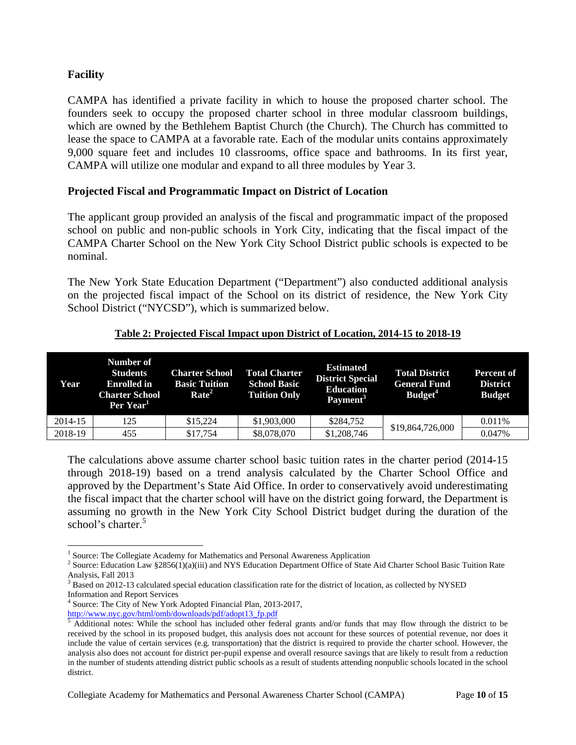### Facility

CAMPA has identified a private facility in which to house the proposed charter school. The founders seek to occupy the proposed charter school in three modular classroom buildings, which are owned by the Bethlehem Baptist Church (the Church). The Church has committed to lease the space to CAMPA at a favorable rate. Each of the modular units contains approximately 9,000 square feet and includes 10 classrooms, office space and bathrooms. In its first year, CAMPA will utilize one modular and expand to all three modules by Year 3.

### Projected Fiscal and Programmatic Impact on District of Location

The applicant group provided an analysis of the fiscal and programmatic impact of the proposed school on public and non-public schools in York City, indicating that the fiscal impact of the CAMPA Charter School on the New York City School District public schools is expected to be nominal.

The New York State Education Department ("Department") also conducted additional analysis on the projected fiscal impact of the School on its district of residence, the New York City School District ("NYCSD"), which is summarized below.

**Table 2: Projected Fiscal Impact upon District of Location, 2014-15 to 2018-19**

| Year | Number of Students Enrolled in Charter School Per Year[1] | Charter School Basic Tuition Rate[2] | Total Charter School Basic Tuition Only | Estimated District Special Education Payment[3] | Total District General Fund Budget[4] | Percent of District Budget |
|---|---|---|---|---|---|---|
| 2014-15 | 125 | $15,224 | $1,903,000 | $284,752 | $19,864,726,000 | 0.011% |
| 2018-19 | 455 | $17,754 | $8,078,070 | $1,208,746 | | 0.047% |

The calculations above assume charter school basic tuition rates in the charter period (2014-15 through 2018-19) based on a trend analysis calculated by the Charter School Office and approved by the Department's State Aid Office. In order to conservatively avoid underestimating the fiscal impact that the charter school will have on the district going forward, the Department is assuming no growth in the New York City School District budget during the duration of the school's charter.[5]

---

[1] Source: The Collegiate Academy for Mathematics and Personal Awareness Application

[2] Source: Education Law §2856(1)(a)(iii) and NYS Education Department Office of State Aid Charter School Basic Tuition Rate Analysis, Fall 2013

[3] Based on 2012-13 calculated special education classification rate for the district of location, as collected by NYSED Information and Report Services

[4] Source: The City of New York Adopted Financial Plan, 2013-2017, http://www.nyc.gov/html/omb/downloads/pdf/adopt13_fp.pdf

[5] Additional notes: While the school has included other federal grants and/or funds that may flow through the district to be received by the school in its proposed budget, this analysis does not account for these sources of potential revenue, nor does it include the value of certain services (e.g. transportation) that the district is required to provide the charter school. However, the analysis also does not account for district per-pupil expense and overall resource savings that are likely to result from a reduction in the number of students attending district public schools as a result of students attending nonpublic schools located in the school district.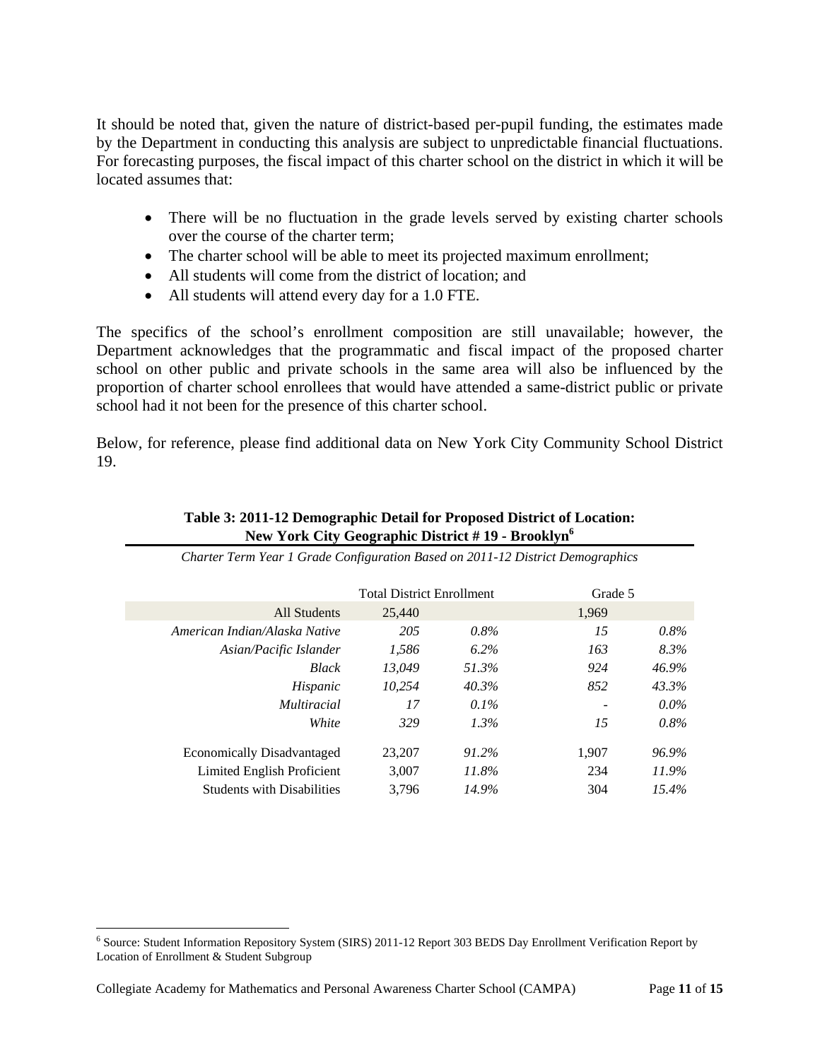It should be noted that, given the nature of district-based per-pupil funding, the estimates made by the Department in conducting this analysis are subject to unpredictable financial fluctuations. For forecasting purposes, the fiscal impact of this charter school on the district in which it will be located assumes that:

- There will be no fluctuation in the grade levels served by existing charter schools over the course of the charter term;
- The charter school will be able to meet its projected maximum enrollment;
- All students will come from the district of location; and
- All students will attend every day for a 1.0 FTE.

The specifics of the school's enrollment composition are still unavailable; however, the Department acknowledges that the programmatic and fiscal impact of the proposed charter school on other public and private schools in the same area will also be influenced by the proportion of charter school enrollees that would have attended a same-district public or private school had it not been for the presence of this charter school.

Below, for reference, please find additional data on New York City Community School District 19.

**Table 3: 2011-12 Demographic Detail for Proposed District of Location: New York City Geographic District # 19 - Brooklyn**[6]

*Charter Term Year 1 Grade Configuration Based on 2011-12 District Demographics*

| | Total District Enrollment | | Grade 5 | |
|---|---|---|---|---|
| All Students | 25,440 | | 1,969 | |
| *American Indian/Alaska Native* | *205* | *0.8%* | *15* | *0.8%* |
| *Asian/Pacific Islander* | *1,586* | *6.2%* | *163* | *8.3%* |
| *Black* | *13,049* | *51.3%* | *924* | *46.9%* |
| *Hispanic* | *10,254* | *40.3%* | *852* | *43.3%* |
| *Multiracial* | *17* | *0.1%* | - | *0.0%* |
| *White* | *329* | *1.3%* | *15* | *0.8%* |
| Economically Disadvantaged | 23,207 | *91.2%* | 1,907 | *96.9%* |
| Limited English Proficient | 3,007 | *11.8%* | 234 | *11.9%* |
| Students with Disabilities | 3,796 | *14.9%* | 304 | *15.4%* |

[6] Source: Student Information Repository System (SIRS) 2011-12 Report 303 BEDS Day Enrollment Verification Report by Location of Enrollment & Student Subgroup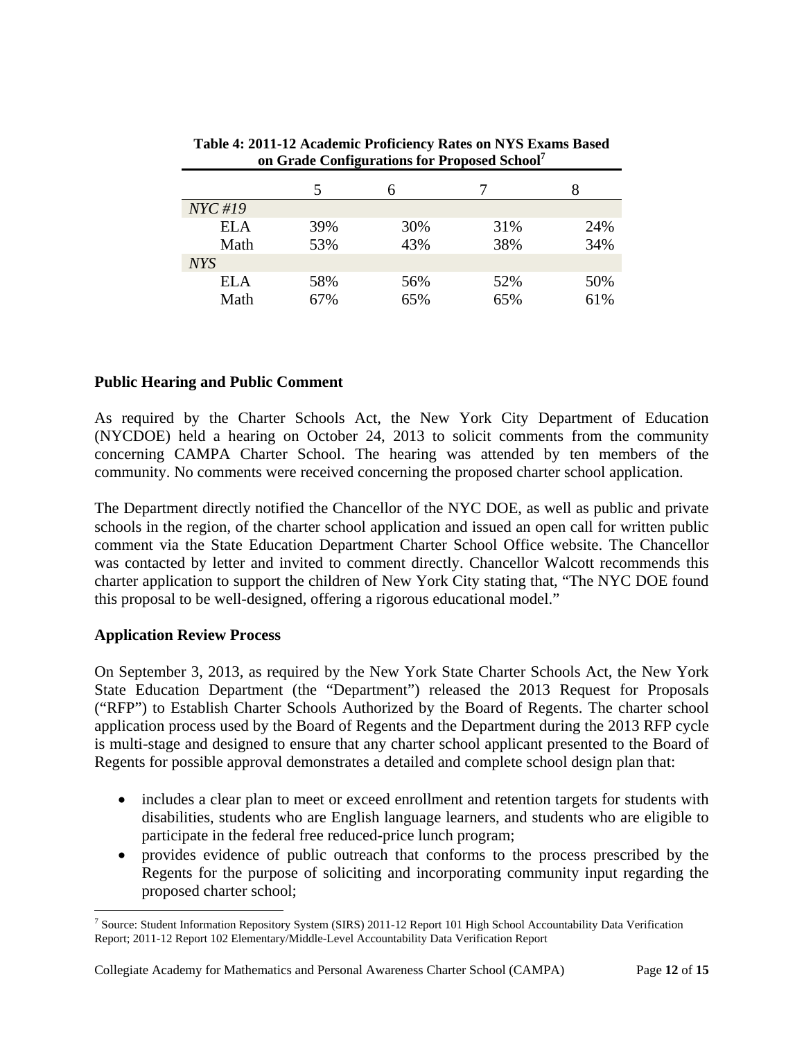**Table 4: 2011-12 Academic Proficiency Rates on NYS Exams Based on Grade Configurations for Proposed School**[7]

| | 5 | 6 | 7 | 8 |
|---|---|---|---|---|
| *NYC #19* | | | | |
| ELA | 39% | 30% | 31% | 24% |
| Math | 53% | 43% | 38% | 34% |
| *NYS* | | | | |
| ELA | 58% | 56% | 52% | 50% |
| Math | 67% | 65% | 65% | 61% |

**Public Hearing and Public Comment**

As required by the Charter Schools Act, the New York City Department of Education (NYCDOE) held a hearing on October 24, 2013 to solicit comments from the community concerning CAMPA Charter School. The hearing was attended by ten members of the community. No comments were received concerning the proposed charter school application.

The Department directly notified the Chancellor of the NYC DOE, as well as public and private schools in the region, of the charter school application and issued an open call for written public comment via the State Education Department Charter School Office website. The Chancellor was contacted by letter and invited to comment directly. Chancellor Walcott recommends this charter application to support the children of New York City stating that, "The NYC DOE found this proposal to be well-designed, offering a rigorous educational model."

**Application Review Process**

On September 3, 2013, as required by the New York State Charter Schools Act, the New York State Education Department (the "Department") released the 2013 Request for Proposals ("RFP") to Establish Charter Schools Authorized by the Board of Regents. The charter school application process used by the Board of Regents and the Department during the 2013 RFP cycle is multi-stage and designed to ensure that any charter school applicant presented to the Board of Regents for possible approval demonstrates a detailed and complete school design plan that:

- includes a clear plan to meet or exceed enrollment and retention targets for students with disabilities, students who are English language learners, and students who are eligible to participate in the federal free reduced-price lunch program;
- provides evidence of public outreach that conforms to the process prescribed by the Regents for the purpose of soliciting and incorporating community input regarding the proposed charter school;

[7] Source: Student Information Repository System (SIRS) 2011-12 Report 101 High School Accountability Data Verification Report; 2011-12 Report 102 Elementary/Middle-Level Accountability Data Verification Report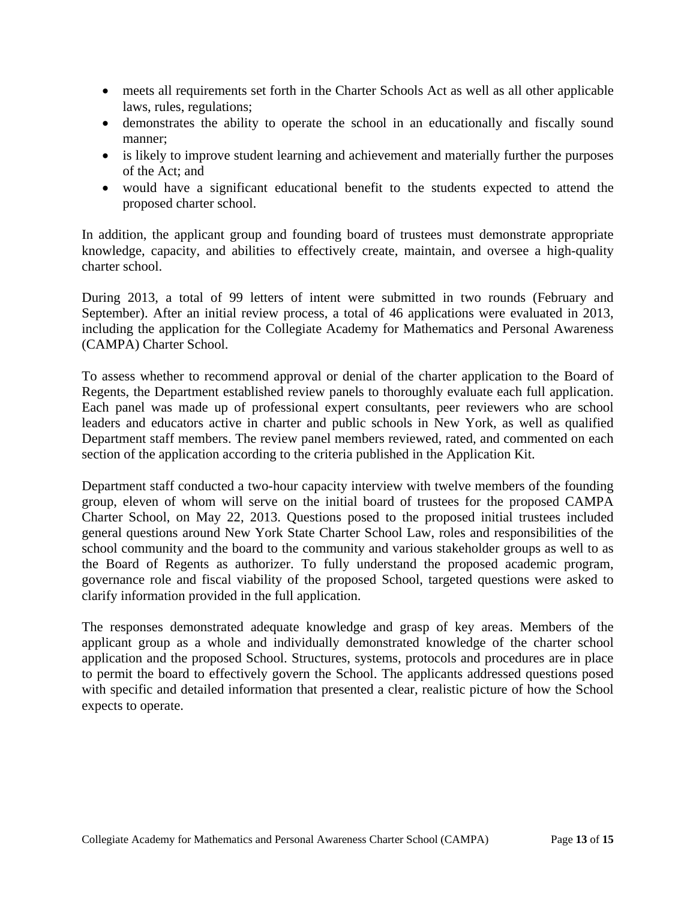- meets all requirements set forth in the Charter Schools Act as well as all other applicable laws, rules, regulations;
- demonstrates the ability to operate the school in an educationally and fiscally sound manner;
- is likely to improve student learning and achievement and materially further the purposes of the Act; and
- would have a significant educational benefit to the students expected to attend the proposed charter school.

In addition, the applicant group and founding board of trustees must demonstrate appropriate knowledge, capacity, and abilities to effectively create, maintain, and oversee a high-quality charter school.

During 2013, a total of 99 letters of intent were submitted in two rounds (February and September). After an initial review process, a total of 46 applications were evaluated in 2013, including the application for the Collegiate Academy for Mathematics and Personal Awareness (CAMPA) Charter School.

To assess whether to recommend approval or denial of the charter application to the Board of Regents, the Department established review panels to thoroughly evaluate each full application. Each panel was made up of professional expert consultants, peer reviewers who are school leaders and educators active in charter and public schools in New York, as well as qualified Department staff members. The review panel members reviewed, rated, and commented on each section of the application according to the criteria published in the Application Kit.

Department staff conducted a two-hour capacity interview with twelve members of the founding group, eleven of whom will serve on the initial board of trustees for the proposed CAMPA Charter School, on May 22, 2013. Questions posed to the proposed initial trustees included general questions around New York State Charter School Law, roles and responsibilities of the school community and the board to the community and various stakeholder groups as well to as the Board of Regents as authorizer. To fully understand the proposed academic program, governance role and fiscal viability of the proposed School, targeted questions were asked to clarify information provided in the full application.

The responses demonstrated adequate knowledge and grasp of key areas. Members of the applicant group as a whole and individually demonstrated knowledge of the charter school application and the proposed School. Structures, systems, protocols and procedures are in place to permit the board to effectively govern the School. The applicants addressed questions posed with specific and detailed information that presented a clear, realistic picture of how the School expects to operate.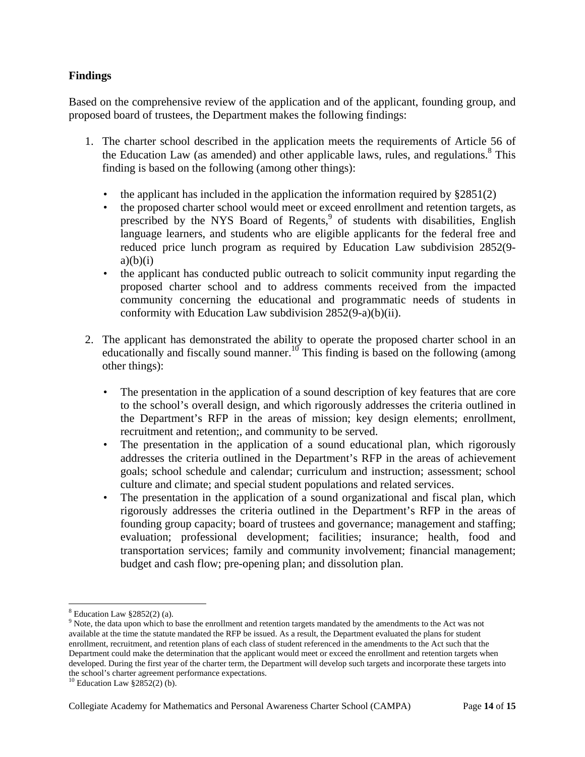**Findings**

Based on the comprehensive review of the application and of the applicant, founding group, and proposed board of trustees, the Department makes the following findings:

1. The charter school described in the application meets the requirements of Article 56 of the Education Law (as amended) and other applicable laws, rules, and regulations.[8] This finding is based on the following (among other things):

   - the applicant has included in the application the information required by §2851(2)
   - the proposed charter school would meet or exceed enrollment and retention targets, as prescribed by the NYS Board of Regents,[9] of students with disabilities, English language learners, and students who are eligible applicants for the federal free and reduced price lunch program as required by Education Law subdivision 2852(9-a)(b)(i)
   - the applicant has conducted public outreach to solicit community input regarding the proposed charter school and to address comments received from the impacted community concerning the educational and programmatic needs of students in conformity with Education Law subdivision 2852(9-a)(b)(ii).

2. The applicant has demonstrated the ability to operate the proposed charter school in an educationally and fiscally sound manner.[10] This finding is based on the following (among other things):

   - The presentation in the application of a sound description of key features that are core to the school's overall design, and which rigorously addresses the criteria outlined in the Department's RFP in the areas of mission; key design elements; enrollment, recruitment and retention;, and community to be served.
   - The presentation in the application of a sound educational plan, which rigorously addresses the criteria outlined in the Department's RFP in the areas of achievement goals; school schedule and calendar; curriculum and instruction; assessment; school culture and climate; and special student populations and related services.
   - The presentation in the application of a sound organizational and fiscal plan, which rigorously addresses the criteria outlined in the Department's RFP in the areas of founding group capacity; board of trustees and governance; management and staffing; evaluation; professional development; facilities; insurance; health, food and transportation services; family and community involvement; financial management; budget and cash flow; pre-opening plan; and dissolution plan.

---

[8] Education Law §2852(2) (a).

[9] Note, the data upon which to base the enrollment and retention targets mandated by the amendments to the Act was not available at the time the statute mandated the RFP be issued. As a result, the Department evaluated the plans for student enrollment, recruitment, and retention plans of each class of student referenced in the amendments to the Act such that the Department could make the determination that the applicant would meet or exceed the enrollment and retention targets when developed. During the first year of the charter term, the Department will develop such targets and incorporate these targets into the school's charter agreement performance expectations.

[10] Education Law §2852(2) (b).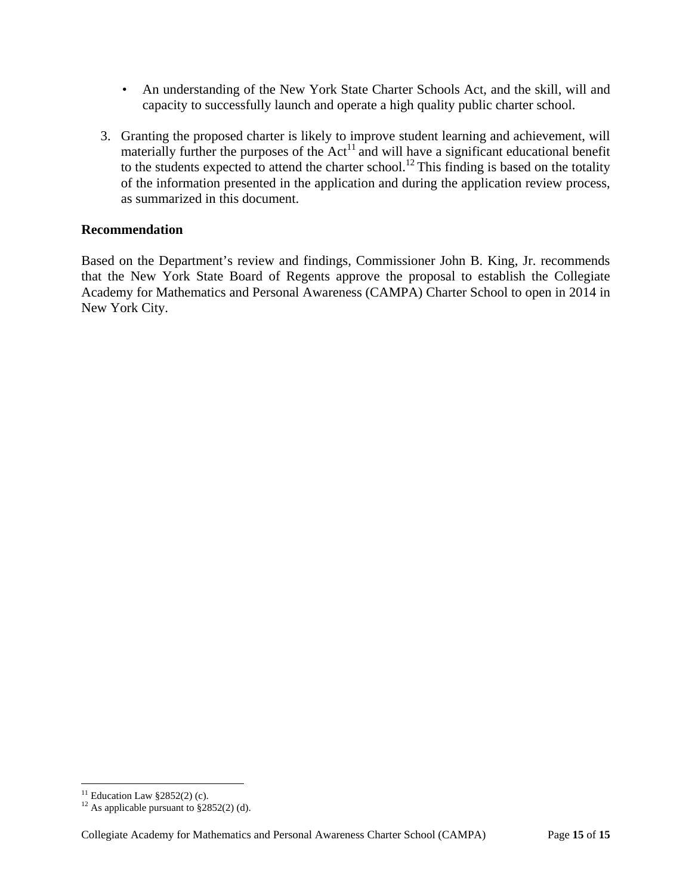- An understanding of the New York State Charter Schools Act, and the skill, will and capacity to successfully launch and operate a high quality public charter school.

3. Granting the proposed charter is likely to improve student learning and achievement, will materially further the purposes of the Act[11] and will have a significant educational benefit to the students expected to attend the charter school.[12] This finding is based on the totality of the information presented in the application and during the application review process, as summarized in this document.

**Recommendation**

Based on the Department's review and findings, Commissioner John B. King, Jr. recommends that the New York State Board of Regents approve the proposal to establish the Collegiate Academy for Mathematics and Personal Awareness (CAMPA) Charter School to open in 2014 in New York City.

---

[11] Education Law §2852(2) (c).

[12] As applicable pursuant to §2852(2) (d).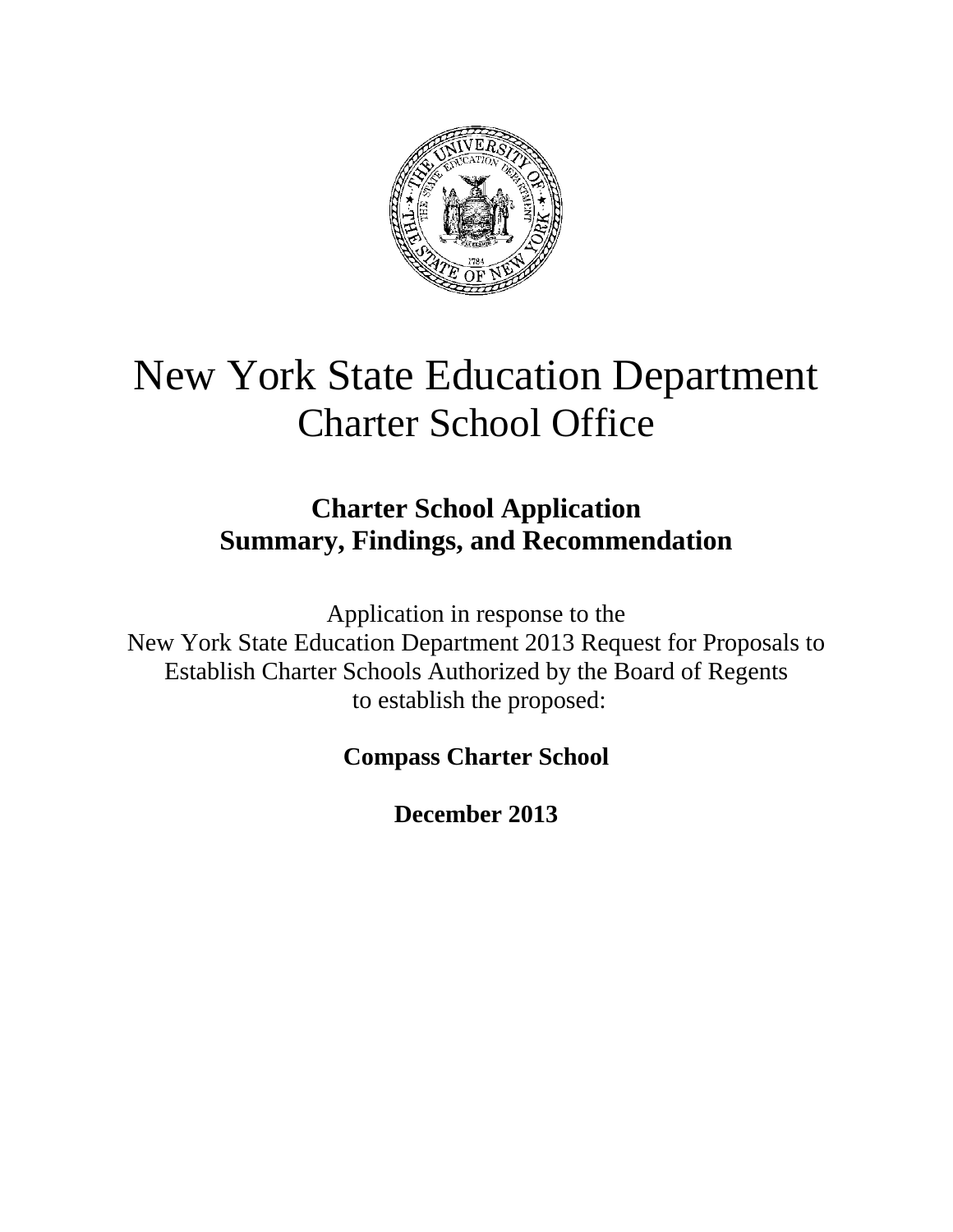# New York State Education Department
## Charter School Office

### Charter School Application
### Summary, Findings, and Recommendation

Application in response to the
New York State Education Department 2013 Request for Proposals to
Establish Charter Schools Authorized by the Board of Regents
to establish the proposed:

**Compass Charter School**

**December 2013**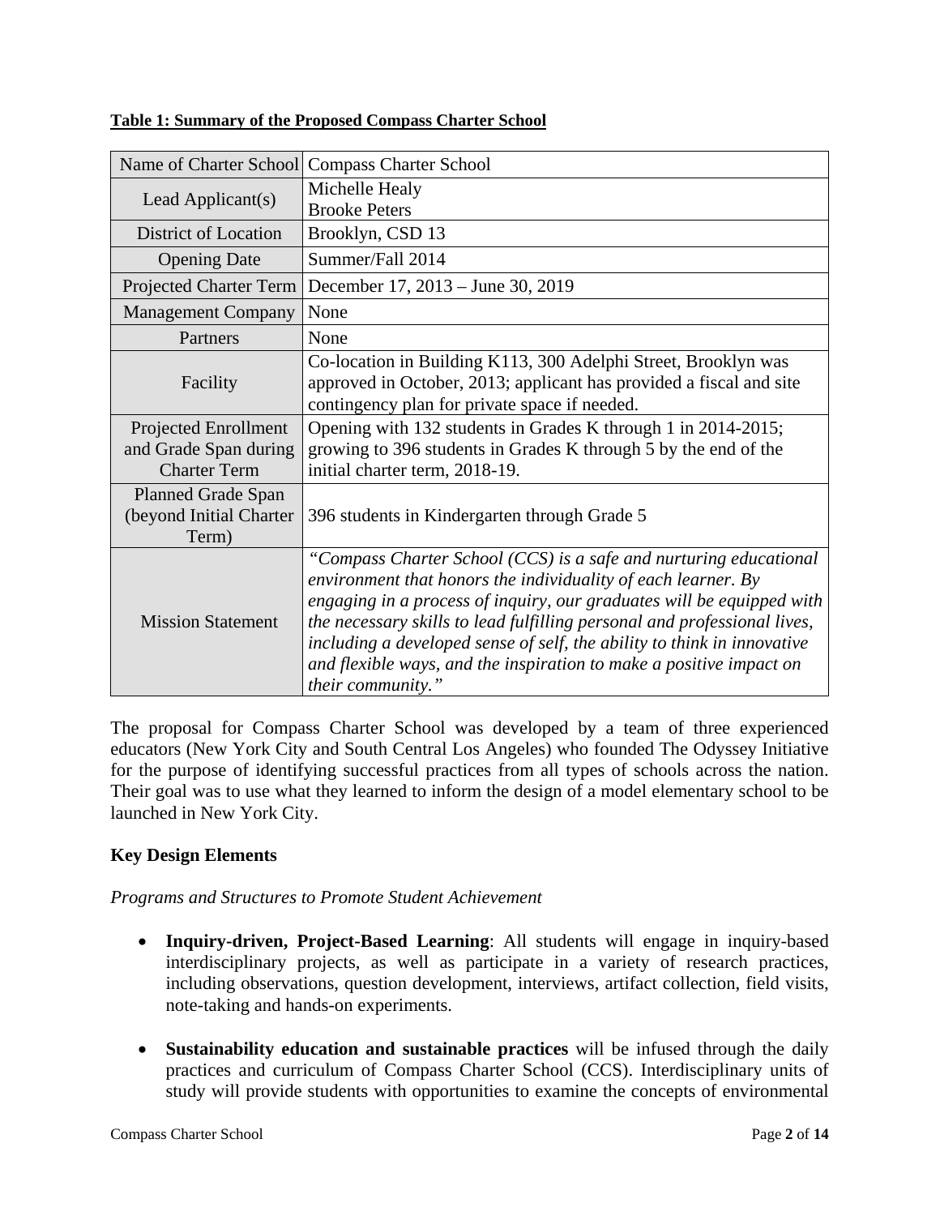**Table 1: Summary of the Proposed Compass Charter School**

| | |
|---|---|
| Name of Charter School | Compass Charter School |
| Lead Applicant(s) | Michelle Healy<br>Brooke Peters |
| District of Location | Brooklyn, CSD 13 |
| Opening Date | Summer/Fall 2014 |
| Projected Charter Term | December 17, 2013 – June 30, 2019 |
| Management Company | None |
| Partners | None |
| Facility | Co-location in Building K113, 300 Adelphi Street, Brooklyn was approved in October, 2013; applicant has provided a fiscal and site contingency plan for private space if needed. |
| Projected Enrollment and Grade Span during Charter Term | Opening with 132 students in Grades K through 1 in 2014-2015; growing to 396 students in Grades K through 5 by the end of the initial charter term, 2018-19. |
| Planned Grade Span (beyond Initial Charter Term) | 396 students in Kindergarten through Grade 5 |
| Mission Statement | *"Compass Charter School (CCS) is a safe and nurturing educational environment that honors the individuality of each learner. By engaging in a process of inquiry, our graduates will be equipped with the necessary skills to lead fulfilling personal and professional lives, including a developed sense of self, the ability to think in innovative and flexible ways, and the inspiration to make a positive impact on their community."* |

The proposal for Compass Charter School was developed by a team of three experienced educators (New York City and South Central Los Angeles) who founded The Odyssey Initiative for the purpose of identifying successful practices from all types of schools across the nation. Their goal was to use what they learned to inform the design of a model elementary school to be launched in New York City.

**Key Design Elements**

*Programs and Structures to Promote Student Achievement*

- **Inquiry-driven, Project-Based Learning**: All students will engage in inquiry-based interdisciplinary projects, as well as participate in a variety of research practices, including observations, question development, interviews, artifact collection, field visits, note-taking and hands-on experiments.

- **Sustainability education and sustainable practices** will be infused through the daily practices and curriculum of Compass Charter School (CCS). Interdisciplinary units of study will provide students with opportunities to examine the concepts of environmental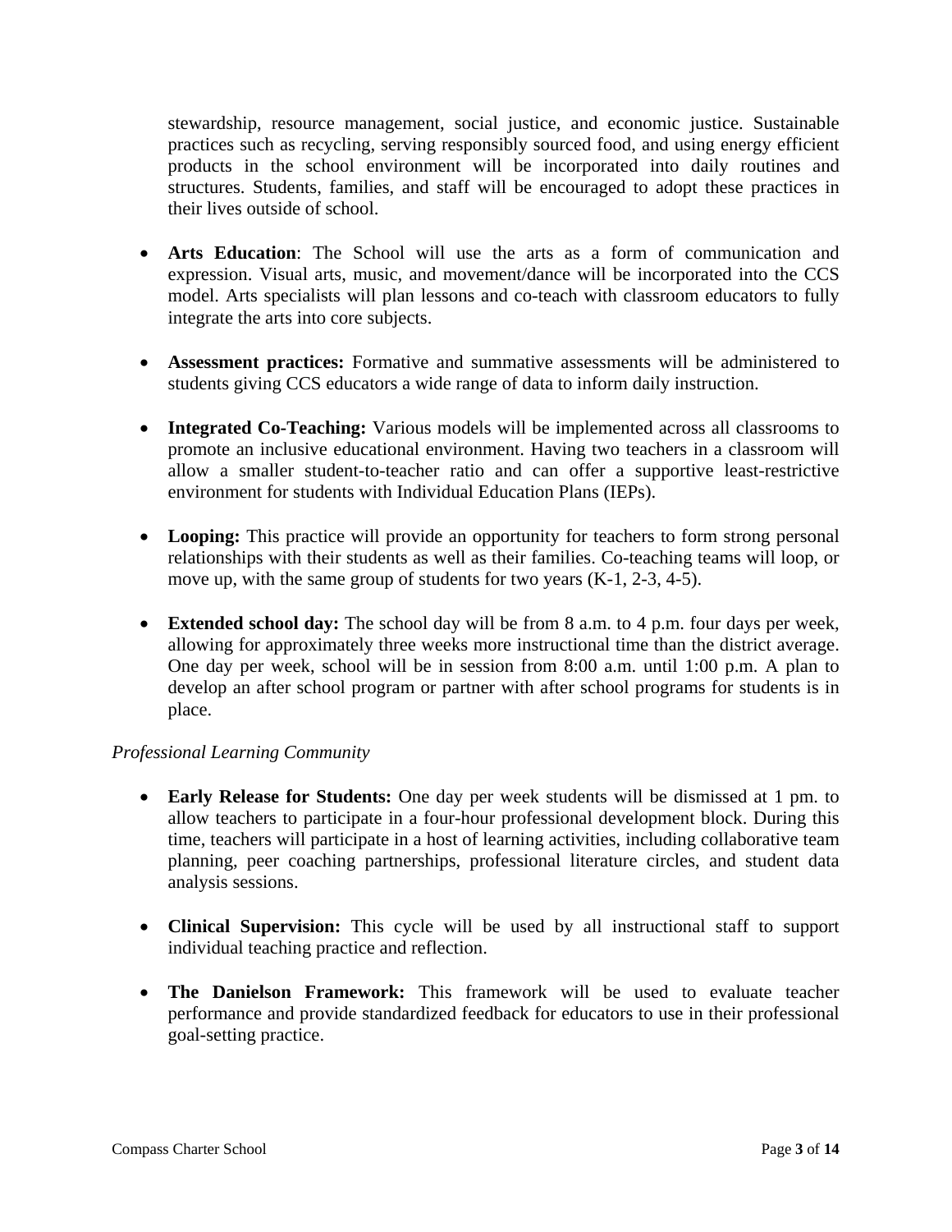stewardship, resource management, social justice, and economic justice. Sustainable practices such as recycling, serving responsibly sourced food, and using energy efficient products in the school environment will be incorporated into daily routines and structures. Students, families, and staff will be encouraged to adopt these practices in their lives outside of school.

- **Arts Education**: The School will use the arts as a form of communication and expression. Visual arts, music, and movement/dance will be incorporated into the CCS model. Arts specialists will plan lessons and co-teach with classroom educators to fully integrate the arts into core subjects.

- **Assessment practices:** Formative and summative assessments will be administered to students giving CCS educators a wide range of data to inform daily instruction.

- **Integrated Co-Teaching:** Various models will be implemented across all classrooms to promote an inclusive educational environment. Having two teachers in a classroom will allow a smaller student-to-teacher ratio and can offer a supportive least-restrictive environment for students with Individual Education Plans (IEPs).

- **Looping:** This practice will provide an opportunity for teachers to form strong personal relationships with their students as well as their families. Co-teaching teams will loop, or move up, with the same group of students for two years (K-1, 2-3, 4-5).

- **Extended school day:** The school day will be from 8 a.m. to 4 p.m. four days per week, allowing for approximately three weeks more instructional time than the district average. One day per week, school will be in session from 8:00 a.m. until 1:00 p.m. A plan to develop an after school program or partner with after school programs for students is in place.

*Professional Learning Community*

- **Early Release for Students:** One day per week students will be dismissed at 1 pm. to allow teachers to participate in a four-hour professional development block. During this time, teachers will participate in a host of learning activities, including collaborative team planning, peer coaching partnerships, professional literature circles, and student data analysis sessions.

- **Clinical Supervision:** This cycle will be used by all instructional staff to support individual teaching practice and reflection.

- **The Danielson Framework:** This framework will be used to evaluate teacher performance and provide standardized feedback for educators to use in their professional goal-setting practice.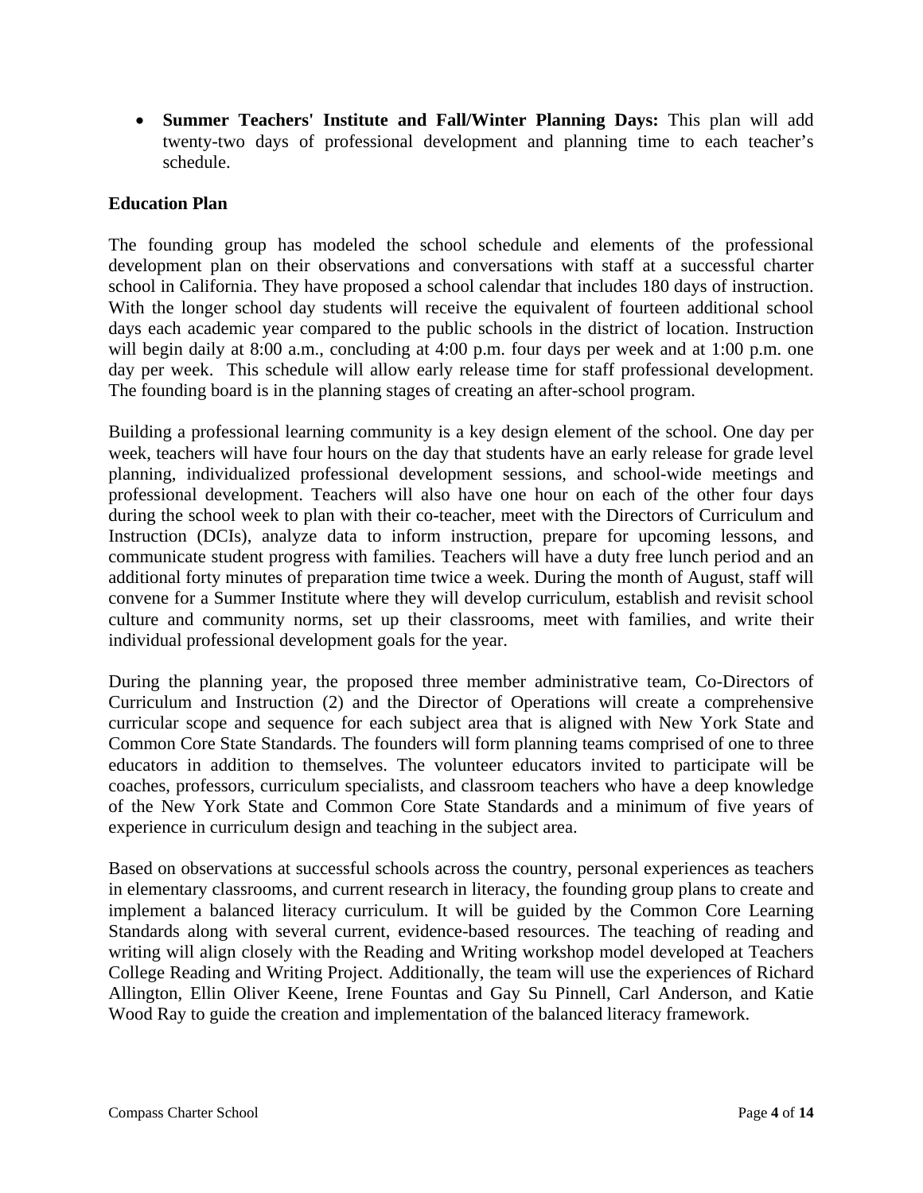- **Summer Teachers' Institute and Fall/Winter Planning Days:** This plan will add twenty-two days of professional development and planning time to each teacher's schedule.

**Education Plan**

The founding group has modeled the school schedule and elements of the professional development plan on their observations and conversations with staff at a successful charter school in California. They have proposed a school calendar that includes 180 days of instruction. With the longer school day students will receive the equivalent of fourteen additional school days each academic year compared to the public schools in the district of location. Instruction will begin daily at 8:00 a.m., concluding at 4:00 p.m. four days per week and at 1:00 p.m. one day per week. This schedule will allow early release time for staff professional development. The founding board is in the planning stages of creating an after-school program.

Building a professional learning community is a key design element of the school. One day per week, teachers will have four hours on the day that students have an early release for grade level planning, individualized professional development sessions, and school-wide meetings and professional development. Teachers will also have one hour on each of the other four days during the school week to plan with their co-teacher, meet with the Directors of Curriculum and Instruction (DCIs), analyze data to inform instruction, prepare for upcoming lessons, and communicate student progress with families. Teachers will have a duty free lunch period and an additional forty minutes of preparation time twice a week. During the month of August, staff will convene for a Summer Institute where they will develop curriculum, establish and revisit school culture and community norms, set up their classrooms, meet with families, and write their individual professional development goals for the year.

During the planning year, the proposed three member administrative team, Co-Directors of Curriculum and Instruction (2) and the Director of Operations will create a comprehensive curricular scope and sequence for each subject area that is aligned with New York State and Common Core State Standards. The founders will form planning teams comprised of one to three educators in addition to themselves. The volunteer educators invited to participate will be coaches, professors, curriculum specialists, and classroom teachers who have a deep knowledge of the New York State and Common Core State Standards and a minimum of five years of experience in curriculum design and teaching in the subject area.

Based on observations at successful schools across the country, personal experiences as teachers in elementary classrooms, and current research in literacy, the founding group plans to create and implement a balanced literacy curriculum. It will be guided by the Common Core Learning Standards along with several current, evidence-based resources. The teaching of reading and writing will align closely with the Reading and Writing workshop model developed at Teachers College Reading and Writing Project. Additionally, the team will use the experiences of Richard Allington, Ellin Oliver Keene, Irene Fountas and Gay Su Pinnell, Carl Anderson, and Katie Wood Ray to guide the creation and implementation of the balanced literacy framework.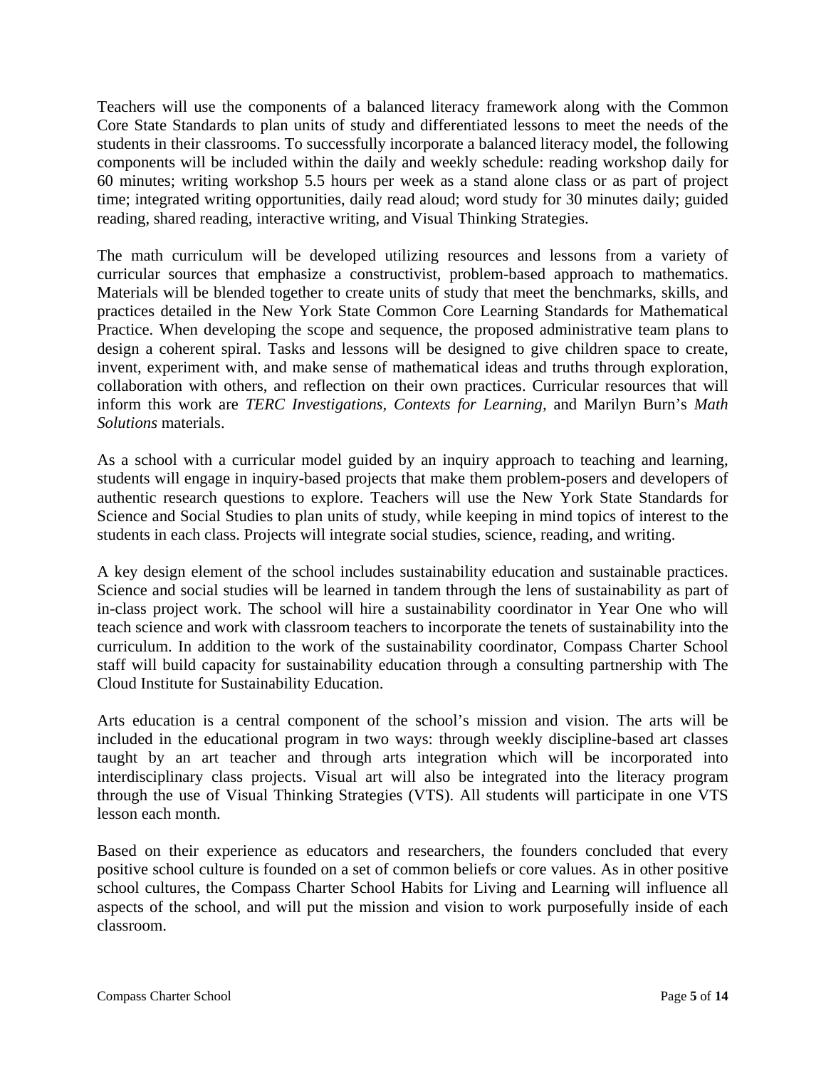Teachers will use the components of a balanced literacy framework along with the Common Core State Standards to plan units of study and differentiated lessons to meet the needs of the students in their classrooms. To successfully incorporate a balanced literacy model, the following components will be included within the daily and weekly schedule: reading workshop daily for 60 minutes; writing workshop 5.5 hours per week as a stand alone class or as part of project time; integrated writing opportunities, daily read aloud; word study for 30 minutes daily; guided reading, shared reading, interactive writing, and Visual Thinking Strategies.

The math curriculum will be developed utilizing resources and lessons from a variety of curricular sources that emphasize a constructivist, problem-based approach to mathematics. Materials will be blended together to create units of study that meet the benchmarks, skills, and practices detailed in the New York State Common Core Learning Standards for Mathematical Practice. When developing the scope and sequence, the proposed administrative team plans to design a coherent spiral. Tasks and lessons will be designed to give children space to create, invent, experiment with, and make sense of mathematical ideas and truths through exploration, collaboration with others, and reflection on their own practices. Curricular resources that will inform this work are *TERC Investigations, Contexts for Learning,* and Marilyn Burn's *Math Solutions* materials.

As a school with a curricular model guided by an inquiry approach to teaching and learning, students will engage in inquiry-based projects that make them problem-posers and developers of authentic research questions to explore. Teachers will use the New York State Standards for Science and Social Studies to plan units of study, while keeping in mind topics of interest to the students in each class. Projects will integrate social studies, science, reading, and writing.

A key design element of the school includes sustainability education and sustainable practices. Science and social studies will be learned in tandem through the lens of sustainability as part of in-class project work. The school will hire a sustainability coordinator in Year One who will teach science and work with classroom teachers to incorporate the tenets of sustainability into the curriculum. In addition to the work of the sustainability coordinator, Compass Charter School staff will build capacity for sustainability education through a consulting partnership with The Cloud Institute for Sustainability Education.

Arts education is a central component of the school's mission and vision. The arts will be included in the educational program in two ways: through weekly discipline-based art classes taught by an art teacher and through arts integration which will be incorporated into interdisciplinary class projects. Visual art will also be integrated into the literacy program through the use of Visual Thinking Strategies (VTS). All students will participate in one VTS lesson each month.

Based on their experience as educators and researchers, the founders concluded that every positive school culture is founded on a set of common beliefs or core values. As in other positive school cultures, the Compass Charter School Habits for Living and Learning will influence all aspects of the school, and will put the mission and vision to work purposefully inside of each classroom.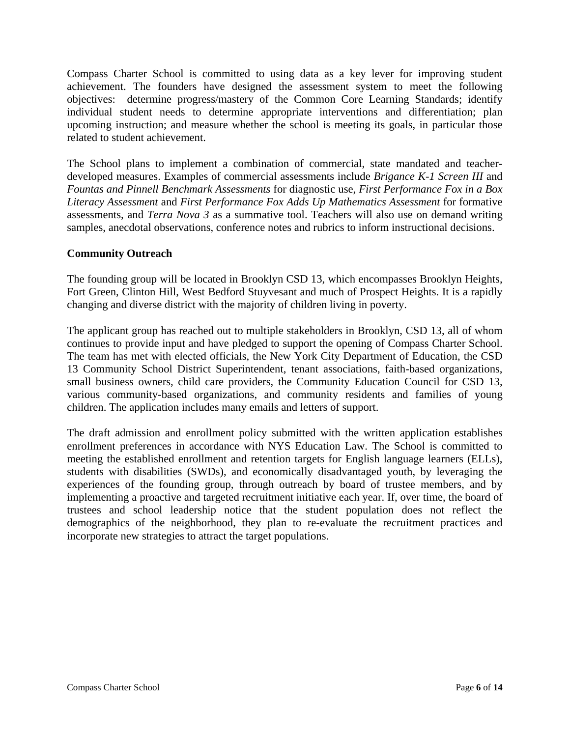Compass Charter School is committed to using data as a key lever for improving student achievement. The founders have designed the assessment system to meet the following objectives: determine progress/mastery of the Common Core Learning Standards; identify individual student needs to determine appropriate interventions and differentiation; plan upcoming instruction; and measure whether the school is meeting its goals, in particular those related to student achievement.

The School plans to implement a combination of commercial, state mandated and teacher-developed measures. Examples of commercial assessments include *Brigance K-1 Screen III* and *Fountas and Pinnell Benchmark Assessments* for diagnostic use, *First Performance Fox in a Box Literacy Assessment* and *First Performance Fox Adds Up Mathematics Assessment* for formative assessments, and *Terra Nova 3* as a summative tool. Teachers will also use on demand writing samples, anecdotal observations, conference notes and rubrics to inform instructional decisions.

**Community Outreach**

The founding group will be located in Brooklyn CSD 13, which encompasses Brooklyn Heights, Fort Green, Clinton Hill, West Bedford Stuyvesant and much of Prospect Heights. It is a rapidly changing and diverse district with the majority of children living in poverty.

The applicant group has reached out to multiple stakeholders in Brooklyn, CSD 13, all of whom continues to provide input and have pledged to support the opening of Compass Charter School. The team has met with elected officials, the New York City Department of Education, the CSD 13 Community School District Superintendent, tenant associations, faith-based organizations, small business owners, child care providers, the Community Education Council for CSD 13, various community-based organizations, and community residents and families of young children. The application includes many emails and letters of support.

The draft admission and enrollment policy submitted with the written application establishes enrollment preferences in accordance with NYS Education Law. The School is committed to meeting the established enrollment and retention targets for English language learners (ELLs), students with disabilities (SWDs), and economically disadvantaged youth, by leveraging the experiences of the founding group, through outreach by board of trustee members, and by implementing a proactive and targeted recruitment initiative each year. If, over time, the board of trustees and school leadership notice that the student population does not reflect the demographics of the neighborhood, they plan to re-evaluate the recruitment practices and incorporate new strategies to attract the target populations.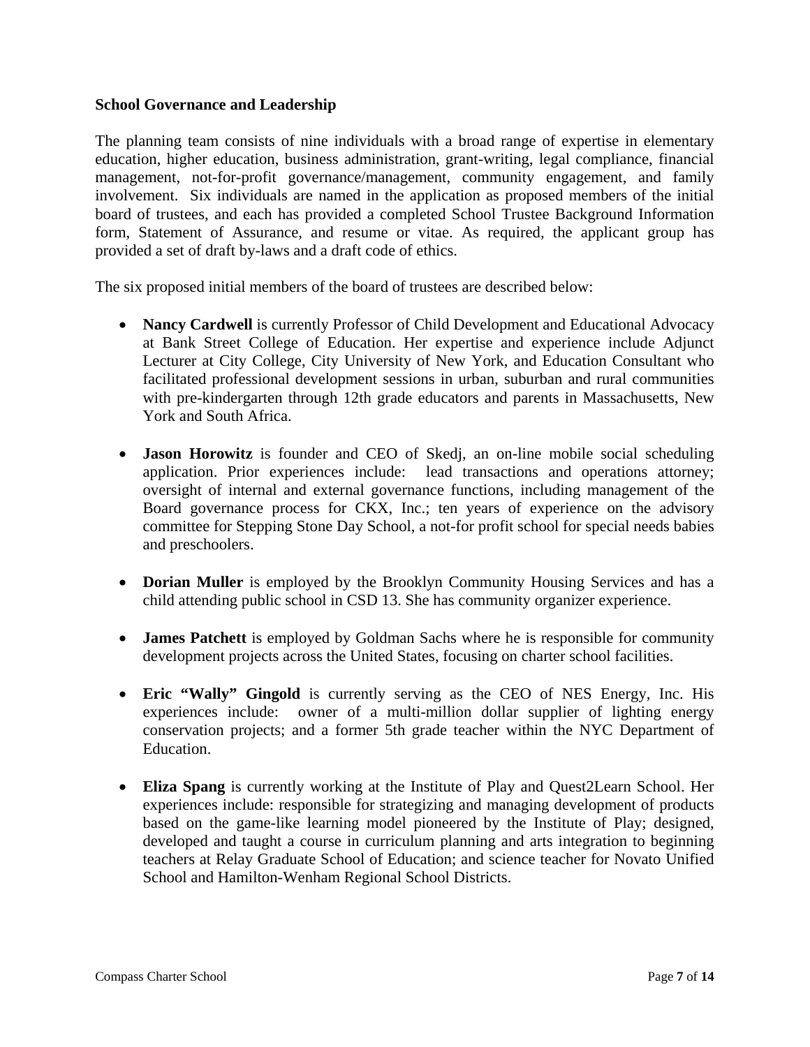### School Governance and Leadership

The planning team consists of nine individuals with a broad range of expertise in elementary education, higher education, business administration, grant-writing, legal compliance, financial management, not-for-profit governance/management, community engagement, and family involvement. Six individuals are named in the application as proposed members of the initial board of trustees, and each has provided a completed School Trustee Background Information form, Statement of Assurance, and resume or vitae. As required, the applicant group has provided a set of draft by-laws and a draft code of ethics.

The six proposed initial members of the board of trustees are described below:

- **Nancy Cardwell** is currently Professor of Child Development and Educational Advocacy at Bank Street College of Education. Her expertise and experience include Adjunct Lecturer at City College, City University of New York, and Education Consultant who facilitated professional development sessions in urban, suburban and rural communities with pre-kindergarten through 12th grade educators and parents in Massachusetts, New York and South Africa.

- **Jason Horowitz** is founder and CEO of Skedj, an on-line mobile social scheduling application. Prior experiences include: lead transactions and operations attorney; oversight of internal and external governance functions, including management of the Board governance process for CKX, Inc.; ten years of experience on the advisory committee for Stepping Stone Day School, a not-for profit school for special needs babies and preschoolers.

- **Dorian Muller** is employed by the Brooklyn Community Housing Services and has a child attending public school in CSD 13. She has community organizer experience.

- **James Patchett** is employed by Goldman Sachs where he is responsible for community development projects across the United States, focusing on charter school facilities.

- **Eric "Wally" Gingold** is currently serving as the CEO of NES Energy, Inc. His experiences include: owner of a multi-million dollar supplier of lighting energy conservation projects; and a former 5th grade teacher within the NYC Department of Education.

- **Eliza Spang** is currently working at the Institute of Play and Quest2Learn School. Her experiences include: responsible for strategizing and managing development of products based on the game-like learning model pioneered by the Institute of Play; designed, developed and taught a course in curriculum planning and arts integration to beginning teachers at Relay Graduate School of Education; and science teacher for Novato Unified School and Hamilton-Wenham Regional School Districts.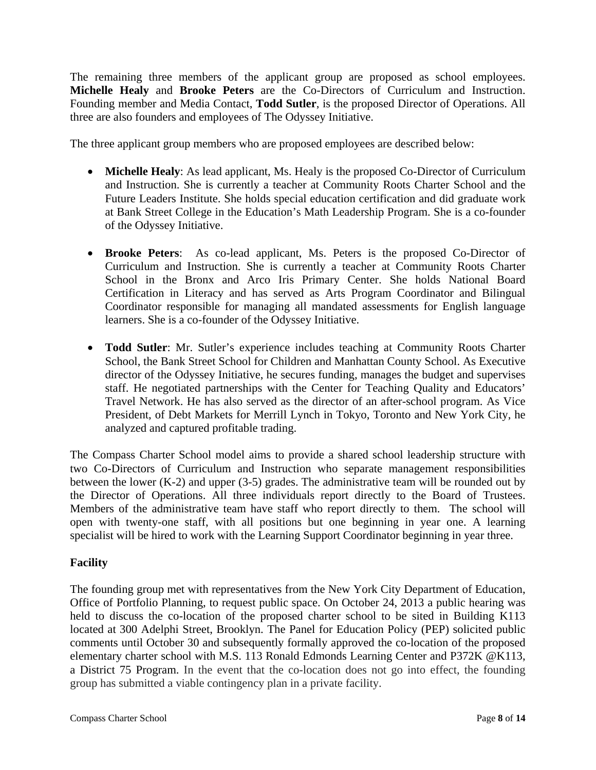The remaining three members of the applicant group are proposed as school employees. **Michelle Healy** and **Brooke Peters** are the Co-Directors of Curriculum and Instruction. Founding member and Media Contact, **Todd Sutler**, is the proposed Director of Operations. All three are also founders and employees of The Odyssey Initiative.

The three applicant group members who are proposed employees are described below:

- **Michelle Healy**: As lead applicant, Ms. Healy is the proposed Co-Director of Curriculum and Instruction. She is currently a teacher at Community Roots Charter School and the Future Leaders Institute. She holds special education certification and did graduate work at Bank Street College in the Education's Math Leadership Program. She is a co-founder of the Odyssey Initiative.

- **Brooke Peters**: As co-lead applicant, Ms. Peters is the proposed Co-Director of Curriculum and Instruction. She is currently a teacher at Community Roots Charter School in the Bronx and Arco Iris Primary Center. She holds National Board Certification in Literacy and has served as Arts Program Coordinator and Bilingual Coordinator responsible for managing all mandated assessments for English language learners. She is a co-founder of the Odyssey Initiative.

- **Todd Sutler**: Mr. Sutler's experience includes teaching at Community Roots Charter School, the Bank Street School for Children and Manhattan County School. As Executive director of the Odyssey Initiative, he secures funding, manages the budget and supervises staff. He negotiated partnerships with the Center for Teaching Quality and Educators' Travel Network. He has also served as the director of an after-school program. As Vice President, of Debt Markets for Merrill Lynch in Tokyo, Toronto and New York City, he analyzed and captured profitable trading.

The Compass Charter School model aims to provide a shared school leadership structure with two Co-Directors of Curriculum and Instruction who separate management responsibilities between the lower (K-2) and upper (3-5) grades. The administrative team will be rounded out by the Director of Operations. All three individuals report directly to the Board of Trustees. Members of the administrative team have staff who report directly to them. The school will open with twenty-one staff, with all positions but one beginning in year one. A learning specialist will be hired to work with the Learning Support Coordinator beginning in year three.

**Facility**

The founding group met with representatives from the New York City Department of Education, Office of Portfolio Planning, to request public space. On October 24, 2013 a public hearing was held to discuss the co-location of the proposed charter school to be sited in Building K113 located at 300 Adelphi Street, Brooklyn. The Panel for Education Policy (PEP) solicited public comments until October 30 and subsequently formally approved the co-location of the proposed elementary charter school with M.S. 113 Ronald Edmonds Learning Center and P372K @K113, a District 75 Program. In the event that the co-location does not go into effect, the founding group has submitted a viable contingency plan in a private facility.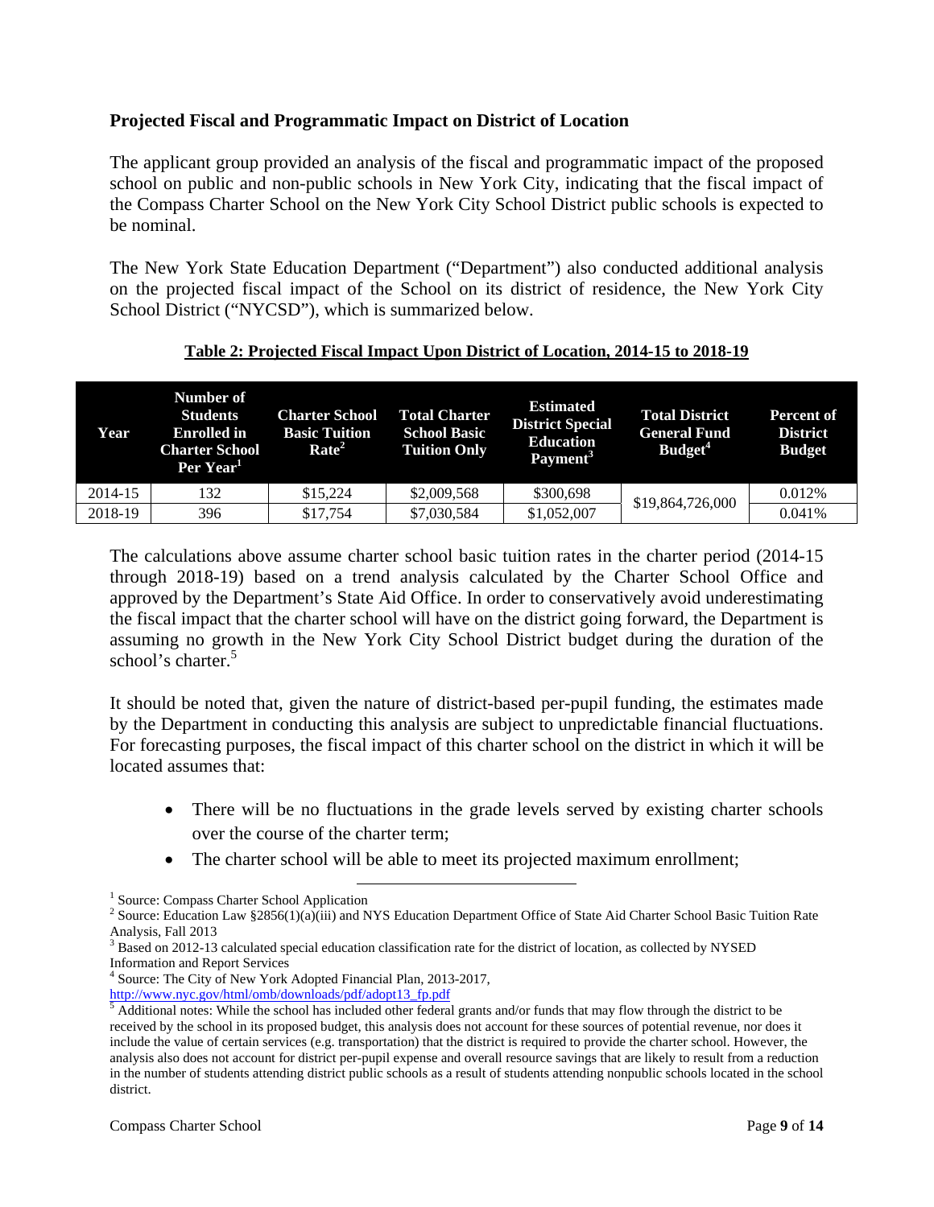## Projected Fiscal and Programmatic Impact on District of Location

The applicant group provided an analysis of the fiscal and programmatic impact of the proposed school on public and non-public schools in New York City, indicating that the fiscal impact of the Compass Charter School on the New York City School District public schools is expected to be nominal.

The New York State Education Department ("Department") also conducted additional analysis on the projected fiscal impact of the School on its district of residence, the New York City School District ("NYCSD"), which is summarized below.

**Table 2: Projected Fiscal Impact Upon District of Location, 2014-15 to 2018-19**

| Year | Number of Students Enrolled in Charter School Per Year[1] | Charter School Basic Tuition Rate[2] | Total Charter School Basic Tuition Only | Estimated District Special Education Payment[3] | Total District General Fund Budget[4] | Percent of District Budget |
|---|---|---|---|---|---|---|
| 2014-15 | 132 | $15,224 | $2,009,568 | $300,698 | $19,864,726,000 | 0.012% |
| 2018-19 | 396 | $17,754 | $7,030,584 | $1,052,007 | | 0.041% |

The calculations above assume charter school basic tuition rates in the charter period (2014-15 through 2018-19) based on a trend analysis calculated by the Charter School Office and approved by the Department's State Aid Office. In order to conservatively avoid underestimating the fiscal impact that the charter school will have on the district going forward, the Department is assuming no growth in the New York City School District budget during the duration of the school's charter.[5]

It should be noted that, given the nature of district-based per-pupil funding, the estimates made by the Department in conducting this analysis are subject to unpredictable financial fluctuations. For forecasting purposes, the fiscal impact of this charter school on the district in which it will be located assumes that:

- There will be no fluctuations in the grade levels served by existing charter schools over the course of the charter term;
- The charter school will be able to meet its projected maximum enrollment;

---

[1] Source: Compass Charter School Application

[2] Source: Education Law §2856(1)(a)(iii) and NYS Education Department Office of State Aid Charter School Basic Tuition Rate Analysis, Fall 2013

[3] Based on 2012-13 calculated special education classification rate for the district of location, as collected by NYSED Information and Report Services

[4] Source: The City of New York Adopted Financial Plan, 2013-2017, http://www.nyc.gov/html/omb/downloads/pdf/adopt13_fp.pdf

[5] Additional notes: While the school has included other federal grants and/or funds that may flow through the district to be received by the school in its proposed budget, this analysis does not account for these sources of potential revenue, nor does it include the value of certain services (e.g. transportation) that the district is required to provide the charter school. However, the analysis also does not account for district per-pupil expense and overall resource savings that are likely to result from a reduction in the number of students attending district public schools as a result of students attending nonpublic schools located in the school district.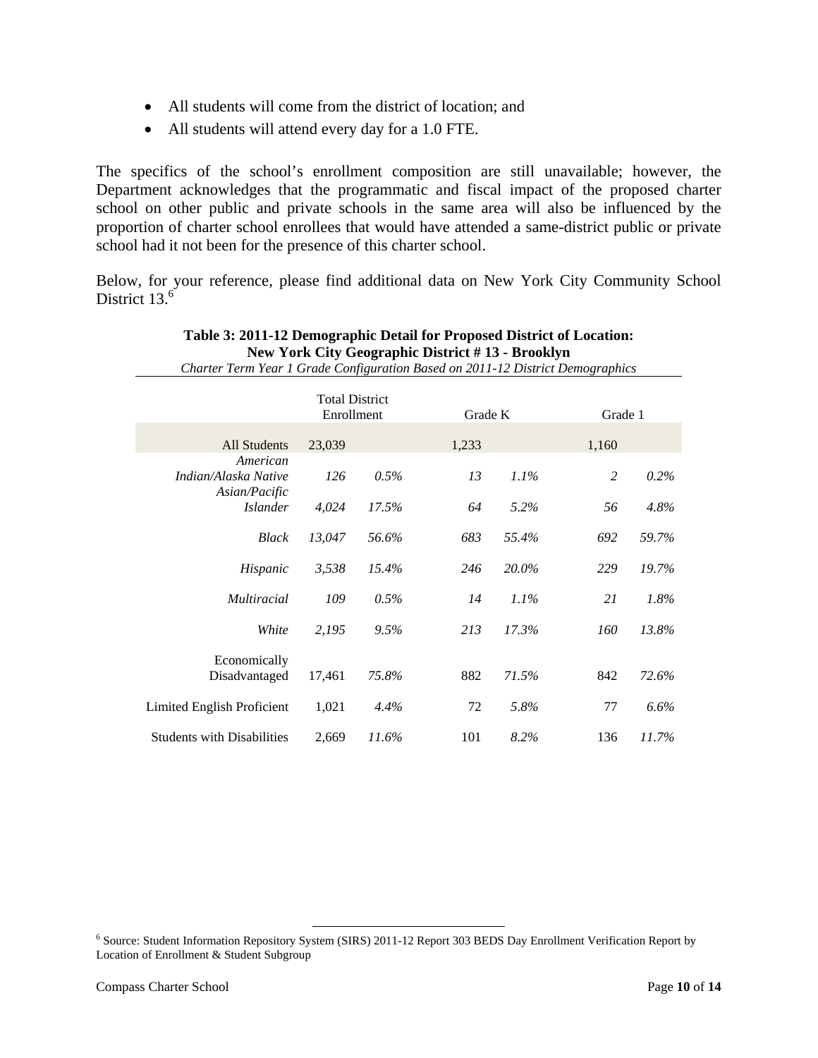- All students will come from the district of location; and
- All students will attend every day for a 1.0 FTE.

The specifics of the school's enrollment composition are still unavailable; however, the Department acknowledges that the programmatic and fiscal impact of the proposed charter school on other public and private schools in the same area will also be influenced by the proportion of charter school enrollees that would have attended a same-district public or private school had it not been for the presence of this charter school.

Below, for your reference, please find additional data on New York City Community School District 13.[6]

**Table 3: 2011-12 Demographic Detail for Proposed District of Location: New York City Geographic District # 13 - Brooklyn**

*Charter Term Year 1 Grade Configuration Based on 2011-12 District Demographics*

| | Total District Enrollment | | Grade K | | Grade 1 | |
|---|---|---|---|---|---|---|
| All Students | 23,039 | | 1,233 | | 1,160 | |
| *American Indian/Alaska Native* | *126* | *0.5%* | *13* | *1.1%* | *2* | *0.2%* |
| *Asian/Pacific Islander* | *4,024* | *17.5%* | *64* | *5.2%* | *56* | *4.8%* |
| *Black* | *13,047* | *56.6%* | *683* | *55.4%* | *692* | *59.7%* |
| *Hispanic* | *3,538* | *15.4%* | *246* | *20.0%* | *229* | *19.7%* |
| *Multiracial* | *109* | *0.5%* | *14* | *1.1%* | *21* | *1.8%* |
| *White* | *2,195* | *9.5%* | *213* | *17.3%* | *160* | *13.8%* |
| Economically Disadvantaged | 17,461 | *75.8%* | 882 | *71.5%* | 842 | *72.6%* |
| Limited English Proficient | 1,021 | *4.4%* | 72 | *5.8%* | 77 | *6.6%* |
| Students with Disabilities | 2,669 | *11.6%* | 101 | *8.2%* | 136 | *11.7%* |

[6] Source: Student Information Repository System (SIRS) 2011-12 Report 303 BEDS Day Enrollment Verification Report by Location of Enrollment & Student Subgroup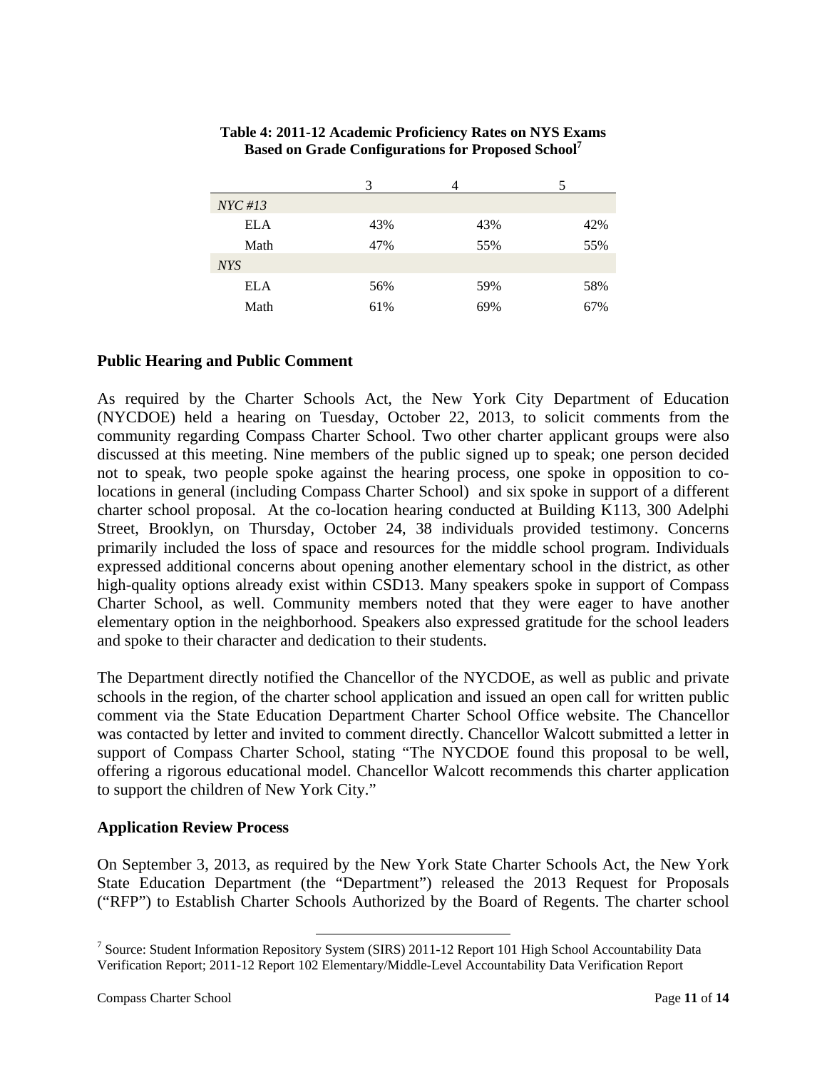**Table 4: 2011-12 Academic Proficiency Rates on NYS Exams Based on Grade Configurations for Proposed School**[7]

| | 3 | 4 | 5 |
|---|---|---|---|
| *NYC #13* | | | |
| ELA | 43% | 43% | 42% |
| Math | 47% | 55% | 55% |
| *NYS* | | | |
| ELA | 56% | 59% | 58% |
| Math | 61% | 69% | 67% |

### Public Hearing and Public Comment

As required by the Charter Schools Act, the New York City Department of Education (NYCDOE) held a hearing on Tuesday, October 22, 2013, to solicit comments from the community regarding Compass Charter School. Two other charter applicant groups were also discussed at this meeting. Nine members of the public signed up to speak; one person decided not to speak, two people spoke against the hearing process, one spoke in opposition to co-locations in general (including Compass Charter School) and six spoke in support of a different charter school proposal. At the co-location hearing conducted at Building K113, 300 Adelphi Street, Brooklyn, on Thursday, October 24, 38 individuals provided testimony. Concerns primarily included the loss of space and resources for the middle school program. Individuals expressed additional concerns about opening another elementary school in the district, as other high-quality options already exist within CSD13. Many speakers spoke in support of Compass Charter School, as well. Community members noted that they were eager to have another elementary option in the neighborhood. Speakers also expressed gratitude for the school leaders and spoke to their character and dedication to their students.

The Department directly notified the Chancellor of the NYCDOE, as well as public and private schools in the region, of the charter school application and issued an open call for written public comment via the State Education Department Charter School Office website. The Chancellor was contacted by letter and invited to comment directly. Chancellor Walcott submitted a letter in support of Compass Charter School, stating "The NYCDOE found this proposal to be well, offering a rigorous educational model. Chancellor Walcott recommends this charter application to support the children of New York City."

### Application Review Process

On September 3, 2013, as required by the New York State Charter Schools Act, the New York State Education Department (the "Department") released the 2013 Request for Proposals ("RFP") to Establish Charter Schools Authorized by the Board of Regents. The charter school

[7] Source: Student Information Repository System (SIRS) 2011-12 Report 101 High School Accountability Data Verification Report; 2011-12 Report 102 Elementary/Middle-Level Accountability Data Verification Report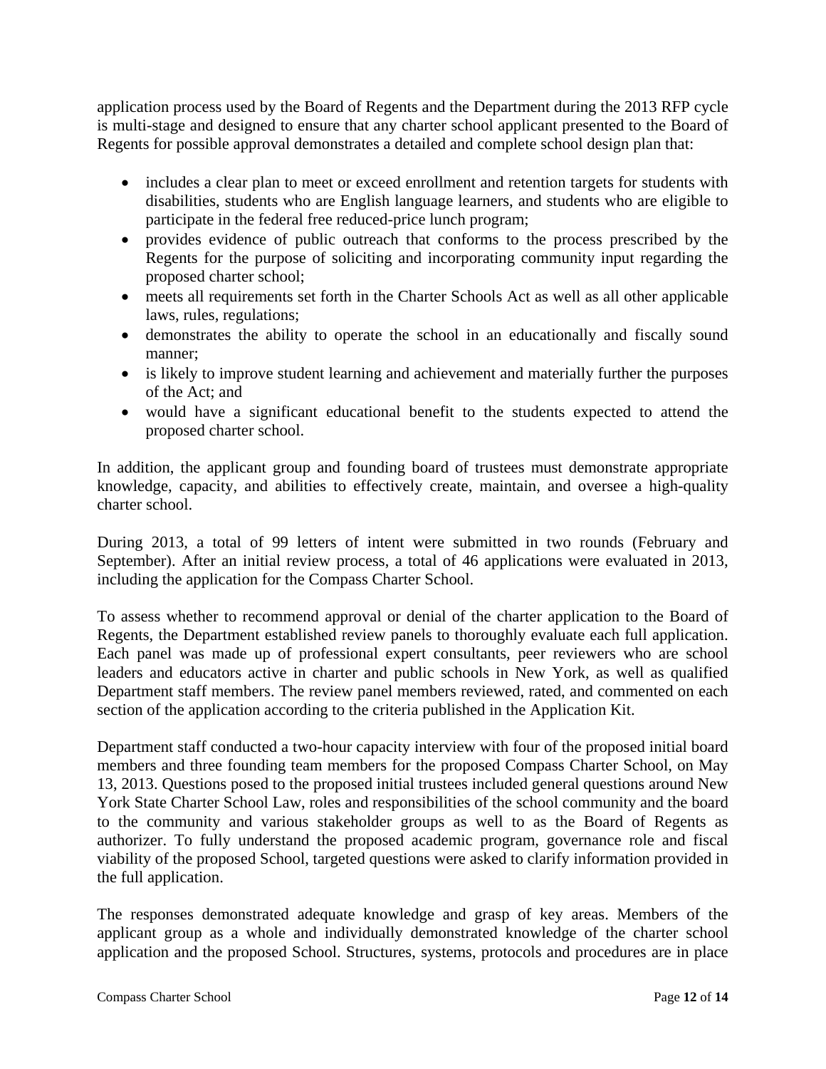application process used by the Board of Regents and the Department during the 2013 RFP cycle is multi-stage and designed to ensure that any charter school applicant presented to the Board of Regents for possible approval demonstrates a detailed and complete school design plan that:

- includes a clear plan to meet or exceed enrollment and retention targets for students with disabilities, students who are English language learners, and students who are eligible to participate in the federal free reduced-price lunch program;
- provides evidence of public outreach that conforms to the process prescribed by the Regents for the purpose of soliciting and incorporating community input regarding the proposed charter school;
- meets all requirements set forth in the Charter Schools Act as well as all other applicable laws, rules, regulations;
- demonstrates the ability to operate the school in an educationally and fiscally sound manner;
- is likely to improve student learning and achievement and materially further the purposes of the Act; and
- would have a significant educational benefit to the students expected to attend the proposed charter school.

In addition, the applicant group and founding board of trustees must demonstrate appropriate knowledge, capacity, and abilities to effectively create, maintain, and oversee a high-quality charter school.

During 2013, a total of 99 letters of intent were submitted in two rounds (February and September). After an initial review process, a total of 46 applications were evaluated in 2013, including the application for the Compass Charter School.

To assess whether to recommend approval or denial of the charter application to the Board of Regents, the Department established review panels to thoroughly evaluate each full application. Each panel was made up of professional expert consultants, peer reviewers who are school leaders and educators active in charter and public schools in New York, as well as qualified Department staff members. The review panel members reviewed, rated, and commented on each section of the application according to the criteria published in the Application Kit.

Department staff conducted a two-hour capacity interview with four of the proposed initial board members and three founding team members for the proposed Compass Charter School, on May 13, 2013. Questions posed to the proposed initial trustees included general questions around New York State Charter School Law, roles and responsibilities of the school community and the board to the community and various stakeholder groups as well to as the Board of Regents as authorizer. To fully understand the proposed academic program, governance role and fiscal viability of the proposed School, targeted questions were asked to clarify information provided in the full application.

The responses demonstrated adequate knowledge and grasp of key areas. Members of the applicant group as a whole and individually demonstrated knowledge of the charter school application and the proposed School. Structures, systems, protocols and procedures are in place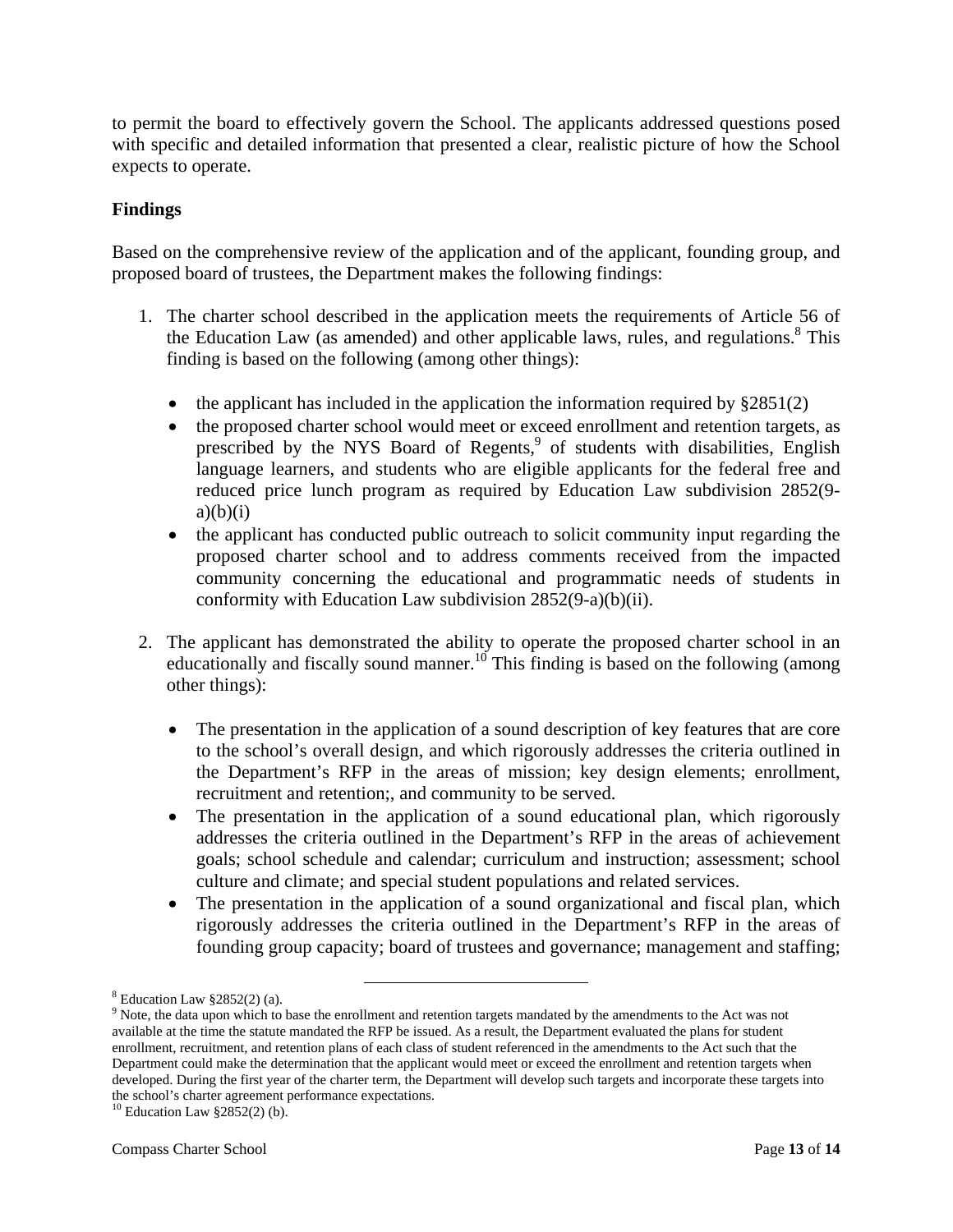to permit the board to effectively govern the School. The applicants addressed questions posed with specific and detailed information that presented a clear, realistic picture of how the School expects to operate.

**Findings**

Based on the comprehensive review of the application and of the applicant, founding group, and proposed board of trustees, the Department makes the following findings:

1. The charter school described in the application meets the requirements of Article 56 of the Education Law (as amended) and other applicable laws, rules, and regulations.[8] This finding is based on the following (among other things):

   - the applicant has included in the application the information required by §2851(2)
   - the proposed charter school would meet or exceed enrollment and retention targets, as prescribed by the NYS Board of Regents,[9] of students with disabilities, English language learners, and students who are eligible applicants for the federal free and reduced price lunch program as required by Education Law subdivision 2852(9-a)(b)(i)
   - the applicant has conducted public outreach to solicit community input regarding the proposed charter school and to address comments received from the impacted community concerning the educational and programmatic needs of students in conformity with Education Law subdivision 2852(9-a)(b)(ii).

2. The applicant has demonstrated the ability to operate the proposed charter school in an educationally and fiscally sound manner.[10] This finding is based on the following (among other things):

   - The presentation in the application of a sound description of key features that are core to the school's overall design, and which rigorously addresses the criteria outlined in the Department's RFP in the areas of mission; key design elements; enrollment, recruitment and retention;, and community to be served.
   - The presentation in the application of a sound educational plan, which rigorously addresses the criteria outlined in the Department's RFP in the areas of achievement goals; school schedule and calendar; curriculum and instruction; assessment; school culture and climate; and special student populations and related services.
   - The presentation in the application of a sound organizational and fiscal plan, which rigorously addresses the criteria outlined in the Department's RFP in the areas of founding group capacity; board of trustees and governance; management and staffing;

---

[8] Education Law §2852(2) (a).

[9] Note, the data upon which to base the enrollment and retention targets mandated by the amendments to the Act was not available at the time the statute mandated the RFP be issued. As a result, the Department evaluated the plans for student enrollment, recruitment, and retention plans of each class of student referenced in the amendments to the Act such that the Department could make the determination that the applicant would meet or exceed the enrollment and retention targets when developed. During the first year of the charter term, the Department will develop such targets and incorporate these targets into the school's charter agreement performance expectations.

[10] Education Law §2852(2) (b).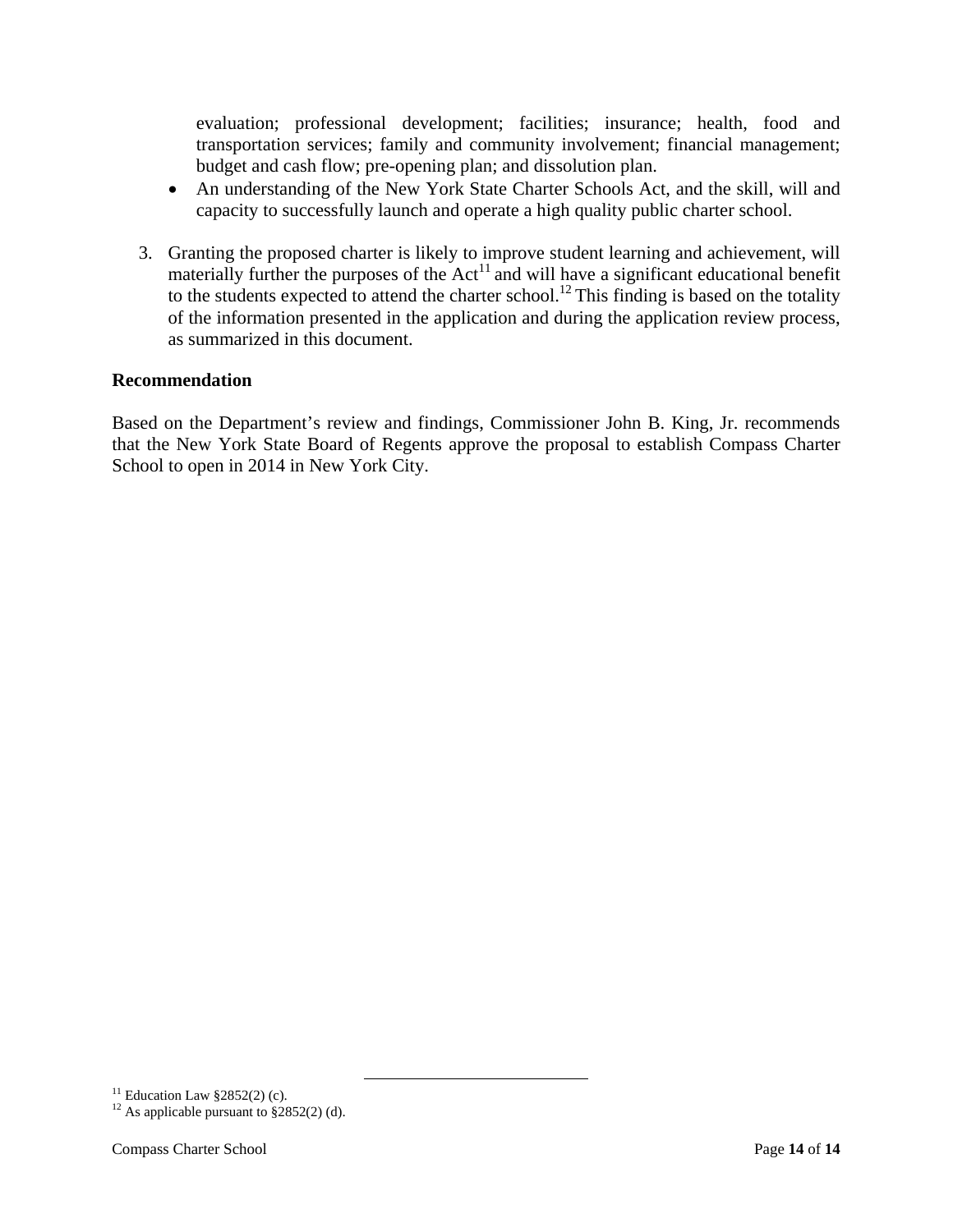evaluation; professional development; facilities; insurance; health, food and transportation services; family and community involvement; financial management; budget and cash flow; pre-opening plan; and dissolution plan.

- An understanding of the New York State Charter Schools Act, and the skill, will and capacity to successfully launch and operate a high quality public charter school.

3. Granting the proposed charter is likely to improve student learning and achievement, will materially further the purposes of the Act[11] and will have a significant educational benefit to the students expected to attend the charter school.[12] This finding is based on the totality of the information presented in the application and during the application review process, as summarized in this document.

**Recommendation**

Based on the Department's review and findings, Commissioner John B. King, Jr. recommends that the New York State Board of Regents approve the proposal to establish Compass Charter School to open in 2014 in New York City.

[11] Education Law §2852(2) (c).
[12] As applicable pursuant to §2852(2) (d).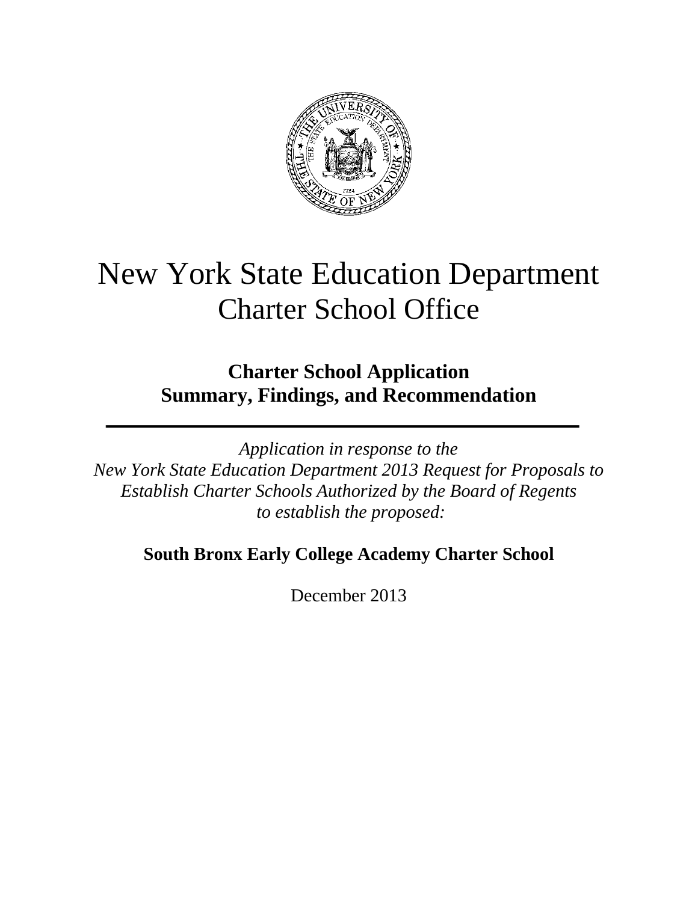# New York State Education Department
## Charter School Office

### Charter School Application
### Summary, Findings, and Recommendation

---

*Application in response to the*
*New York State Education Department 2013 Request for Proposals to Establish Charter Schools Authorized by the Board of Regents to establish the proposed:*

**South Bronx Early College Academy Charter School**

December 2013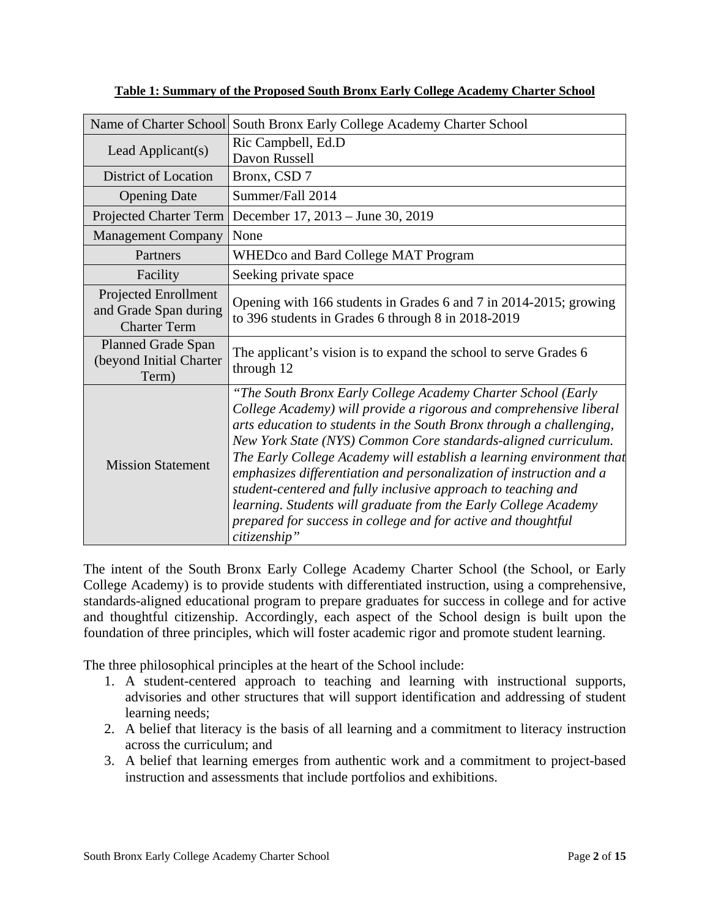**Table 1: Summary of the Proposed South Bronx Early College Academy Charter School**

| Name of Charter School | South Bronx Early College Academy Charter School |
|---|---|
| Lead Applicant(s) | Ric Campbell, Ed.D<br>Davon Russell |
| District of Location | Bronx, CSD 7 |
| Opening Date | Summer/Fall 2014 |
| Projected Charter Term | December 17, 2013 – June 30, 2019 |
| Management Company | None |
| Partners | WHEDco and Bard College MAT Program |
| Facility | Seeking private space |
| Projected Enrollment and Grade Span during Charter Term | Opening with 166 students in Grades 6 and 7 in 2014-2015; growing to 396 students in Grades 6 through 8 in 2018-2019 |
| Planned Grade Span (beyond Initial Charter Term) | The applicant's vision is to expand the school to serve Grades 6 through 12 |
| Mission Statement | *"The South Bronx Early College Academy Charter School (Early College Academy) will provide a rigorous and comprehensive liberal arts education to students in the South Bronx through a challenging, New York State (NYS) Common Core standards-aligned curriculum. The Early College Academy will establish a learning environment that emphasizes differentiation and personalization of instruction and a student-centered and fully inclusive approach to teaching and learning. Students will graduate from the Early College Academy prepared for success in college and for active and thoughtful citizenship"* |

The intent of the South Bronx Early College Academy Charter School (the School, or Early College Academy) is to provide students with differentiated instruction, using a comprehensive, standards-aligned educational program to prepare graduates for success in college and for active and thoughtful citizenship. Accordingly, each aspect of the School design is built upon the foundation of three principles, which will foster academic rigor and promote student learning.

The three philosophical principles at the heart of the School include:

1. A student-centered approach to teaching and learning with instructional supports, advisories and other structures that will support identification and addressing of student learning needs;
2. A belief that literacy is the basis of all learning and a commitment to literacy instruction across the curriculum; and
3. A belief that learning emerges from authentic work and a commitment to project-based instruction and assessments that include portfolios and exhibitions.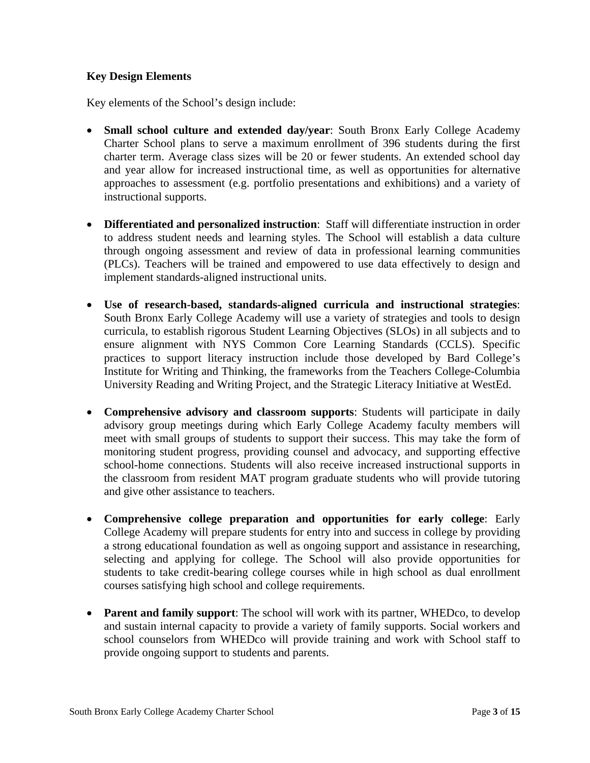### Key Design Elements

Key elements of the School's design include:

- **Small school culture and extended day/year**: South Bronx Early College Academy Charter School plans to serve a maximum enrollment of 396 students during the first charter term. Average class sizes will be 20 or fewer students. An extended school day and year allow for increased instructional time, as well as opportunities for alternative approaches to assessment (e.g. portfolio presentations and exhibitions) and a variety of instructional supports.

- **Differentiated and personalized instruction**: Staff will differentiate instruction in order to address student needs and learning styles. The School will establish a data culture through ongoing assessment and review of data in professional learning communities (PLCs). Teachers will be trained and empowered to use data effectively to design and implement standards-aligned instructional units.

- **Use of research-based, standards-aligned curricula and instructional strategies**: South Bronx Early College Academy will use a variety of strategies and tools to design curricula, to establish rigorous Student Learning Objectives (SLOs) in all subjects and to ensure alignment with NYS Common Core Learning Standards (CCLS). Specific practices to support literacy instruction include those developed by Bard College's Institute for Writing and Thinking, the frameworks from the Teachers College-Columbia University Reading and Writing Project, and the Strategic Literacy Initiative at WestEd.

- **Comprehensive advisory and classroom supports**: Students will participate in daily advisory group meetings during which Early College Academy faculty members will meet with small groups of students to support their success. This may take the form of monitoring student progress, providing counsel and advocacy, and supporting effective school-home connections. Students will also receive increased instructional supports in the classroom from resident MAT program graduate students who will provide tutoring and give other assistance to teachers.

- **Comprehensive college preparation and opportunities for early college**: Early College Academy will prepare students for entry into and success in college by providing a strong educational foundation as well as ongoing support and assistance in researching, selecting and applying for college. The School will also provide opportunities for students to take credit-bearing college courses while in high school as dual enrollment courses satisfying high school and college requirements.

- **Parent and family support**: The school will work with its partner, WHEDco, to develop and sustain internal capacity to provide a variety of family supports. Social workers and school counselors from WHEDco will provide training and work with School staff to provide ongoing support to students and parents.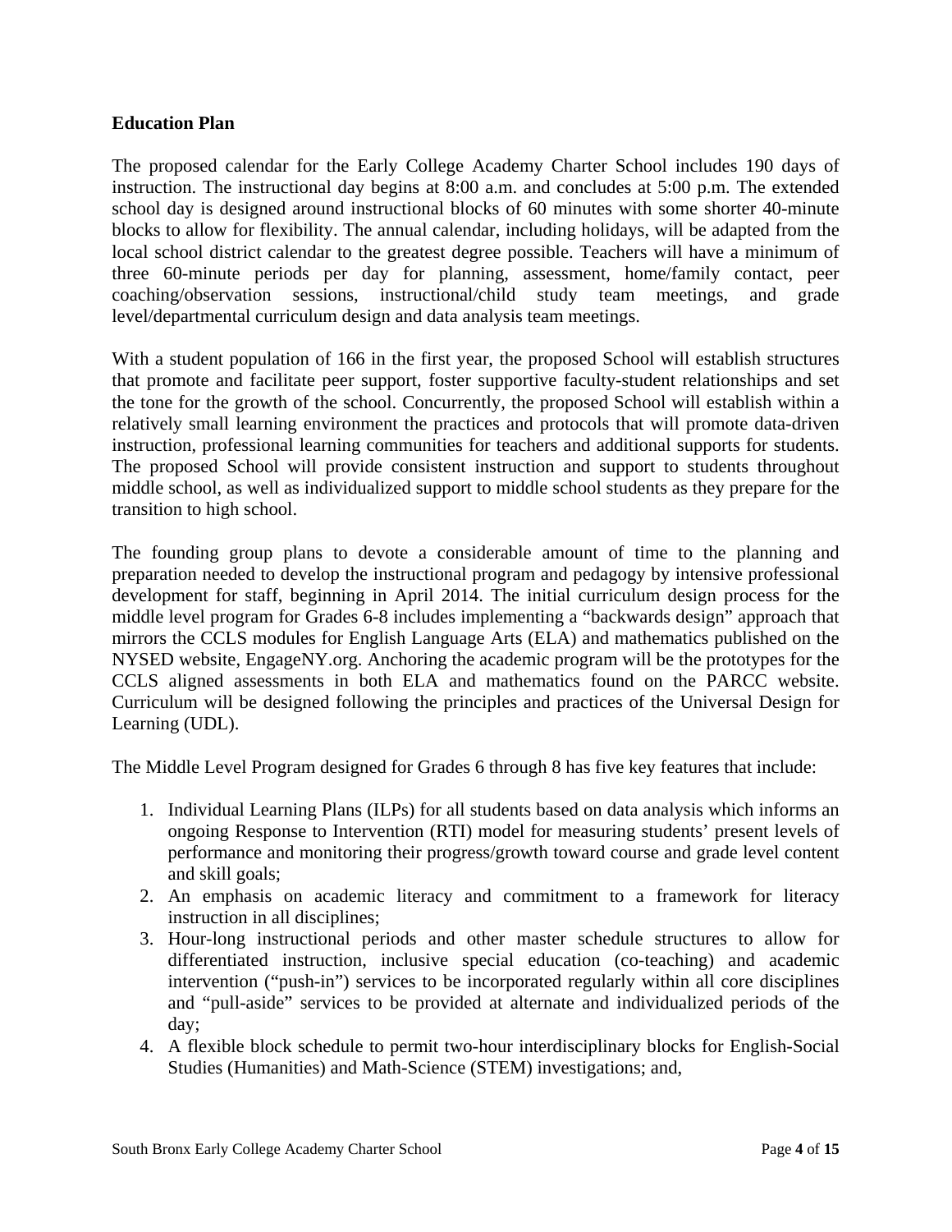**Education Plan**

The proposed calendar for the Early College Academy Charter School includes 190 days of instruction. The instructional day begins at 8:00 a.m. and concludes at 5:00 p.m. The extended school day is designed around instructional blocks of 60 minutes with some shorter 40-minute blocks to allow for flexibility. The annual calendar, including holidays, will be adapted from the local school district calendar to the greatest degree possible. Teachers will have a minimum of three 60-minute periods per day for planning, assessment, home/family contact, peer coaching/observation sessions, instructional/child study team meetings, and grade level/departmental curriculum design and data analysis team meetings.

With a student population of 166 in the first year, the proposed School will establish structures that promote and facilitate peer support, foster supportive faculty-student relationships and set the tone for the growth of the school. Concurrently, the proposed School will establish within a relatively small learning environment the practices and protocols that will promote data-driven instruction, professional learning communities for teachers and additional supports for students. The proposed School will provide consistent instruction and support to students throughout middle school, as well as individualized support to middle school students as they prepare for the transition to high school.

The founding group plans to devote a considerable amount of time to the planning and preparation needed to develop the instructional program and pedagogy by intensive professional development for staff, beginning in April 2014. The initial curriculum design process for the middle level program for Grades 6-8 includes implementing a "backwards design" approach that mirrors the CCLS modules for English Language Arts (ELA) and mathematics published on the NYSED website, EngageNY.org. Anchoring the academic program will be the prototypes for the CCLS aligned assessments in both ELA and mathematics found on the PARCC website. Curriculum will be designed following the principles and practices of the Universal Design for Learning (UDL).

The Middle Level Program designed for Grades 6 through 8 has five key features that include:

1. Individual Learning Plans (ILPs) for all students based on data analysis which informs an ongoing Response to Intervention (RTI) model for measuring students' present levels of performance and monitoring their progress/growth toward course and grade level content and skill goals;
2. An emphasis on academic literacy and commitment to a framework for literacy instruction in all disciplines;
3. Hour-long instructional periods and other master schedule structures to allow for differentiated instruction, inclusive special education (co-teaching) and academic intervention ("push-in") services to be incorporated regularly within all core disciplines and "pull-aside" services to be provided at alternate and individualized periods of the day;
4. A flexible block schedule to permit two-hour interdisciplinary blocks for English-Social Studies (Humanities) and Math-Science (STEM) investigations; and,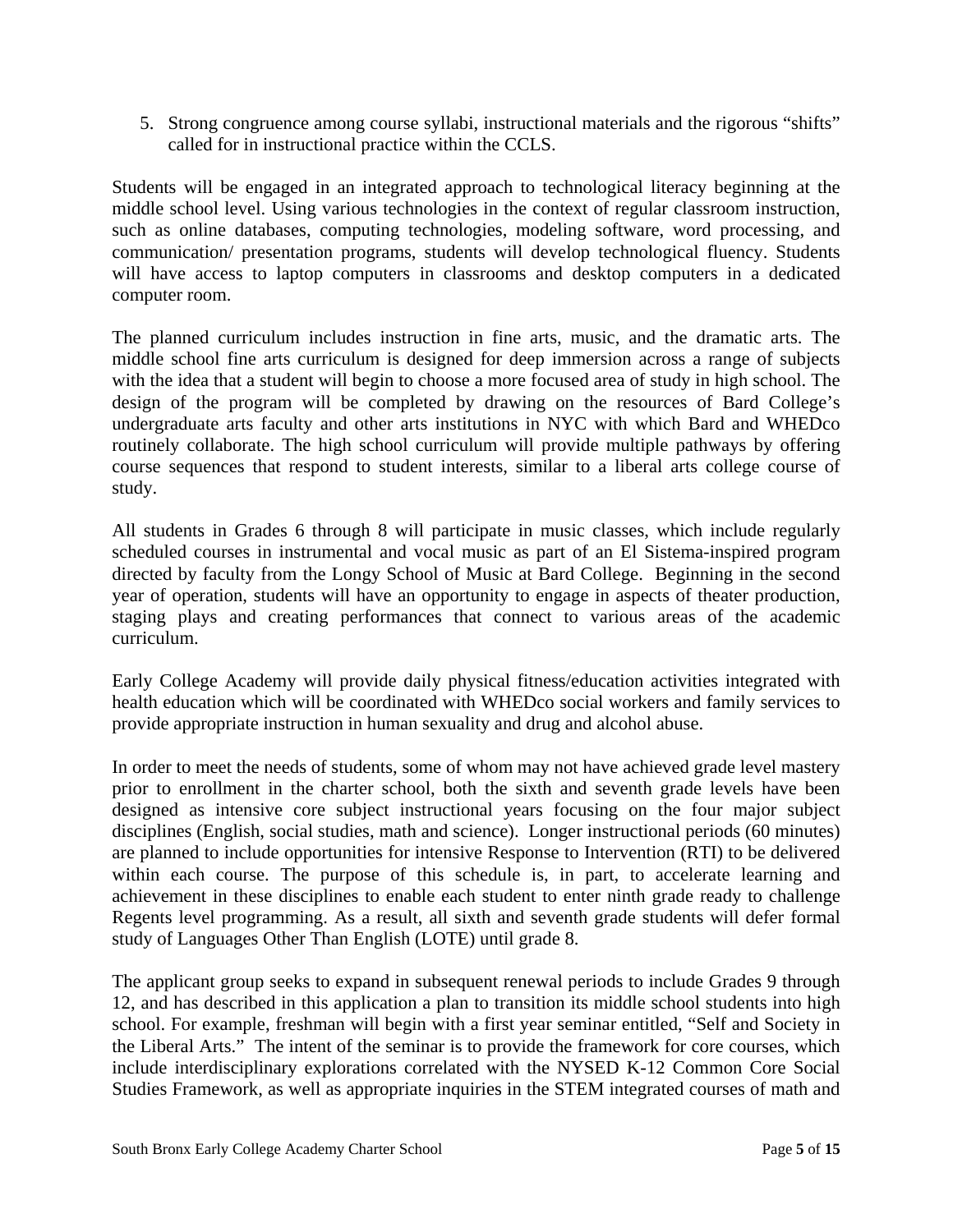5. Strong congruence among course syllabi, instructional materials and the rigorous "shifts" called for in instructional practice within the CCLS.

Students will be engaged in an integrated approach to technological literacy beginning at the middle school level. Using various technologies in the context of regular classroom instruction, such as online databases, computing technologies, modeling software, word processing, and communication/ presentation programs, students will develop technological fluency. Students will have access to laptop computers in classrooms and desktop computers in a dedicated computer room.

The planned curriculum includes instruction in fine arts, music, and the dramatic arts. The middle school fine arts curriculum is designed for deep immersion across a range of subjects with the idea that a student will begin to choose a more focused area of study in high school. The design of the program will be completed by drawing on the resources of Bard College's undergraduate arts faculty and other arts institutions in NYC with which Bard and WHEDco routinely collaborate. The high school curriculum will provide multiple pathways by offering course sequences that respond to student interests, similar to a liberal arts college course of study.

All students in Grades 6 through 8 will participate in music classes, which include regularly scheduled courses in instrumental and vocal music as part of an El Sistema-inspired program directed by faculty from the Longy School of Music at Bard College. Beginning in the second year of operation, students will have an opportunity to engage in aspects of theater production, staging plays and creating performances that connect to various areas of the academic curriculum.

Early College Academy will provide daily physical fitness/education activities integrated with health education which will be coordinated with WHEDco social workers and family services to provide appropriate instruction in human sexuality and drug and alcohol abuse.

In order to meet the needs of students, some of whom may not have achieved grade level mastery prior to enrollment in the charter school, both the sixth and seventh grade levels have been designed as intensive core subject instructional years focusing on the four major subject disciplines (English, social studies, math and science). Longer instructional periods (60 minutes) are planned to include opportunities for intensive Response to Intervention (RTI) to be delivered within each course. The purpose of this schedule is, in part, to accelerate learning and achievement in these disciplines to enable each student to enter ninth grade ready to challenge Regents level programming. As a result, all sixth and seventh grade students will defer formal study of Languages Other Than English (LOTE) until grade 8.

The applicant group seeks to expand in subsequent renewal periods to include Grades 9 through 12, and has described in this application a plan to transition its middle school students into high school. For example, freshman will begin with a first year seminar entitled, "Self and Society in the Liberal Arts." The intent of the seminar is to provide the framework for core courses, which include interdisciplinary explorations correlated with the NYSED K-12 Common Core Social Studies Framework, as well as appropriate inquiries in the STEM integrated courses of math and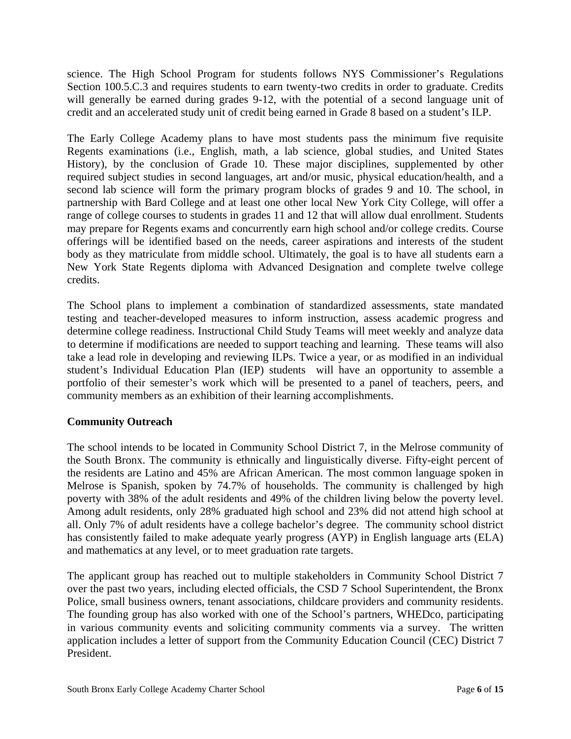science. The High School Program for students follows NYS Commissioner's Regulations Section 100.5.C.3 and requires students to earn twenty-two credits in order to graduate. Credits will generally be earned during grades 9-12, with the potential of a second language unit of credit and an accelerated study unit of credit being earned in Grade 8 based on a student's ILP.

The Early College Academy plans to have most students pass the minimum five requisite Regents examinations (i.e., English, math, a lab science, global studies, and United States History), by the conclusion of Grade 10. These major disciplines, supplemented by other required subject studies in second languages, art and/or music, physical education/health, and a second lab science will form the primary program blocks of grades 9 and 10. The school, in partnership with Bard College and at least one other local New York City College, will offer a range of college courses to students in grades 11 and 12 that will allow dual enrollment. Students may prepare for Regents exams and concurrently earn high school and/or college credits. Course offerings will be identified based on the needs, career aspirations and interests of the student body as they matriculate from middle school. Ultimately, the goal is to have all students earn a New York State Regents diploma with Advanced Designation and complete twelve college credits.

The School plans to implement a combination of standardized assessments, state mandated testing and teacher-developed measures to inform instruction, assess academic progress and determine college readiness. Instructional Child Study Teams will meet weekly and analyze data to determine if modifications are needed to support teaching and learning. These teams will also take a lead role in developing and reviewing ILPs. Twice a year, or as modified in an individual student's Individual Education Plan (IEP) students will have an opportunity to assemble a portfolio of their semester's work which will be presented to a panel of teachers, peers, and community members as an exhibition of their learning accomplishments.

**Community Outreach**

The school intends to be located in Community School District 7, in the Melrose community of the South Bronx. The community is ethnically and linguistically diverse. Fifty-eight percent of the residents are Latino and 45% are African American. The most common language spoken in Melrose is Spanish, spoken by 74.7% of households. The community is challenged by high poverty with 38% of the adult residents and 49% of the children living below the poverty level. Among adult residents, only 28% graduated high school and 23% did not attend high school at all. Only 7% of adult residents have a college bachelor's degree. The community school district has consistently failed to make adequate yearly progress (AYP) in English language arts (ELA) and mathematics at any level, or to meet graduation rate targets.

The applicant group has reached out to multiple stakeholders in Community School District 7 over the past two years, including elected officials, the CSD 7 School Superintendent, the Bronx Police, small business owners, tenant associations, childcare providers and community residents. The founding group has also worked with one of the School's partners, WHEDco, participating in various community events and soliciting community comments via a survey. The written application includes a letter of support from the Community Education Council (CEC) District 7 President.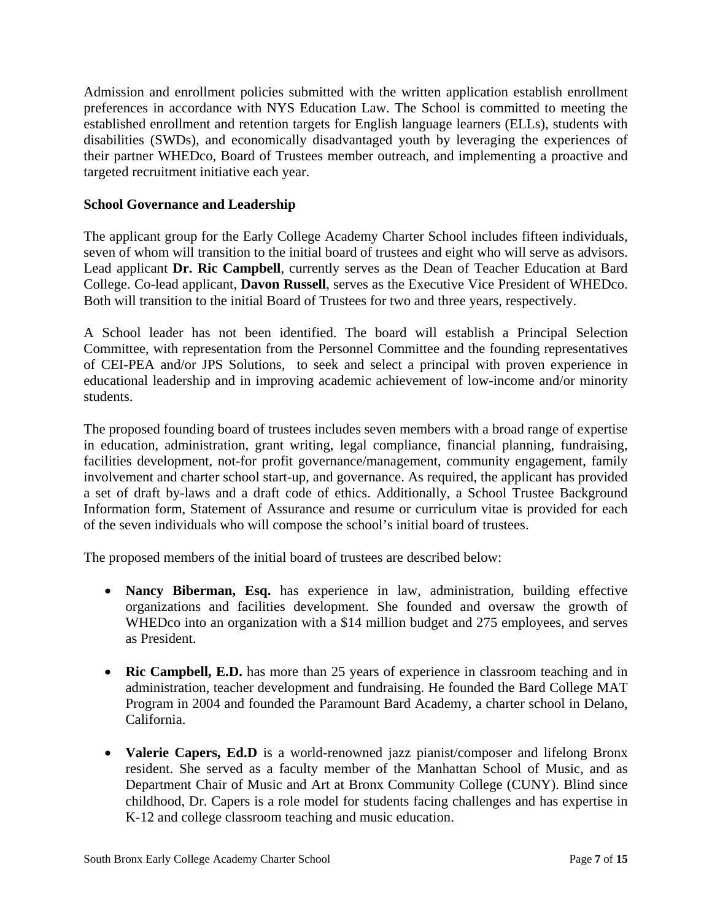Admission and enrollment policies submitted with the written application establish enrollment preferences in accordance with NYS Education Law. The School is committed to meeting the established enrollment and retention targets for English language learners (ELLs), students with disabilities (SWDs), and economically disadvantaged youth by leveraging the experiences of their partner WHEDco, Board of Trustees member outreach, and implementing a proactive and targeted recruitment initiative each year.

**School Governance and Leadership**

The applicant group for the Early College Academy Charter School includes fifteen individuals, seven of whom will transition to the initial board of trustees and eight who will serve as advisors. Lead applicant **Dr. Ric Campbell**, currently serves as the Dean of Teacher Education at Bard College. Co-lead applicant, **Davon Russell**, serves as the Executive Vice President of WHEDco. Both will transition to the initial Board of Trustees for two and three years, respectively.

A School leader has not been identified. The board will establish a Principal Selection Committee, with representation from the Personnel Committee and the founding representatives of CEI-PEA and/or JPS Solutions, to seek and select a principal with proven experience in educational leadership and in improving academic achievement of low-income and/or minority students.

The proposed founding board of trustees includes seven members with a broad range of expertise in education, administration, grant writing, legal compliance, financial planning, fundraising, facilities development, not-for profit governance/management, community engagement, family involvement and charter school start-up, and governance. As required, the applicant has provided a set of draft by-laws and a draft code of ethics. Additionally, a School Trustee Background Information form, Statement of Assurance and resume or curriculum vitae is provided for each of the seven individuals who will compose the school's initial board of trustees.

The proposed members of the initial board of trustees are described below:

- **Nancy Biberman, Esq.** has experience in law, administration, building effective organizations and facilities development. She founded and oversaw the growth of WHEDco into an organization with a $14 million budget and 275 employees, and serves as President.

- **Ric Campbell, E.D.** has more than 25 years of experience in classroom teaching and in administration, teacher development and fundraising. He founded the Bard College MAT Program in 2004 and founded the Paramount Bard Academy, a charter school in Delano, California.

- **Valerie Capers, Ed.D** is a world-renowned jazz pianist/composer and lifelong Bronx resident. She served as a faculty member of the Manhattan School of Music, and as Department Chair of Music and Art at Bronx Community College (CUNY). Blind since childhood, Dr. Capers is a role model for students facing challenges and has expertise in K-12 and college classroom teaching and music education.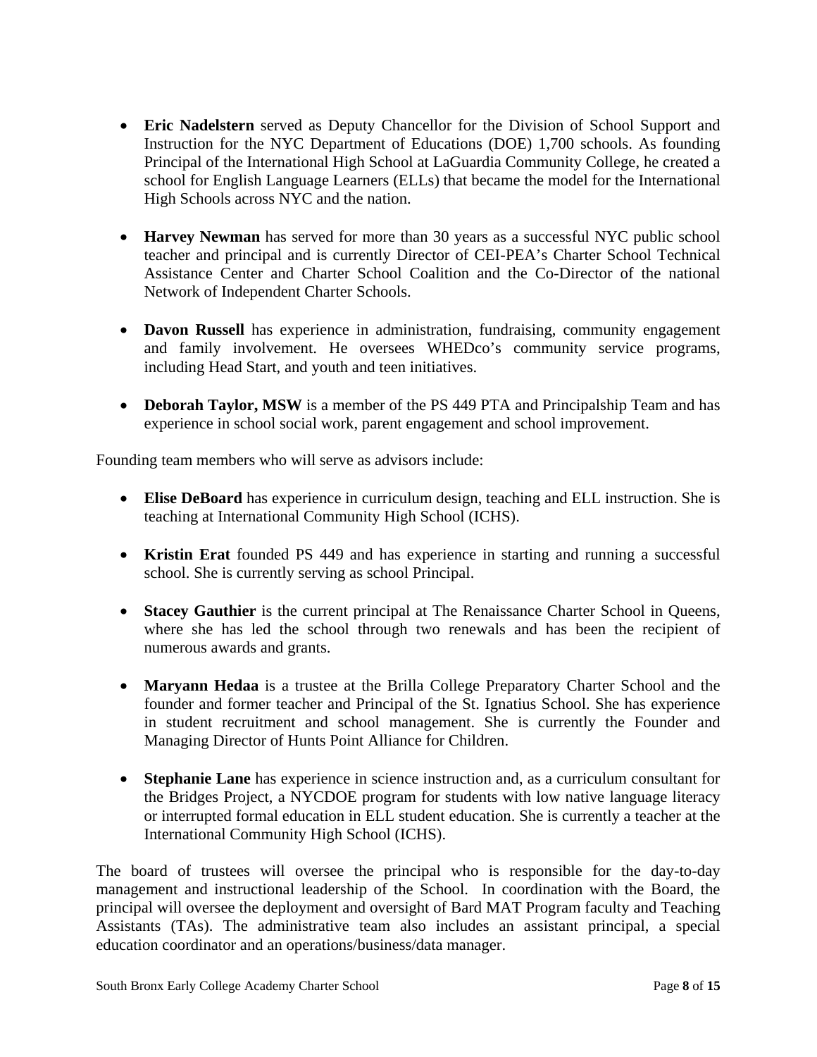- **Eric Nadelstern** served as Deputy Chancellor for the Division of School Support and Instruction for the NYC Department of Educations (DOE) 1,700 schools. As founding Principal of the International High School at LaGuardia Community College, he created a school for English Language Learners (ELLs) that became the model for the International High Schools across NYC and the nation.

- **Harvey Newman** has served for more than 30 years as a successful NYC public school teacher and principal and is currently Director of CEI-PEA's Charter School Technical Assistance Center and Charter School Coalition and the Co-Director of the national Network of Independent Charter Schools.

- **Davon Russell** has experience in administration, fundraising, community engagement and family involvement. He oversees WHEDco's community service programs, including Head Start, and youth and teen initiatives.

- **Deborah Taylor, MSW** is a member of the PS 449 PTA and Principalship Team and has experience in school social work, parent engagement and school improvement.

Founding team members who will serve as advisors include:

- **Elise DeBoard** has experience in curriculum design, teaching and ELL instruction. She is teaching at International Community High School (ICHS).

- **Kristin Erat** founded PS 449 and has experience in starting and running a successful school. She is currently serving as school Principal.

- **Stacey Gauthier** is the current principal at The Renaissance Charter School in Queens, where she has led the school through two renewals and has been the recipient of numerous awards and grants.

- **Maryann Hedaa** is a trustee at the Brilla College Preparatory Charter School and the founder and former teacher and Principal of the St. Ignatius School. She has experience in student recruitment and school management. She is currently the Founder and Managing Director of Hunts Point Alliance for Children.

- **Stephanie Lane** has experience in science instruction and, as a curriculum consultant for the Bridges Project, a NYCDOE program for students with low native language literacy or interrupted formal education in ELL student education. She is currently a teacher at the International Community High School (ICHS).

The board of trustees will oversee the principal who is responsible for the day-to-day management and instructional leadership of the School. In coordination with the Board, the principal will oversee the deployment and oversight of Bard MAT Program faculty and Teaching Assistants (TAs). The administrative team also includes an assistant principal, a special education coordinator and an operations/business/data manager.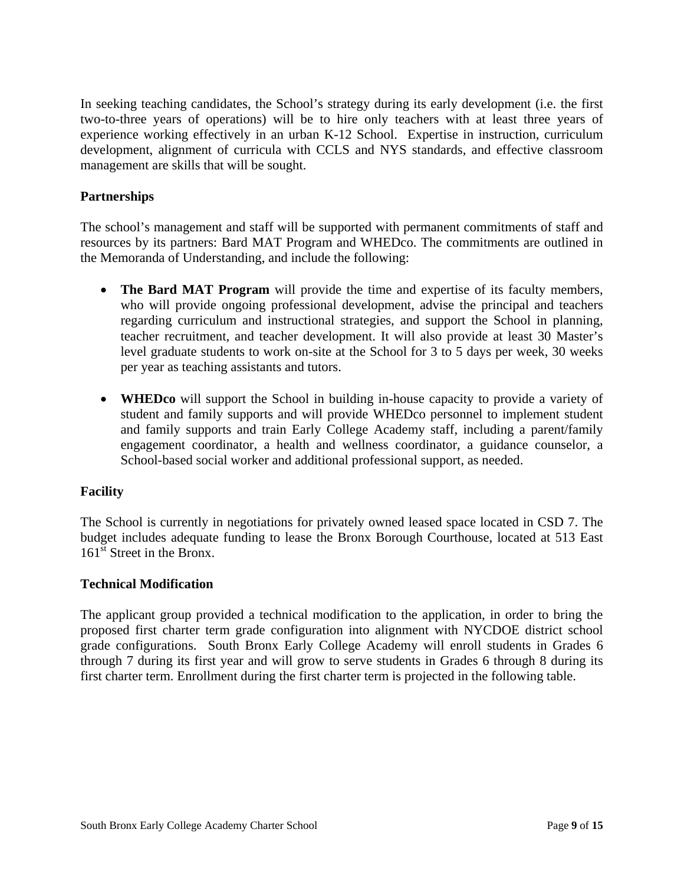In seeking teaching candidates, the School's strategy during its early development (i.e. the first two-to-three years of operations) will be to hire only teachers with at least three years of experience working effectively in an urban K-12 School. Expertise in instruction, curriculum development, alignment of curricula with CCLS and NYS standards, and effective classroom management are skills that will be sought.

**Partnerships**

The school's management and staff will be supported with permanent commitments of staff and resources by its partners: Bard MAT Program and WHEDco. The commitments are outlined in the Memoranda of Understanding, and include the following:

- **The Bard MAT Program** will provide the time and expertise of its faculty members, who will provide ongoing professional development, advise the principal and teachers regarding curriculum and instructional strategies, and support the School in planning, teacher recruitment, and teacher development. It will also provide at least 30 Master's level graduate students to work on-site at the School for 3 to 5 days per week, 30 weeks per year as teaching assistants and tutors.

- **WHEDco** will support the School in building in-house capacity to provide a variety of student and family supports and will provide WHEDco personnel to implement student and family supports and train Early College Academy staff, including a parent/family engagement coordinator, a health and wellness coordinator, a guidance counselor, a School-based social worker and additional professional support, as needed.

**Facility**

The School is currently in negotiations for privately owned leased space located in CSD 7. The budget includes adequate funding to lease the Bronx Borough Courthouse, located at 513 East 161st Street in the Bronx.

**Technical Modification**

The applicant group provided a technical modification to the application, in order to bring the proposed first charter term grade configuration into alignment with NYCDOE district school grade configurations. South Bronx Early College Academy will enroll students in Grades 6 through 7 during its first year and will grow to serve students in Grades 6 through 8 during its first charter term. Enrollment during the first charter term is projected in the following table.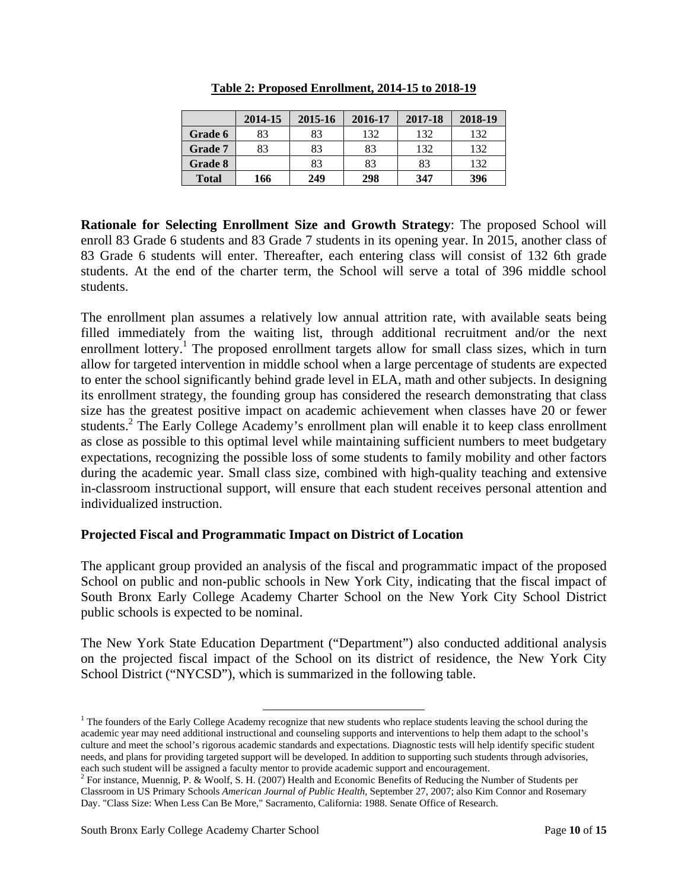**Table 2: Proposed Enrollment, 2014-15 to 2018-19**

| | 2014-15 | 2015-16 | 2016-17 | 2017-18 | 2018-19 |
|---|---|---|---|---|---|
| **Grade 6** | 83 | 83 | 132 | 132 | 132 |
| **Grade 7** | 83 | 83 | 83 | 132 | 132 |
| **Grade 8** | | 83 | 83 | 83 | 132 |
| **Total** | **166** | **249** | **298** | **347** | **396** |

**Rationale for Selecting Enrollment Size and Growth Strategy**: The proposed School will enroll 83 Grade 6 students and 83 Grade 7 students in its opening year. In 2015, another class of 83 Grade 6 students will enter. Thereafter, each entering class will consist of 132 6th grade students. At the end of the charter term, the School will serve a total of 396 middle school students.

The enrollment plan assumes a relatively low annual attrition rate, with available seats being filled immediately from the waiting list, through additional recruitment and/or the next enrollment lottery.[1] The proposed enrollment targets allow for small class sizes, which in turn allow for targeted intervention in middle school when a large percentage of students are expected to enter the school significantly behind grade level in ELA, math and other subjects. In designing its enrollment strategy, the founding group has considered the research demonstrating that class size has the greatest positive impact on academic achievement when classes have 20 or fewer students.[2] The Early College Academy's enrollment plan will enable it to keep class enrollment as close as possible to this optimal level while maintaining sufficient numbers to meet budgetary expectations, recognizing the possible loss of some students to family mobility and other factors during the academic year. Small class size, combined with high-quality teaching and extensive in-classroom instructional support, will ensure that each student receives personal attention and individualized instruction.

### Projected Fiscal and Programmatic Impact on District of Location

The applicant group provided an analysis of the fiscal and programmatic impact of the proposed School on public and non-public schools in New York City, indicating that the fiscal impact of South Bronx Early College Academy Charter School on the New York City School District public schools is expected to be nominal.

The New York State Education Department ("Department") also conducted additional analysis on the projected fiscal impact of the School on its district of residence, the New York City School District ("NYCSD"), which is summarized in the following table.

---

[1] The founders of the Early College Academy recognize that new students who replace students leaving the school during the academic year may need additional instructional and counseling supports and interventions to help them adapt to the school's culture and meet the school's rigorous academic standards and expectations. Diagnostic tests will help identify specific student needs, and plans for providing targeted support will be developed. In addition to supporting such students through advisories, each such student will be assigned a faculty mentor to provide academic support and encouragement.

[2] For instance, Muennig, P. & Woolf, S. H. (2007) Health and Economic Benefits of Reducing the Number of Students per Classroom in US Primary Schools *American Journal of Public Health*, September 27, 2007; also Kim Connor and Rosemary Day. "Class Size: When Less Can Be More," Sacramento, California: 1988. Senate Office of Research.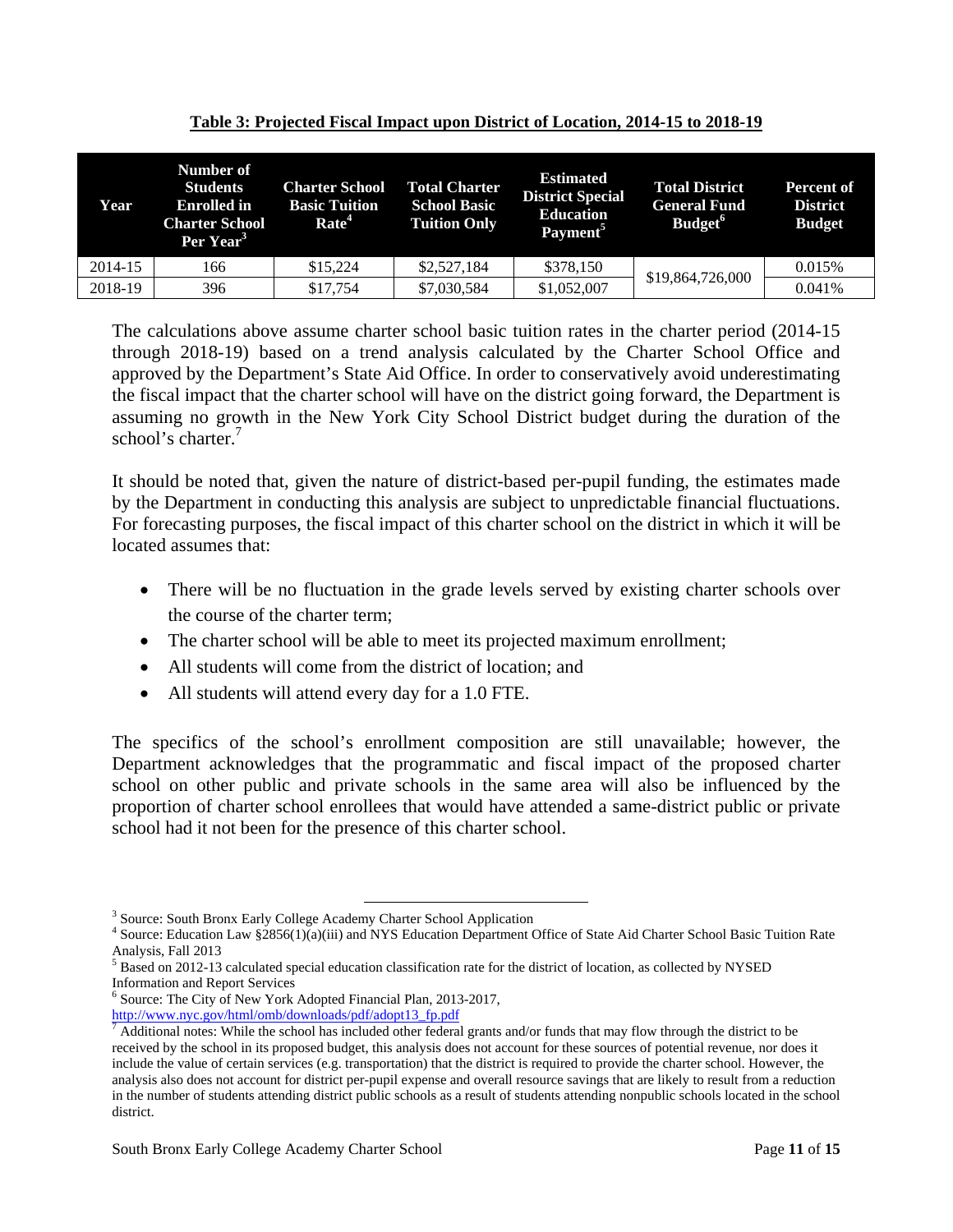**Table 3: Projected Fiscal Impact upon District of Location, 2014-15 to 2018-19**

| Year | Number of Students Enrolled in Charter School Per Year[3] | Charter School Basic Tuition Rate[4] | Total Charter School Basic Tuition Only | Estimated District Special Education Payment[5] | Total District General Fund Budget[6] | Percent of District Budget |
|---|---|---|---|---|---|---|
| 2014-15 | 166 | $15,224 | $2,527,184 | $378,150 | $19,864,726,000 | 0.015% |
| 2018-19 | 396 | $17,754 | $7,030,584 | $1,052,007 | | 0.041% |

The calculations above assume charter school basic tuition rates in the charter period (2014-15 through 2018-19) based on a trend analysis calculated by the Charter School Office and approved by the Department's State Aid Office. In order to conservatively avoid underestimating the fiscal impact that the charter school will have on the district going forward, the Department is assuming no growth in the New York City School District budget during the duration of the school's charter.[7]

It should be noted that, given the nature of district-based per-pupil funding, the estimates made by the Department in conducting this analysis are subject to unpredictable financial fluctuations. For forecasting purposes, the fiscal impact of this charter school on the district in which it will be located assumes that:

- There will be no fluctuation in the grade levels served by existing charter schools over the course of the charter term;
- The charter school will be able to meet its projected maximum enrollment;
- All students will come from the district of location; and
- All students will attend every day for a 1.0 FTE.

The specifics of the school's enrollment composition are still unavailable; however, the Department acknowledges that the programmatic and fiscal impact of the proposed charter school on other public and private schools in the same area will also be influenced by the proportion of charter school enrollees that would have attended a same-district public or private school had it not been for the presence of this charter school.

---

[3] Source: South Bronx Early College Academy Charter School Application

[4] Source: Education Law §2856(1)(a)(iii) and NYS Education Department Office of State Aid Charter School Basic Tuition Rate Analysis, Fall 2013

[5] Based on 2012-13 calculated special education classification rate for the district of location, as collected by NYSED Information and Report Services

[6] Source: The City of New York Adopted Financial Plan, 2013-2017, http://www.nyc.gov/html/omb/downloads/pdf/adopt13_fp.pdf

[7] Additional notes: While the school has included other federal grants and/or funds that may flow through the district to be received by the school in its proposed budget, this analysis does not account for these sources of potential revenue, nor does it include the value of certain services (e.g. transportation) that the district is required to provide the charter school. However, the analysis also does not account for district per-pupil expense and overall resource savings that are likely to result from a reduction in the number of students attending district public schools as a result of students attending nonpublic schools located in the school district.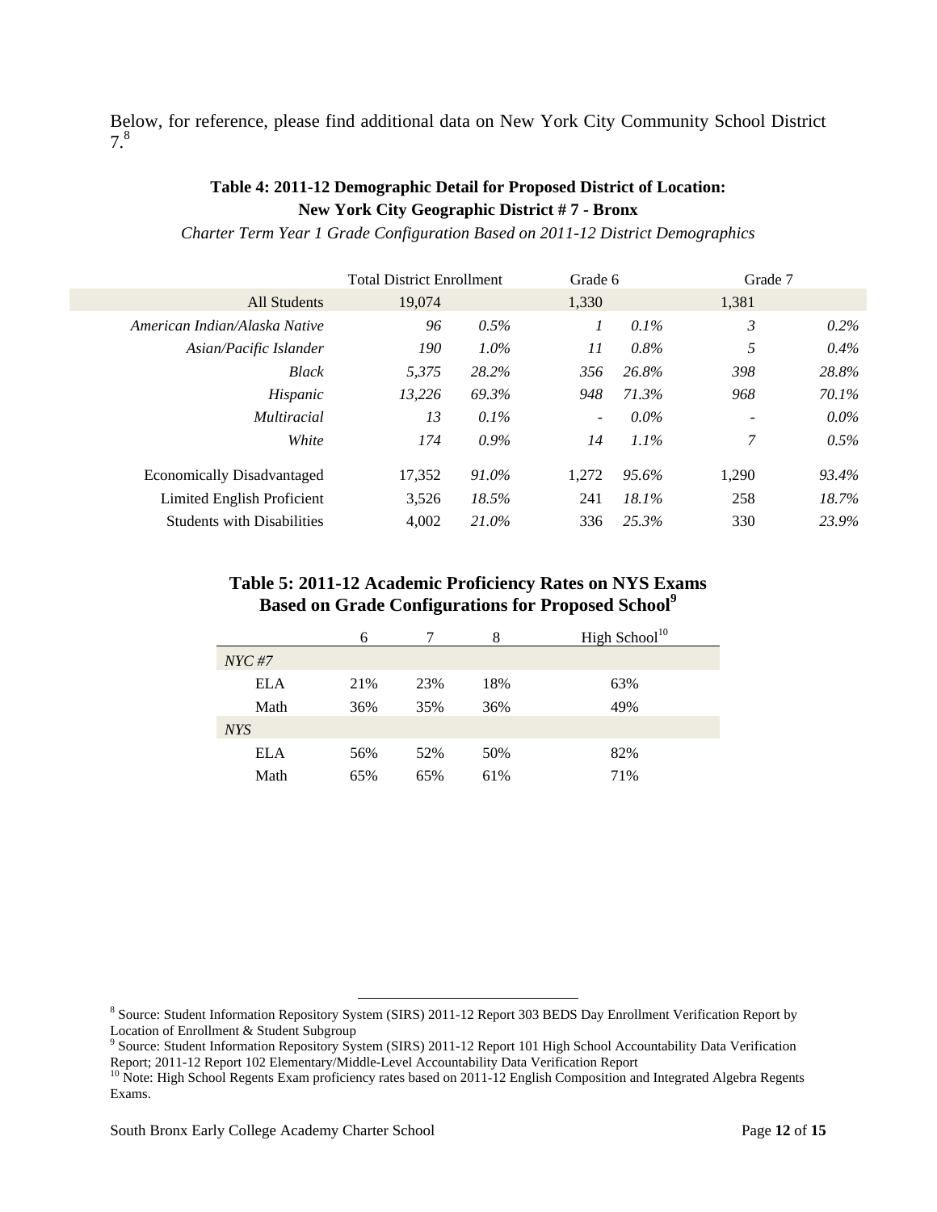Below, for reference, please find additional data on New York City Community School District 7.[8]

**Table 4: 2011-12 Demographic Detail for Proposed District of Location: New York City Geographic District # 7 - Bronx**

*Charter Term Year 1 Grade Configuration Based on 2011-12 District Demographics*

| | Total District Enrollment | | Grade 6 | | Grade 7 | |
|---|---|---|---|---|---|---|
| All Students | 19,074 | | 1,330 | | 1,381 | |
| *American Indian/Alaska Native* | *96* | *0.5%* | *1* | *0.1%* | *3* | *0.2%* |
| *Asian/Pacific Islander* | *190* | *1.0%* | *11* | *0.8%* | *5* | *0.4%* |
| *Black* | *5,375* | *28.2%* | *356* | *26.8%* | *398* | *28.8%* |
| *Hispanic* | *13,226* | *69.3%* | *948* | *71.3%* | *968* | *70.1%* |
| *Multiracial* | *13* | *0.1%* | - | *0.0%* | - | *0.0%* |
| *White* | *174* | *0.9%* | *14* | *1.1%* | *7* | *0.5%* |
| Economically Disadvantaged | 17,352 | *91.0%* | 1,272 | *95.6%* | 1,290 | *93.4%* |
| Limited English Proficient | 3,526 | *18.5%* | 241 | *18.1%* | 258 | *18.7%* |
| Students with Disabilities | 4,002 | *21.0%* | 336 | *25.3%* | 330 | *23.9%* |

**Table 5: 2011-12 Academic Proficiency Rates on NYS Exams Based on Grade Configurations for Proposed School[9]**

| | 6 | 7 | 8 | High School[10] |
|---|---|---|---|---|
| *NYC #7* | | | | |
| ELA | 21% | 23% | 18% | 63% |
| Math | 36% | 35% | 36% | 49% |
| *NYS* | | | | |
| ELA | 56% | 52% | 50% | 82% |
| Math | 65% | 65% | 61% | 71% |

[8] Source: Student Information Repository System (SIRS) 2011-12 Report 303 BEDS Day Enrollment Verification Report by Location of Enrollment & Student Subgroup

[9] Source: Student Information Repository System (SIRS) 2011-12 Report 101 High School Accountability Data Verification Report; 2011-12 Report 102 Elementary/Middle-Level Accountability Data Verification Report

[10] Note: High School Regents Exam proficiency rates based on 2011-12 English Composition and Integrated Algebra Regents Exams.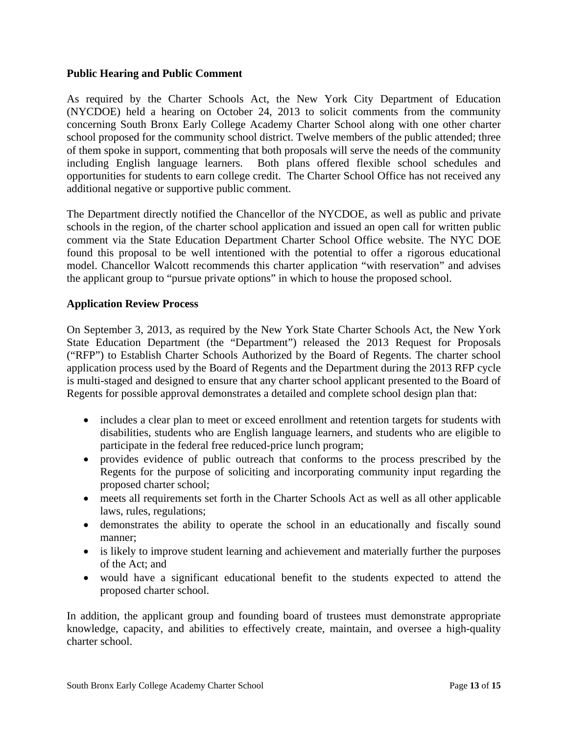**Public Hearing and Public Comment**

As required by the Charter Schools Act, the New York City Department of Education (NYCDOE) held a hearing on October 24, 2013 to solicit comments from the community concerning South Bronx Early College Academy Charter School along with one other charter school proposed for the community school district. Twelve members of the public attended; three of them spoke in support, commenting that both proposals will serve the needs of the community including English language learners. Both plans offered flexible school schedules and opportunities for students to earn college credit. The Charter School Office has not received any additional negative or supportive public comment.

The Department directly notified the Chancellor of the NYCDOE, as well as public and private schools in the region, of the charter school application and issued an open call for written public comment via the State Education Department Charter School Office website. The NYC DOE found this proposal to be well intentioned with the potential to offer a rigorous educational model. Chancellor Walcott recommends this charter application "with reservation" and advises the applicant group to "pursue private options" in which to house the proposed school.

**Application Review Process**

On September 3, 2013, as required by the New York State Charter Schools Act, the New York State Education Department (the "Department") released the 2013 Request for Proposals ("RFP") to Establish Charter Schools Authorized by the Board of Regents. The charter school application process used by the Board of Regents and the Department during the 2013 RFP cycle is multi-staged and designed to ensure that any charter school applicant presented to the Board of Regents for possible approval demonstrates a detailed and complete school design plan that:

- includes a clear plan to meet or exceed enrollment and retention targets for students with disabilities, students who are English language learners, and students who are eligible to participate in the federal free reduced-price lunch program;
- provides evidence of public outreach that conforms to the process prescribed by the Regents for the purpose of soliciting and incorporating community input regarding the proposed charter school;
- meets all requirements set forth in the Charter Schools Act as well as all other applicable laws, rules, regulations;
- demonstrates the ability to operate the school in an educationally and fiscally sound manner;
- is likely to improve student learning and achievement and materially further the purposes of the Act; and
- would have a significant educational benefit to the students expected to attend the proposed charter school.

In addition, the applicant group and founding board of trustees must demonstrate appropriate knowledge, capacity, and abilities to effectively create, maintain, and oversee a high-quality charter school.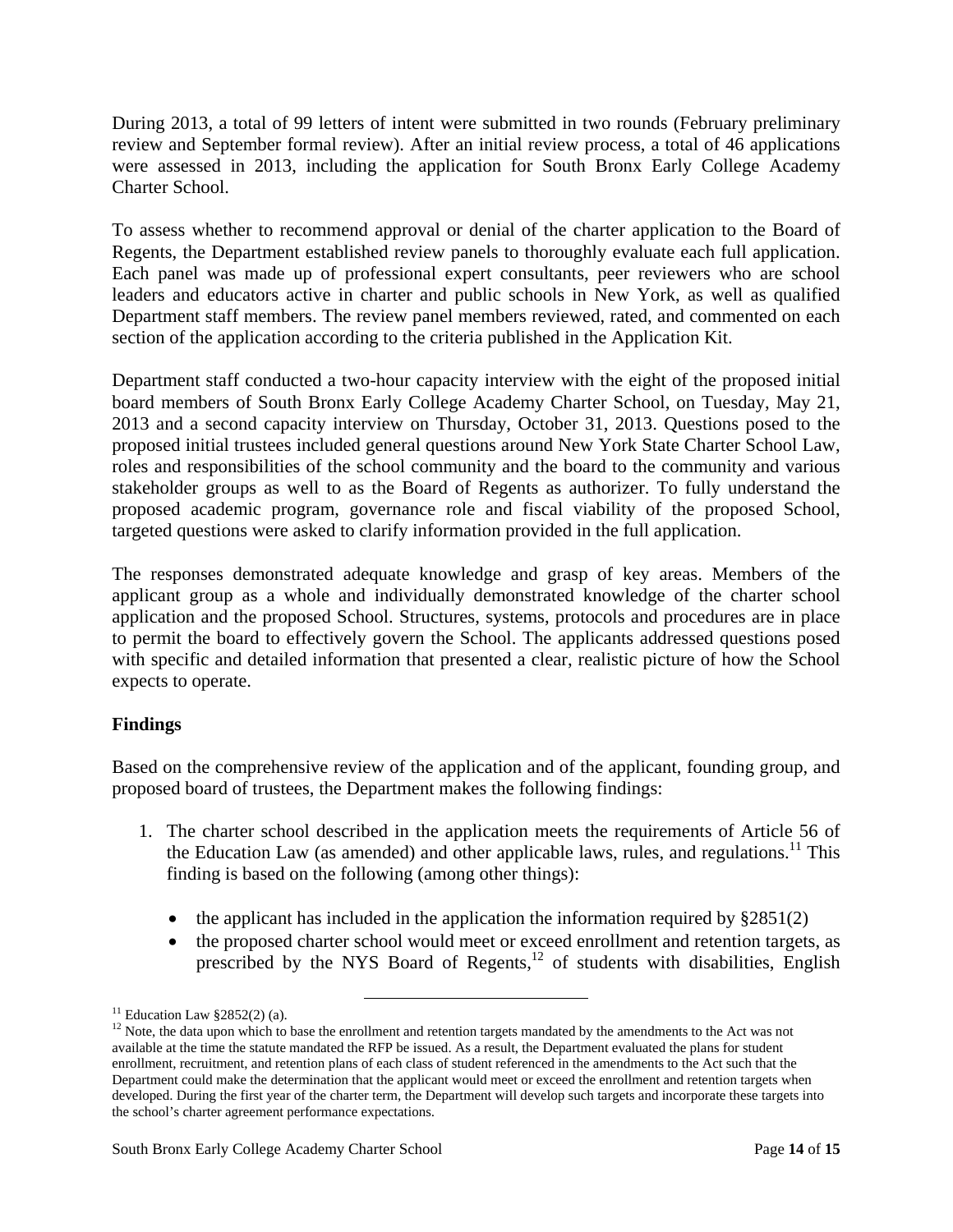During 2013, a total of 99 letters of intent were submitted in two rounds (February preliminary review and September formal review). After an initial review process, a total of 46 applications were assessed in 2013, including the application for South Bronx Early College Academy Charter School.

To assess whether to recommend approval or denial of the charter application to the Board of Regents, the Department established review panels to thoroughly evaluate each full application. Each panel was made up of professional expert consultants, peer reviewers who are school leaders and educators active in charter and public schools in New York, as well as qualified Department staff members. The review panel members reviewed, rated, and commented on each section of the application according to the criteria published in the Application Kit.

Department staff conducted a two-hour capacity interview with the eight of the proposed initial board members of South Bronx Early College Academy Charter School, on Tuesday, May 21, 2013 and a second capacity interview on Thursday, October 31, 2013. Questions posed to the proposed initial trustees included general questions around New York State Charter School Law, roles and responsibilities of the school community and the board to the community and various stakeholder groups as well to as the Board of Regents as authorizer. To fully understand the proposed academic program, governance role and fiscal viability of the proposed School, targeted questions were asked to clarify information provided in the full application.

The responses demonstrated adequate knowledge and grasp of key areas. Members of the applicant group as a whole and individually demonstrated knowledge of the charter school application and the proposed School. Structures, systems, protocols and procedures are in place to permit the board to effectively govern the School. The applicants addressed questions posed with specific and detailed information that presented a clear, realistic picture of how the School expects to operate.

**Findings**

Based on the comprehensive review of the application and of the applicant, founding group, and proposed board of trustees, the Department makes the following findings:

1. The charter school described in the application meets the requirements of Article 56 of the Education Law (as amended) and other applicable laws, rules, and regulations.[11] This finding is based on the following (among other things):

    - the applicant has included in the application the information required by §2851(2)
    - the proposed charter school would meet or exceed enrollment and retention targets, as prescribed by the NYS Board of Regents,[12] of students with disabilities, English

[11] Education Law §2852(2) (a).

[12] Note, the data upon which to base the enrollment and retention targets mandated by the amendments to the Act was not available at the time the statute mandated the RFP be issued. As a result, the Department evaluated the plans for student enrollment, recruitment, and retention plans of each class of student referenced in the amendments to the Act such that the Department could make the determination that the applicant would meet or exceed the enrollment and retention targets when developed. During the first year of the charter term, the Department will develop such targets and incorporate these targets into the school's charter agreement performance expectations.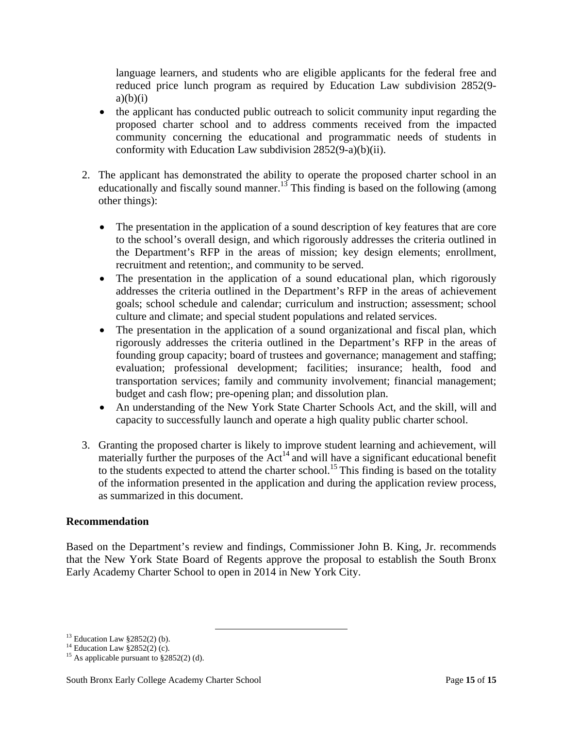language learners, and students who are eligible applicants for the federal free and reduced price lunch program as required by Education Law subdivision 2852(9-a)(b)(i)

- the applicant has conducted public outreach to solicit community input regarding the proposed charter school and to address comments received from the impacted community concerning the educational and programmatic needs of students in conformity with Education Law subdivision 2852(9-a)(b)(ii).

2. The applicant has demonstrated the ability to operate the proposed charter school in an educationally and fiscally sound manner.[13] This finding is based on the following (among other things):

   - The presentation in the application of a sound description of key features that are core to the school's overall design, and which rigorously addresses the criteria outlined in the Department's RFP in the areas of mission; key design elements; enrollment, recruitment and retention;, and community to be served.
   - The presentation in the application of a sound educational plan, which rigorously addresses the criteria outlined in the Department's RFP in the areas of achievement goals; school schedule and calendar; curriculum and instruction; assessment; school culture and climate; and special student populations and related services.
   - The presentation in the application of a sound organizational and fiscal plan, which rigorously addresses the criteria outlined in the Department's RFP in the areas of founding group capacity; board of trustees and governance; management and staffing; evaluation; professional development; facilities; insurance; health, food and transportation services; family and community involvement; financial management; budget and cash flow; pre-opening plan; and dissolution plan.
   - An understanding of the New York State Charter Schools Act, and the skill, will and capacity to successfully launch and operate a high quality public charter school.

3. Granting the proposed charter is likely to improve student learning and achievement, will materially further the purposes of the Act[14] and will have a significant educational benefit to the students expected to attend the charter school.[15] This finding is based on the totality of the information presented in the application and during the application review process, as summarized in this document.

**Recommendation**

Based on the Department's review and findings, Commissioner John B. King, Jr. recommends that the New York State Board of Regents approve the proposal to establish the South Bronx Early Academy Charter School to open in 2014 in New York City.

---

[13] Education Law §2852(2) (b).
[14] Education Law §2852(2) (c).
[15] As applicable pursuant to §2852(2) (d).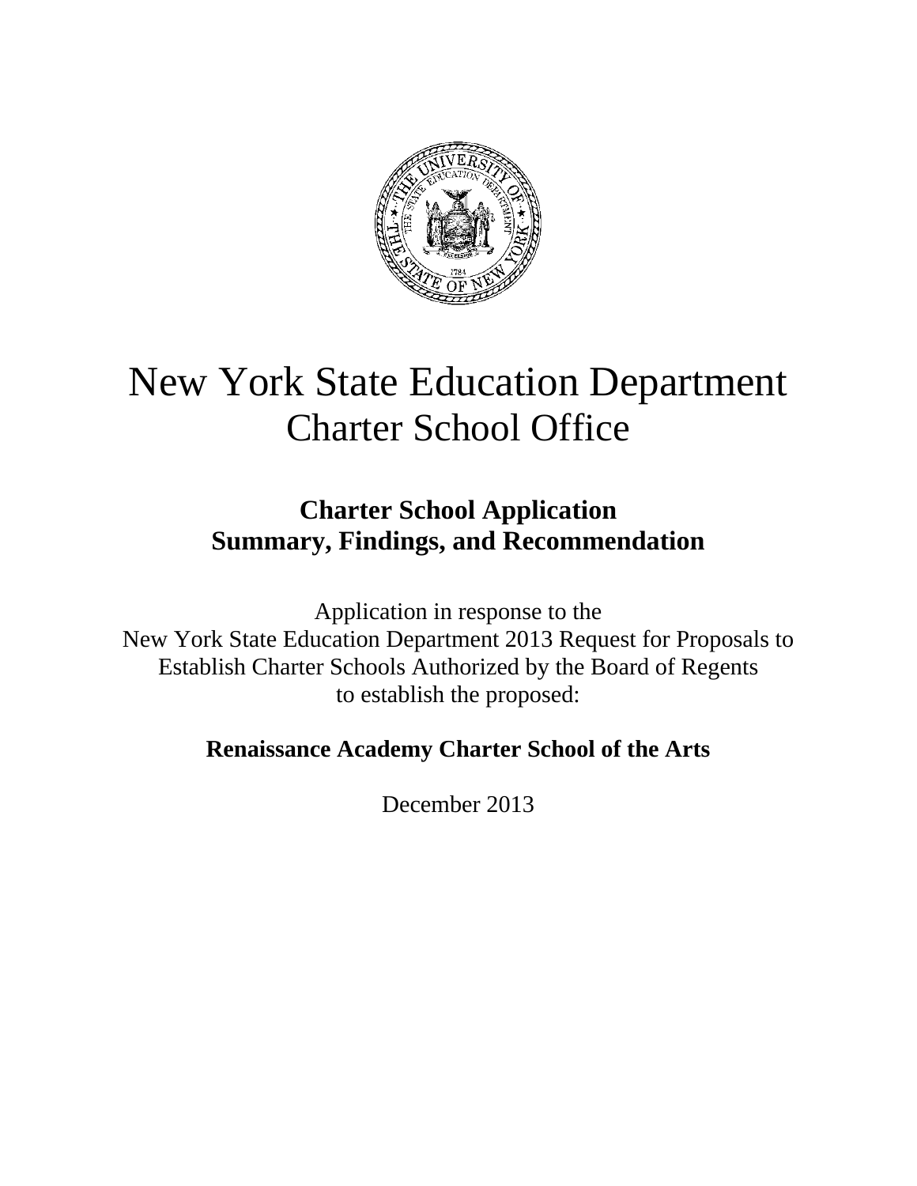# New York State Education Department
## Charter School Office

### Charter School Application
### Summary, Findings, and Recommendation

Application in response to the
New York State Education Department 2013 Request for Proposals to
Establish Charter Schools Authorized by the Board of Regents
to establish the proposed:

**Renaissance Academy Charter School of the Arts**

December 2013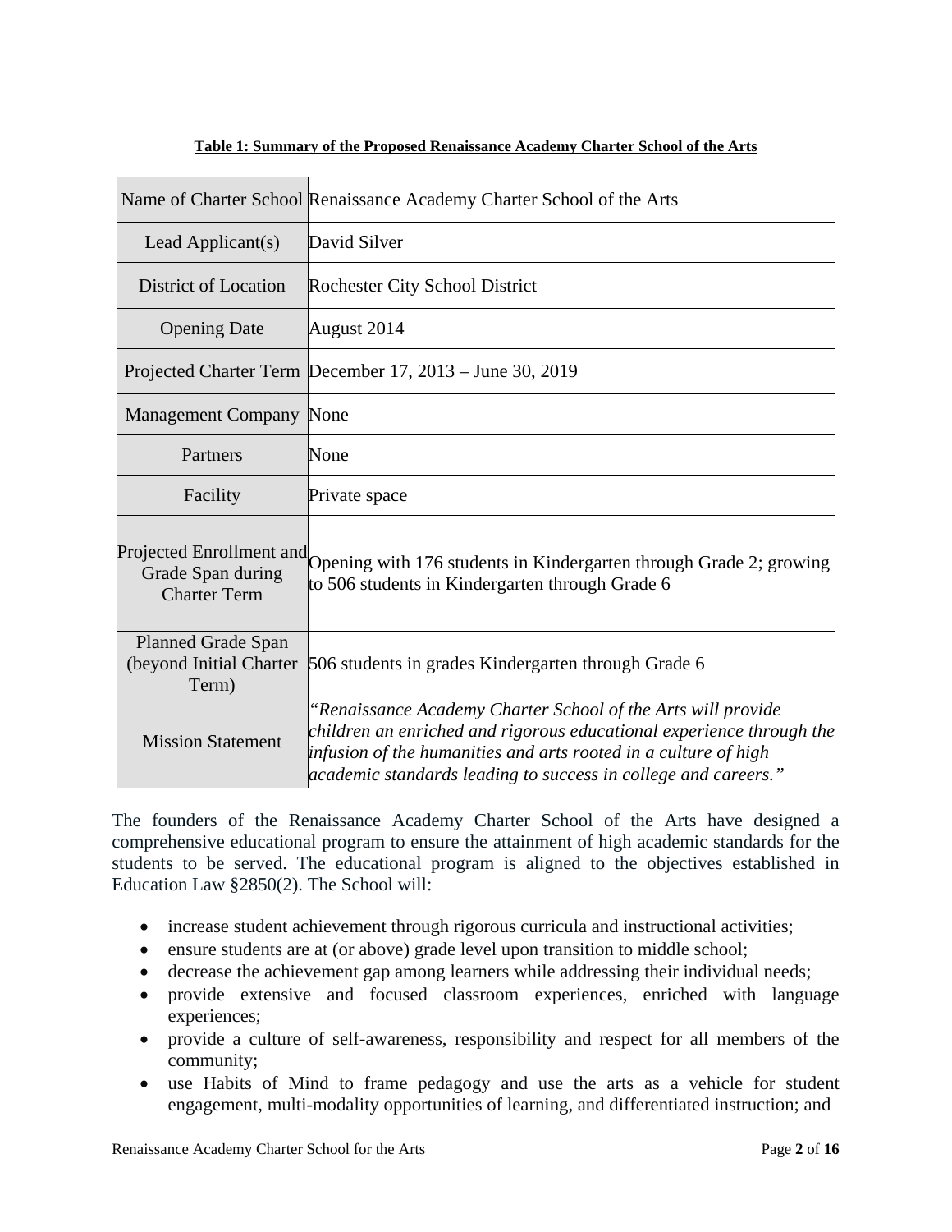**Table 1: Summary of the Proposed Renaissance Academy Charter School of the Arts**

| | |
|---|---|
| Name of Charter School | Renaissance Academy Charter School of the Arts |
| Lead Applicant(s) | David Silver |
| District of Location | Rochester City School District |
| Opening Date | August 2014 |
| Projected Charter Term | December 17, 2013 – June 30, 2019 |
| Management Company | None |
| Partners | None |
| Facility | Private space |
| Projected Enrollment and Grade Span during Charter Term | Opening with 176 students in Kindergarten through Grade 2; growing to 506 students in Kindergarten through Grade 6 |
| Planned Grade Span (beyond Initial Charter Term) | 506 students in grades Kindergarten through Grade 6 |
| Mission Statement | *"Renaissance Academy Charter School of the Arts will provide children an enriched and rigorous educational experience through the infusion of the humanities and arts rooted in a culture of high academic standards leading to success in college and careers."* |

The founders of the Renaissance Academy Charter School of the Arts have designed a comprehensive educational program to ensure the attainment of high academic standards for the students to be served. The educational program is aligned to the objectives established in Education Law §2850(2). The School will:

- increase student achievement through rigorous curricula and instructional activities;
- ensure students are at (or above) grade level upon transition to middle school;
- decrease the achievement gap among learners while addressing their individual needs;
- provide extensive and focused classroom experiences, enriched with language experiences;
- provide a culture of self-awareness, responsibility and respect for all members of the community;
- use Habits of Mind to frame pedagogy and use the arts as a vehicle for student engagement, multi-modality opportunities of learning, and differentiated instruction; and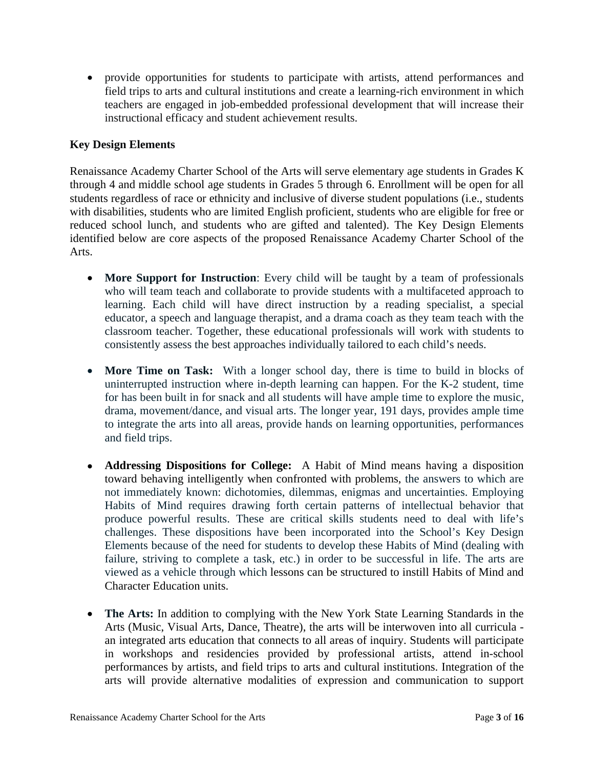- provide opportunities for students to participate with artists, attend performances and field trips to arts and cultural institutions and create a learning-rich environment in which teachers are engaged in job-embedded professional development that will increase their instructional efficacy and student achievement results.

**Key Design Elements**

Renaissance Academy Charter School of the Arts will serve elementary age students in Grades K through 4 and middle school age students in Grades 5 through 6. Enrollment will be open for all students regardless of race or ethnicity and inclusive of diverse student populations (i.e., students with disabilities, students who are limited English proficient, students who are eligible for free or reduced school lunch, and students who are gifted and talented). The Key Design Elements identified below are core aspects of the proposed Renaissance Academy Charter School of the Arts.

- **More Support for Instruction**: Every child will be taught by a team of professionals who will team teach and collaborate to provide students with a multifaceted approach to learning. Each child will have direct instruction by a reading specialist, a special educator, a speech and language therapist, and a drama coach as they team teach with the classroom teacher. Together, these educational professionals will work with students to consistently assess the best approaches individually tailored to each child's needs.

- **More Time on Task:** With a longer school day, there is time to build in blocks of uninterrupted instruction where in-depth learning can happen. For the K-2 student, time for has been built in for snack and all students will have ample time to explore the music, drama, movement/dance, and visual arts. The longer year, 191 days, provides ample time to integrate the arts into all areas, provide hands on learning opportunities, performances and field trips.

- **Addressing Dispositions for College:** A Habit of Mind means having a disposition toward behaving intelligently when confronted with problems, the answers to which are not immediately known: dichotomies, dilemmas, enigmas and uncertainties. Employing Habits of Mind requires drawing forth certain patterns of intellectual behavior that produce powerful results. These are critical skills students need to deal with life's challenges. These dispositions have been incorporated into the School's Key Design Elements because of the need for students to develop these Habits of Mind (dealing with failure, striving to complete a task, etc.) in order to be successful in life. The arts are viewed as a vehicle through which lessons can be structured to instill Habits of Mind and Character Education units.

- **The Arts:** In addition to complying with the New York State Learning Standards in the Arts (Music, Visual Arts, Dance, Theatre), the arts will be interwoven into all curricula - an integrated arts education that connects to all areas of inquiry. Students will participate in workshops and residencies provided by professional artists, attend in-school performances by artists, and field trips to arts and cultural institutions. Integration of the arts will provide alternative modalities of expression and communication to support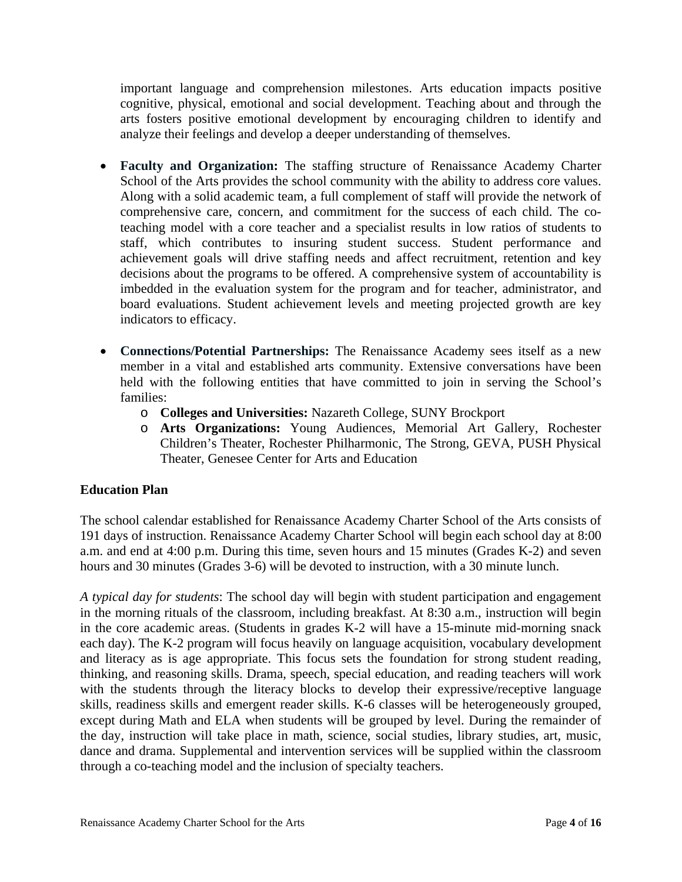important language and comprehension milestones. Arts education impacts positive cognitive, physical, emotional and social development. Teaching about and through the arts fosters positive emotional development by encouraging children to identify and analyze their feelings and develop a deeper understanding of themselves.

- **Faculty and Organization:** The staffing structure of Renaissance Academy Charter School of the Arts provides the school community with the ability to address core values. Along with a solid academic team, a full complement of staff will provide the network of comprehensive care, concern, and commitment for the success of each child. The co-teaching model with a core teacher and a specialist results in low ratios of students to staff, which contributes to insuring student success. Student performance and achievement goals will drive staffing needs and affect recruitment, retention and key decisions about the programs to be offered. A comprehensive system of accountability is imbedded in the evaluation system for the program and for teacher, administrator, and board evaluations. Student achievement levels and meeting projected growth are key indicators to efficacy.

- **Connections/Potential Partnerships:** The Renaissance Academy sees itself as a new member in a vital and established arts community. Extensive conversations have been held with the following entities that have committed to join in serving the School's families:
  - **Colleges and Universities:** Nazareth College, SUNY Brockport
  - **Arts Organizations:** Young Audiences, Memorial Art Gallery, Rochester Children's Theater, Rochester Philharmonic, The Strong, GEVA, PUSH Physical Theater, Genesee Center for Arts and Education

**Education Plan**

The school calendar established for Renaissance Academy Charter School of the Arts consists of 191 days of instruction. Renaissance Academy Charter School will begin each school day at 8:00 a.m. and end at 4:00 p.m. During this time, seven hours and 15 minutes (Grades K-2) and seven hours and 30 minutes (Grades 3-6) will be devoted to instruction, with a 30 minute lunch.

*A typical day for students*: The school day will begin with student participation and engagement in the morning rituals of the classroom, including breakfast. At 8:30 a.m., instruction will begin in the core academic areas. (Students in grades K-2 will have a 15-minute mid-morning snack each day). The K-2 program will focus heavily on language acquisition, vocabulary development and literacy as is age appropriate. This focus sets the foundation for strong student reading, thinking, and reasoning skills. Drama, speech, special education, and reading teachers will work with the students through the literacy blocks to develop their expressive/receptive language skills, readiness skills and emergent reader skills. K-6 classes will be heterogeneously grouped, except during Math and ELA when students will be grouped by level. During the remainder of the day, instruction will take place in math, science, social studies, library studies, art, music, dance and drama. Supplemental and intervention services will be supplied within the classroom through a co-teaching model and the inclusion of specialty teachers.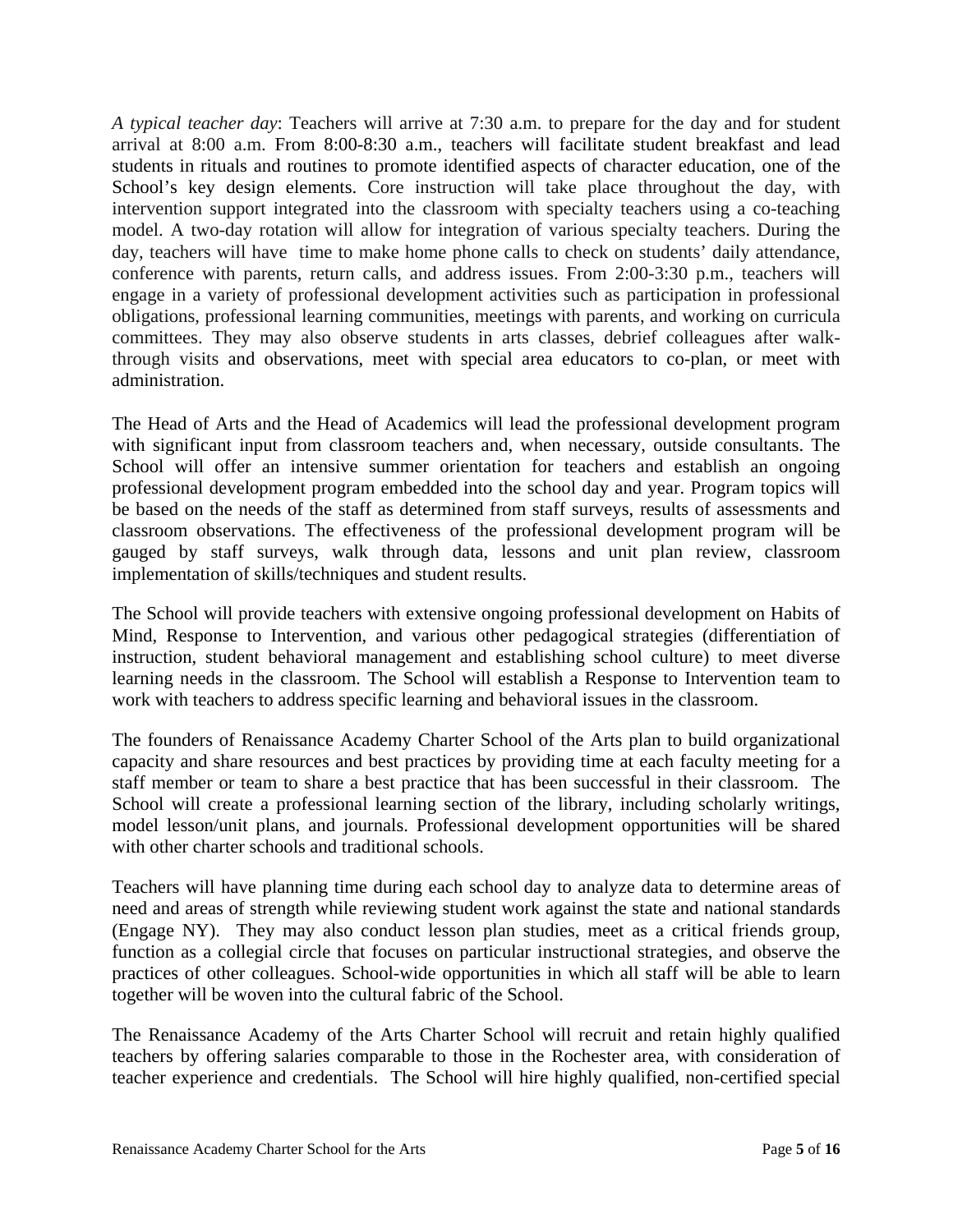*A typical teacher day*: Teachers will arrive at 7:30 a.m. to prepare for the day and for student arrival at 8:00 a.m. From 8:00-8:30 a.m., teachers will facilitate student breakfast and lead students in rituals and routines to promote identified aspects of character education, one of the School's key design elements. Core instruction will take place throughout the day, with intervention support integrated into the classroom with specialty teachers using a co-teaching model. A two-day rotation will allow for integration of various specialty teachers. During the day, teachers will have time to make home phone calls to check on students' daily attendance, conference with parents, return calls, and address issues. From 2:00-3:30 p.m., teachers will engage in a variety of professional development activities such as participation in professional obligations, professional learning communities, meetings with parents, and working on curricula committees. They may also observe students in arts classes, debrief colleagues after walk-through visits and observations, meet with special area educators to co-plan, or meet with administration.

The Head of Arts and the Head of Academics will lead the professional development program with significant input from classroom teachers and, when necessary, outside consultants. The School will offer an intensive summer orientation for teachers and establish an ongoing professional development program embedded into the school day and year. Program topics will be based on the needs of the staff as determined from staff surveys, results of assessments and classroom observations. The effectiveness of the professional development program will be gauged by staff surveys, walk through data, lessons and unit plan review, classroom implementation of skills/techniques and student results.

The School will provide teachers with extensive ongoing professional development on Habits of Mind, Response to Intervention, and various other pedagogical strategies (differentiation of instruction, student behavioral management and establishing school culture) to meet diverse learning needs in the classroom. The School will establish a Response to Intervention team to work with teachers to address specific learning and behavioral issues in the classroom.

The founders of Renaissance Academy Charter School of the Arts plan to build organizational capacity and share resources and best practices by providing time at each faculty meeting for a staff member or team to share a best practice that has been successful in their classroom. The School will create a professional learning section of the library, including scholarly writings, model lesson/unit plans, and journals. Professional development opportunities will be shared with other charter schools and traditional schools.

Teachers will have planning time during each school day to analyze data to determine areas of need and areas of strength while reviewing student work against the state and national standards (Engage NY). They may also conduct lesson plan studies, meet as a critical friends group, function as a collegial circle that focuses on particular instructional strategies, and observe the practices of other colleagues. School-wide opportunities in which all staff will be able to learn together will be woven into the cultural fabric of the School.

The Renaissance Academy of the Arts Charter School will recruit and retain highly qualified teachers by offering salaries comparable to those in the Rochester area, with consideration of teacher experience and credentials. The School will hire highly qualified, non-certified special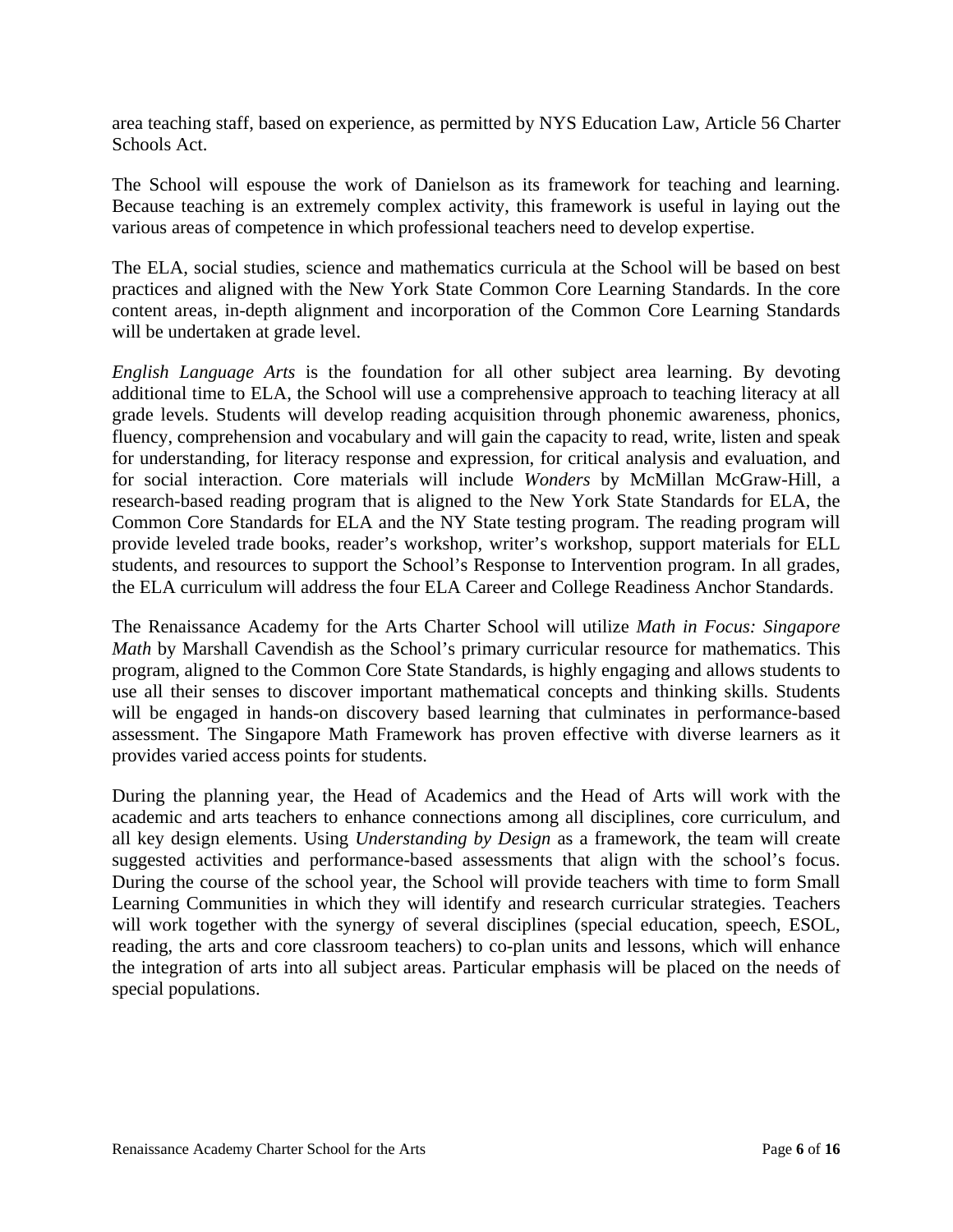area teaching staff, based on experience, as permitted by NYS Education Law, Article 56 Charter Schools Act.

The School will espouse the work of Danielson as its framework for teaching and learning. Because teaching is an extremely complex activity, this framework is useful in laying out the various areas of competence in which professional teachers need to develop expertise.

The ELA, social studies, science and mathematics curricula at the School will be based on best practices and aligned with the New York State Common Core Learning Standards. In the core content areas, in-depth alignment and incorporation of the Common Core Learning Standards will be undertaken at grade level.

*English Language Arts* is the foundation for all other subject area learning. By devoting additional time to ELA, the School will use a comprehensive approach to teaching literacy at all grade levels. Students will develop reading acquisition through phonemic awareness, phonics, fluency, comprehension and vocabulary and will gain the capacity to read, write, listen and speak for understanding, for literacy response and expression, for critical analysis and evaluation, and for social interaction. Core materials will include *Wonders* by McMillan McGraw-Hill, a research-based reading program that is aligned to the New York State Standards for ELA, the Common Core Standards for ELA and the NY State testing program. The reading program will provide leveled trade books, reader's workshop, writer's workshop, support materials for ELL students, and resources to support the School's Response to Intervention program. In all grades, the ELA curriculum will address the four ELA Career and College Readiness Anchor Standards.

The Renaissance Academy for the Arts Charter School will utilize *Math in Focus: Singapore Math* by Marshall Cavendish as the School's primary curricular resource for mathematics. This program, aligned to the Common Core State Standards, is highly engaging and allows students to use all their senses to discover important mathematical concepts and thinking skills. Students will be engaged in hands-on discovery based learning that culminates in performance-based assessment. The Singapore Math Framework has proven effective with diverse learners as it provides varied access points for students.

During the planning year, the Head of Academics and the Head of Arts will work with the academic and arts teachers to enhance connections among all disciplines, core curriculum, and all key design elements. Using *Understanding by Design* as a framework, the team will create suggested activities and performance-based assessments that align with the school's focus. During the course of the school year, the School will provide teachers with time to form Small Learning Communities in which they will identify and research curricular strategies. Teachers will work together with the synergy of several disciplines (special education, speech, ESOL, reading, the arts and core classroom teachers) to co-plan units and lessons, which will enhance the integration of arts into all subject areas. Particular emphasis will be placed on the needs of special populations.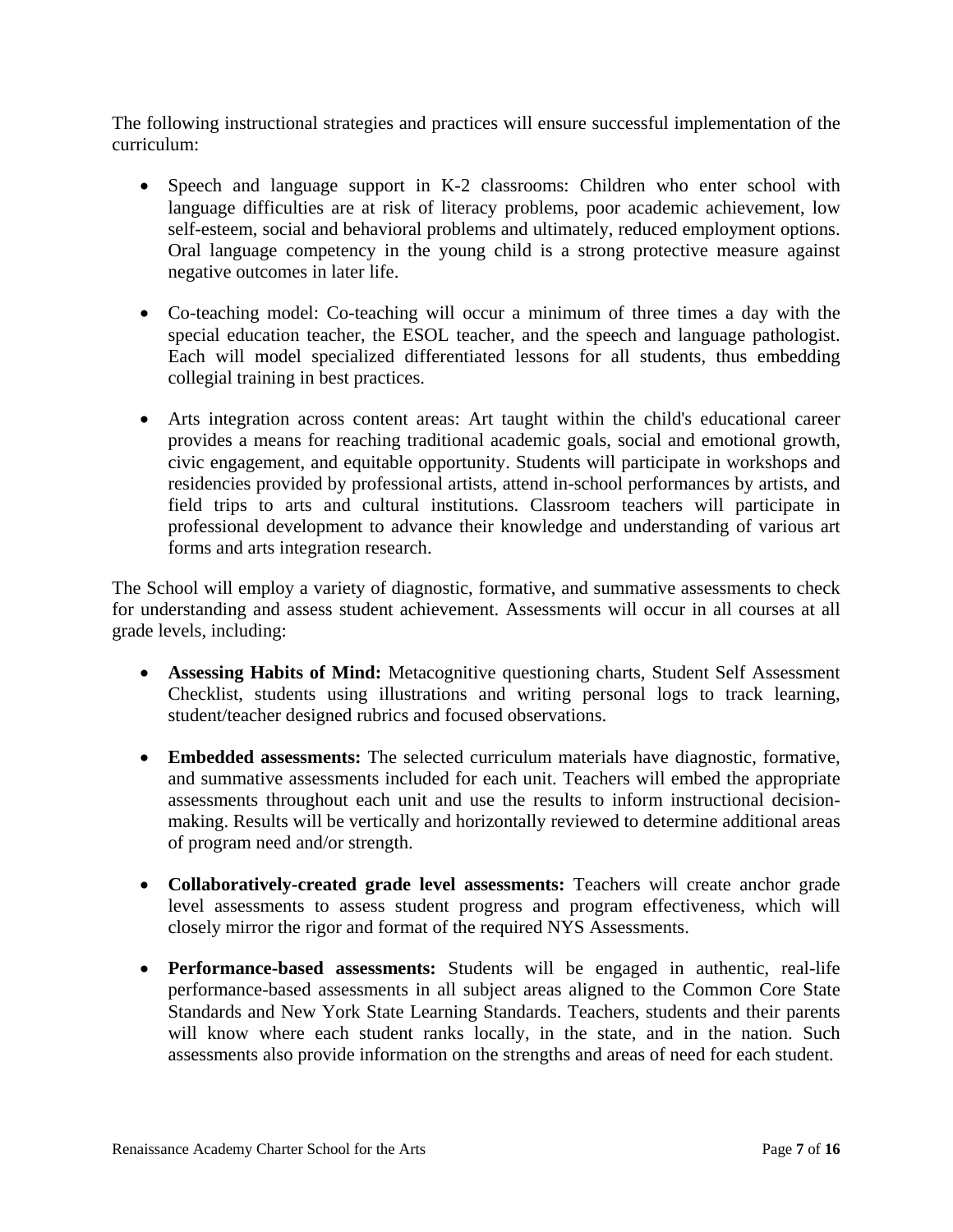The following instructional strategies and practices will ensure successful implementation of the curriculum:

- Speech and language support in K-2 classrooms: Children who enter school with language difficulties are at risk of literacy problems, poor academic achievement, low self-esteem, social and behavioral problems and ultimately, reduced employment options. Oral language competency in the young child is a strong protective measure against negative outcomes in later life.

- Co-teaching model: Co-teaching will occur a minimum of three times a day with the special education teacher, the ESOL teacher, and the speech and language pathologist. Each will model specialized differentiated lessons for all students, thus embedding collegial training in best practices.

- Arts integration across content areas: Art taught within the child's educational career provides a means for reaching traditional academic goals, social and emotional growth, civic engagement, and equitable opportunity. Students will participate in workshops and residencies provided by professional artists, attend in-school performances by artists, and field trips to arts and cultural institutions. Classroom teachers will participate in professional development to advance their knowledge and understanding of various art forms and arts integration research.

The School will employ a variety of diagnostic, formative, and summative assessments to check for understanding and assess student achievement. Assessments will occur in all courses at all grade levels, including:

- **Assessing Habits of Mind:** Metacognitive questioning charts, Student Self Assessment Checklist, students using illustrations and writing personal logs to track learning, student/teacher designed rubrics and focused observations.

- **Embedded assessments:** The selected curriculum materials have diagnostic, formative, and summative assessments included for each unit. Teachers will embed the appropriate assessments throughout each unit and use the results to inform instructional decision-making. Results will be vertically and horizontally reviewed to determine additional areas of program need and/or strength.

- **Collaboratively-created grade level assessments:** Teachers will create anchor grade level assessments to assess student progress and program effectiveness, which will closely mirror the rigor and format of the required NYS Assessments.

- **Performance-based assessments:** Students will be engaged in authentic, real-life performance-based assessments in all subject areas aligned to the Common Core State Standards and New York State Learning Standards. Teachers, students and their parents will know where each student ranks locally, in the state, and in the nation. Such assessments also provide information on the strengths and areas of need for each student.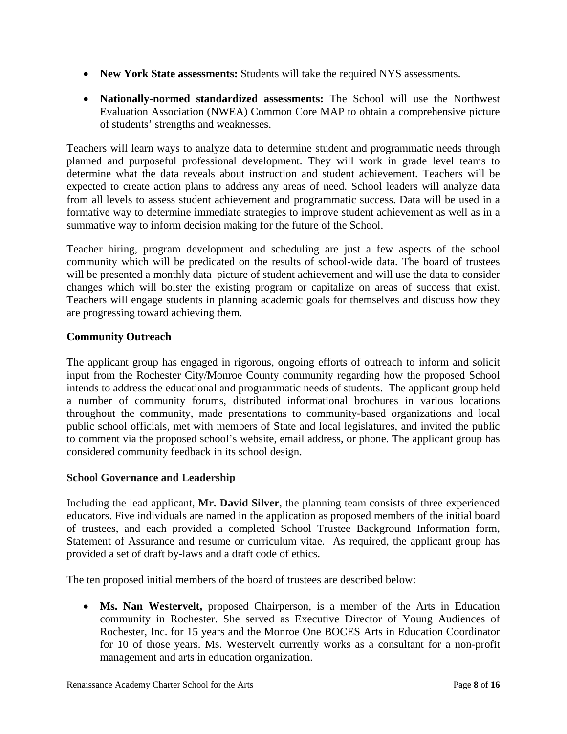- **New York State assessments:** Students will take the required NYS assessments.

- **Nationally-normed standardized assessments:** The School will use the Northwest Evaluation Association (NWEA) Common Core MAP to obtain a comprehensive picture of students' strengths and weaknesses.

Teachers will learn ways to analyze data to determine student and programmatic needs through planned and purposeful professional development. They will work in grade level teams to determine what the data reveals about instruction and student achievement. Teachers will be expected to create action plans to address any areas of need. School leaders will analyze data from all levels to assess student achievement and programmatic success. Data will be used in a formative way to determine immediate strategies to improve student achievement as well as in a summative way to inform decision making for the future of the School.

Teacher hiring, program development and scheduling are just a few aspects of the school community which will be predicated on the results of school-wide data. The board of trustees will be presented a monthly data picture of student achievement and will use the data to consider changes which will bolster the existing program or capitalize on areas of success that exist. Teachers will engage students in planning academic goals for themselves and discuss how they are progressing toward achieving them.

**Community Outreach**

The applicant group has engaged in rigorous, ongoing efforts of outreach to inform and solicit input from the Rochester City/Monroe County community regarding how the proposed School intends to address the educational and programmatic needs of students. The applicant group held a number of community forums, distributed informational brochures in various locations throughout the community, made presentations to community-based organizations and local public school officials, met with members of State and local legislatures, and invited the public to comment via the proposed school's website, email address, or phone. The applicant group has considered community feedback in its school design.

**School Governance and Leadership**

Including the lead applicant, **Mr. David Silver**, the planning team consists of three experienced educators. Five individuals are named in the application as proposed members of the initial board of trustees, and each provided a completed School Trustee Background Information form, Statement of Assurance and resume or curriculum vitae. As required, the applicant group has provided a set of draft by-laws and a draft code of ethics.

The ten proposed initial members of the board of trustees are described below:

- **Ms. Nan Westervelt,** proposed Chairperson, is a member of the Arts in Education community in Rochester. She served as Executive Director of Young Audiences of Rochester, Inc. for 15 years and the Monroe One BOCES Arts in Education Coordinator for 10 of those years. Ms. Westervelt currently works as a consultant for a non-profit management and arts in education organization.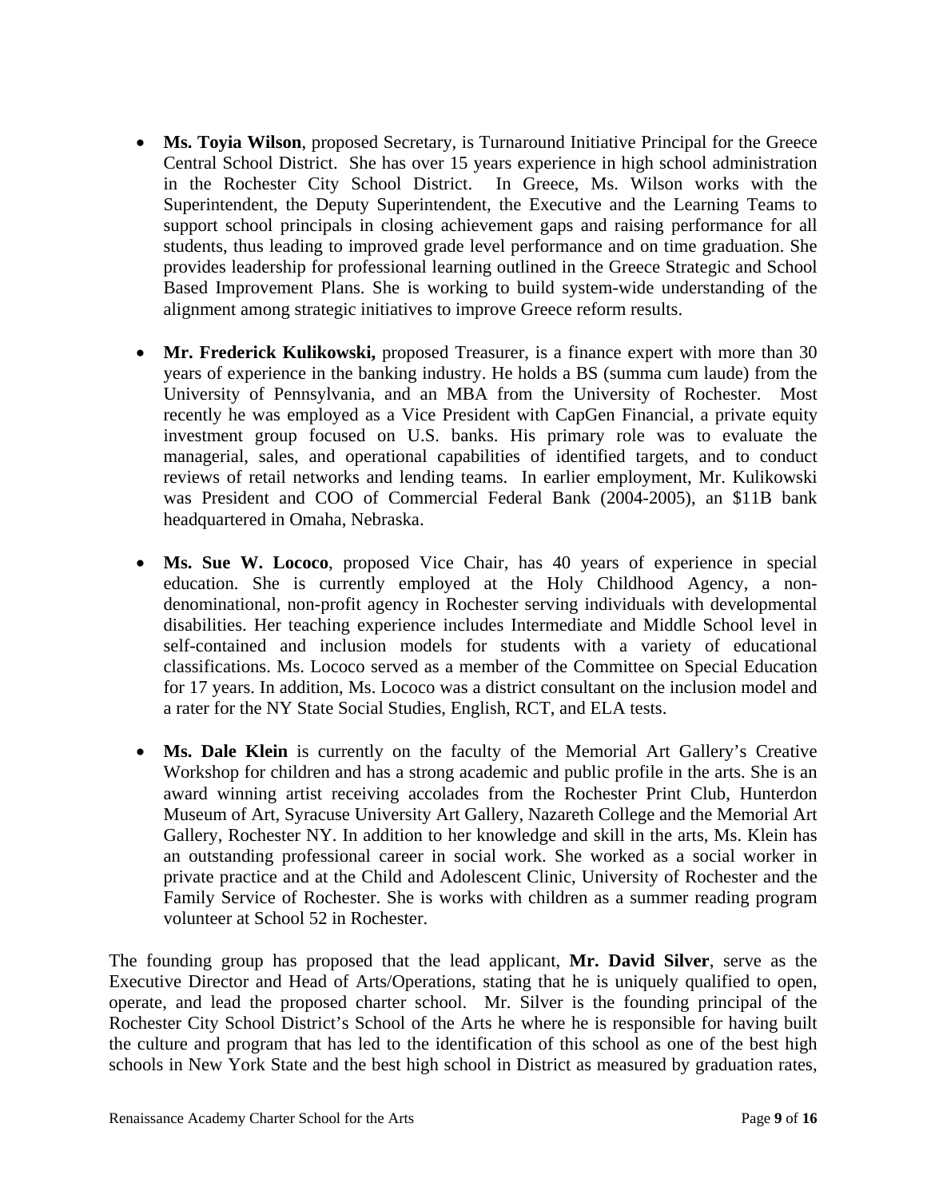- **Ms. Toyia Wilson**, proposed Secretary, is Turnaround Initiative Principal for the Greece Central School District. She has over 15 years experience in high school administration in the Rochester City School District. In Greece, Ms. Wilson works with the Superintendent, the Deputy Superintendent, the Executive and the Learning Teams to support school principals in closing achievement gaps and raising performance for all students, thus leading to improved grade level performance and on time graduation. She provides leadership for professional learning outlined in the Greece Strategic and School Based Improvement Plans. She is working to build system-wide understanding of the alignment among strategic initiatives to improve Greece reform results.

- **Mr. Frederick Kulikowski,** proposed Treasurer, is a finance expert with more than 30 years of experience in the banking industry. He holds a BS (summa cum laude) from the University of Pennsylvania, and an MBA from the University of Rochester. Most recently he was employed as a Vice President with CapGen Financial, a private equity investment group focused on U.S. banks. His primary role was to evaluate the managerial, sales, and operational capabilities of identified targets, and to conduct reviews of retail networks and lending teams. In earlier employment, Mr. Kulikowski was President and COO of Commercial Federal Bank (2004-2005), an $11B bank headquartered in Omaha, Nebraska.

- **Ms. Sue W. Lococo**, proposed Vice Chair, has 40 years of experience in special education. She is currently employed at the Holy Childhood Agency, a non-denominational, non-profit agency in Rochester serving individuals with developmental disabilities. Her teaching experience includes Intermediate and Middle School level in self-contained and inclusion models for students with a variety of educational classifications. Ms. Lococo served as a member of the Committee on Special Education for 17 years. In addition, Ms. Lococo was a district consultant on the inclusion model and a rater for the NY State Social Studies, English, RCT, and ELA tests.

- **Ms. Dale Klein** is currently on the faculty of the Memorial Art Gallery's Creative Workshop for children and has a strong academic and public profile in the arts. She is an award winning artist receiving accolades from the Rochester Print Club, Hunterdon Museum of Art, Syracuse University Art Gallery, Nazareth College and the Memorial Art Gallery, Rochester NY. In addition to her knowledge and skill in the arts, Ms. Klein has an outstanding professional career in social work. She worked as a social worker in private practice and at the Child and Adolescent Clinic, University of Rochester and the Family Service of Rochester. She is works with children as a summer reading program volunteer at School 52 in Rochester.

The founding group has proposed that the lead applicant, **Mr. David Silver**, serve as the Executive Director and Head of Arts/Operations, stating that he is uniquely qualified to open, operate, and lead the proposed charter school. Mr. Silver is the founding principal of the Rochester City School District's School of the Arts he where he is responsible for having built the culture and program that has led to the identification of this school as one of the best high schools in New York State and the best high school in District as measured by graduation rates,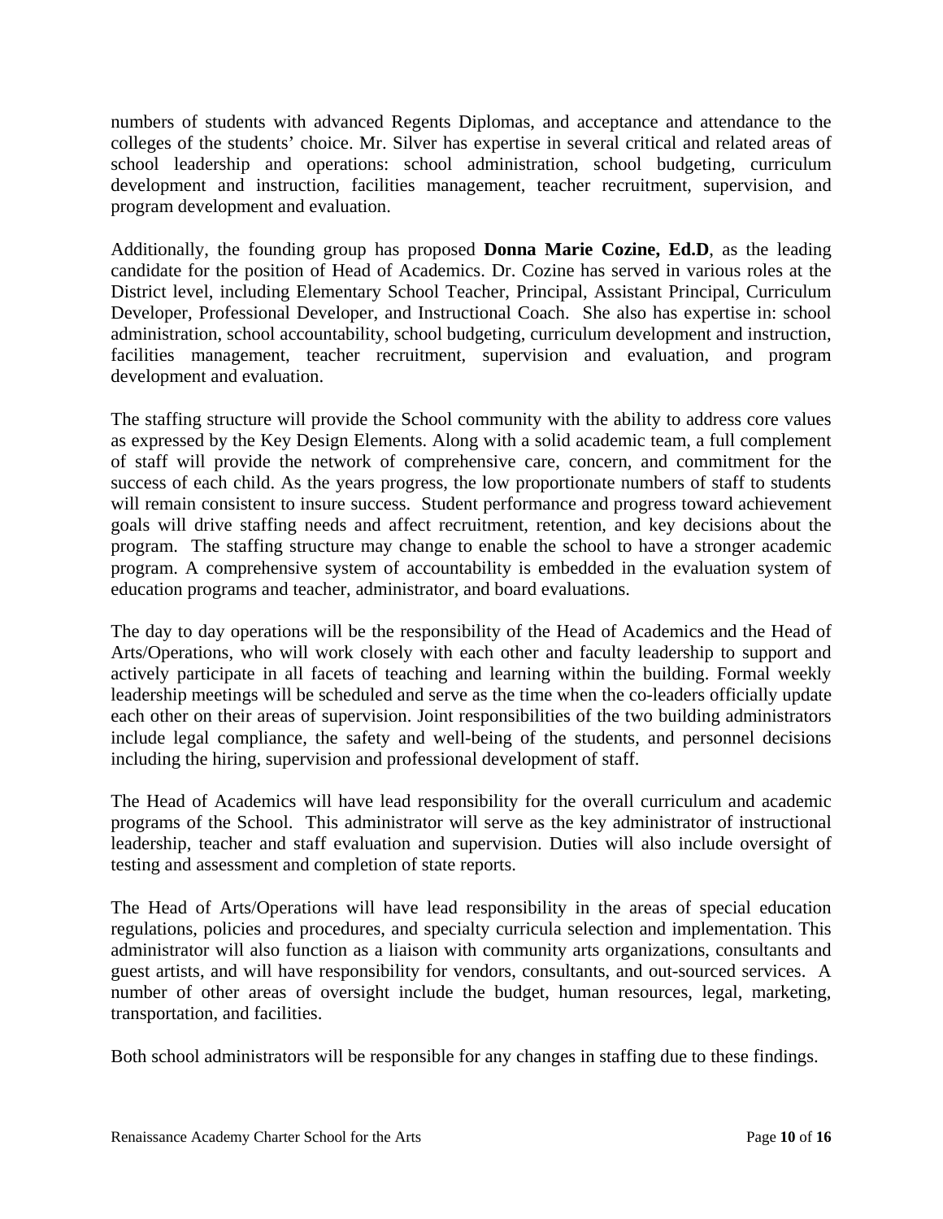numbers of students with advanced Regents Diplomas, and acceptance and attendance to the colleges of the students' choice. Mr. Silver has expertise in several critical and related areas of school leadership and operations: school administration, school budgeting, curriculum development and instruction, facilities management, teacher recruitment, supervision, and program development and evaluation.

Additionally, the founding group has proposed **Donna Marie Cozine, Ed.D**, as the leading candidate for the position of Head of Academics. Dr. Cozine has served in various roles at the District level, including Elementary School Teacher, Principal, Assistant Principal, Curriculum Developer, Professional Developer, and Instructional Coach. She also has expertise in: school administration, school accountability, school budgeting, curriculum development and instruction, facilities management, teacher recruitment, supervision and evaluation, and program development and evaluation.

The staffing structure will provide the School community with the ability to address core values as expressed by the Key Design Elements. Along with a solid academic team, a full complement of staff will provide the network of comprehensive care, concern, and commitment for the success of each child. As the years progress, the low proportionate numbers of staff to students will remain consistent to insure success. Student performance and progress toward achievement goals will drive staffing needs and affect recruitment, retention, and key decisions about the program. The staffing structure may change to enable the school to have a stronger academic program. A comprehensive system of accountability is embedded in the evaluation system of education programs and teacher, administrator, and board evaluations.

The day to day operations will be the responsibility of the Head of Academics and the Head of Arts/Operations, who will work closely with each other and faculty leadership to support and actively participate in all facets of teaching and learning within the building. Formal weekly leadership meetings will be scheduled and serve as the time when the co-leaders officially update each other on their areas of supervision. Joint responsibilities of the two building administrators include legal compliance, the safety and well-being of the students, and personnel decisions including the hiring, supervision and professional development of staff.

The Head of Academics will have lead responsibility for the overall curriculum and academic programs of the School. This administrator will serve as the key administrator of instructional leadership, teacher and staff evaluation and supervision. Duties will also include oversight of testing and assessment and completion of state reports.

The Head of Arts/Operations will have lead responsibility in the areas of special education regulations, policies and procedures, and specialty curricula selection and implementation. This administrator will also function as a liaison with community arts organizations, consultants and guest artists, and will have responsibility for vendors, consultants, and out-sourced services. A number of other areas of oversight include the budget, human resources, legal, marketing, transportation, and facilities.

Both school administrators will be responsible for any changes in staffing due to these findings.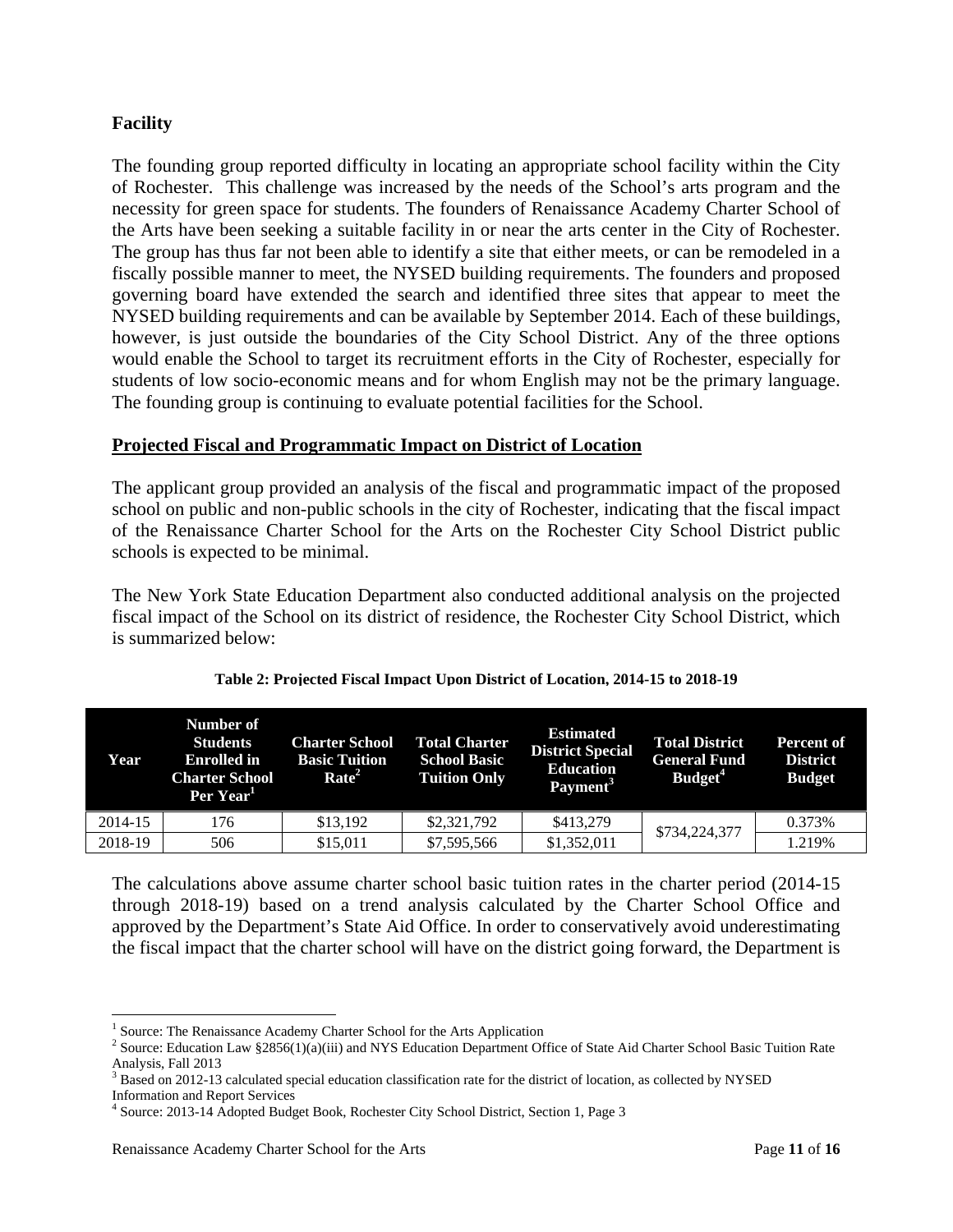**Facility**

The founding group reported difficulty in locating an appropriate school facility within the City of Rochester. This challenge was increased by the needs of the School's arts program and the necessity for green space for students. The founders of Renaissance Academy Charter School of the Arts have been seeking a suitable facility in or near the arts center in the City of Rochester. The group has thus far not been able to identify a site that either meets, or can be remodeled in a fiscally possible manner to meet, the NYSED building requirements. The founders and proposed governing board have extended the search and identified three sites that appear to meet the NYSED building requirements and can be available by September 2014. Each of these buildings, however, is just outside the boundaries of the City School District. Any of the three options would enable the School to target its recruitment efforts in the City of Rochester, especially for students of low socio-economic means and for whom English may not be the primary language. The founding group is continuing to evaluate potential facilities for the School.

**Projected Fiscal and Programmatic Impact on District of Location**

The applicant group provided an analysis of the fiscal and programmatic impact of the proposed school on public and non-public schools in the city of Rochester, indicating that the fiscal impact of the Renaissance Charter School for the Arts on the Rochester City School District public schools is expected to be minimal.

The New York State Education Department also conducted additional analysis on the projected fiscal impact of the School on its district of residence, the Rochester City School District, which is summarized below:

**Table 2: Projected Fiscal Impact Upon District of Location, 2014-15 to 2018-19**

| Year | Number of Students Enrolled in Charter School Per Year[1] | Charter School Basic Tuition Rate[2] | Total Charter School Basic Tuition Only | Estimated District Special Education Payment[3] | Total District General Fund Budget[4] | Percent of District Budget |
|---|---|---|---|---|---|---|
| 2014-15 | 176 | $13,192 | $2,321,792 | $413,279 | $734,224,377 | 0.373% |
| 2018-19 | 506 | $15,011 | $7,595,566 | $1,352,011 | | 1.219% |

The calculations above assume charter school basic tuition rates in the charter period (2014-15 through 2018-19) based on a trend analysis calculated by the Charter School Office and approved by the Department's State Aid Office. In order to conservatively avoid underestimating the fiscal impact that the charter school will have on the district going forward, the Department is

[1] Source: The Renaissance Academy Charter School for the Arts Application

[2] Source: Education Law §2856(1)(a)(iii) and NYS Education Department Office of State Aid Charter School Basic Tuition Rate Analysis, Fall 2013

[3] Based on 2012-13 calculated special education classification rate for the district of location, as collected by NYSED Information and Report Services

[4] Source: 2013-14 Adopted Budget Book, Rochester City School District, Section 1, Page 3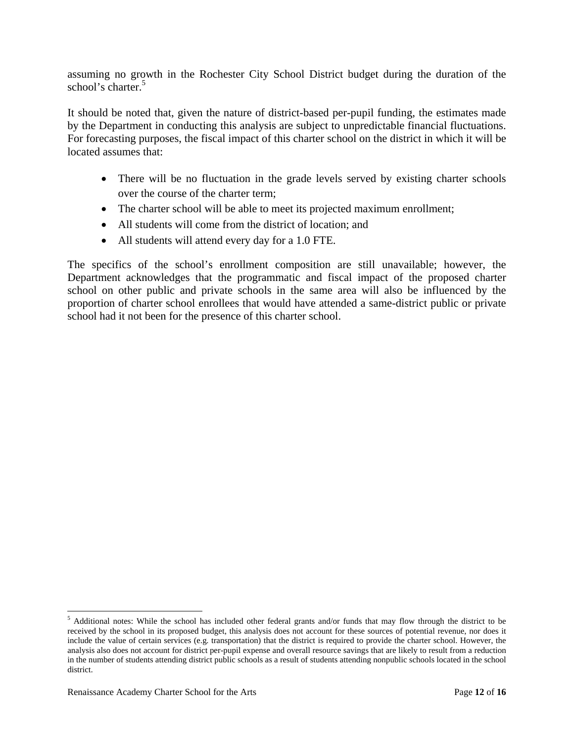assuming no growth in the Rochester City School District budget during the duration of the school's charter.[5]

It should be noted that, given the nature of district-based per-pupil funding, the estimates made by the Department in conducting this analysis are subject to unpredictable financial fluctuations. For forecasting purposes, the fiscal impact of this charter school on the district in which it will be located assumes that:

- There will be no fluctuation in the grade levels served by existing charter schools over the course of the charter term;
- The charter school will be able to meet its projected maximum enrollment;
- All students will come from the district of location; and
- All students will attend every day for a 1.0 FTE.

The specifics of the school's enrollment composition are still unavailable; however, the Department acknowledges that the programmatic and fiscal impact of the proposed charter school on other public and private schools in the same area will also be influenced by the proportion of charter school enrollees that would have attended a same-district public or private school had it not been for the presence of this charter school.

---

[5] Additional notes: While the school has included other federal grants and/or funds that may flow through the district to be received by the school in its proposed budget, this analysis does not account for these sources of potential revenue, nor does it include the value of certain services (e.g. transportation) that the district is required to provide the charter school. However, the analysis also does not account for district per-pupil expense and overall resource savings that are likely to result from a reduction in the number of students attending district public schools as a result of students attending nonpublic schools located in the school district.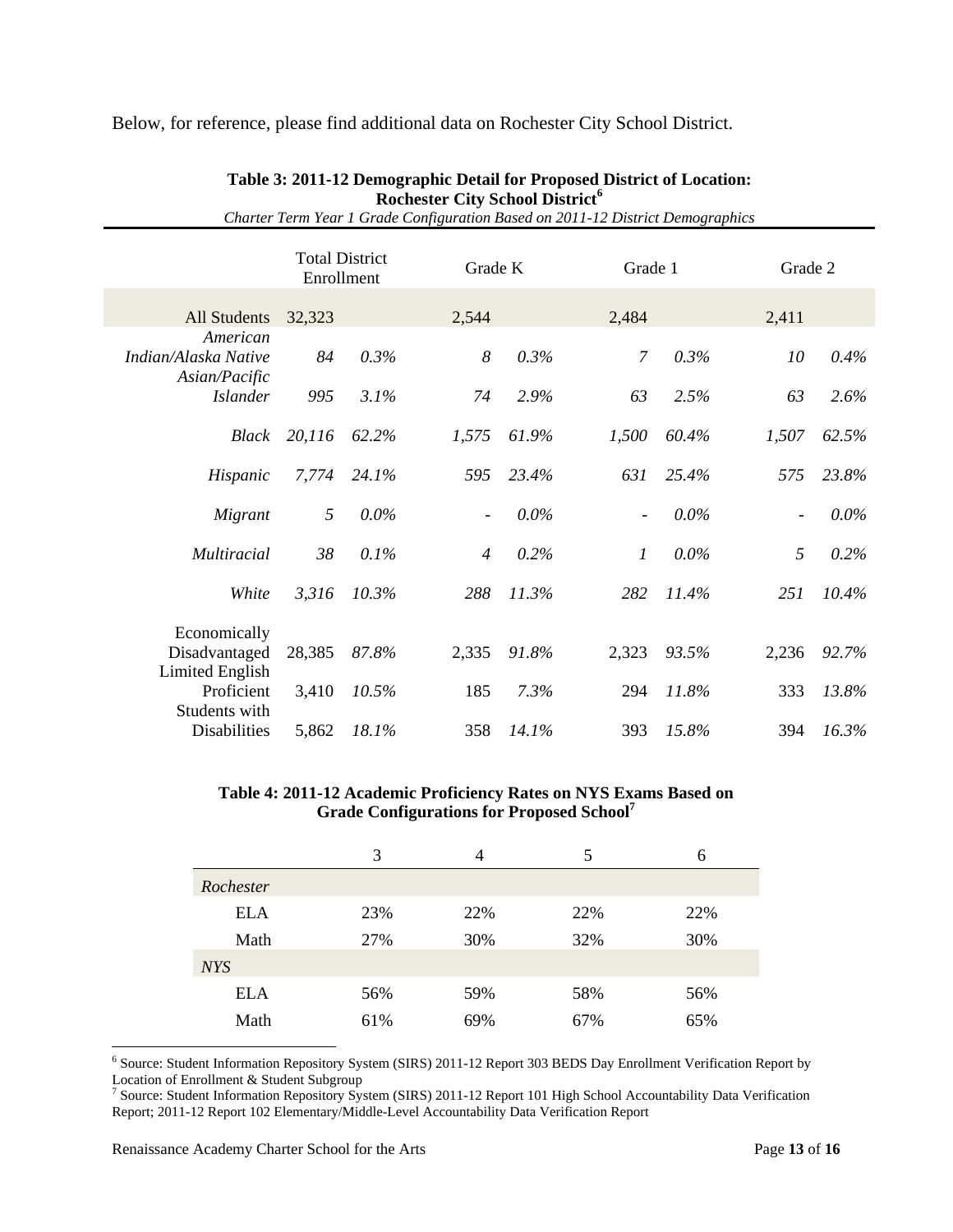Below, for reference, please find additional data on Rochester City School District.

**Table 3: 2011-12 Demographic Detail for Proposed District of Location: Rochester City School District[6]**

*Charter Term Year 1 Grade Configuration Based on 2011-12 District Demographics*

| | Total District Enrollment | | Grade K | | Grade 1 | | Grade 2 | |
|---|---|---|---|---|---|---|---|---|
| All Students | 32,323 | | 2,544 | | 2,484 | | 2,411 | |
| *American Indian/Alaska Native* | *84* | *0.3%* | *8* | *0.3%* | *7* | *0.3%* | *10* | *0.4%* |
| *Asian/Pacific Islander* | *995* | *3.1%* | *74* | *2.9%* | *63* | *2.5%* | *63* | *2.6%* |
| *Black* | *20,116* | *62.2%* | *1,575* | *61.9%* | *1,500* | *60.4%* | *1,507* | *62.5%* |
| *Hispanic* | *7,774* | *24.1%* | *595* | *23.4%* | *631* | *25.4%* | *575* | *23.8%* |
| *Migrant* | *5* | *0.0%* | - | *0.0%* | - | *0.0%* | - | *0.0%* |
| *Multiracial* | *38* | *0.1%* | *4* | *0.2%* | *1* | *0.0%* | *5* | *0.2%* |
| *White* | *3,316* | *10.3%* | *288* | *11.3%* | *282* | *11.4%* | *251* | *10.4%* |
| Economically Disadvantaged | 28,385 | *87.8%* | 2,335 | *91.8%* | 2,323 | *93.5%* | 2,236 | *92.7%* |
| Limited English Proficient | 3,410 | *10.5%* | 185 | *7.3%* | 294 | *11.8%* | 333 | *13.8%* |
| Students with Disabilities | 5,862 | *18.1%* | 358 | *14.1%* | 393 | *15.8%* | 394 | *16.3%* |

**Table 4: 2011-12 Academic Proficiency Rates on NYS Exams Based on Grade Configurations for Proposed School[7]**

| | 3 | 4 | 5 | 6 |
|---|---|---|---|---|
| *Rochester* | | | | |
| ELA | 23% | 22% | 22% | 22% |
| Math | 27% | 30% | 32% | 30% |
| *NYS* | | | | |
| ELA | 56% | 59% | 58% | 56% |
| Math | 61% | 69% | 67% | 65% |

[6] Source: Student Information Repository System (SIRS) 2011-12 Report 303 BEDS Day Enrollment Verification Report by Location of Enrollment & Student Subgroup

[7] Source: Student Information Repository System (SIRS) 2011-12 Report 101 High School Accountability Data Verification Report; 2011-12 Report 102 Elementary/Middle-Level Accountability Data Verification Report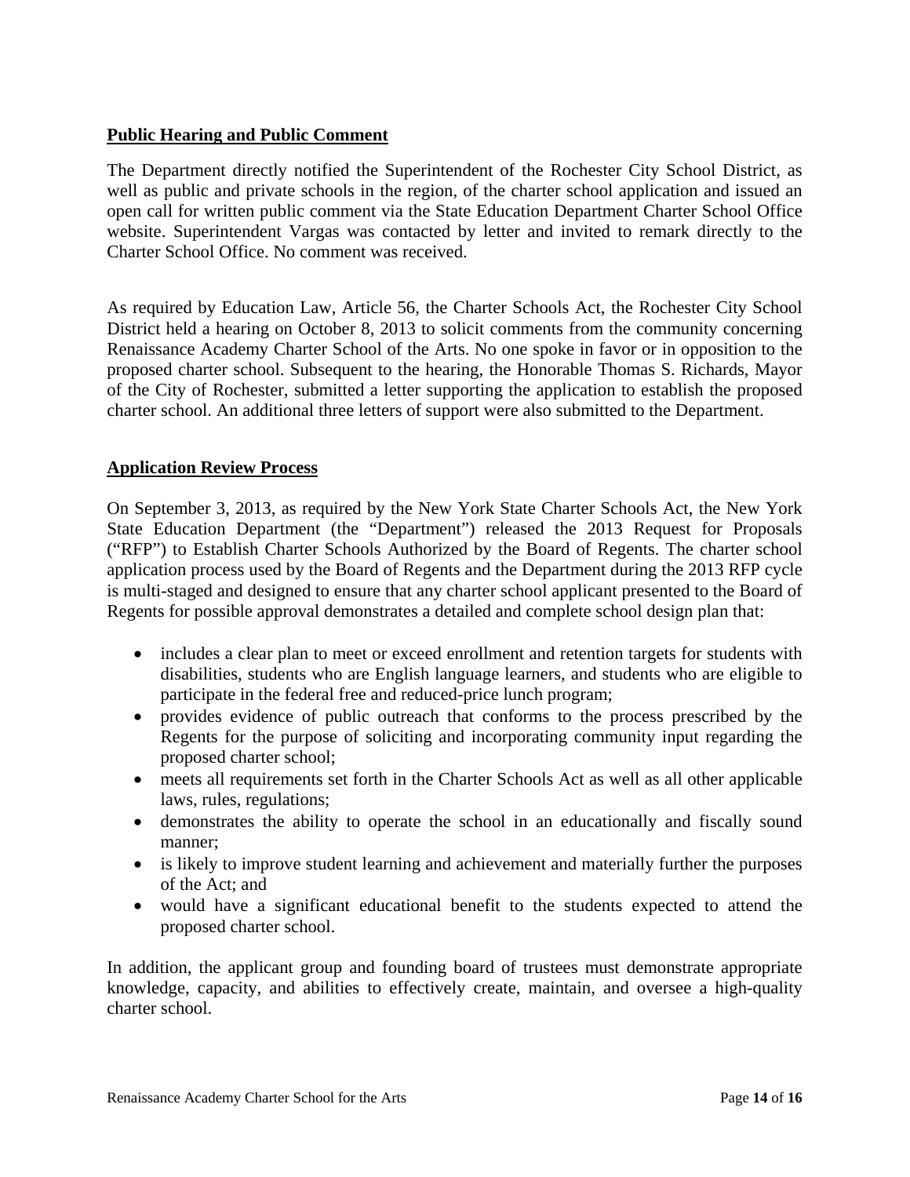**Public Hearing and Public Comment**

The Department directly notified the Superintendent of the Rochester City School District, as well as public and private schools in the region, of the charter school application and issued an open call for written public comment via the State Education Department Charter School Office website. Superintendent Vargas was contacted by letter and invited to remark directly to the Charter School Office. No comment was received.

As required by Education Law, Article 56, the Charter Schools Act, the Rochester City School District held a hearing on October 8, 2013 to solicit comments from the community concerning Renaissance Academy Charter School of the Arts. No one spoke in favor or in opposition to the proposed charter school. Subsequent to the hearing, the Honorable Thomas S. Richards, Mayor of the City of Rochester, submitted a letter supporting the application to establish the proposed charter school. An additional three letters of support were also submitted to the Department.

**Application Review Process**

On September 3, 2013, as required by the New York State Charter Schools Act, the New York State Education Department (the "Department") released the 2013 Request for Proposals ("RFP") to Establish Charter Schools Authorized by the Board of Regents. The charter school application process used by the Board of Regents and the Department during the 2013 RFP cycle is multi-staged and designed to ensure that any charter school applicant presented to the Board of Regents for possible approval demonstrates a detailed and complete school design plan that:

- includes a clear plan to meet or exceed enrollment and retention targets for students with disabilities, students who are English language learners, and students who are eligible to participate in the federal free and reduced-price lunch program;
- provides evidence of public outreach that conforms to the process prescribed by the Regents for the purpose of soliciting and incorporating community input regarding the proposed charter school;
- meets all requirements set forth in the Charter Schools Act as well as all other applicable laws, rules, regulations;
- demonstrates the ability to operate the school in an educationally and fiscally sound manner;
- is likely to improve student learning and achievement and materially further the purposes of the Act; and
- would have a significant educational benefit to the students expected to attend the proposed charter school.

In addition, the applicant group and founding board of trustees must demonstrate appropriate knowledge, capacity, and abilities to effectively create, maintain, and oversee a high-quality charter school.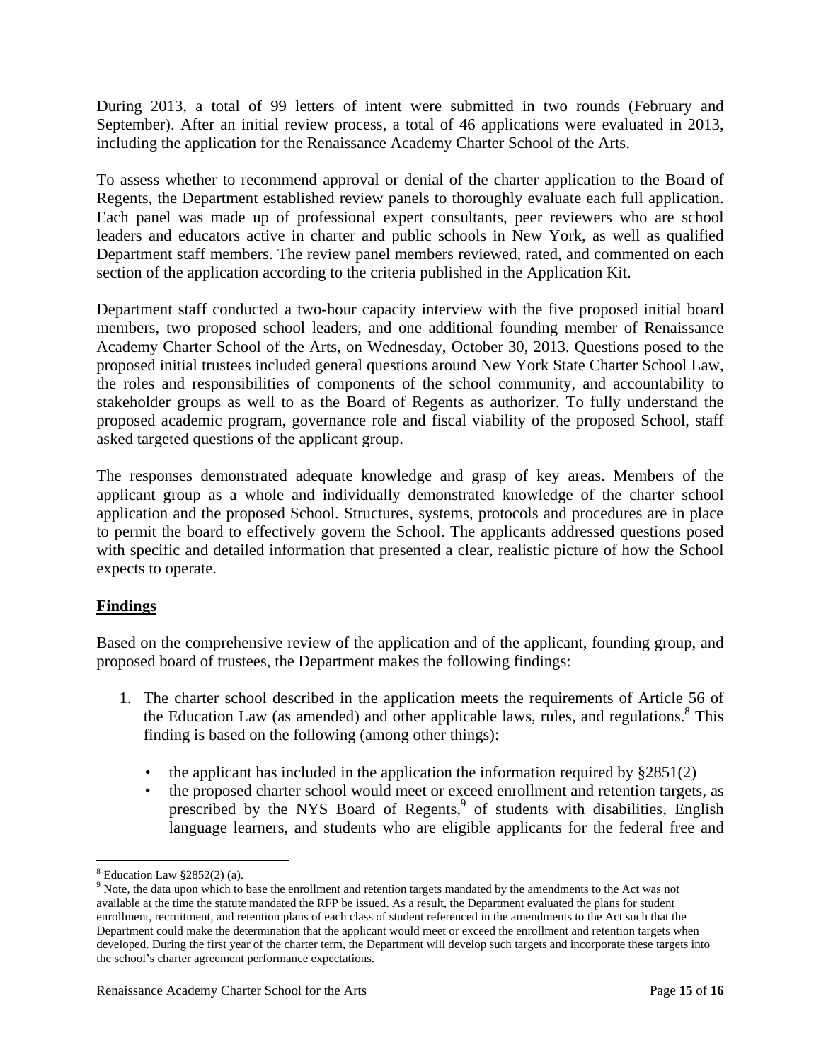During 2013, a total of 99 letters of intent were submitted in two rounds (February and September). After an initial review process, a total of 46 applications were evaluated in 2013, including the application for the Renaissance Academy Charter School of the Arts.

To assess whether to recommend approval or denial of the charter application to the Board of Regents, the Department established review panels to thoroughly evaluate each full application. Each panel was made up of professional expert consultants, peer reviewers who are school leaders and educators active in charter and public schools in New York, as well as qualified Department staff members. The review panel members reviewed, rated, and commented on each section of the application according to the criteria published in the Application Kit.

Department staff conducted a two-hour capacity interview with the five proposed initial board members, two proposed school leaders, and one additional founding member of Renaissance Academy Charter School of the Arts, on Wednesday, October 30, 2013. Questions posed to the proposed initial trustees included general questions around New York State Charter School Law, the roles and responsibilities of components of the school community, and accountability to stakeholder groups as well to as the Board of Regents as authorizer. To fully understand the proposed academic program, governance role and fiscal viability of the proposed School, staff asked targeted questions of the applicant group.

The responses demonstrated adequate knowledge and grasp of key areas. Members of the applicant group as a whole and individually demonstrated knowledge of the charter school application and the proposed School. Structures, systems, protocols and procedures are in place to permit the board to effectively govern the School. The applicants addressed questions posed with specific and detailed information that presented a clear, realistic picture of how the School expects to operate.

**Findings**

Based on the comprehensive review of the application and of the applicant, founding group, and proposed board of trustees, the Department makes the following findings:

1. The charter school described in the application meets the requirements of Article 56 of the Education Law (as amended) and other applicable laws, rules, and regulations.[8] This finding is based on the following (among other things):

    - the applicant has included in the application the information required by §2851(2)
    - the proposed charter school would meet or exceed enrollment and retention targets, as prescribed by the NYS Board of Regents,[9] of students with disabilities, English language learners, and students who are eligible applicants for the federal free and

[8] Education Law §2852(2) (a).

[9] Note, the data upon which to base the enrollment and retention targets mandated by the amendments to the Act was not available at the time the statute mandated the RFP be issued. As a result, the Department evaluated the plans for student enrollment, recruitment, and retention plans of each class of student referenced in the amendments to the Act such that the Department could make the determination that the applicant would meet or exceed the enrollment and retention targets when developed. During the first year of the charter term, the Department will develop such targets and incorporate these targets into the school's charter agreement performance expectations.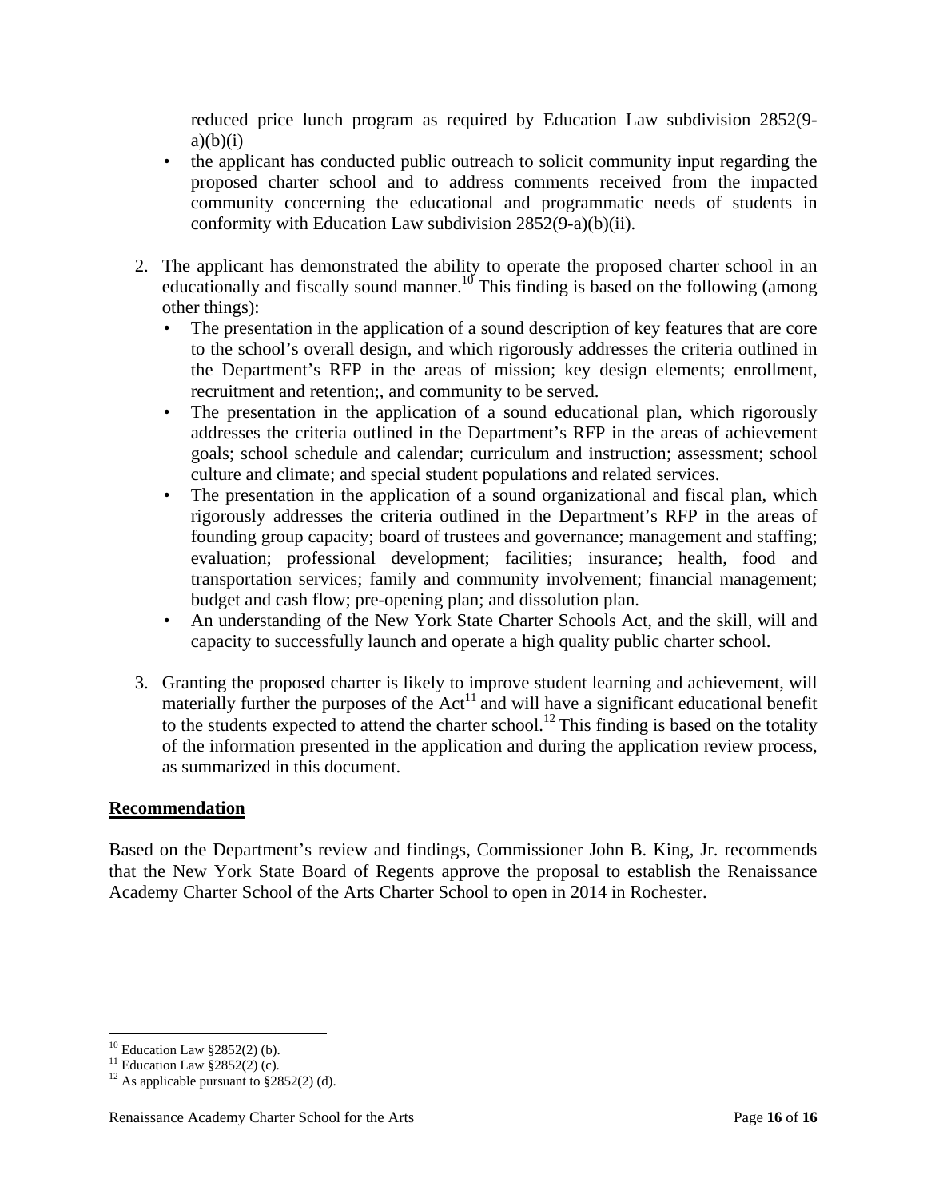reduced price lunch program as required by Education Law subdivision 2852(9-a)(b)(i)
- the applicant has conducted public outreach to solicit community input regarding the proposed charter school and to address comments received from the impacted community concerning the educational and programmatic needs of students in conformity with Education Law subdivision 2852(9-a)(b)(ii).

2. The applicant has demonstrated the ability to operate the proposed charter school in an educationally and fiscally sound manner.[10] This finding is based on the following (among other things):
   - The presentation in the application of a sound description of key features that are core to the school's overall design, and which rigorously addresses the criteria outlined in the Department's RFP in the areas of mission; key design elements; enrollment, recruitment and retention;, and community to be served.
   - The presentation in the application of a sound educational plan, which rigorously addresses the criteria outlined in the Department's RFP in the areas of achievement goals; school schedule and calendar; curriculum and instruction; assessment; school culture and climate; and special student populations and related services.
   - The presentation in the application of a sound organizational and fiscal plan, which rigorously addresses the criteria outlined in the Department's RFP in the areas of founding group capacity; board of trustees and governance; management and staffing; evaluation; professional development; facilities; insurance; health, food and transportation services; family and community involvement; financial management; budget and cash flow; pre-opening plan; and dissolution plan.
   - An understanding of the New York State Charter Schools Act, and the skill, will and capacity to successfully launch and operate a high quality public charter school.

3. Granting the proposed charter is likely to improve student learning and achievement, will materially further the purposes of the Act[11] and will have a significant educational benefit to the students expected to attend the charter school.[12] This finding is based on the totality of the information presented in the application and during the application review process, as summarized in this document.

**Recommendation**

Based on the Department's review and findings, Commissioner John B. King, Jr. recommends that the New York State Board of Regents approve the proposal to establish the Renaissance Academy Charter School of the Arts Charter School to open in 2014 in Rochester.

---

[10] Education Law §2852(2) (b).
[11] Education Law §2852(2) (c).
[12] As applicable pursuant to §2852(2) (d).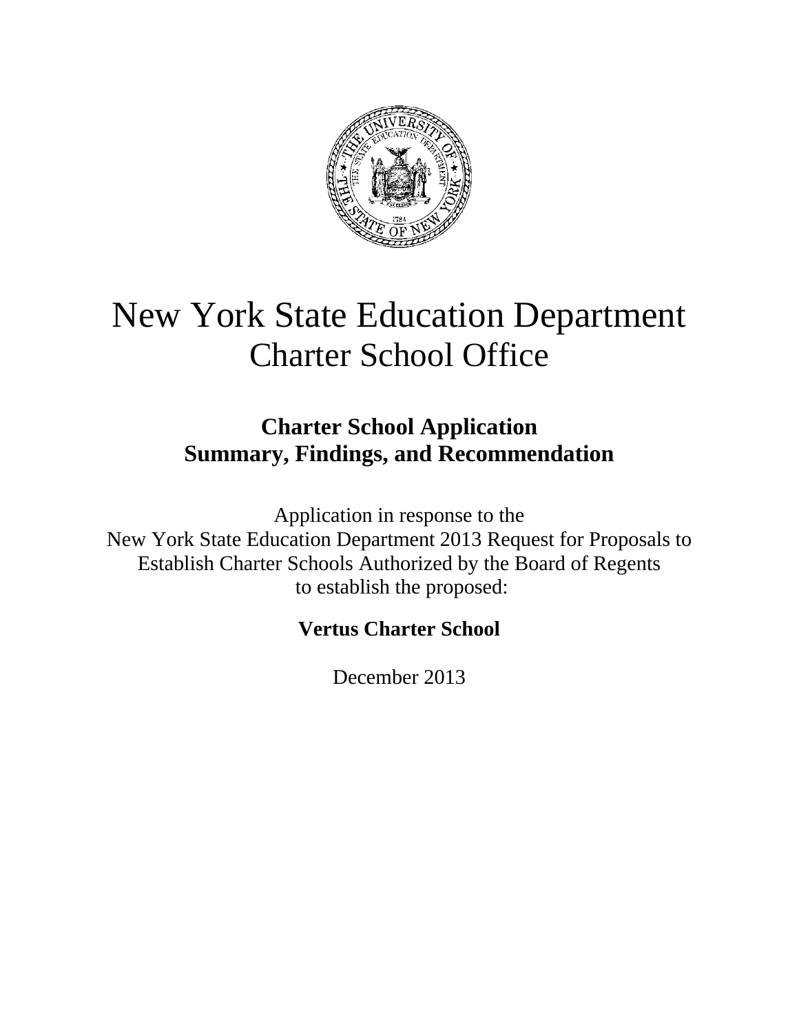# New York State Education Department
## Charter School Office

### Charter School Application
### Summary, Findings, and Recommendation

Application in response to the
New York State Education Department 2013 Request for Proposals to
Establish Charter Schools Authorized by the Board of Regents
to establish the proposed:

**Vertus Charter School**

December 2013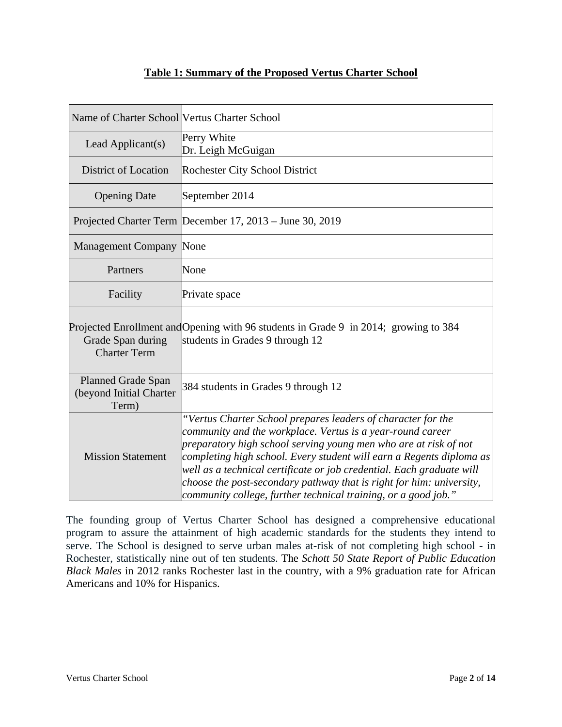**Table 1: Summary of the Proposed Vertus Charter School**

| Name of Charter School | Vertus Charter School |
|---|---|
| Lead Applicant(s) | Perry White<br>Dr. Leigh McGuigan |
| District of Location | Rochester City School District |
| Opening Date | September 2014 |
| Projected Charter Term | December 17, 2013 – June 30, 2019 |
| Management Company | None |
| Partners | None |
| Facility | Private space |
| Projected Enrollment and Grade Span during Charter Term | Opening with 96 students in Grade 9 in 2014; growing to 384 students in Grades 9 through 12 |
| Planned Grade Span (beyond Initial Charter Term) | 384 students in Grades 9 through 12 |
| Mission Statement | *"Vertus Charter School prepares leaders of character for the community and the workplace. Vertus is a year-round career preparatory high school serving young men who are at risk of not completing high school. Every student will earn a Regents diploma as well as a technical certificate or job credential. Each graduate will choose the post-secondary pathway that is right for him: university, community college, further technical training, or a good job."* |

The founding group of Vertus Charter School has designed a comprehensive educational program to assure the attainment of high academic standards for the students they intend to serve. The School is designed to serve urban males at-risk of not completing high school - in Rochester, statistically nine out of ten students. The *Schott 50 State Report of Public Education Black Males* in 2012 ranks Rochester last in the country, with a 9% graduation rate for African Americans and 10% for Hispanics.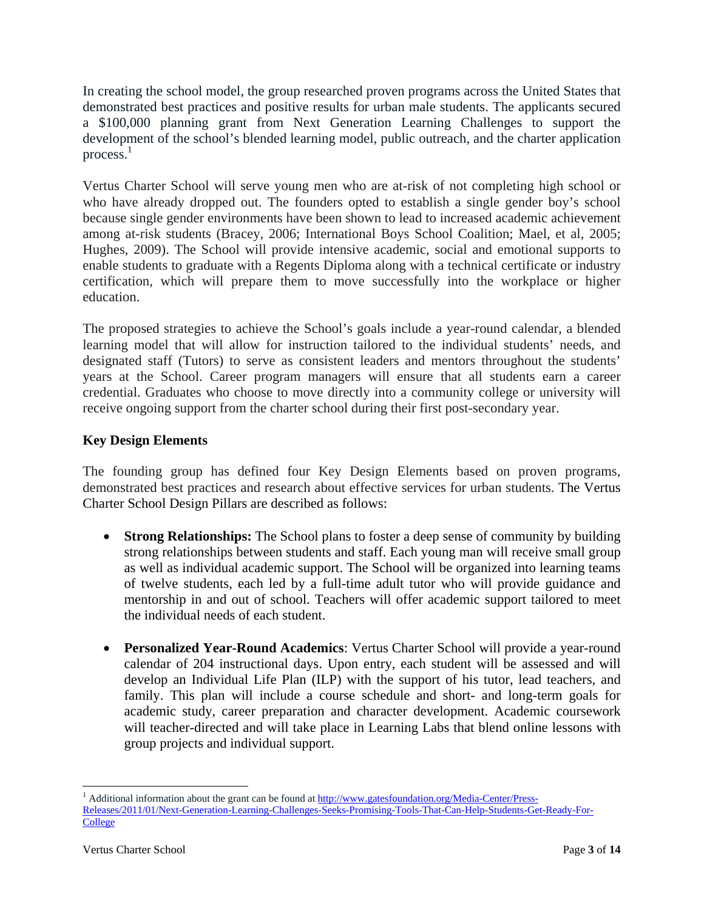In creating the school model, the group researched proven programs across the United States that demonstrated best practices and positive results for urban male students. The applicants secured a $100,000 planning grant from Next Generation Learning Challenges to support the development of the school's blended learning model, public outreach, and the charter application process.[1]

Vertus Charter School will serve young men who are at-risk of not completing high school or who have already dropped out. The founders opted to establish a single gender boy's school because single gender environments have been shown to lead to increased academic achievement among at-risk students (Bracey, 2006; International Boys School Coalition; Mael, et al, 2005; Hughes, 2009). The School will provide intensive academic, social and emotional supports to enable students to graduate with a Regents Diploma along with a technical certificate or industry certification, which will prepare them to move successfully into the workplace or higher education.

The proposed strategies to achieve the School's goals include a year-round calendar, a blended learning model that will allow for instruction tailored to the individual students' needs, and designated staff (Tutors) to serve as consistent leaders and mentors throughout the students' years at the School. Career program managers will ensure that all students earn a career credential. Graduates who choose to move directly into a community college or university will receive ongoing support from the charter school during their first post-secondary year.

**Key Design Elements**

The founding group has defined four Key Design Elements based on proven programs, demonstrated best practices and research about effective services for urban students. The Vertus Charter School Design Pillars are described as follows:

- **Strong Relationships:** The School plans to foster a deep sense of community by building strong relationships between students and staff. Each young man will receive small group as well as individual academic support. The School will be organized into learning teams of twelve students, each led by a full-time adult tutor who will provide guidance and mentorship in and out of school. Teachers will offer academic support tailored to meet the individual needs of each student.

- **Personalized Year-Round Academics**: Vertus Charter School will provide a year-round calendar of 204 instructional days. Upon entry, each student will be assessed and will develop an Individual Life Plan (ILP) with the support of his tutor, lead teachers, and family. This plan will include a course schedule and short- and long-term goals for academic study, career preparation and character development. Academic coursework will teacher-directed and will take place in Learning Labs that blend online lessons with group projects and individual support.

[1] Additional information about the grant can be found at http://www.gatesfoundation.org/Media-Center/Press-Releases/2011/01/Next-Generation-Learning-Challenges-Seeks-Promising-Tools-That-Can-Help-Students-Get-Ready-For-College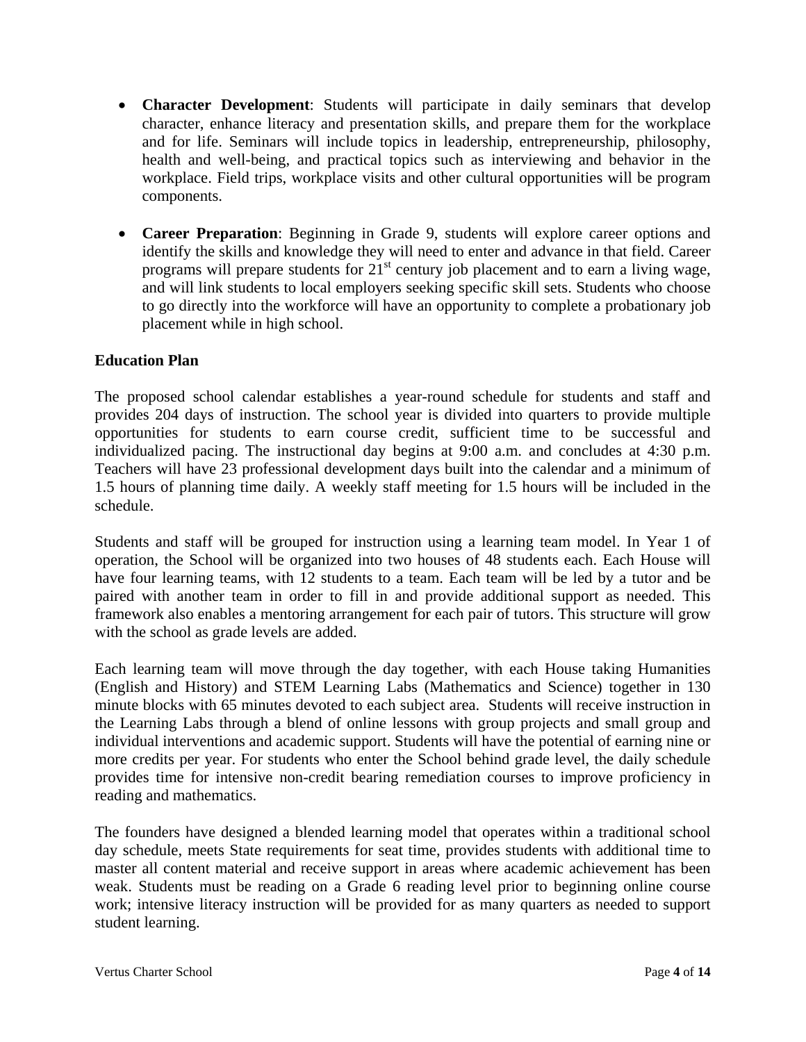- **Character Development**: Students will participate in daily seminars that develop character, enhance literacy and presentation skills, and prepare them for the workplace and for life. Seminars will include topics in leadership, entrepreneurship, philosophy, health and well-being, and practical topics such as interviewing and behavior in the workplace. Field trips, workplace visits and other cultural opportunities will be program components.

- **Career Preparation**: Beginning in Grade 9, students will explore career options and identify the skills and knowledge they will need to enter and advance in that field. Career programs will prepare students for 21st century job placement and to earn a living wage, and will link students to local employers seeking specific skill sets. Students who choose to go directly into the workforce will have an opportunity to complete a probationary job placement while in high school.

**Education Plan**

The proposed school calendar establishes a year-round schedule for students and staff and provides 204 days of instruction. The school year is divided into quarters to provide multiple opportunities for students to earn course credit, sufficient time to be successful and individualized pacing. The instructional day begins at 9:00 a.m. and concludes at 4:30 p.m. Teachers will have 23 professional development days built into the calendar and a minimum of 1.5 hours of planning time daily. A weekly staff meeting for 1.5 hours will be included in the schedule.

Students and staff will be grouped for instruction using a learning team model. In Year 1 of operation, the School will be organized into two houses of 48 students each. Each House will have four learning teams, with 12 students to a team. Each team will be led by a tutor and be paired with another team in order to fill in and provide additional support as needed. This framework also enables a mentoring arrangement for each pair of tutors. This structure will grow with the school as grade levels are added.

Each learning team will move through the day together, with each House taking Humanities (English and History) and STEM Learning Labs (Mathematics and Science) together in 130 minute blocks with 65 minutes devoted to each subject area. Students will receive instruction in the Learning Labs through a blend of online lessons with group projects and small group and individual interventions and academic support. Students will have the potential of earning nine or more credits per year. For students who enter the School behind grade level, the daily schedule provides time for intensive non-credit bearing remediation courses to improve proficiency in reading and mathematics.

The founders have designed a blended learning model that operates within a traditional school day schedule, meets State requirements for seat time, provides students with additional time to master all content material and receive support in areas where academic achievement has been weak. Students must be reading on a Grade 6 reading level prior to beginning online course work; intensive literacy instruction will be provided for as many quarters as needed to support student learning.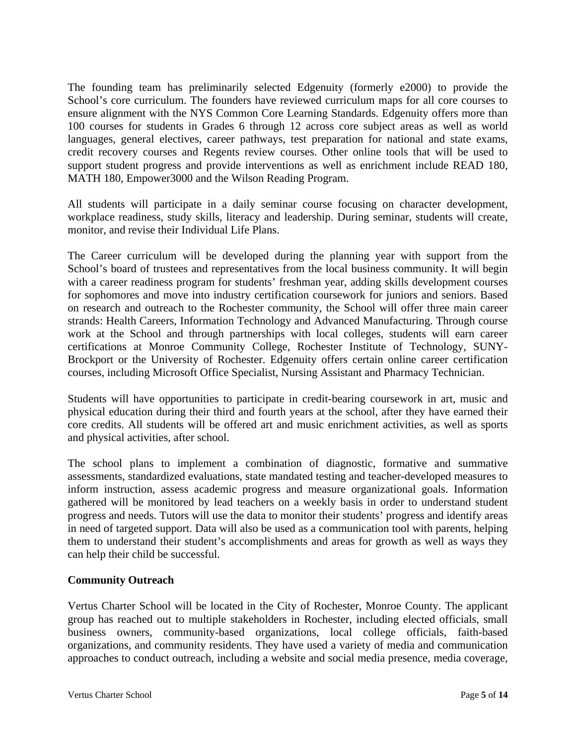The founding team has preliminarily selected Edgenuity (formerly e2000) to provide the School's core curriculum. The founders have reviewed curriculum maps for all core courses to ensure alignment with the NYS Common Core Learning Standards. Edgenuity offers more than 100 courses for students in Grades 6 through 12 across core subject areas as well as world languages, general electives, career pathways, test preparation for national and state exams, credit recovery courses and Regents review courses. Other online tools that will be used to support student progress and provide interventions as well as enrichment include READ 180, MATH 180, Empower3000 and the Wilson Reading Program.

All students will participate in a daily seminar course focusing on character development, workplace readiness, study skills, literacy and leadership. During seminar, students will create, monitor, and revise their Individual Life Plans.

The Career curriculum will be developed during the planning year with support from the School's board of trustees and representatives from the local business community. It will begin with a career readiness program for students' freshman year, adding skills development courses for sophomores and move into industry certification coursework for juniors and seniors. Based on research and outreach to the Rochester community, the School will offer three main career strands: Health Careers, Information Technology and Advanced Manufacturing. Through course work at the School and through partnerships with local colleges, students will earn career certifications at Monroe Community College, Rochester Institute of Technology, SUNY-Brockport or the University of Rochester. Edgenuity offers certain online career certification courses, including Microsoft Office Specialist, Nursing Assistant and Pharmacy Technician.

Students will have opportunities to participate in credit-bearing coursework in art, music and physical education during their third and fourth years at the school, after they have earned their core credits. All students will be offered art and music enrichment activities, as well as sports and physical activities, after school.

The school plans to implement a combination of diagnostic, formative and summative assessments, standardized evaluations, state mandated testing and teacher-developed measures to inform instruction, assess academic progress and measure organizational goals. Information gathered will be monitored by lead teachers on a weekly basis in order to understand student progress and needs. Tutors will use the data to monitor their students' progress and identify areas in need of targeted support. Data will also be used as a communication tool with parents, helping them to understand their student's accomplishments and areas for growth as well as ways they can help their child be successful.

**Community Outreach**

Vertus Charter School will be located in the City of Rochester, Monroe County. The applicant group has reached out to multiple stakeholders in Rochester, including elected officials, small business owners, community-based organizations, local college officials, faith-based organizations, and community residents. They have used a variety of media and communication approaches to conduct outreach, including a website and social media presence, media coverage,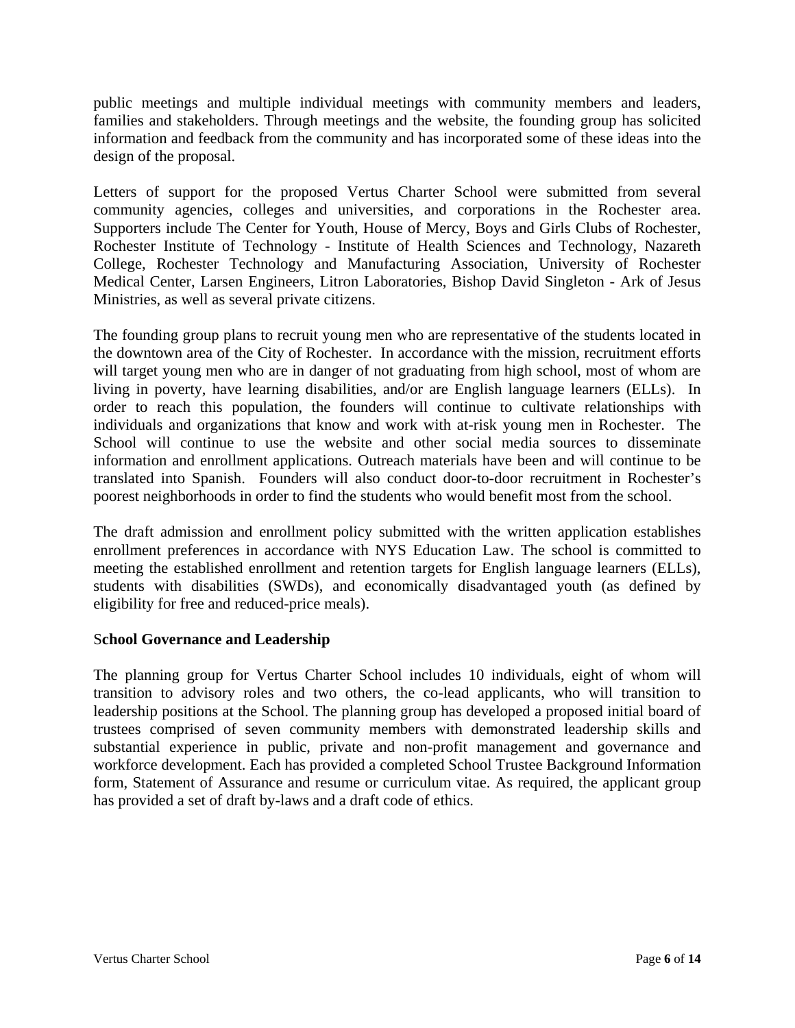public meetings and multiple individual meetings with community members and leaders, families and stakeholders. Through meetings and the website, the founding group has solicited information and feedback from the community and has incorporated some of these ideas into the design of the proposal.

Letters of support for the proposed Vertus Charter School were submitted from several community agencies, colleges and universities, and corporations in the Rochester area. Supporters include The Center for Youth, House of Mercy, Boys and Girls Clubs of Rochester, Rochester Institute of Technology - Institute of Health Sciences and Technology, Nazareth College, Rochester Technology and Manufacturing Association, University of Rochester Medical Center, Larsen Engineers, Litron Laboratories, Bishop David Singleton - Ark of Jesus Ministries, as well as several private citizens.

The founding group plans to recruit young men who are representative of the students located in the downtown area of the City of Rochester. In accordance with the mission, recruitment efforts will target young men who are in danger of not graduating from high school, most of whom are living in poverty, have learning disabilities, and/or are English language learners (ELLs). In order to reach this population, the founders will continue to cultivate relationships with individuals and organizations that know and work with at-risk young men in Rochester. The School will continue to use the website and other social media sources to disseminate information and enrollment applications. Outreach materials have been and will continue to be translated into Spanish. Founders will also conduct door-to-door recruitment in Rochester's poorest neighborhoods in order to find the students who would benefit most from the school.

The draft admission and enrollment policy submitted with the written application establishes enrollment preferences in accordance with NYS Education Law. The school is committed to meeting the established enrollment and retention targets for English language learners (ELLs), students with disabilities (SWDs), and economically disadvantaged youth (as defined by eligibility for free and reduced-price meals).

## School Governance and Leadership

The planning group for Vertus Charter School includes 10 individuals, eight of whom will transition to advisory roles and two others, the co-lead applicants, who will transition to leadership positions at the School. The planning group has developed a proposed initial board of trustees comprised of seven community members with demonstrated leadership skills and substantial experience in public, private and non-profit management and governance and workforce development. Each has provided a completed School Trustee Background Information form, Statement of Assurance and resume or curriculum vitae. As required, the applicant group has provided a set of draft by-laws and a draft code of ethics.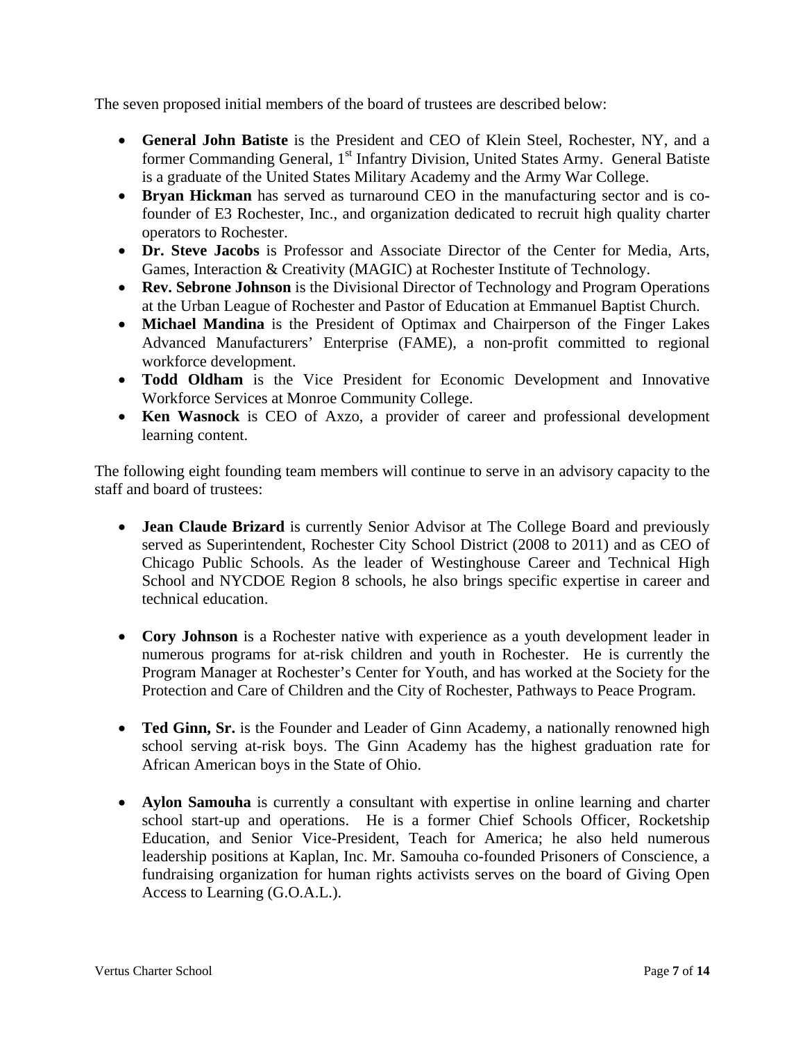The seven proposed initial members of the board of trustees are described below:

- **General John Batiste** is the President and CEO of Klein Steel, Rochester, NY, and a former Commanding General, 1st Infantry Division, United States Army. General Batiste is a graduate of the United States Military Academy and the Army War College.
- **Bryan Hickman** has served as turnaround CEO in the manufacturing sector and is co-founder of E3 Rochester, Inc., and organization dedicated to recruit high quality charter operators to Rochester.
- **Dr. Steve Jacobs** is Professor and Associate Director of the Center for Media, Arts, Games, Interaction & Creativity (MAGIC) at Rochester Institute of Technology.
- **Rev. Sebrone Johnson** is the Divisional Director of Technology and Program Operations at the Urban League of Rochester and Pastor of Education at Emmanuel Baptist Church.
- **Michael Mandina** is the President of Optimax and Chairperson of the Finger Lakes Advanced Manufacturers' Enterprise (FAME), a non-profit committed to regional workforce development.
- **Todd Oldham** is the Vice President for Economic Development and Innovative Workforce Services at Monroe Community College.
- **Ken Wasnock** is CEO of Axzo, a provider of career and professional development learning content.

The following eight founding team members will continue to serve in an advisory capacity to the staff and board of trustees:

- **Jean Claude Brizard** is currently Senior Advisor at The College Board and previously served as Superintendent, Rochester City School District (2008 to 2011) and as CEO of Chicago Public Schools. As the leader of Westinghouse Career and Technical High School and NYCDOE Region 8 schools, he also brings specific expertise in career and technical education.

- **Cory Johnson** is a Rochester native with experience as a youth development leader in numerous programs for at-risk children and youth in Rochester. He is currently the Program Manager at Rochester's Center for Youth, and has worked at the Society for the Protection and Care of Children and the City of Rochester, Pathways to Peace Program.

- **Ted Ginn, Sr.** is the Founder and Leader of Ginn Academy, a nationally renowned high school serving at-risk boys. The Ginn Academy has the highest graduation rate for African American boys in the State of Ohio.

- **Aylon Samouha** is currently a consultant with expertise in online learning and charter school start-up and operations. He is a former Chief Schools Officer, Rocketship Education, and Senior Vice-President, Teach for America; he also held numerous leadership positions at Kaplan, Inc. Mr. Samouha co-founded Prisoners of Conscience, a fundraising organization for human rights activists serves on the board of Giving Open Access to Learning (G.O.A.L.).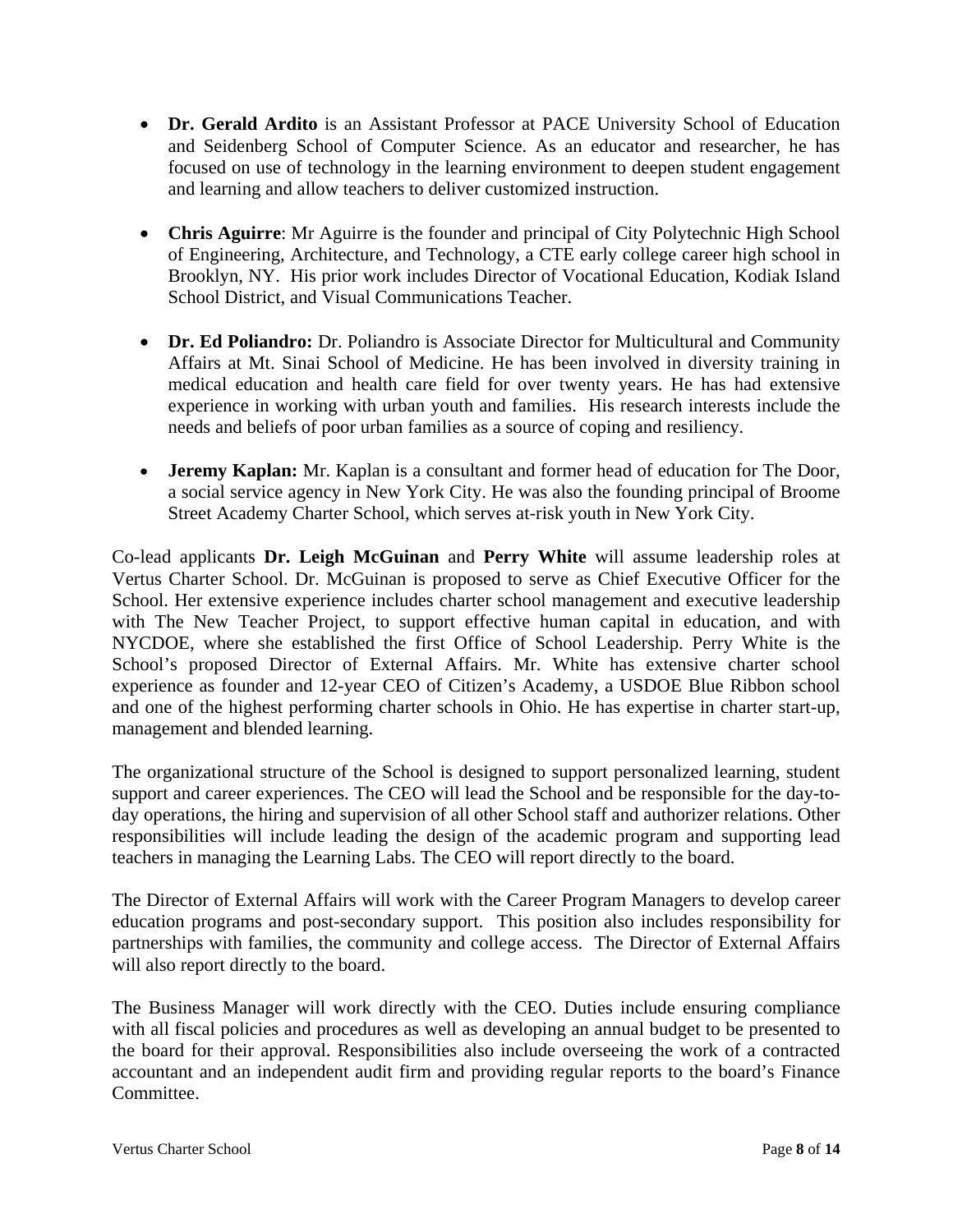- **Dr. Gerald Ardito** is an Assistant Professor at PACE University School of Education and Seidenberg School of Computer Science. As an educator and researcher, he has focused on use of technology in the learning environment to deepen student engagement and learning and allow teachers to deliver customized instruction.

- **Chris Aguirre**: Mr Aguirre is the founder and principal of City Polytechnic High School of Engineering, Architecture, and Technology, a CTE early college career high school in Brooklyn, NY. His prior work includes Director of Vocational Education, Kodiak Island School District, and Visual Communications Teacher.

- **Dr. Ed Poliandro:** Dr. Poliandro is Associate Director for Multicultural and Community Affairs at Mt. Sinai School of Medicine. He has been involved in diversity training in medical education and health care field for over twenty years. He has had extensive experience in working with urban youth and families. His research interests include the needs and beliefs of poor urban families as a source of coping and resiliency.

- **Jeremy Kaplan:** Mr. Kaplan is a consultant and former head of education for The Door, a social service agency in New York City. He was also the founding principal of Broome Street Academy Charter School, which serves at-risk youth in New York City.

Co-lead applicants **Dr. Leigh McGuinan** and **Perry White** will assume leadership roles at Vertus Charter School. Dr. McGuinan is proposed to serve as Chief Executive Officer for the School. Her extensive experience includes charter school management and executive leadership with The New Teacher Project, to support effective human capital in education, and with NYCDOE, where she established the first Office of School Leadership. Perry White is the School's proposed Director of External Affairs. Mr. White has extensive charter school experience as founder and 12-year CEO of Citizen's Academy, a USDOE Blue Ribbon school and one of the highest performing charter schools in Ohio. He has expertise in charter start-up, management and blended learning.

The organizational structure of the School is designed to support personalized learning, student support and career experiences. The CEO will lead the School and be responsible for the day-to-day operations, the hiring and supervision of all other School staff and authorizer relations. Other responsibilities will include leading the design of the academic program and supporting lead teachers in managing the Learning Labs. The CEO will report directly to the board.

The Director of External Affairs will work with the Career Program Managers to develop career education programs and post-secondary support. This position also includes responsibility for partnerships with families, the community and college access. The Director of External Affairs will also report directly to the board.

The Business Manager will work directly with the CEO. Duties include ensuring compliance with all fiscal policies and procedures as well as developing an annual budget to be presented to the board for their approval. Responsibilities also include overseeing the work of a contracted accountant and an independent audit firm and providing regular reports to the board's Finance Committee.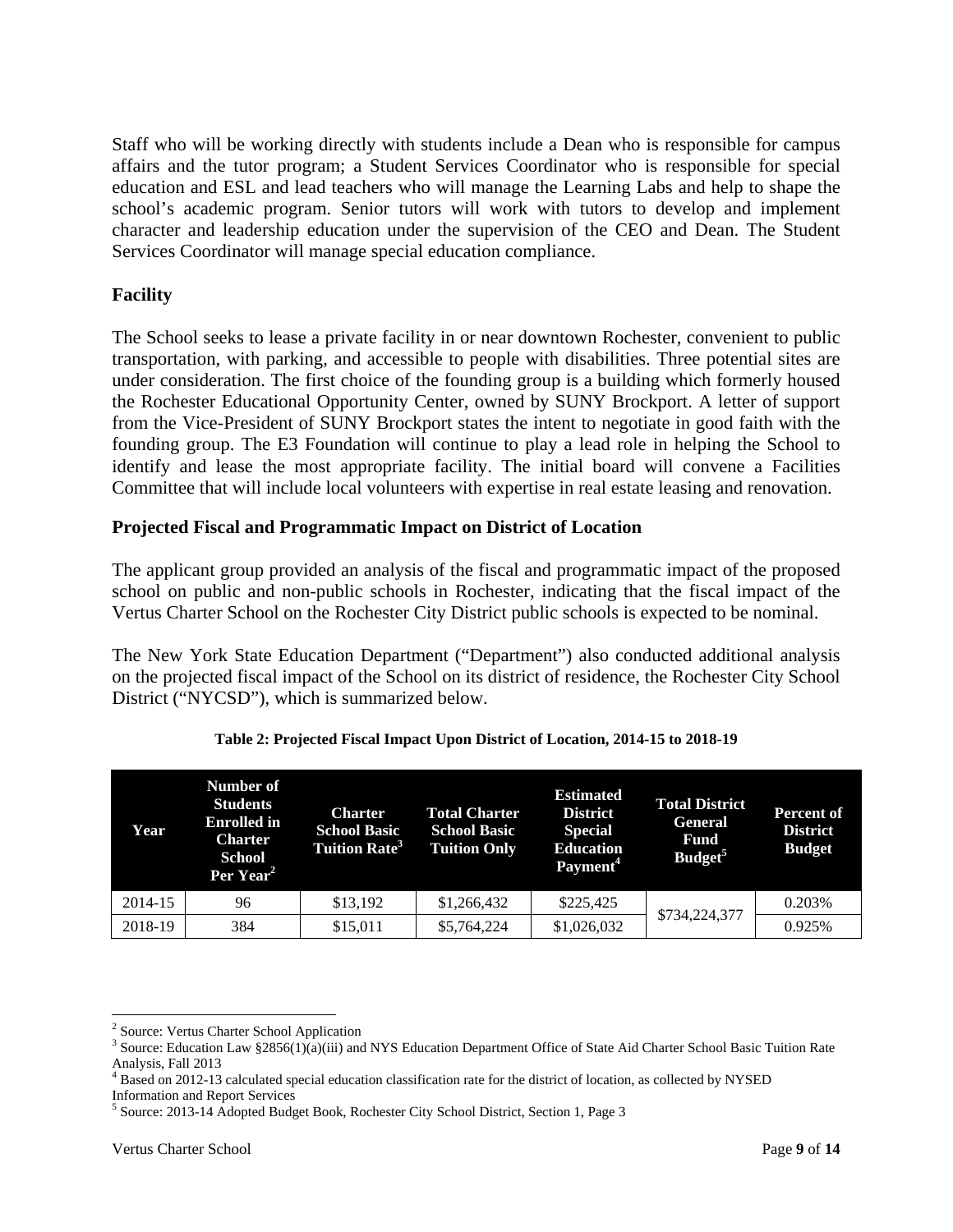Staff who will be working directly with students include a Dean who is responsible for campus affairs and the tutor program; a Student Services Coordinator who is responsible for special education and ESL and lead teachers who will manage the Learning Labs and help to shape the school's academic program. Senior tutors will work with tutors to develop and implement character and leadership education under the supervision of the CEO and Dean. The Student Services Coordinator will manage special education compliance.

### Facility

The School seeks to lease a private facility in or near downtown Rochester, convenient to public transportation, with parking, and accessible to people with disabilities. Three potential sites are under consideration. The first choice of the founding group is a building which formerly housed the Rochester Educational Opportunity Center, owned by SUNY Brockport. A letter of support from the Vice-President of SUNY Brockport states the intent to negotiate in good faith with the founding group. The E3 Foundation will continue to play a lead role in helping the School to identify and lease the most appropriate facility. The initial board will convene a Facilities Committee that will include local volunteers with expertise in real estate leasing and renovation.

### Projected Fiscal and Programmatic Impact on District of Location

The applicant group provided an analysis of the fiscal and programmatic impact of the proposed school on public and non-public schools in Rochester, indicating that the fiscal impact of the Vertus Charter School on the Rochester City District public schools is expected to be nominal.

The New York State Education Department ("Department") also conducted additional analysis on the projected fiscal impact of the School on its district of residence, the Rochester City School District ("NYCSD"), which is summarized below.

**Table 2: Projected Fiscal Impact Upon District of Location, 2014-15 to 2018-19**

| Year | Number of Students Enrolled in Charter School Per Year[2] | Charter School Basic Tuition Rate[3] | Total Charter School Basic Tuition Only | Estimated District Special Education Payment[4] | Total District General Fund Budget[5] | Percent of District Budget |
|---|---|---|---|---|---|---|
| 2014-15 | 96 | $13,192 | $1,266,432 | $225,425 | $734,224,377 | 0.203% |
| 2018-19 | 384 | $15,011 | $5,764,224 | $1,026,032 | | 0.925% |

[2] Source: Vertus Charter School Application

[3] Source: Education Law §2856(1)(a)(iii) and NYS Education Department Office of State Aid Charter School Basic Tuition Rate Analysis, Fall 2013

[4] Based on 2012-13 calculated special education classification rate for the district of location, as collected by NYSED Information and Report Services

[5] Source: 2013-14 Adopted Budget Book, Rochester City School District, Section 1, Page 3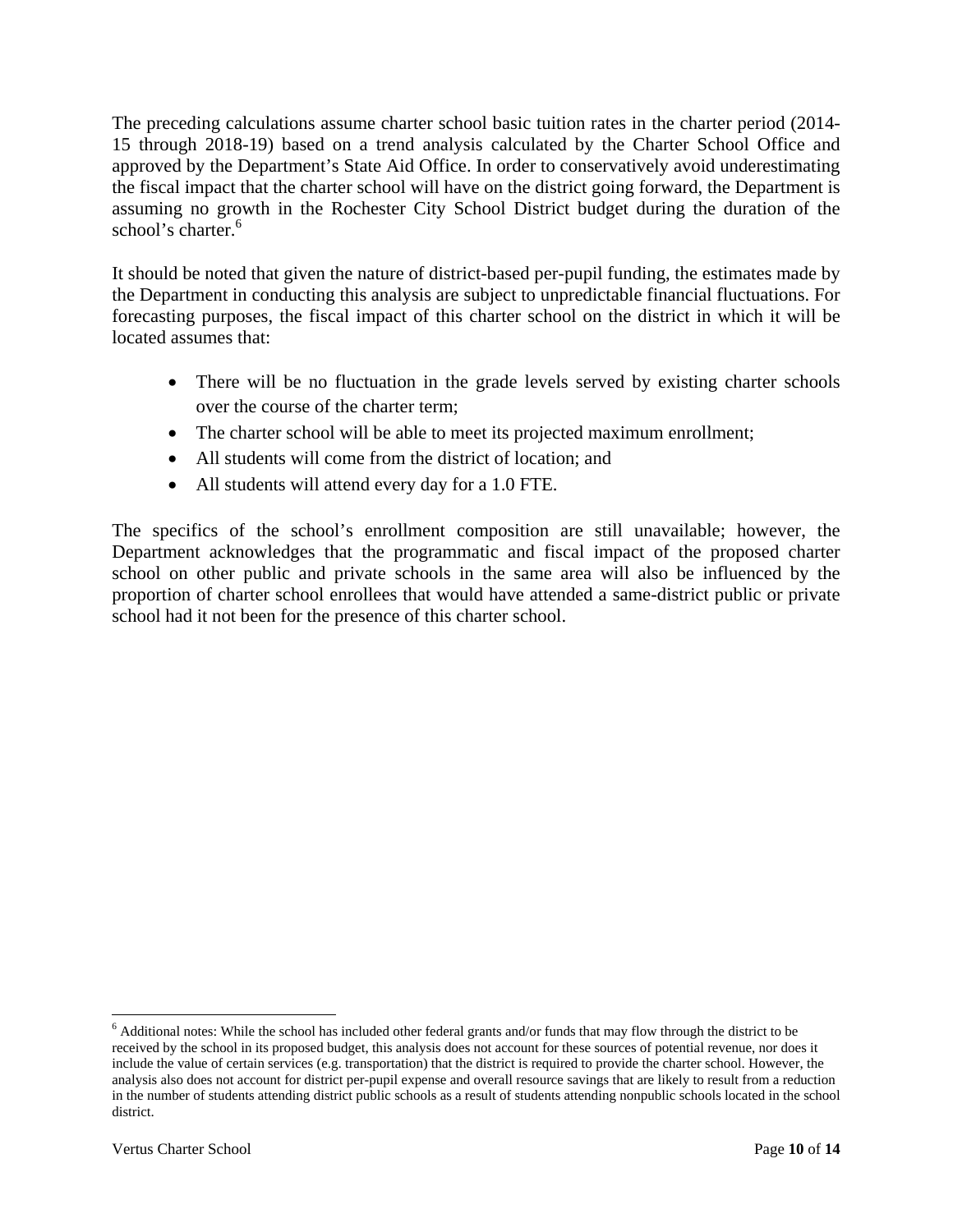The preceding calculations assume charter school basic tuition rates in the charter period (2014-15 through 2018-19) based on a trend analysis calculated by the Charter School Office and approved by the Department's State Aid Office. In order to conservatively avoid underestimating the fiscal impact that the charter school will have on the district going forward, the Department is assuming no growth in the Rochester City School District budget during the duration of the school's charter.[6]

It should be noted that given the nature of district-based per-pupil funding, the estimates made by the Department in conducting this analysis are subject to unpredictable financial fluctuations. For forecasting purposes, the fiscal impact of this charter school on the district in which it will be located assumes that:

- There will be no fluctuation in the grade levels served by existing charter schools over the course of the charter term;
- The charter school will be able to meet its projected maximum enrollment;
- All students will come from the district of location; and
- All students will attend every day for a 1.0 FTE.

The specifics of the school's enrollment composition are still unavailable; however, the Department acknowledges that the programmatic and fiscal impact of the proposed charter school on other public and private schools in the same area will also be influenced by the proportion of charter school enrollees that would have attended a same-district public or private school had it not been for the presence of this charter school.

---

[6] Additional notes: While the school has included other federal grants and/or funds that may flow through the district to be received by the school in its proposed budget, this analysis does not account for these sources of potential revenue, nor does it include the value of certain services (e.g. transportation) that the district is required to provide the charter school. However, the analysis also does not account for district per-pupil expense and overall resource savings that are likely to result from a reduction in the number of students attending district public schools as a result of students attending nonpublic schools located in the school district.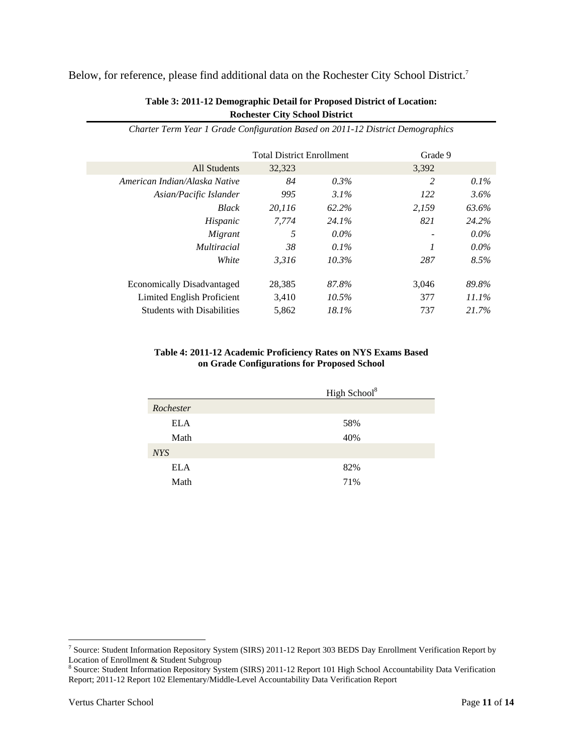Below, for reference, please find additional data on the Rochester City School District.[7]

**Table 3: 2011-12 Demographic Detail for Proposed District of Location: Rochester City School District**

*Charter Term Year 1 Grade Configuration Based on 2011-12 District Demographics*

| | Total District Enrollment | | Grade 9 | |
|---|---|---|---|---|
| All Students | 32,323 | | 3,392 | |
| *American Indian/Alaska Native* | *84* | *0.3%* | *2* | *0.1%* |
| *Asian/Pacific Islander* | *995* | *3.1%* | *122* | *3.6%* |
| *Black* | *20,116* | *62.2%* | *2,159* | *63.6%* |
| *Hispanic* | *7,774* | *24.1%* | *821* | *24.2%* |
| *Migrant* | *5* | *0.0%* | - | *0.0%* |
| *Multiracial* | *38* | *0.1%* | *1* | *0.0%* |
| *White* | *3,316* | *10.3%* | *287* | *8.5%* |
| Economically Disadvantaged | 28,385 | *87.8%* | 3,046 | *89.8%* |
| Limited English Proficient | 3,410 | *10.5%* | 377 | *11.1%* |
| Students with Disabilities | 5,862 | *18.1%* | 737 | *21.7%* |

**Table 4: 2011-12 Academic Proficiency Rates on NYS Exams Based on Grade Configurations for Proposed School**

| | High School[8] |
|---|---|
| *Rochester* | |
| ELA | 58% |
| Math | 40% |
| *NYS* | |
| ELA | 82% |
| Math | 71% |

[7] Source: Student Information Repository System (SIRS) 2011-12 Report 303 BEDS Day Enrollment Verification Report by Location of Enrollment & Student Subgroup

[8] Source: Student Information Repository System (SIRS) 2011-12 Report 101 High School Accountability Data Verification Report; 2011-12 Report 102 Elementary/Middle-Level Accountability Data Verification Report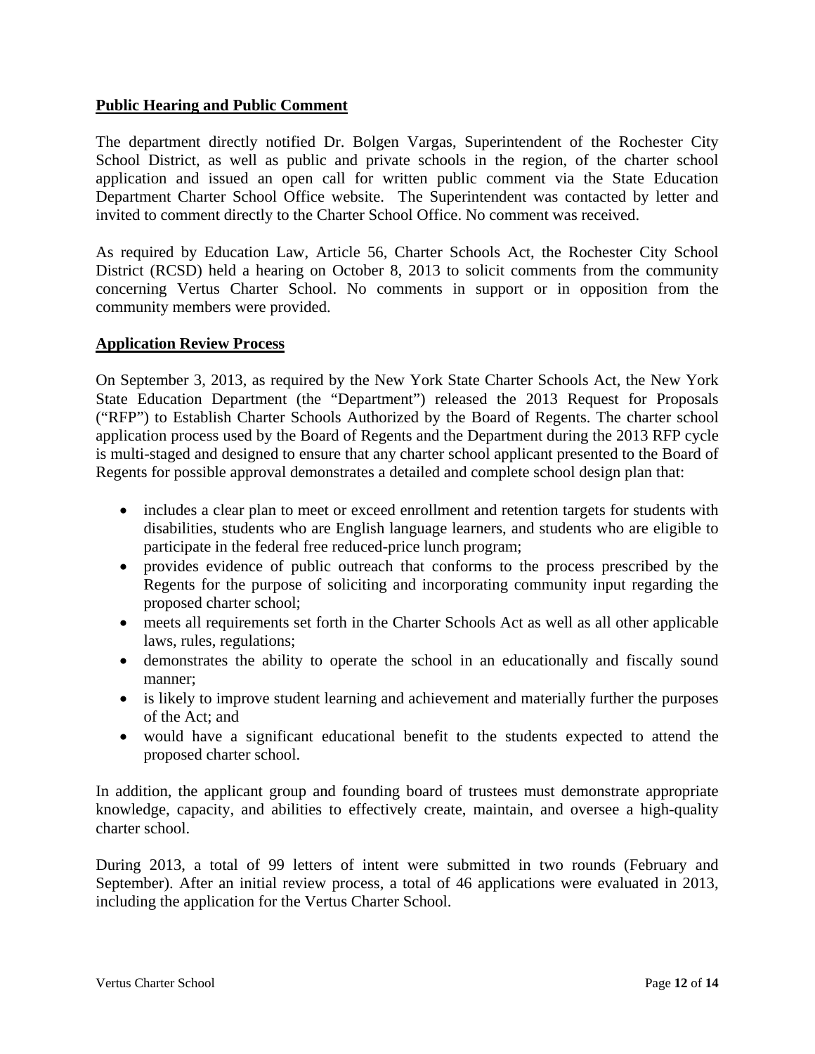## Public Hearing and Public Comment

The department directly notified Dr. Bolgen Vargas, Superintendent of the Rochester City School District, as well as public and private schools in the region, of the charter school application and issued an open call for written public comment via the State Education Department Charter School Office website. The Superintendent was contacted by letter and invited to comment directly to the Charter School Office. No comment was received.

As required by Education Law, Article 56, Charter Schools Act, the Rochester City School District (RCSD) held a hearing on October 8, 2013 to solicit comments from the community concerning Vertus Charter School. No comments in support or in opposition from the community members were provided.

## Application Review Process

On September 3, 2013, as required by the New York State Charter Schools Act, the New York State Education Department (the "Department") released the 2013 Request for Proposals ("RFP") to Establish Charter Schools Authorized by the Board of Regents. The charter school application process used by the Board of Regents and the Department during the 2013 RFP cycle is multi-staged and designed to ensure that any charter school applicant presented to the Board of Regents for possible approval demonstrates a detailed and complete school design plan that:

- includes a clear plan to meet or exceed enrollment and retention targets for students with disabilities, students who are English language learners, and students who are eligible to participate in the federal free reduced-price lunch program;
- provides evidence of public outreach that conforms to the process prescribed by the Regents for the purpose of soliciting and incorporating community input regarding the proposed charter school;
- meets all requirements set forth in the Charter Schools Act as well as all other applicable laws, rules, regulations;
- demonstrates the ability to operate the school in an educationally and fiscally sound manner;
- is likely to improve student learning and achievement and materially further the purposes of the Act; and
- would have a significant educational benefit to the students expected to attend the proposed charter school.

In addition, the applicant group and founding board of trustees must demonstrate appropriate knowledge, capacity, and abilities to effectively create, maintain, and oversee a high-quality charter school.

During 2013, a total of 99 letters of intent were submitted in two rounds (February and September). After an initial review process, a total of 46 applications were evaluated in 2013, including the application for the Vertus Charter School.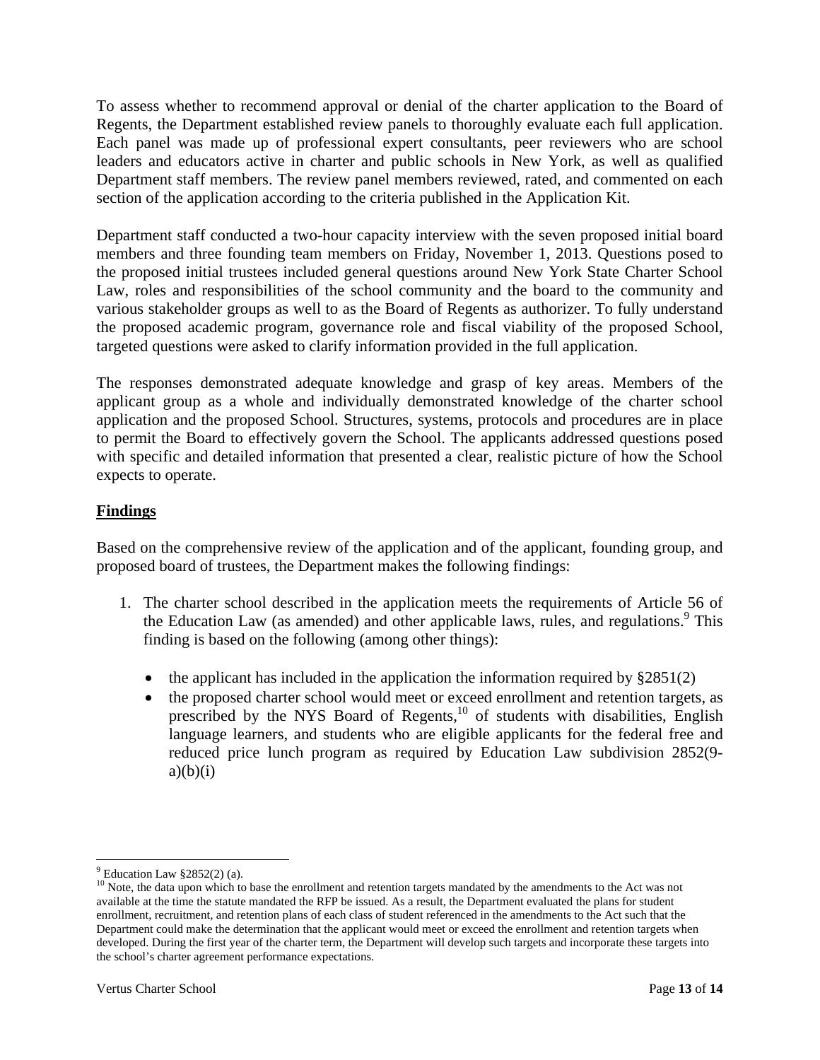To assess whether to recommend approval or denial of the charter application to the Board of Regents, the Department established review panels to thoroughly evaluate each full application. Each panel was made up of professional expert consultants, peer reviewers who are school leaders and educators active in charter and public schools in New York, as well as qualified Department staff members. The review panel members reviewed, rated, and commented on each section of the application according to the criteria published in the Application Kit.

Department staff conducted a two-hour capacity interview with the seven proposed initial board members and three founding team members on Friday, November 1, 2013. Questions posed to the proposed initial trustees included general questions around New York State Charter School Law, roles and responsibilities of the school community and the board to the community and various stakeholder groups as well to as the Board of Regents as authorizer. To fully understand the proposed academic program, governance role and fiscal viability of the proposed School, targeted questions were asked to clarify information provided in the full application.

The responses demonstrated adequate knowledge and grasp of key areas. Members of the applicant group as a whole and individually demonstrated knowledge of the charter school application and the proposed School. Structures, systems, protocols and procedures are in place to permit the Board to effectively govern the School. The applicants addressed questions posed with specific and detailed information that presented a clear, realistic picture of how the School expects to operate.

## Findings

Based on the comprehensive review of the application and of the applicant, founding group, and proposed board of trustees, the Department makes the following findings:

1. The charter school described in the application meets the requirements of Article 56 of the Education Law (as amended) and other applicable laws, rules, and regulations.[9] This finding is based on the following (among other things):

    - the applicant has included in the application the information required by §2851(2)
    - the proposed charter school would meet or exceed enrollment and retention targets, as prescribed by the NYS Board of Regents,[10] of students with disabilities, English language learners, and students who are eligible applicants for the federal free and reduced price lunch program as required by Education Law subdivision 2852(9-a)(b)(i)

---

[9] Education Law §2852(2) (a).

[10] Note, the data upon which to base the enrollment and retention targets mandated by the amendments to the Act was not available at the time the statute mandated the RFP be issued. As a result, the Department evaluated the plans for student enrollment, recruitment, and retention plans of each class of student referenced in the amendments to the Act such that the Department could make the determination that the applicant would meet or exceed the enrollment and retention targets when developed. During the first year of the charter term, the Department will develop such targets and incorporate these targets into the school's charter agreement performance expectations.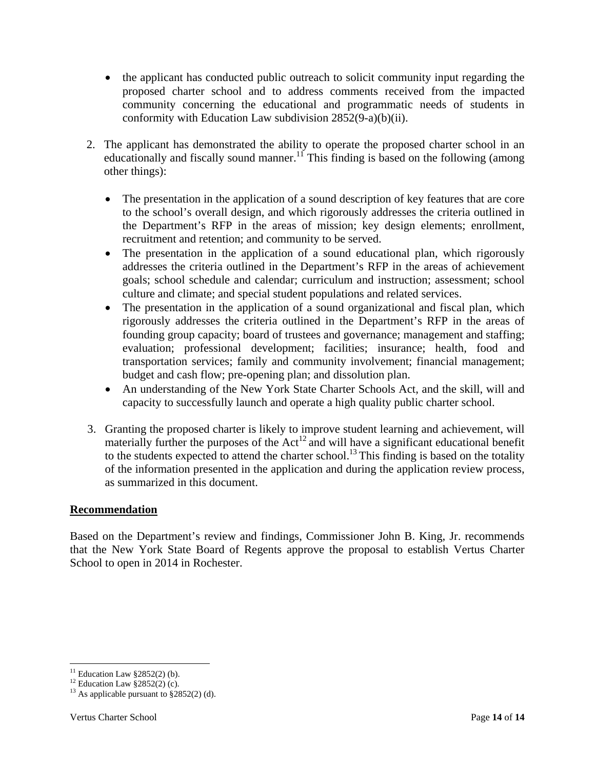- the applicant has conducted public outreach to solicit community input regarding the proposed charter school and to address comments received from the impacted community concerning the educational and programmatic needs of students in conformity with Education Law subdivision 2852(9-a)(b)(ii).

2. The applicant has demonstrated the ability to operate the proposed charter school in an educationally and fiscally sound manner.[11] This finding is based on the following (among other things):

   - The presentation in the application of a sound description of key features that are core to the school's overall design, and which rigorously addresses the criteria outlined in the Department's RFP in the areas of mission; key design elements; enrollment, recruitment and retention; and community to be served.
   - The presentation in the application of a sound educational plan, which rigorously addresses the criteria outlined in the Department's RFP in the areas of achievement goals; school schedule and calendar; curriculum and instruction; assessment; school culture and climate; and special student populations and related services.
   - The presentation in the application of a sound organizational and fiscal plan, which rigorously addresses the criteria outlined in the Department's RFP in the areas of founding group capacity; board of trustees and governance; management and staffing; evaluation; professional development; facilities; insurance; health, food and transportation services; family and community involvement; financial management; budget and cash flow; pre-opening plan; and dissolution plan.
   - An understanding of the New York State Charter Schools Act, and the skill, will and capacity to successfully launch and operate a high quality public charter school.

3. Granting the proposed charter is likely to improve student learning and achievement, will materially further the purposes of the Act[12] and will have a significant educational benefit to the students expected to attend the charter school.[13] This finding is based on the totality of the information presented in the application and during the application review process, as summarized in this document.

**Recommendation**

Based on the Department's review and findings, Commissioner John B. King, Jr. recommends that the New York State Board of Regents approve the proposal to establish Vertus Charter School to open in 2014 in Rochester.

---

[11] Education Law §2852(2) (b).
[12] Education Law §2852(2) (c).
[13] As applicable pursuant to §2852(2) (d).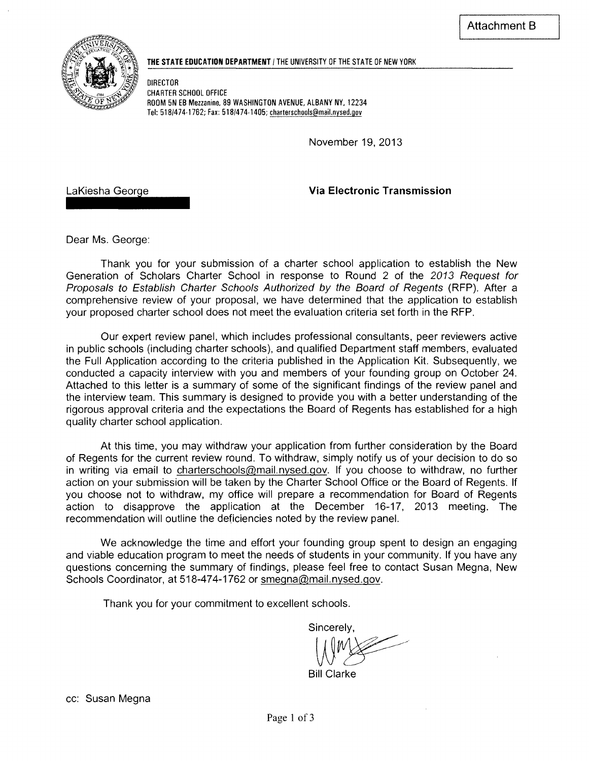Attachment B

**THE STATE EDUCATION DEPARTMENT** / THE UNIVERSITY OF THE STATE OF NEW YORK

DIRECTOR
CHARTER SCHOOL OFFICE
ROOM 5N EB Mezzanine, 89 WASHINGTON AVENUE, ALBANY NY, 12234
Tel: 518/474-1762; Fax: 518/474-1405; charterschools@mail.nysed.gov

November 19, 2013

LaKiesha George

**Via Electronic Transmission**

Dear Ms. George:

Thank you for your submission of a charter school application to establish the New Generation of Scholars Charter School in response to Round 2 of the *2013 Request for Proposals to Establish Charter Schools Authorized by the Board of Regents* (RFP). After a comprehensive review of your proposal, we have determined that the application to establish your proposed charter school does not meet the evaluation criteria set forth in the RFP.

Our expert review panel, which includes professional consultants, peer reviewers active in public schools (including charter schools), and qualified Department staff members, evaluated the Full Application according to the criteria published in the Application Kit. Subsequently, we conducted a capacity interview with you and members of your founding group on October 24. Attached to this letter is a summary of some of the significant findings of the review panel and the interview team. This summary is designed to provide you with a better understanding of the rigorous approval criteria and the expectations the Board of Regents has established for a high quality charter school application.

At this time, you may withdraw your application from further consideration by the Board of Regents for the current review round. To withdraw, simply notify us of your decision to do so in writing via email to charterschools@mail.nysed.gov. If you choose to withdraw, no further action on your submission will be taken by the Charter School Office or the Board of Regents. If you choose not to withdraw, my office will prepare a recommendation for Board of Regents action to disapprove the application at the December 16-17, 2013 meeting. The recommendation will outline the deficiencies noted by the review panel.

We acknowledge the time and effort your founding group spent to design an engaging and viable education program to meet the needs of students in your community. If you have any questions concerning the summary of findings, please feel free to contact Susan Megna, New Schools Coordinator, at 518-474-1762 or smegna@mail.nysed.gov.

Thank you for your commitment to excellent schools.

Sincerely,

Bill Clarke

cc: Susan Megna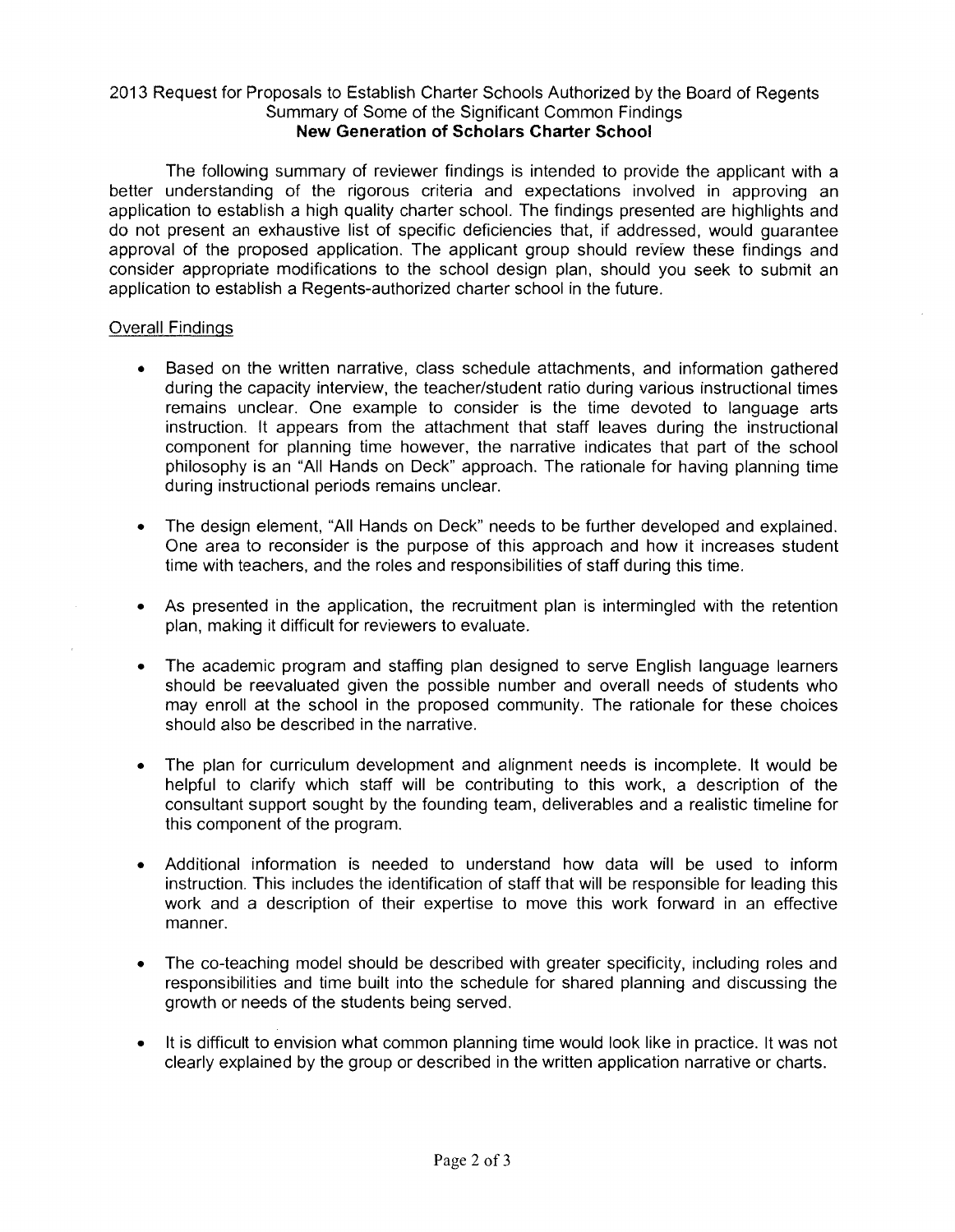2013 Request for Proposals to Establish Charter Schools Authorized by the Board of Regents
Summary of Some of the Significant Common Findings
**New Generation of Scholars Charter School**

The following summary of reviewer findings is intended to provide the applicant with a better understanding of the rigorous criteria and expectations involved in approving an application to establish a high quality charter school. The findings presented are highlights and do not present an exhaustive list of specific deficiencies that, if addressed, would guarantee approval of the proposed application. The applicant group should review these findings and consider appropriate modifications to the school design plan, should you seek to submit an application to establish a Regents-authorized charter school in the future.

Overall Findings

- Based on the written narrative, class schedule attachments, and information gathered during the capacity interview, the teacher/student ratio during various instructional times remains unclear. One example to consider is the time devoted to language arts instruction. It appears from the attachment that staff leaves during the instructional component for planning time however, the narrative indicates that part of the school philosophy is an "All Hands on Deck" approach. The rationale for having planning time during instructional periods remains unclear.
- The design element, "All Hands on Deck" needs to be further developed and explained. One area to reconsider is the purpose of this approach and how it increases student time with teachers, and the roles and responsibilities of staff during this time.
- As presented in the application, the recruitment plan is intermingled with the retention plan, making it difficult for reviewers to evaluate.
- The academic program and staffing plan designed to serve English language learners should be reevaluated given the possible number and overall needs of students who may enroll at the school in the proposed community. The rationale for these choices should also be described in the narrative.
- The plan for curriculum development and alignment needs is incomplete. It would be helpful to clarify which staff will be contributing to this work, a description of the consultant support sought by the founding team, deliverables and a realistic timeline for this component of the program.
- Additional information is needed to understand how data will be used to inform instruction. This includes the identification of staff that will be responsible for leading this work and a description of their expertise to move this work forward in an effective manner.
- The co-teaching model should be described with greater specificity, including roles and responsibilities and time built into the schedule for shared planning and discussing the growth or needs of the students being served.
- It is difficult to envision what common planning time would look like in practice. It was not clearly explained by the group or described in the written application narrative or charts.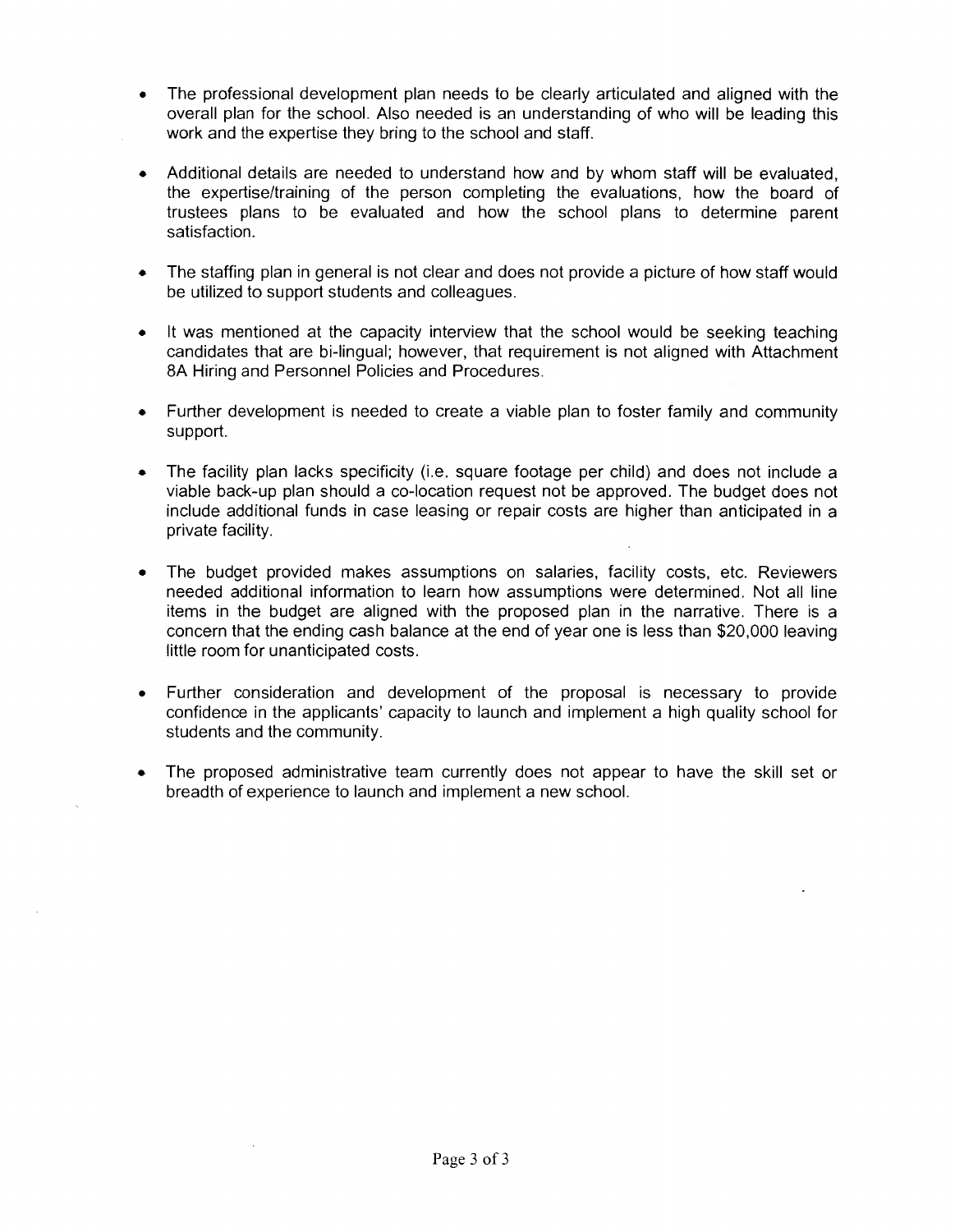- The professional development plan needs to be clearly articulated and aligned with the overall plan for the school. Also needed is an understanding of who will be leading this work and the expertise they bring to the school and staff.

- Additional details are needed to understand how and by whom staff will be evaluated, the expertise/training of the person completing the evaluations, how the board of trustees plans to be evaluated and how the school plans to determine parent satisfaction.

- The staffing plan in general is not clear and does not provide a picture of how staff would be utilized to support students and colleagues.

- It was mentioned at the capacity interview that the school would be seeking teaching candidates that are bi-lingual; however, that requirement is not aligned with Attachment 8A Hiring and Personnel Policies and Procedures.

- Further development is needed to create a viable plan to foster family and community support.

- The facility plan lacks specificity (i.e. square footage per child) and does not include a viable back-up plan should a co-location request not be approved. The budget does not include additional funds in case leasing or repair costs are higher than anticipated in a private facility.

- The budget provided makes assumptions on salaries, facility costs, etc. Reviewers needed additional information to learn how assumptions were determined. Not all line items in the budget are aligned with the proposed plan in the narrative. There is a concern that the ending cash balance at the end of year one is less than $20,000 leaving little room for unanticipated costs.

- Further consideration and development of the proposal is necessary to provide confidence in the applicants' capacity to launch and implement a high quality school for students and the community.

- The proposed administrative team currently does not appear to have the skill set or breadth of experience to launch and implement a new school.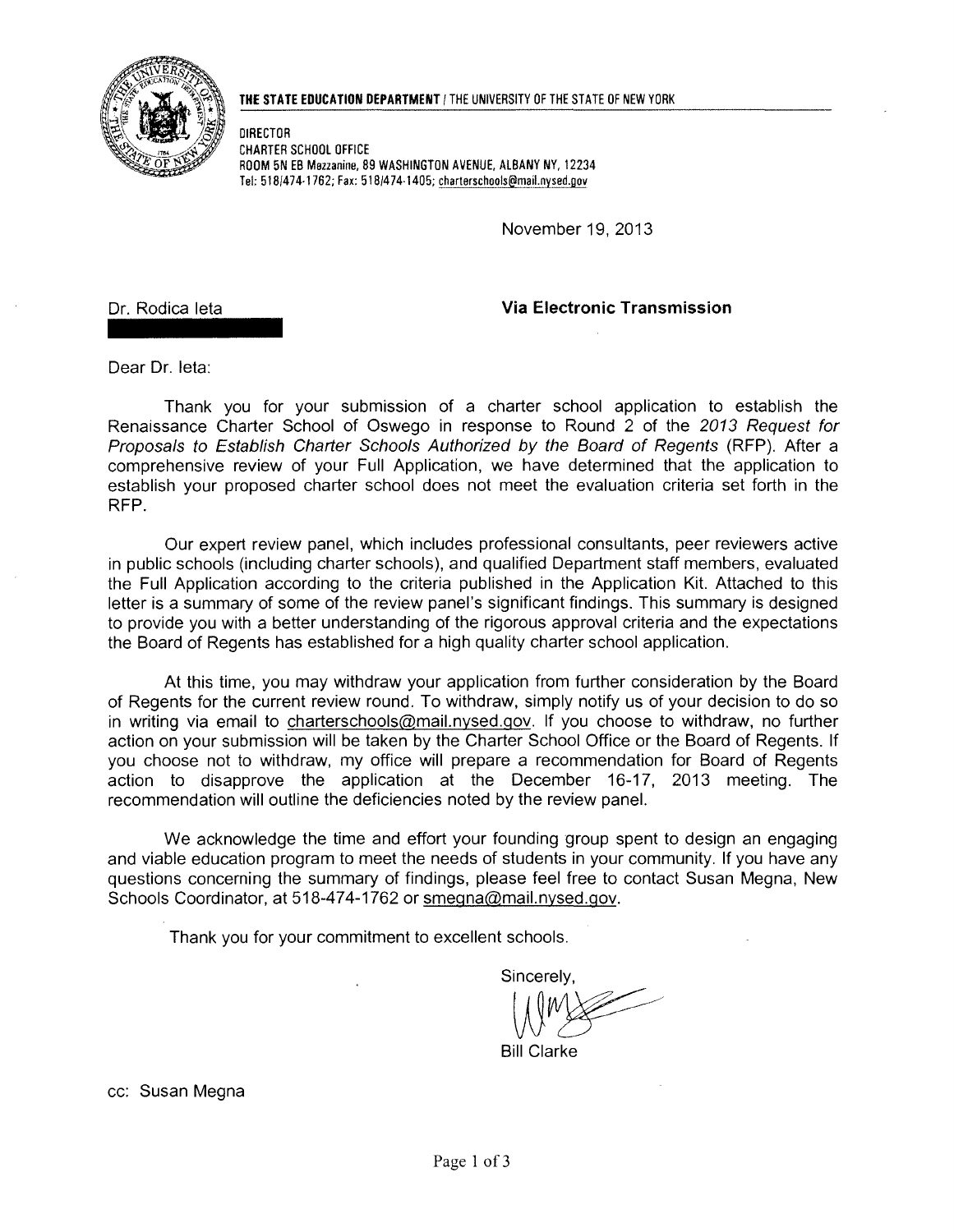**THE STATE EDUCATION DEPARTMENT** / THE UNIVERSITY OF THE STATE OF NEW YORK

DIRECTOR
CHARTER SCHOOL OFFICE
ROOM 5N EB Mezzanine, 89 WASHINGTON AVENUE, ALBANY NY, 12234
Tel: 518/474-1762; Fax: 518/474-1405; charterschools@mail.nysed.gov

November 19, 2013

Dr. Rodica Ieta

**Via Electronic Transmission**

Dear Dr. Ieta:

Thank you for your submission of a charter school application to establish the Renaissance Charter School of Oswego in response to Round 2 of the *2013 Request for Proposals to Establish Charter Schools Authorized by the Board of Regents* (RFP). After a comprehensive review of your Full Application, we have determined that the application to establish your proposed charter school does not meet the evaluation criteria set forth in the RFP.

Our expert review panel, which includes professional consultants, peer reviewers active in public schools (including charter schools), and qualified Department staff members, evaluated the Full Application according to the criteria published in the Application Kit. Attached to this letter is a summary of some of the review panel's significant findings. This summary is designed to provide you with a better understanding of the rigorous approval criteria and the expectations the Board of Regents has established for a high quality charter school application.

At this time, you may withdraw your application from further consideration by the Board of Regents for the current review round. To withdraw, simply notify us of your decision to do so in writing via email to charterschools@mail.nysed.gov. If you choose to withdraw, no further action on your submission will be taken by the Charter School Office or the Board of Regents. If you choose not to withdraw, my office will prepare a recommendation for Board of Regents action to disapprove the application at the December 16-17, 2013 meeting. The recommendation will outline the deficiencies noted by the review panel.

We acknowledge the time and effort your founding group spent to design an engaging and viable education program to meet the needs of students in your community. If you have any questions concerning the summary of findings, please feel free to contact Susan Megna, New Schools Coordinator, at 518-474-1762 or smegna@mail.nysed.gov.

Thank you for your commitment to excellent schools.

Sincerely,

Bill Clarke

cc: Susan Megna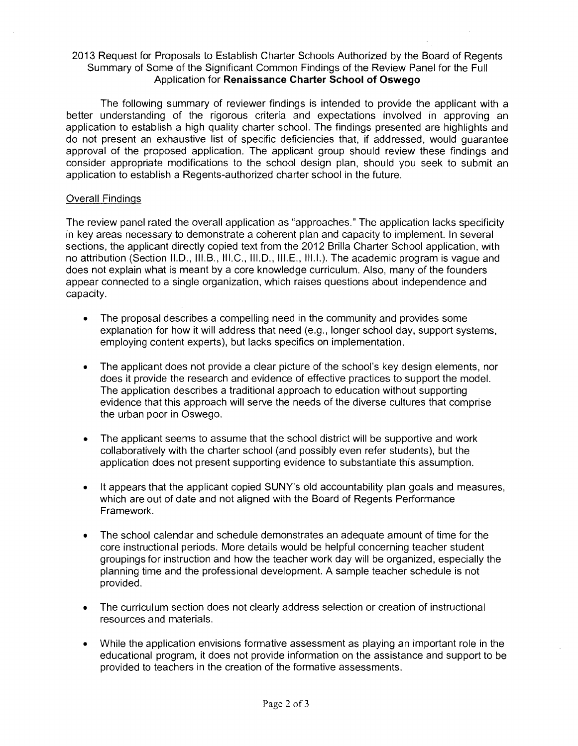2013 Request for Proposals to Establish Charter Schools Authorized by the Board of Regents
Summary of Some of the Significant Common Findings of the Review Panel for the Full Application for **Renaissance Charter School of Oswego**

The following summary of reviewer findings is intended to provide the applicant with a better understanding of the rigorous criteria and expectations involved in approving an application to establish a high quality charter school. The findings presented are highlights and do not present an exhaustive list of specific deficiencies that, if addressed, would guarantee approval of the proposed application. The applicant group should review these findings and consider appropriate modifications to the school design plan, should you seek to submit an application to establish a Regents-authorized charter school in the future.

Overall Findings

The review panel rated the overall application as "approaches." The application lacks specificity in key areas necessary to demonstrate a coherent plan and capacity to implement. In several sections, the applicant directly copied text from the 2012 Brilla Charter School application, with no attribution (Section II.D., III.B., III.C., III.D., III.E., III.I.). The academic program is vague and does not explain what is meant by a core knowledge curriculum. Also, many of the founders appear connected to a single organization, which raises questions about independence and capacity.

- The proposal describes a compelling need in the community and provides some explanation for how it will address that need (e.g., longer school day, support systems, employing content experts), but lacks specifics on implementation.

- The applicant does not provide a clear picture of the school's key design elements, nor does it provide the research and evidence of effective practices to support the model. The application describes a traditional approach to education without supporting evidence that this approach will serve the needs of the diverse cultures that comprise the urban poor in Oswego.

- The applicant seems to assume that the school district will be supportive and work collaboratively with the charter school (and possibly even refer students), but the application does not present supporting evidence to substantiate this assumption.

- It appears that the applicant copied SUNY's old accountability plan goals and measures, which are out of date and not aligned with the Board of Regents Performance Framework.

- The school calendar and schedule demonstrates an adequate amount of time for the core instructional periods. More details would be helpful concerning teacher student groupings for instruction and how the teacher work day will be organized, especially the planning time and the professional development. A sample teacher schedule is not provided.

- The curriculum section does not clearly address selection or creation of instructional resources and materials.

- While the application envisions formative assessment as playing an important role in the educational program, it does not provide information on the assistance and support to be provided to teachers in the creation of the formative assessments.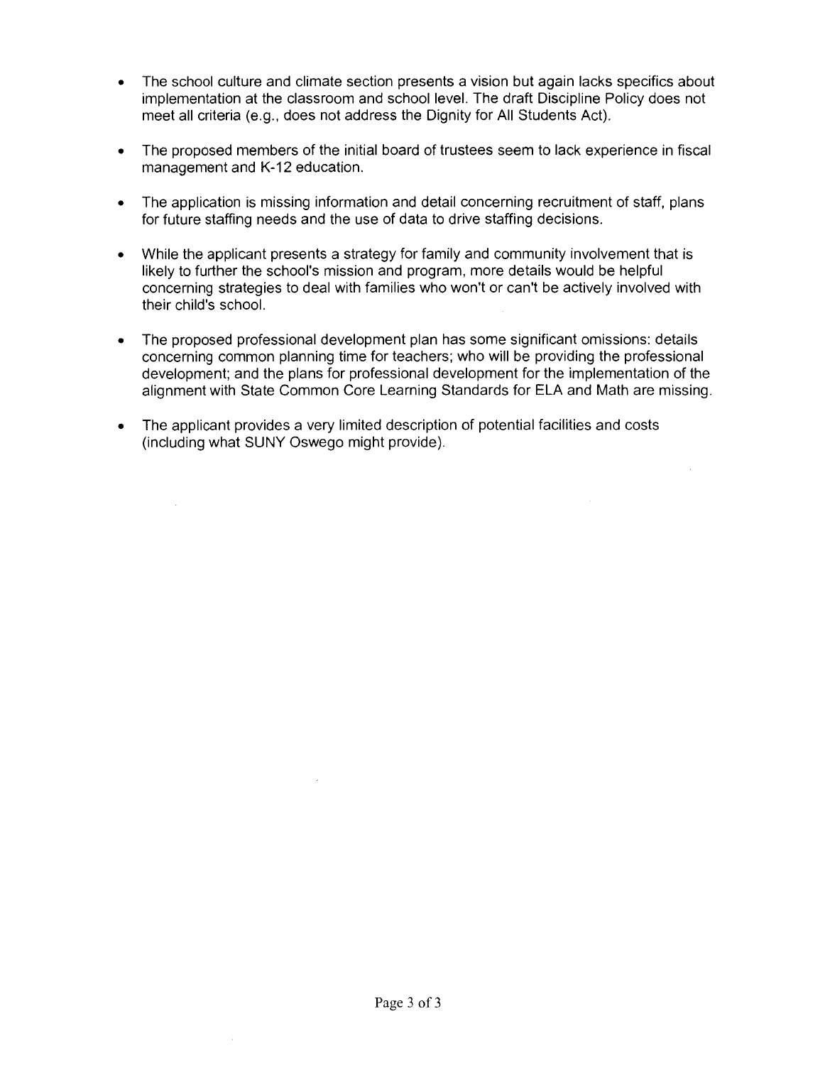- The school culture and climate section presents a vision but again lacks specifics about implementation at the classroom and school level. The draft Discipline Policy does not meet all criteria (e.g., does not address the Dignity for All Students Act).

- The proposed members of the initial board of trustees seem to lack experience in fiscal management and K-12 education.

- The application is missing information and detail concerning recruitment of staff, plans for future staffing needs and the use of data to drive staffing decisions.

- While the applicant presents a strategy for family and community involvement that is likely to further the school's mission and program, more details would be helpful concerning strategies to deal with families who won't or can't be actively involved with their child's school.

- The proposed professional development plan has some significant omissions: details concerning common planning time for teachers; who will be providing the professional development; and the plans for professional development for the implementation of the alignment with State Common Core Learning Standards for ELA and Math are missing.

- The applicant provides a very limited description of potential facilities and costs (including what SUNY Oswego might provide).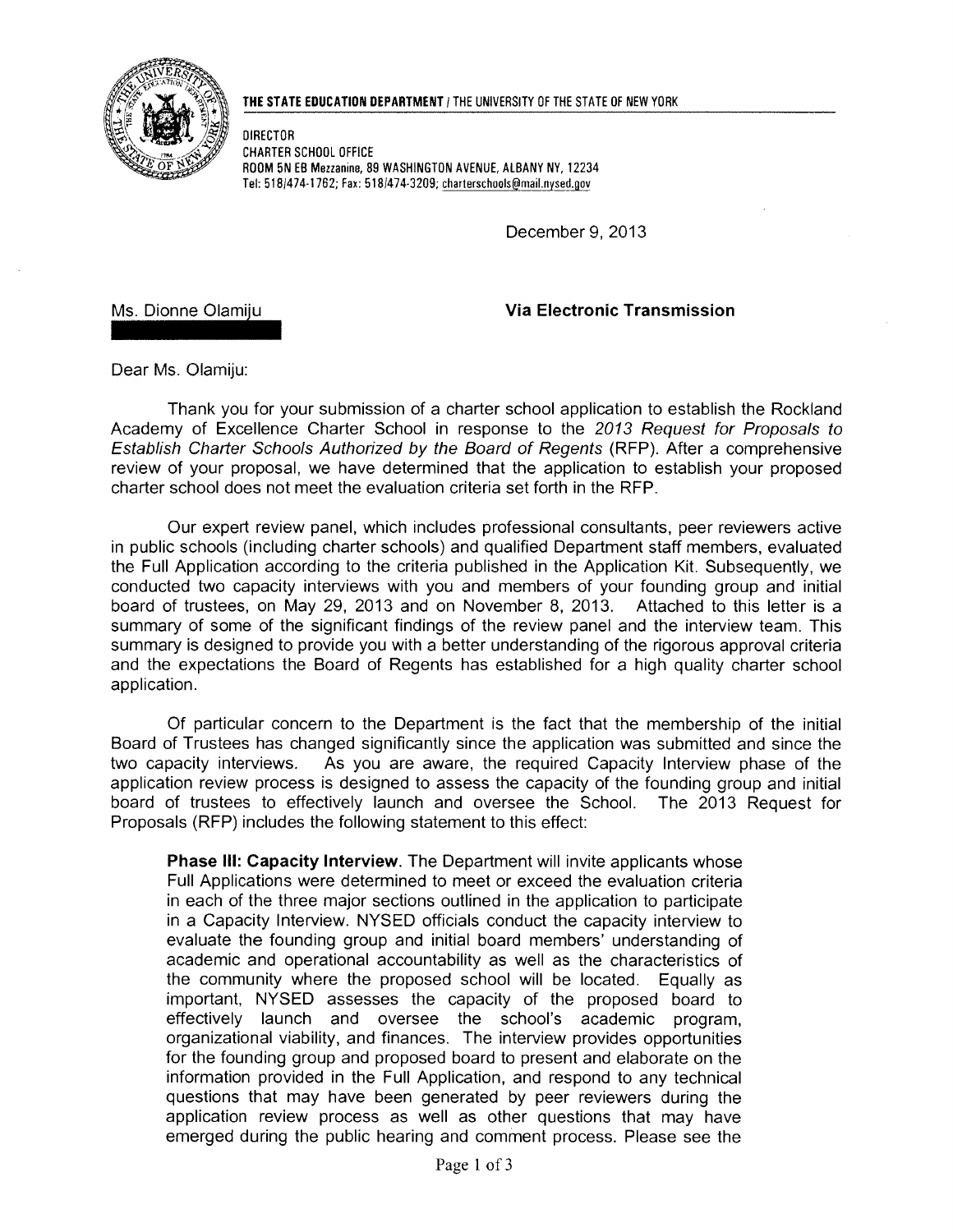**THE STATE EDUCATION DEPARTMENT** / THE UNIVERSITY OF THE STATE OF NEW YORK

DIRECTOR
CHARTER SCHOOL OFFICE
ROOM 5N EB Mezzanine, 89 WASHINGTON AVENUE, ALBANY NY, 12234
Tel: 518/474-1762; Fax: 518/474-3209; charterschools@mail.nysed.gov

December 9, 2013

Ms. Dionne Olamiju

**Via Electronic Transmission**

Dear Ms. Olamiju:

Thank you for your submission of a charter school application to establish the Rockland Academy of Excellence Charter School in response to the *2013 Request for Proposals to Establish Charter Schools Authorized by the Board of Regents* (RFP). After a comprehensive review of your proposal, we have determined that the application to establish your proposed charter school does not meet the evaluation criteria set forth in the RFP.

Our expert review panel, which includes professional consultants, peer reviewers active in public schools (including charter schools) and qualified Department staff members, evaluated the Full Application according to the criteria published in the Application Kit. Subsequently, we conducted two capacity interviews with you and members of your founding group and initial board of trustees, on May 29, 2013 and on November 8, 2013. Attached to this letter is a summary of some of the significant findings of the review panel and the interview team. This summary is designed to provide you with a better understanding of the rigorous approval criteria and the expectations the Board of Regents has established for a high quality charter school application.

Of particular concern to the Department is the fact that the membership of the initial Board of Trustees has changed significantly since the application was submitted and since the two capacity interviews. As you are aware, the required Capacity Interview phase of the application review process is designed to assess the capacity of the founding group and initial board of trustees to effectively launch and oversee the School. The 2013 Request for Proposals (RFP) includes the following statement to this effect:

> **Phase III: Capacity Interview.** The Department will invite applicants whose Full Applications were determined to meet or exceed the evaluation criteria in each of the three major sections outlined in the application to participate in a Capacity Interview. NYSED officials conduct the capacity interview to evaluate the founding group and initial board members' understanding of academic and operational accountability as well as the characteristics of the community where the proposed school will be located. Equally as important, NYSED assesses the capacity of the proposed board to effectively launch and oversee the school's academic program, organizational viability, and finances. The interview provides opportunities for the founding group and proposed board to present and elaborate on the information provided in the Full Application, and respond to any technical questions that may have been generated by peer reviewers during the application review process as well as other questions that may have emerged during the public hearing and comment process. Please see the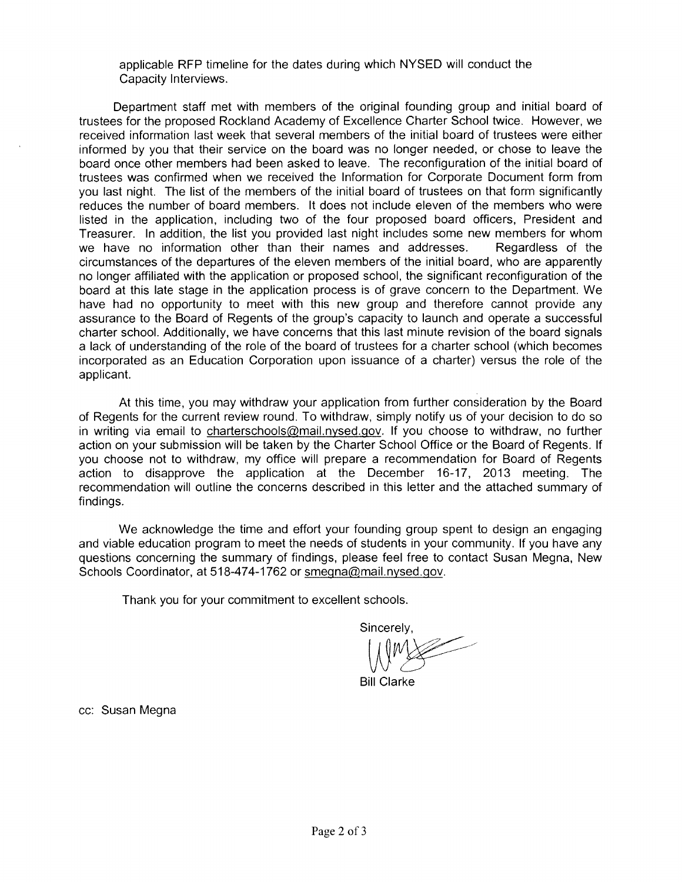applicable RFP timeline for the dates during which NYSED will conduct the Capacity Interviews.

Department staff met with members of the original founding group and initial board of trustees for the proposed Rockland Academy of Excellence Charter School twice. However, we received information last week that several members of the initial board of trustees were either informed by you that their service on the board was no longer needed, or chose to leave the board once other members had been asked to leave. The reconfiguration of the initial board of trustees was confirmed when we received the Information for Corporate Document form from you last night. The list of the members of the initial board of trustees on that form significantly reduces the number of board members. It does not include eleven of the members who were listed in the application, including two of the four proposed board officers, President and Treasurer. In addition, the list you provided last night includes some new members for whom we have no information other than their names and addresses. Regardless of the circumstances of the departures of the eleven members of the initial board, who are apparently no longer affiliated with the application or proposed school, the significant reconfiguration of the board at this late stage in the application process is of grave concern to the Department. We have had no opportunity to meet with this new group and therefore cannot provide any assurance to the Board of Regents of the group's capacity to launch and operate a successful charter school. Additionally, we have concerns that this last minute revision of the board signals a lack of understanding of the role of the board of trustees for a charter school (which becomes incorporated as an Education Corporation upon issuance of a charter) versus the role of the applicant.

At this time, you may withdraw your application from further consideration by the Board of Regents for the current review round. To withdraw, simply notify us of your decision to do so in writing via email to charterschools@mail.nysed.gov. If you choose to withdraw, no further action on your submission will be taken by the Charter School Office or the Board of Regents. If you choose not to withdraw, my office will prepare a recommendation for Board of Regents action to disapprove the application at the December 16-17, 2013 meeting. The recommendation will outline the concerns described in this letter and the attached summary of findings.

We acknowledge the time and effort your founding group spent to design an engaging and viable education program to meet the needs of students in your community. If you have any questions concerning the summary of findings, please feel free to contact Susan Megna, New Schools Coordinator, at 518-474-1762 or smegna@mail.nysed.gov.

Thank you for your commitment to excellent schools.

Sincerely,

Bill Clarke

cc: Susan Megna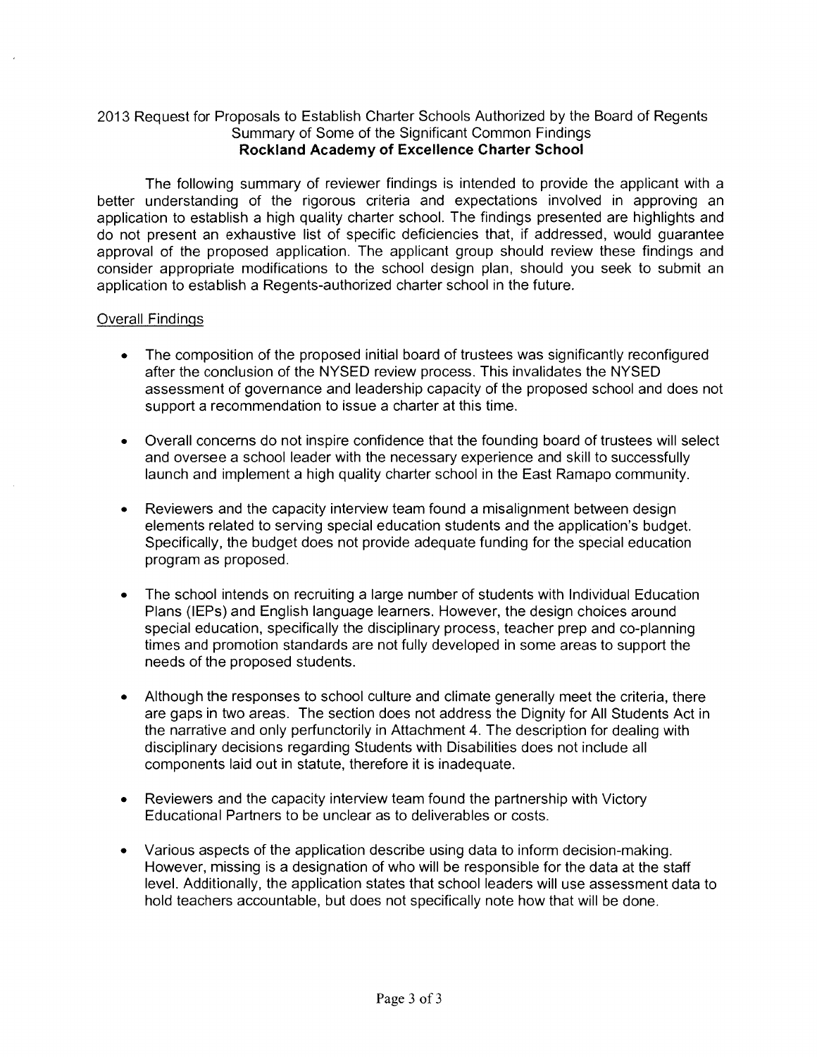2013 Request for Proposals to Establish Charter Schools Authorized by the Board of Regents
Summary of Some of the Significant Common Findings
**Rockland Academy of Excellence Charter School**

The following summary of reviewer findings is intended to provide the applicant with a better understanding of the rigorous criteria and expectations involved in approving an application to establish a high quality charter school. The findings presented are highlights and do not present an exhaustive list of specific deficiencies that, if addressed, would guarantee approval of the proposed application. The applicant group should review these findings and consider appropriate modifications to the school design plan, should you seek to submit an application to establish a Regents-authorized charter school in the future.

Overall Findings

- The composition of the proposed initial board of trustees was significantly reconfigured after the conclusion of the NYSED review process. This invalidates the NYSED assessment of governance and leadership capacity of the proposed school and does not support a recommendation to issue a charter at this time.
- Overall concerns do not inspire confidence that the founding board of trustees will select and oversee a school leader with the necessary experience and skill to successfully launch and implement a high quality charter school in the East Ramapo community.
- Reviewers and the capacity interview team found a misalignment between design elements related to serving special education students and the application's budget. Specifically, the budget does not provide adequate funding for the special education program as proposed.
- The school intends on recruiting a large number of students with Individual Education Plans (IEPs) and English language learners. However, the design choices around special education, specifically the disciplinary process, teacher prep and co-planning times and promotion standards are not fully developed in some areas to support the needs of the proposed students.
- Although the responses to school culture and climate generally meet the criteria, there are gaps in two areas. The section does not address the Dignity for All Students Act in the narrative and only perfunctorily in Attachment 4. The description for dealing with disciplinary decisions regarding Students with Disabilities does not include all components laid out in statute, therefore it is inadequate.
- Reviewers and the capacity interview team found the partnership with Victory Educational Partners to be unclear as to deliverables or costs.
- Various aspects of the application describe using data to inform decision-making. However, missing is a designation of who will be responsible for the data at the staff level. Additionally, the application states that school leaders will use assessment data to hold teachers accountable, but does not specifically note how that will be done.